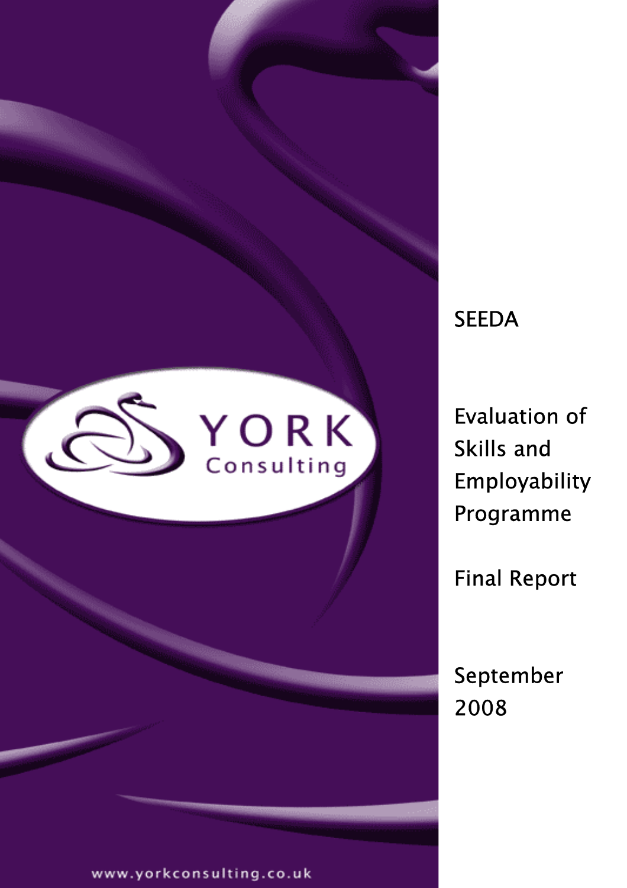YORK Consulting

SEEDA

# Evaluation of Skills and Employability Programme

## Final Report

September 2008

www.yorkconsulting.co.uk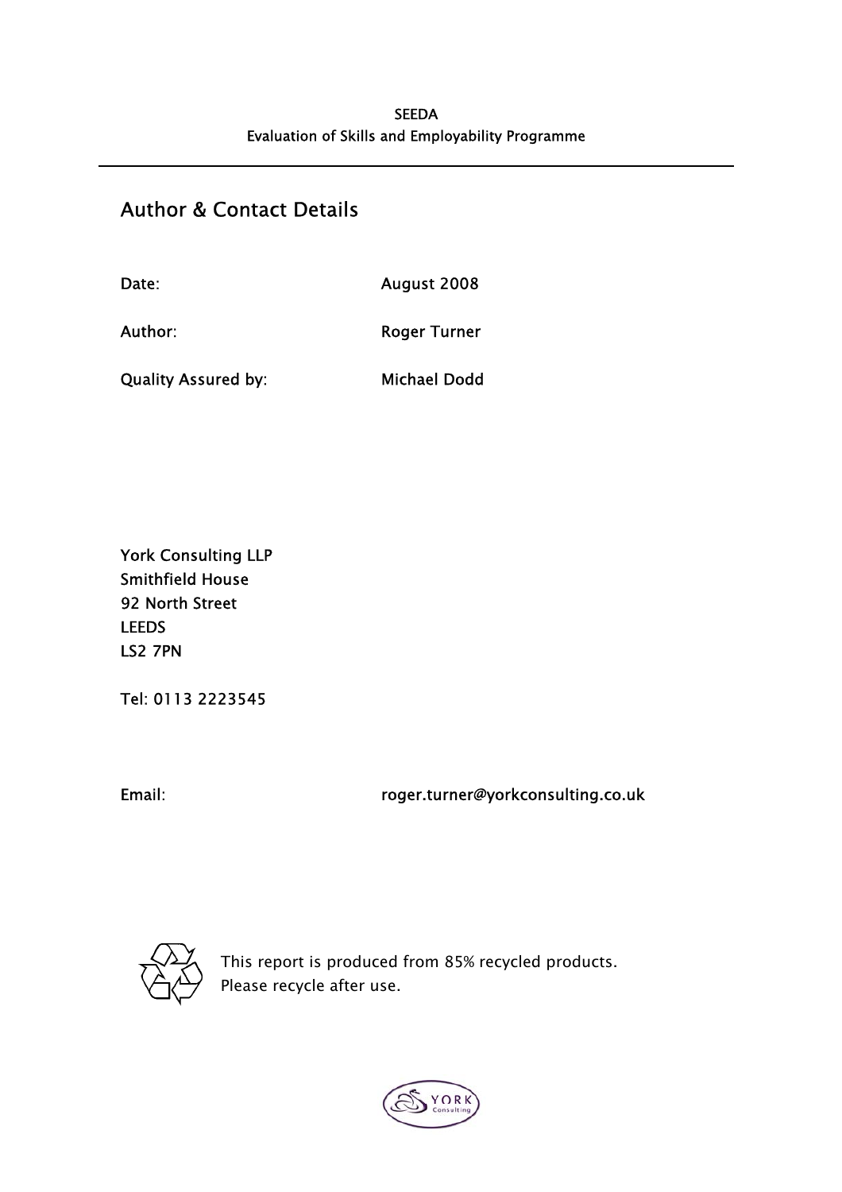## Author & Contact Details

| | |
|---|---|
| Date: | August 2008 |
| Author: | Roger Turner |
| Quality Assured by: | Michael Dodd |

York Consulting LLP
Smithfield House
92 North Street
LEEDS
LS2 7PN

Tel: 0113 2223545

Email: roger.turner@yorkconsulting.co.uk

This report is produced from 85% recycled products.
Please recycle after use.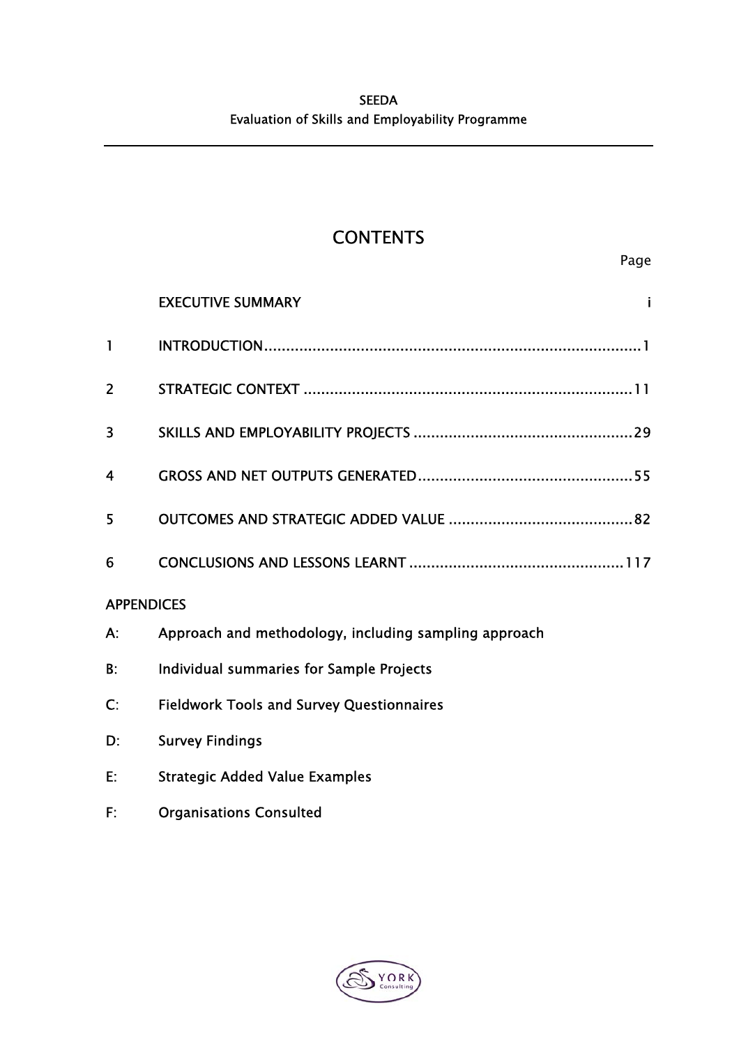# CONTENTS

| | | Page |
|---|---|---|
| | EXECUTIVE SUMMARY | i |
| 1 | INTRODUCTION | 1 |
| 2 | STRATEGIC CONTEXT | 11 |
| 3 | SKILLS AND EMPLOYABILITY PROJECTS | 29 |
| 4 | GROSS AND NET OUTPUTS GENERATED | 55 |
| 5 | OUTCOMES AND STRATEGIC ADDED VALUE | 82 |
| 6 | CONCLUSIONS AND LESSONS LEARNT | 117 |

**APPENDICES**

A: Approach and methodology, including sampling approach

B: Individual summaries for Sample Projects

C: Fieldwork Tools and Survey Questionnaires

D: Survey Findings

E: Strategic Added Value Examples

F: Organisations Consulted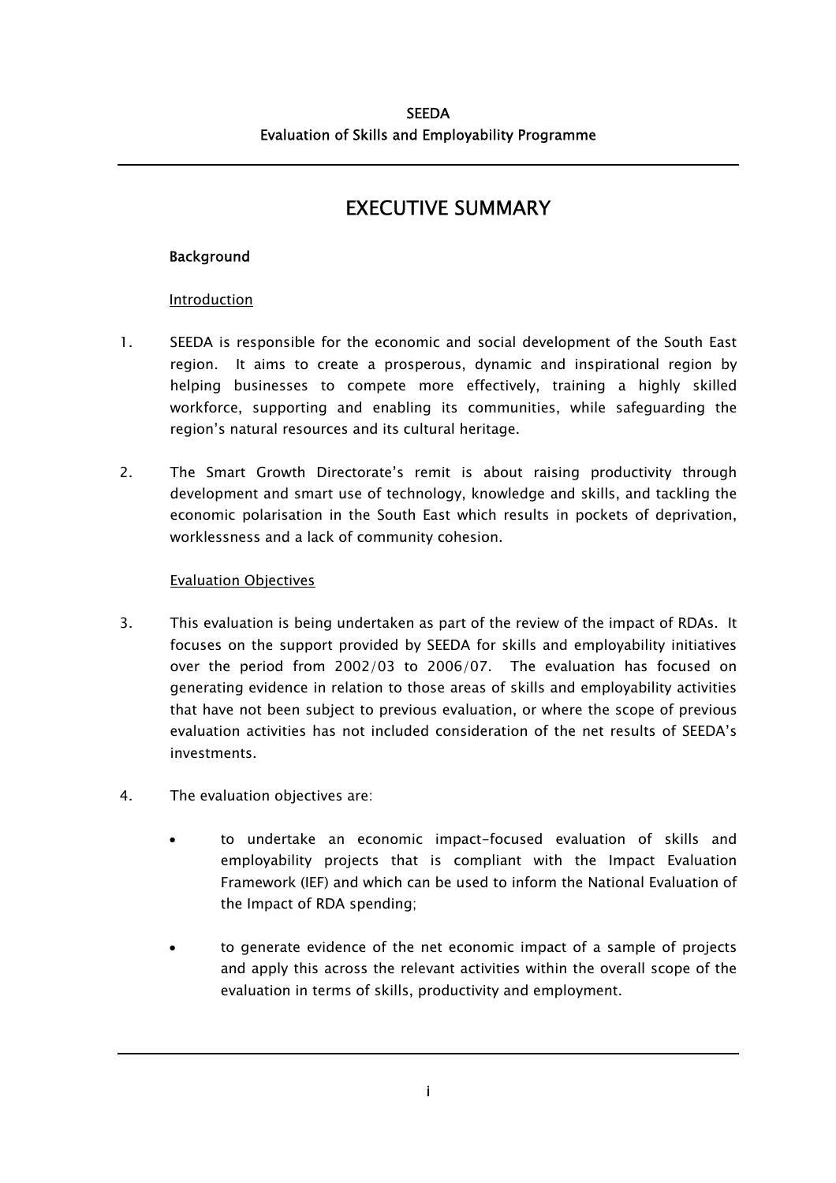# EXECUTIVE SUMMARY

### Background

Introduction

1. SEEDA is responsible for the economic and social development of the South East region. It aims to create a prosperous, dynamic and inspirational region by helping businesses to compete more effectively, training a highly skilled workforce, supporting and enabling its communities, while safeguarding the region's natural resources and its cultural heritage.

2. The Smart Growth Directorate's remit is about raising productivity through development and smart use of technology, knowledge and skills, and tackling the economic polarisation in the South East which results in pockets of deprivation, worklessness and a lack of community cohesion.

Evaluation Objectives

3. This evaluation is being undertaken as part of the review of the impact of RDAs. It focuses on the support provided by SEEDA for skills and employability initiatives over the period from 2002/03 to 2006/07. The evaluation has focused on generating evidence in relation to those areas of skills and employability activities that have not been subject to previous evaluation, or where the scope of previous evaluation activities has not included consideration of the net results of SEEDA's investments.

4. The evaluation objectives are:

   - to undertake an economic impact-focused evaluation of skills and employability projects that is compliant with the Impact Evaluation Framework (IEF) and which can be used to inform the National Evaluation of the Impact of RDA spending;

   - to generate evidence of the net economic impact of a sample of projects and apply this across the relevant activities within the overall scope of the evaluation in terms of skills, productivity and employment.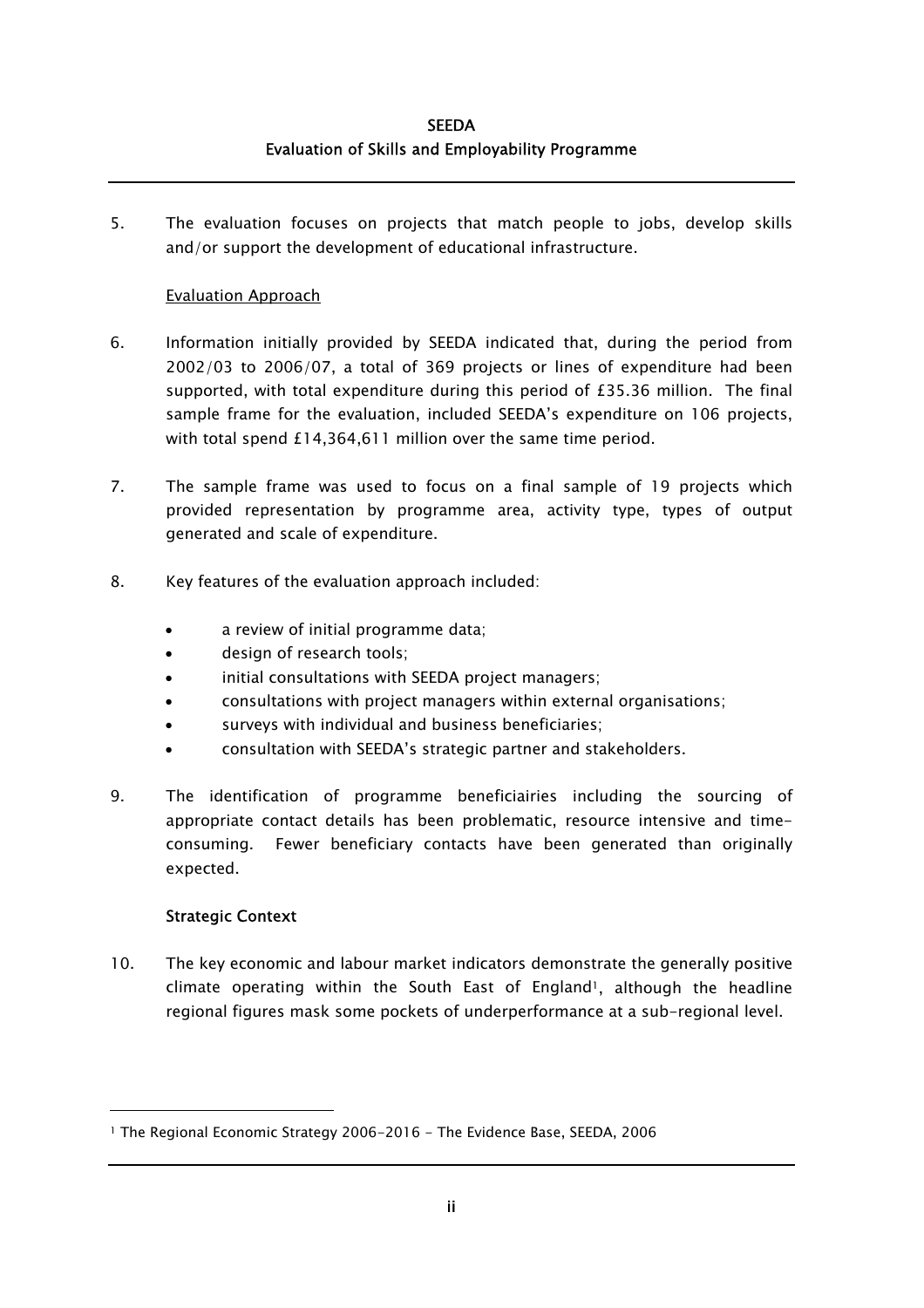5. The evaluation focuses on projects that match people to jobs, develop skills and/or support the development of educational infrastructure.

Evaluation Approach

6. Information initially provided by SEEDA indicated that, during the period from 2002/03 to 2006/07, a total of 369 projects or lines of expenditure had been supported, with total expenditure during this period of £35.36 million. The final sample frame for the evaluation, included SEEDA's expenditure on 106 projects, with total spend £14,364,611 million over the same time period.

7. The sample frame was used to focus on a final sample of 19 projects which provided representation by programme area, activity type, types of output generated and scale of expenditure.

8. Key features of the evaluation approach included:

- a review of initial programme data;
- design of research tools;
- initial consultations with SEEDA project managers;
- consultations with project managers within external organisations;
- surveys with individual and business beneficiaries;
- consultation with SEEDA's strategic partner and stakeholders.

9. The identification of programme beneficiairies including the sourcing of appropriate contact details has been problematic, resource intensive and time-consuming. Fewer beneficiary contacts have been generated than originally expected.

**Strategic Context**

10. The key economic and labour market indicators demonstrate the generally positive climate operating within the South East of England[1], although the headline regional figures mask some pockets of underperformance at a sub-regional level.

[1] The Regional Economic Strategy 2006-2016 - The Evidence Base, SEEDA, 2006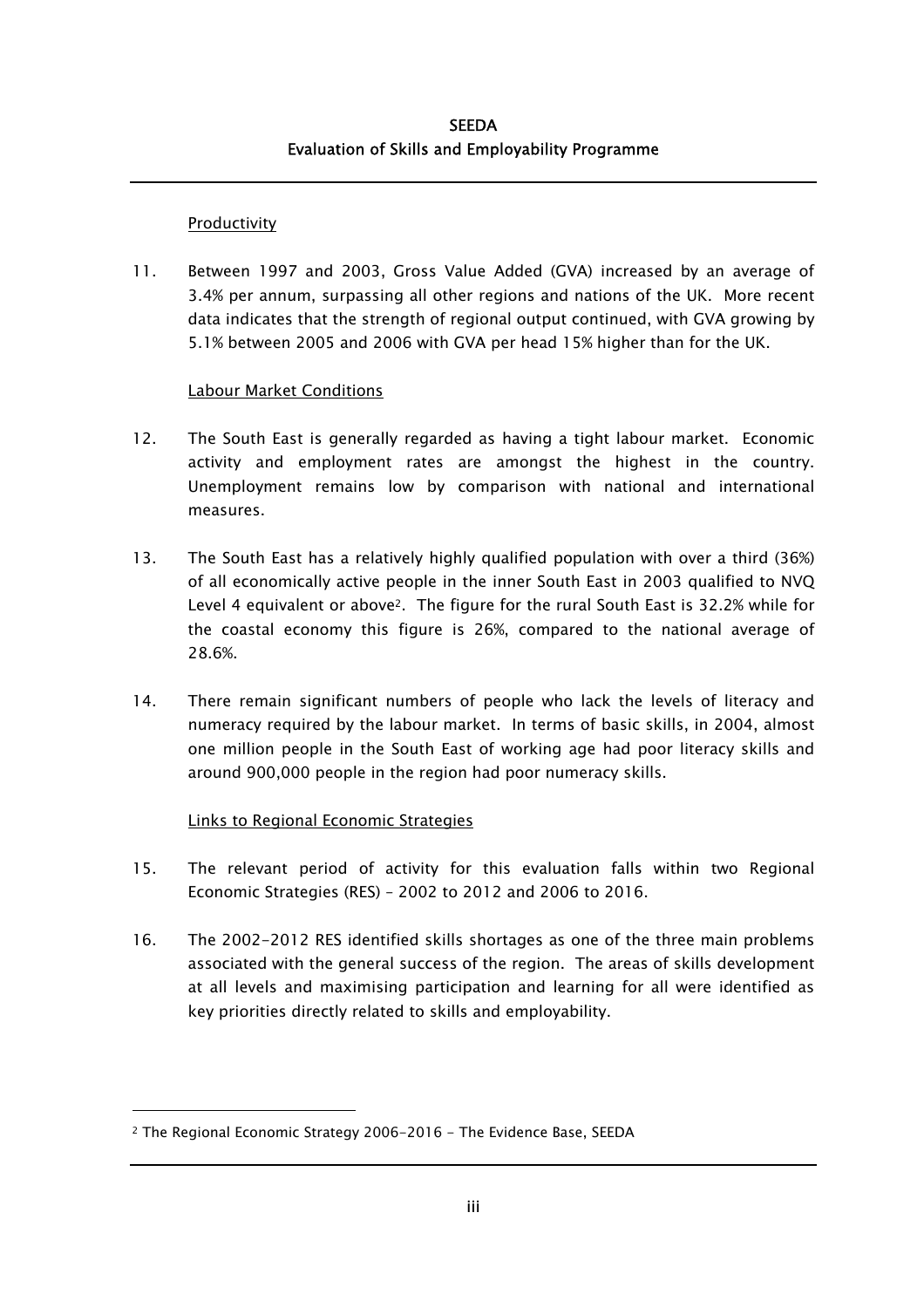Productivity

11. Between 1997 and 2003, Gross Value Added (GVA) increased by an average of 3.4% per annum, surpassing all other regions and nations of the UK. More recent data indicates that the strength of regional output continued, with GVA growing by 5.1% between 2005 and 2006 with GVA per head 15% higher than for the UK.

Labour Market Conditions

12. The South East is generally regarded as having a tight labour market. Economic activity and employment rates are amongst the highest in the country. Unemployment remains low by comparison with national and international measures.

13. The South East has a relatively highly qualified population with over a third (36%) of all economically active people in the inner South East in 2003 qualified to NVQ Level 4 equivalent or above[2]. The figure for the rural South East is 32.2% while for the coastal economy this figure is 26%, compared to the national average of 28.6%.

14. There remain significant numbers of people who lack the levels of literacy and numeracy required by the labour market. In terms of basic skills, in 2004, almost one million people in the South East of working age had poor literacy skills and around 900,000 people in the region had poor numeracy skills.

Links to Regional Economic Strategies

15. The relevant period of activity for this evaluation falls within two Regional Economic Strategies (RES) – 2002 to 2012 and 2006 to 2016.

16. The 2002-2012 RES identified skills shortages as one of the three main problems associated with the general success of the region. The areas of skills development at all levels and maximising participation and learning for all were identified as key priorities directly related to skills and employability.

[2] The Regional Economic Strategy 2006-2016 - The Evidence Base, SEEDA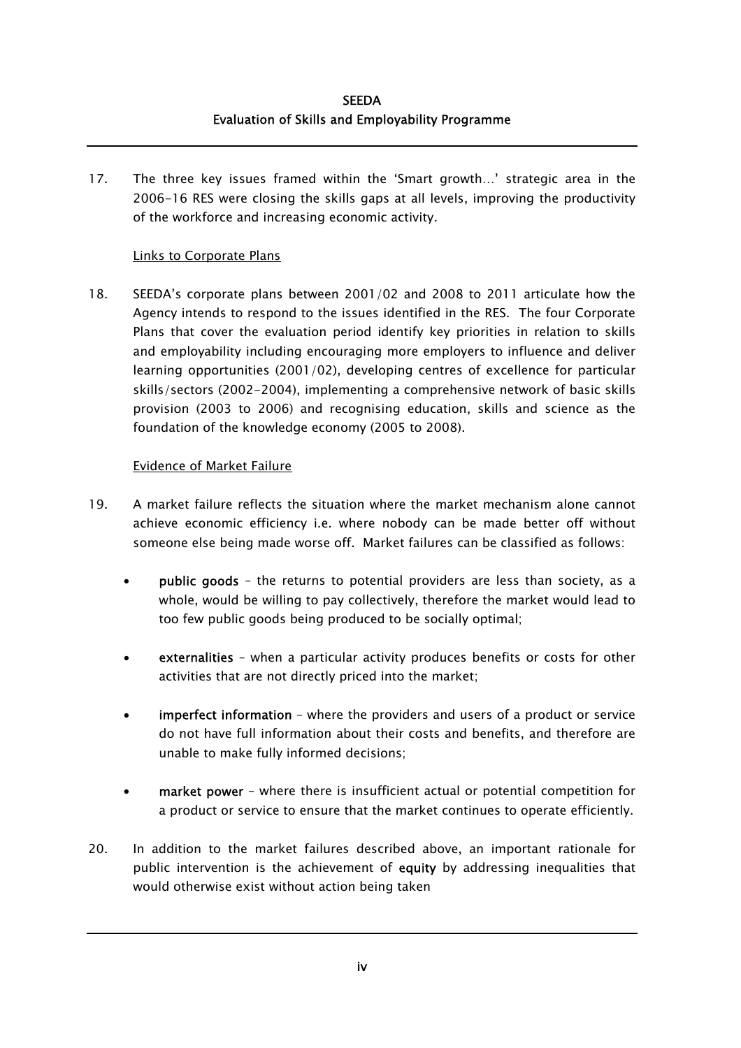17. The three key issues framed within the 'Smart growth…' strategic area in the 2006-16 RES were closing the skills gaps at all levels, improving the productivity of the workforce and increasing economic activity.

Links to Corporate Plans

18. SEEDA's corporate plans between 2001/02 and 2008 to 2011 articulate how the Agency intends to respond to the issues identified in the RES. The four Corporate Plans that cover the evaluation period identify key priorities in relation to skills and employability including encouraging more employers to influence and deliver learning opportunities (2001/02), developing centres of excellence for particular skills/sectors (2002-2004), implementing a comprehensive network of basic skills provision (2003 to 2006) and recognising education, skills and science as the foundation of the knowledge economy (2005 to 2008).

Evidence of Market Failure

19. A market failure reflects the situation where the market mechanism alone cannot achieve economic efficiency i.e. where nobody can be made better off without someone else being made worse off. Market failures can be classified as follows:

- **public goods** – the returns to potential providers are less than society, as a whole, would be willing to pay collectively, therefore the market would lead to too few public goods being produced to be socially optimal;
- **externalities** – when a particular activity produces benefits or costs for other activities that are not directly priced into the market;
- **imperfect information** – where the providers and users of a product or service do not have full information about their costs and benefits, and therefore are unable to make fully informed decisions;
- **market power** – where there is insufficient actual or potential competition for a product or service to ensure that the market continues to operate efficiently.

20. In addition to the market failures described above, an important rationale for public intervention is the achievement of **equity** by addressing inequalities that would otherwise exist without action being taken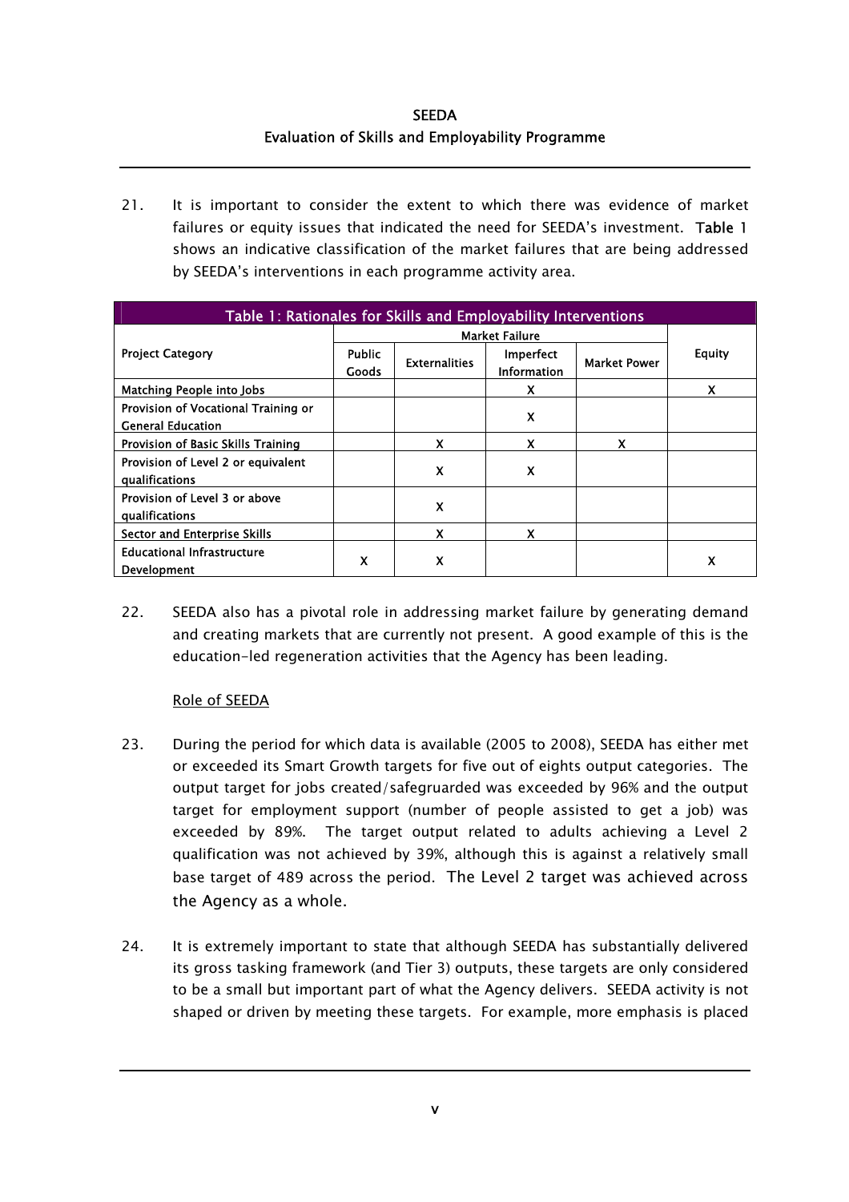21. It is important to consider the extent to which there was evidence of market failures or equity issues that indicated the need for SEEDA's investment. **Table 1** shows an indicative classification of the market failures that are being addressed by SEEDA's interventions in each programme activity area.

| Table 1: Rationales for Skills and Employability Interventions | | | | | |
|---|---|---|---|---|---|
| **Project Category** | **Market Failure** | | | | **Equity** |
| | **Public Goods** | **Externalities** | **Imperfect Information** | **Market Power** | |
| Matching People into Jobs | | | X | | X |
| Provision of Vocational Training or General Education | | | X | | |
| Provision of Basic Skills Training | | X | X | X | |
| Provision of Level 2 or equivalent qualifications | | X | X | | |
| Provision of Level 3 or above qualifications | | X | | | |
| Sector and Enterprise Skills | | X | X | | |
| Educational Infrastructure Development | X | X | | | X |

22. SEEDA also has a pivotal role in addressing market failure by generating demand and creating markets that are currently not present. A good example of this is the education-led regeneration activities that the Agency has been leading.

Role of SEEDA

23. During the period for which data is available (2005 to 2008), SEEDA has either met or exceeded its Smart Growth targets for five out of eights output categories. The output target for jobs created/safegruarded was exceeded by 96% and the output target for employment support (number of people assisted to get a job) was exceeded by 89%. The target output related to adults achieving a Level 2 qualification was not achieved by 39%, although this is against a relatively small base target of 489 across the period. The Level 2 target was achieved across the Agency as a whole.

24. It is extremely important to state that although SEEDA has substantially delivered its gross tasking framework (and Tier 3) outputs, these targets are only considered to be a small but important part of what the Agency delivers. SEEDA activity is not shaped or driven by meeting these targets. For example, more emphasis is placed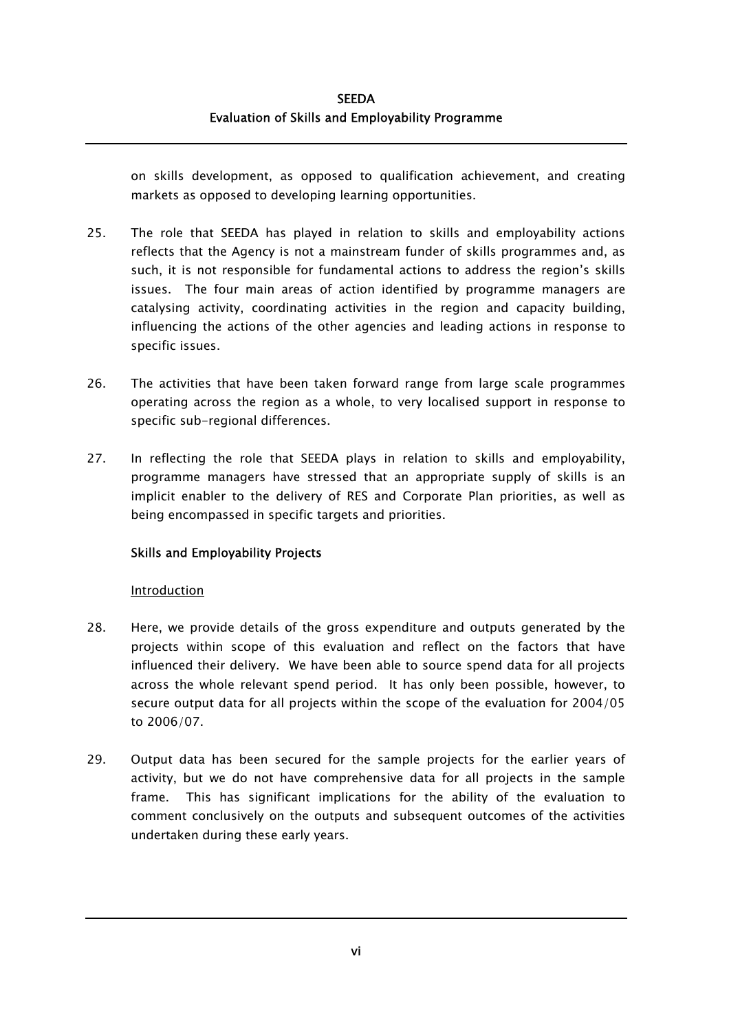on skills development, as opposed to qualification achievement, and creating markets as opposed to developing learning opportunities.

25. The role that SEEDA has played in relation to skills and employability actions reflects that the Agency is not a mainstream funder of skills programmes and, as such, it is not responsible for fundamental actions to address the region's skills issues. The four main areas of action identified by programme managers are catalysing activity, coordinating activities in the region and capacity building, influencing the actions of the other agencies and leading actions in response to specific issues.

26. The activities that have been taken forward range from large scale programmes operating across the region as a whole, to very localised support in response to specific sub-regional differences.

27. In reflecting the role that SEEDA plays in relation to skills and employability, programme managers have stressed that an appropriate supply of skills is an implicit enabler to the delivery of RES and Corporate Plan priorities, as well as being encompassed in specific targets and priorities.

**Skills and Employability Projects**

Introduction

28. Here, we provide details of the gross expenditure and outputs generated by the projects within scope of this evaluation and reflect on the factors that have influenced their delivery. We have been able to source spend data for all projects across the whole relevant spend period. It has only been possible, however, to secure output data for all projects within the scope of the evaluation for 2004/05 to 2006/07.

29. Output data has been secured for the sample projects for the earlier years of activity, but we do not have comprehensive data for all projects in the sample frame. This has significant implications for the ability of the evaluation to comment conclusively on the outputs and subsequent outcomes of the activities undertaken during these early years.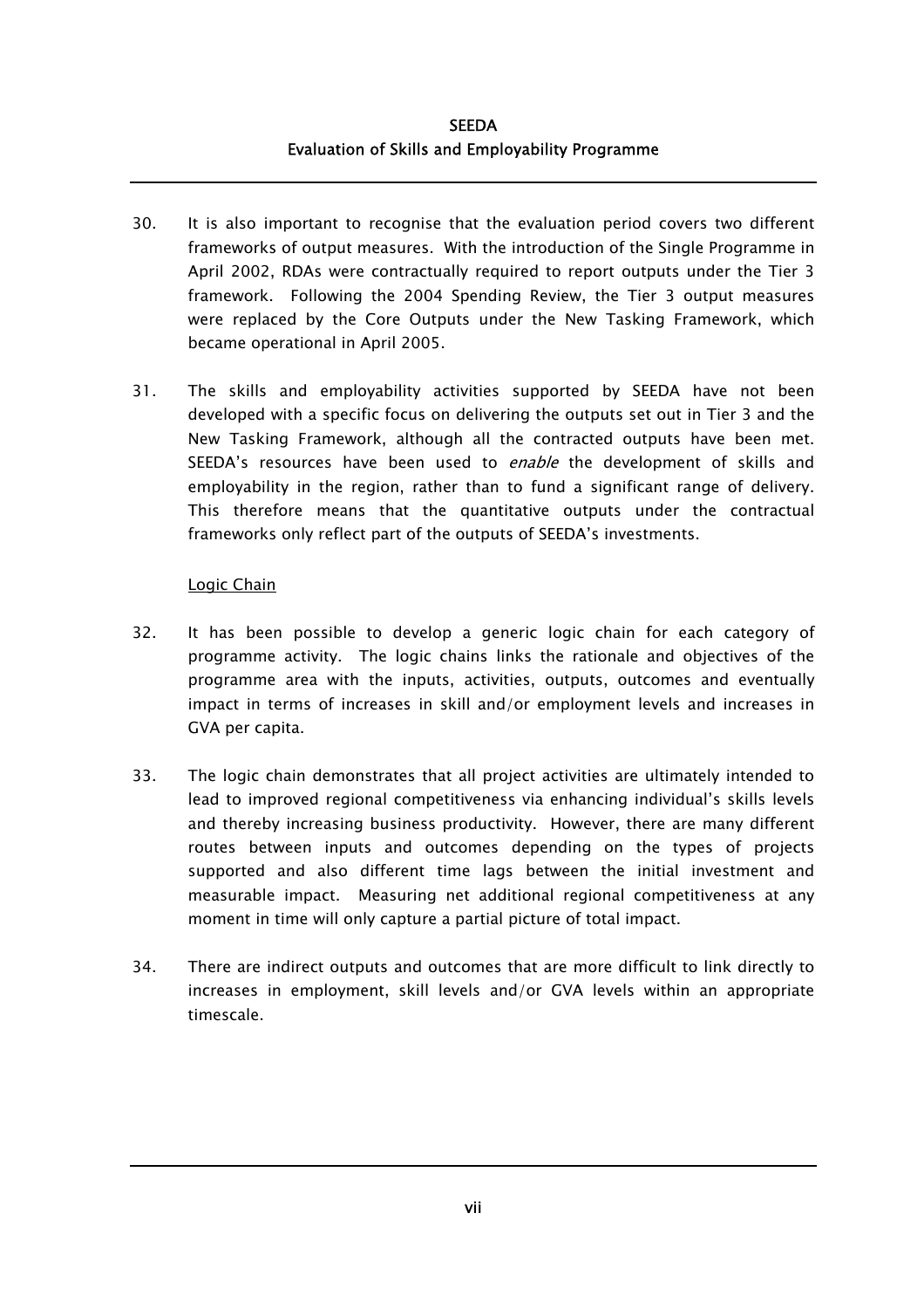30. It is also important to recognise that the evaluation period covers two different frameworks of output measures. With the introduction of the Single Programme in April 2002, RDAs were contractually required to report outputs under the Tier 3 framework. Following the 2004 Spending Review, the Tier 3 output measures were replaced by the Core Outputs under the New Tasking Framework, which became operational in April 2005.

31. The skills and employability activities supported by SEEDA have not been developed with a specific focus on delivering the outputs set out in Tier 3 and the New Tasking Framework, although all the contracted outputs have been met. SEEDA's resources have been used to *enable* the development of skills and employability in the region, rather than to fund a significant range of delivery. This therefore means that the quantitative outputs under the contractual frameworks only reflect part of the outputs of SEEDA's investments.

<u>Logic Chain</u>

32. It has been possible to develop a generic logic chain for each category of programme activity. The logic chains links the rationale and objectives of the programme area with the inputs, activities, outputs, outcomes and eventually impact in terms of increases in skill and/or employment levels and increases in GVA per capita.

33. The logic chain demonstrates that all project activities are ultimately intended to lead to improved regional competitiveness via enhancing individual's skills levels and thereby increasing business productivity. However, there are many different routes between inputs and outcomes depending on the types of projects supported and also different time lags between the initial investment and measurable impact. Measuring net additional regional competitiveness at any moment in time will only capture a partial picture of total impact.

34. There are indirect outputs and outcomes that are more difficult to link directly to increases in employment, skill levels and/or GVA levels within an appropriate timescale.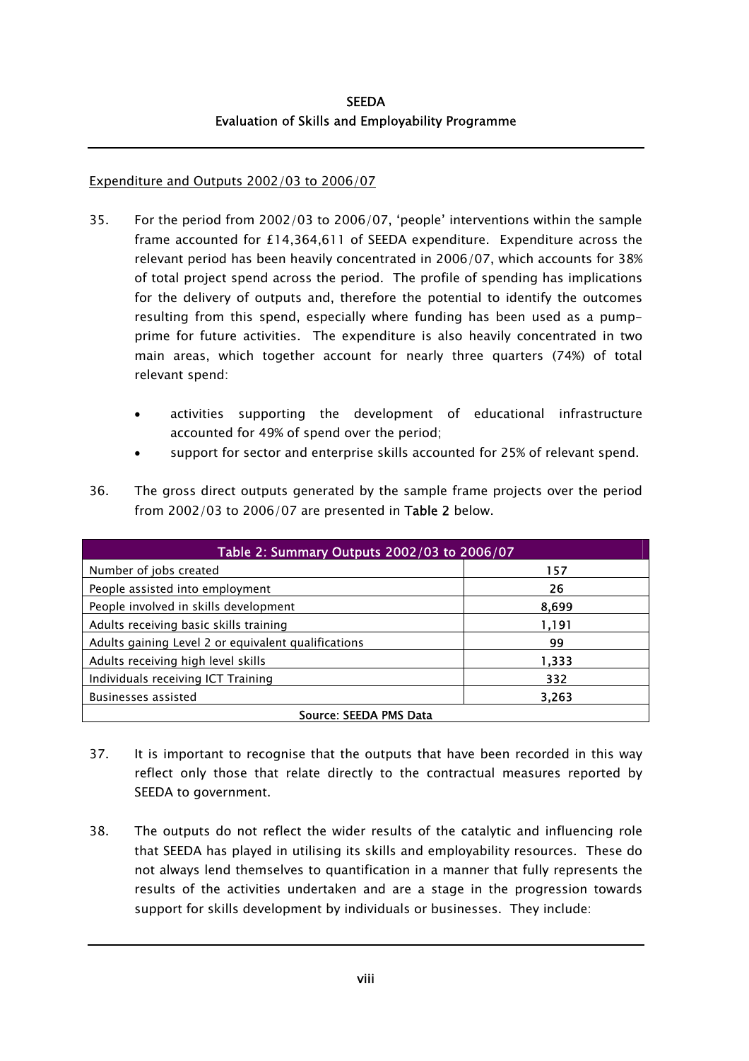Expenditure and Outputs 2002/03 to 2006/07

35. For the period from 2002/03 to 2006/07, 'people' interventions within the sample frame accounted for £14,364,611 of SEEDA expenditure. Expenditure across the relevant period has been heavily concentrated in 2006/07, which accounts for 38% of total project spend across the period. The profile of spending has implications for the delivery of outputs and, therefore the potential to identify the outcomes resulting from this spend, especially where funding has been used as a pump-prime for future activities. The expenditure is also heavily concentrated in two main areas, which together account for nearly three quarters (74%) of total relevant spend:

   - activities supporting the development of educational infrastructure accounted for 49% of spend over the period;
   - support for sector and enterprise skills accounted for 25% of relevant spend.

36. The gross direct outputs generated by the sample frame projects over the period from 2002/03 to 2006/07 are presented in **Table 2** below.

| Table 2: Summary Outputs 2002/03 to 2006/07 | |
|---|---|
| Number of jobs created | 157 |
| People assisted into employment | 26 |
| People involved in skills development | 8,699 |
| Adults receiving basic skills training | 1,191 |
| Adults gaining Level 2 or equivalent qualifications | 99 |
| Adults receiving high level skills | 1,333 |
| Individuals receiving ICT Training | 332 |
| Businesses assisted | 3,263 |

Source: SEEDA PMS Data

37. It is important to recognise that the outputs that have been recorded in this way reflect only those that relate directly to the contractual measures reported by SEEDA to government.

38. The outputs do not reflect the wider results of the catalytic and influencing role that SEEDA has played in utilising its skills and employability resources. These do not always lend themselves to quantification in a manner that fully represents the results of the activities undertaken and are a stage in the progression towards support for skills development by individuals or businesses. They include: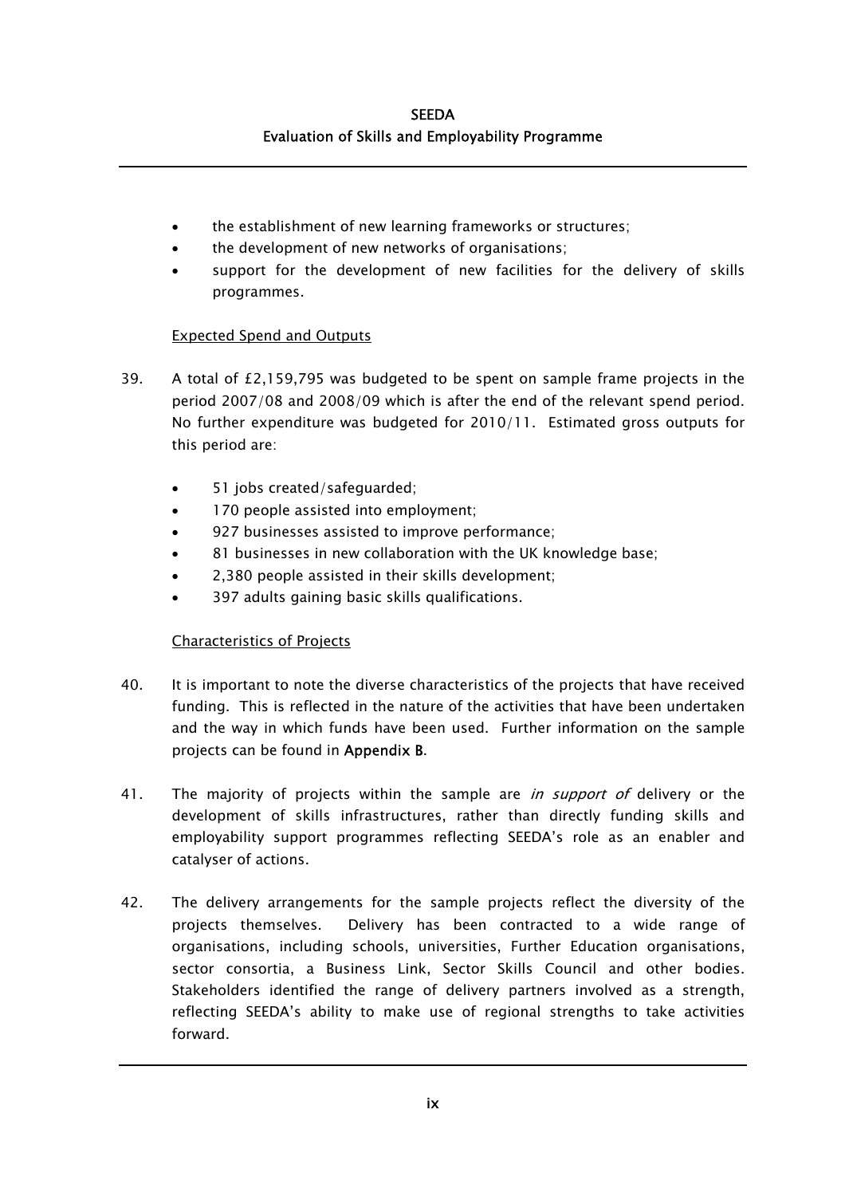- the establishment of new learning frameworks or structures;
- the development of new networks of organisations;
- support for the development of new facilities for the delivery of skills programmes.

Expected Spend and Outputs

39. A total of £2,159,795 was budgeted to be spent on sample frame projects in the period 2007/08 and 2008/09 which is after the end of the relevant spend period. No further expenditure was budgeted for 2010/11. Estimated gross outputs for this period are:

    - 51 jobs created/safeguarded;
    - 170 people assisted into employment;
    - 927 businesses assisted to improve performance;
    - 81 businesses in new collaboration with the UK knowledge base;
    - 2,380 people assisted in their skills development;
    - 397 adults gaining basic skills qualifications.

Characteristics of Projects

40. It is important to note the diverse characteristics of the projects that have received funding. This is reflected in the nature of the activities that have been undertaken and the way in which funds have been used. Further information on the sample projects can be found in **Appendix B**.

41. The majority of projects within the sample are *in support of* delivery or the development of skills infrastructures, rather than directly funding skills and employability support programmes reflecting SEEDA's role as an enabler and catalyser of actions.

42. The delivery arrangements for the sample projects reflect the diversity of the projects themselves. Delivery has been contracted to a wide range of organisations, including schools, universities, Further Education organisations, sector consortia, a Business Link, Sector Skills Council and other bodies. Stakeholders identified the range of delivery partners involved as a strength, reflecting SEEDA's ability to make use of regional strengths to take activities forward.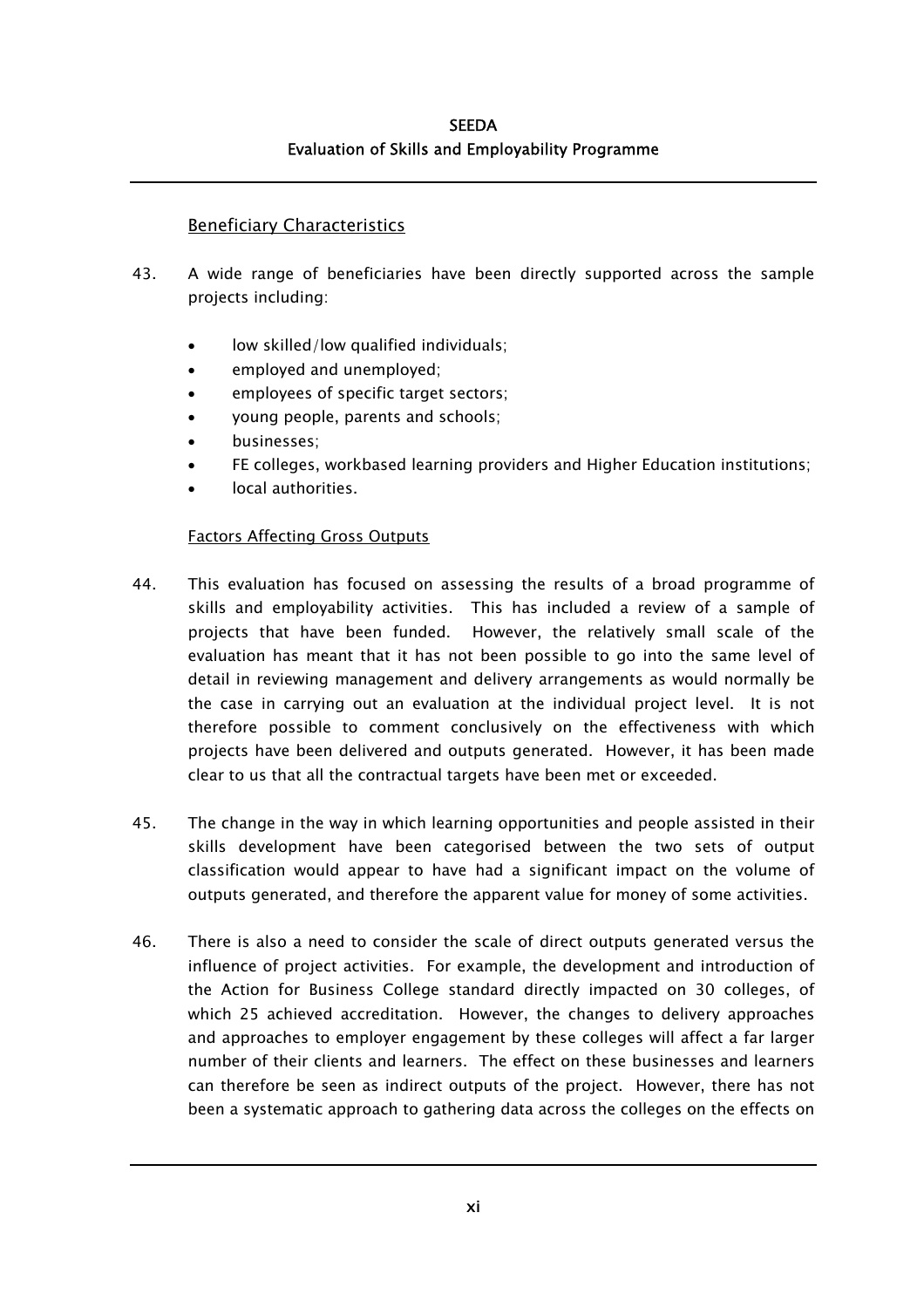## Beneficiary Characteristics

43. A wide range of beneficiaries have been directly supported across the sample projects including:

- low skilled/low qualified individuals;
- employed and unemployed;
- employees of specific target sectors;
- young people, parents and schools;
- businesses;
- FE colleges, workbased learning providers and Higher Education institutions;
- local authorities.

## Factors Affecting Gross Outputs

44. This evaluation has focused on assessing the results of a broad programme of skills and employability activities. This has included a review of a sample of projects that have been funded. However, the relatively small scale of the evaluation has meant that it has not been possible to go into the same level of detail in reviewing management and delivery arrangements as would normally be the case in carrying out an evaluation at the individual project level. It is not therefore possible to comment conclusively on the effectiveness with which projects have been delivered and outputs generated. However, it has been made clear to us that all the contractual targets have been met or exceeded.

45. The change in the way in which learning opportunities and people assisted in their skills development have been categorised between the two sets of output classification would appear to have had a significant impact on the volume of outputs generated, and therefore the apparent value for money of some activities.

46. There is also a need to consider the scale of direct outputs generated versus the influence of project activities. For example, the development and introduction of the Action for Business College standard directly impacted on 30 colleges, of which 25 achieved accreditation. However, the changes to delivery approaches and approaches to employer engagement by these colleges will affect a far larger number of their clients and learners. The effect on these businesses and learners can therefore be seen as indirect outputs of the project. However, there has not been a systematic approach to gathering data across the colleges on the effects on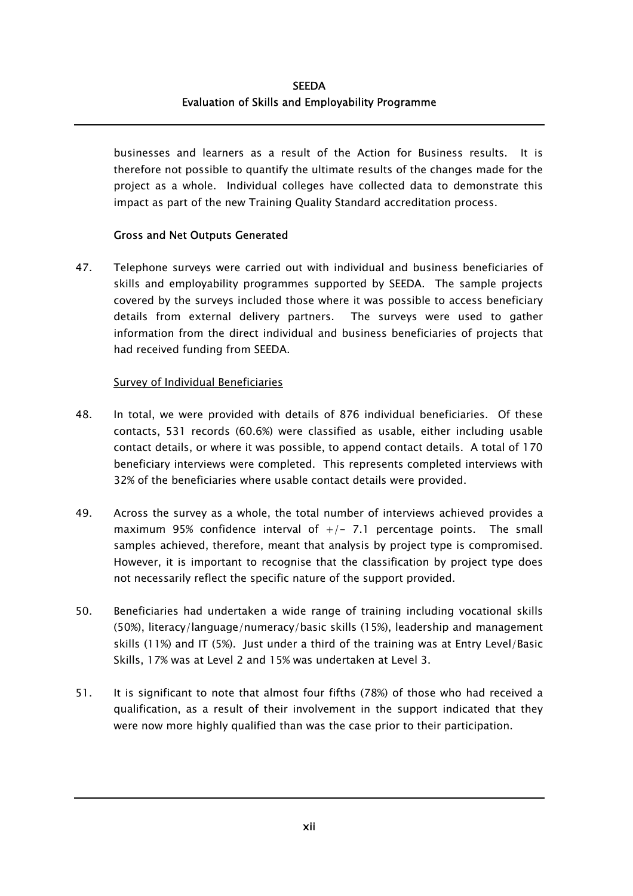businesses and learners as a result of the Action for Business results. It is therefore not possible to quantify the ultimate results of the changes made for the project as a whole. Individual colleges have collected data to demonstrate this impact as part of the new Training Quality Standard accreditation process.

### Gross and Net Outputs Generated

47. Telephone surveys were carried out with individual and business beneficiaries of skills and employability programmes supported by SEEDA. The sample projects covered by the surveys included those where it was possible to access beneficiary details from external delivery partners. The surveys were used to gather information from the direct individual and business beneficiaries of projects that had received funding from SEEDA.

#### Survey of Individual Beneficiaries

48. In total, we were provided with details of 876 individual beneficiaries. Of these contacts, 531 records (60.6%) were classified as usable, either including usable contact details, or where it was possible, to append contact details. A total of 170 beneficiary interviews were completed. This represents completed interviews with 32% of the beneficiaries where usable contact details were provided.

49. Across the survey as a whole, the total number of interviews achieved provides a maximum 95% confidence interval of +/- 7.1 percentage points. The small samples achieved, therefore, meant that analysis by project type is compromised. However, it is important to recognise that the classification by project type does not necessarily reflect the specific nature of the support provided.

50. Beneficiaries had undertaken a wide range of training including vocational skills (50%), literacy/language/numeracy/basic skills (15%), leadership and management skills (11%) and IT (5%). Just under a third of the training was at Entry Level/Basic Skills, 17% was at Level 2 and 15% was undertaken at Level 3.

51. It is significant to note that almost four fifths (78%) of those who had received a qualification, as a result of their involvement in the support indicated that they were now more highly qualified than was the case prior to their participation.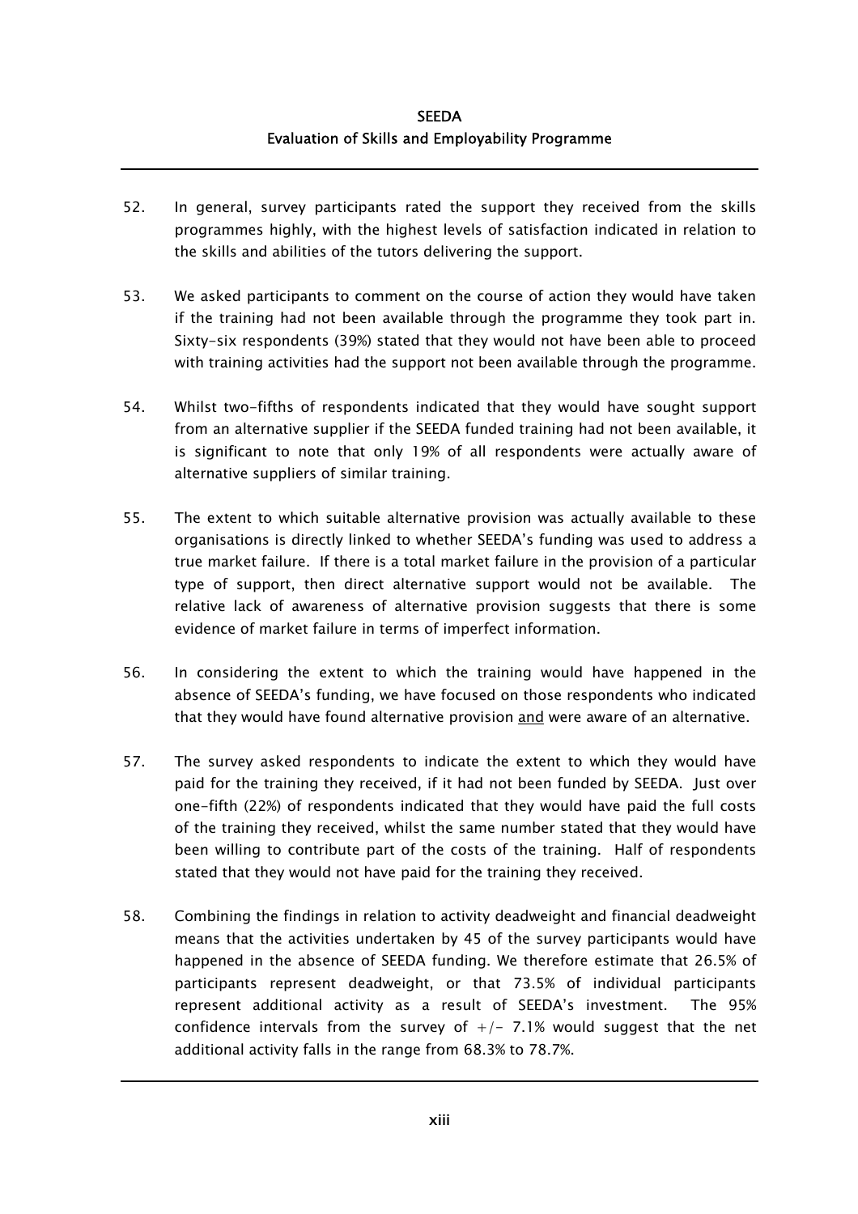52. In general, survey participants rated the support they received from the skills programmes highly, with the highest levels of satisfaction indicated in relation to the skills and abilities of the tutors delivering the support.

53. We asked participants to comment on the course of action they would have taken if the training had not been available through the programme they took part in. Sixty-six respondents (39%) stated that they would not have been able to proceed with training activities had the support not been available through the programme.

54. Whilst two-fifths of respondents indicated that they would have sought support from an alternative supplier if the SEEDA funded training had not been available, it is significant to note that only 19% of all respondents were actually aware of alternative suppliers of similar training.

55. The extent to which suitable alternative provision was actually available to these organisations is directly linked to whether SEEDA's funding was used to address a true market failure. If there is a total market failure in the provision of a particular type of support, then direct alternative support would not be available. The relative lack of awareness of alternative provision suggests that there is some evidence of market failure in terms of imperfect information.

56. In considering the extent to which the training would have happened in the absence of SEEDA's funding, we have focused on those respondents who indicated that they would have found alternative provision <u>and</u> were aware of an alternative.

57. The survey asked respondents to indicate the extent to which they would have paid for the training they received, if it had not been funded by SEEDA. Just over one-fifth (22%) of respondents indicated that they would have paid the full costs of the training they received, whilst the same number stated that they would have been willing to contribute part of the costs of the training. Half of respondents stated that they would not have paid for the training they received.

58. Combining the findings in relation to activity deadweight and financial deadweight means that the activities undertaken by 45 of the survey participants would have happened in the absence of SEEDA funding. We therefore estimate that 26.5% of participants represent deadweight, or that 73.5% of individual participants represent additional activity as a result of SEEDA's investment. The 95% confidence intervals from the survey of +/- 7.1% would suggest that the net additional activity falls in the range from 68.3% to 78.7%.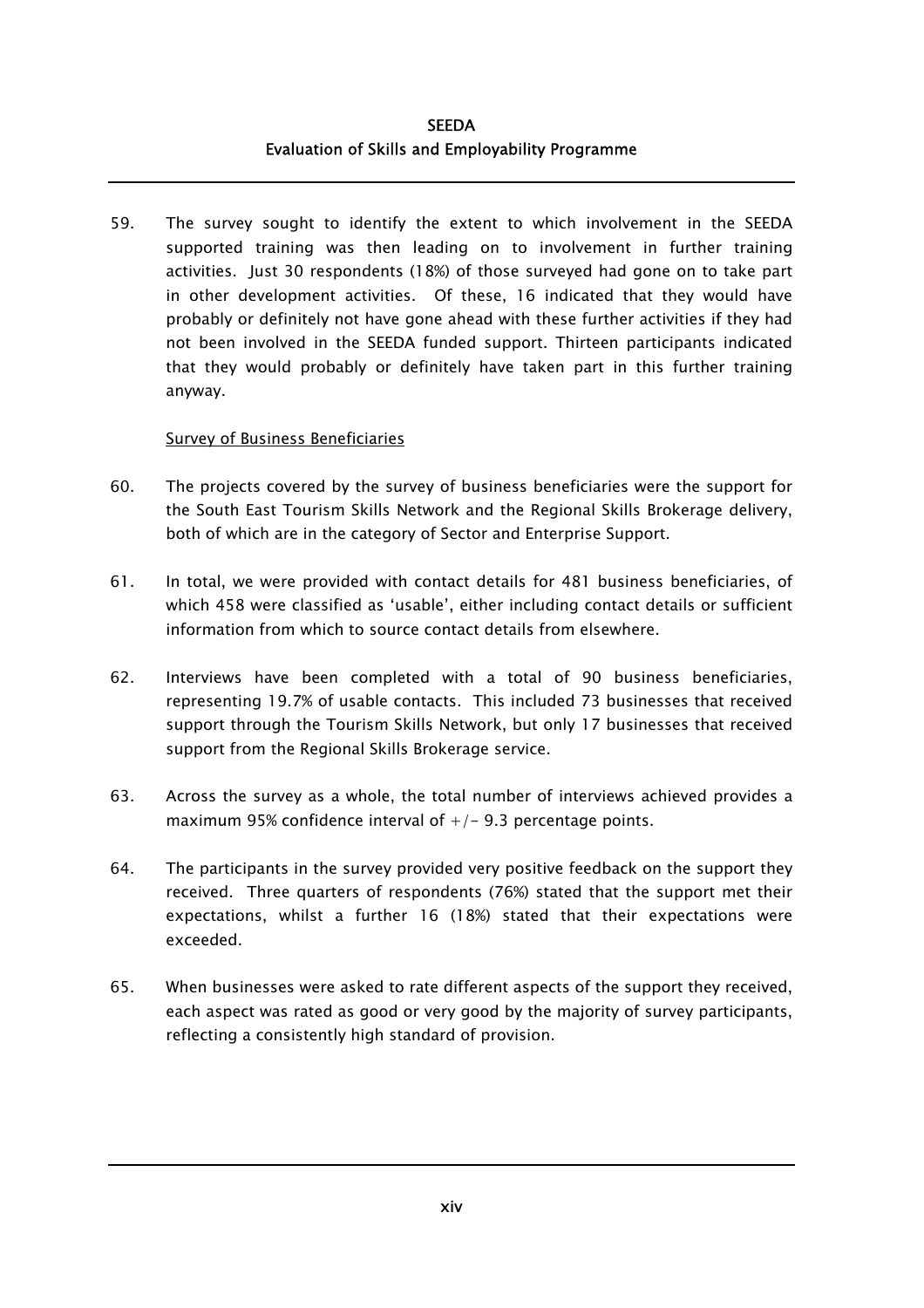59. The survey sought to identify the extent to which involvement in the SEEDA supported training was then leading on to involvement in further training activities. Just 30 respondents (18%) of those surveyed had gone on to take part in other development activities. Of these, 16 indicated that they would have probably or definitely not have gone ahead with these further activities if they had not been involved in the SEEDA funded support. Thirteen participants indicated that they would probably or definitely have taken part in this further training anyway.

<u>Survey of Business Beneficiaries</u>

60. The projects covered by the survey of business beneficiaries were the support for the South East Tourism Skills Network and the Regional Skills Brokerage delivery, both of which are in the category of Sector and Enterprise Support.

61. In total, we were provided with contact details for 481 business beneficiaries, of which 458 were classified as 'usable', either including contact details or sufficient information from which to source contact details from elsewhere.

62. Interviews have been completed with a total of 90 business beneficiaries, representing 19.7% of usable contacts. This included 73 businesses that received support through the Tourism Skills Network, but only 17 businesses that received support from the Regional Skills Brokerage service.

63. Across the survey as a whole, the total number of interviews achieved provides a maximum 95% confidence interval of +/- 9.3 percentage points.

64. The participants in the survey provided very positive feedback on the support they received. Three quarters of respondents (76%) stated that the support met their expectations, whilst a further 16 (18%) stated that their expectations were exceeded.

65. When businesses were asked to rate different aspects of the support they received, each aspect was rated as good or very good by the majority of survey participants, reflecting a consistently high standard of provision.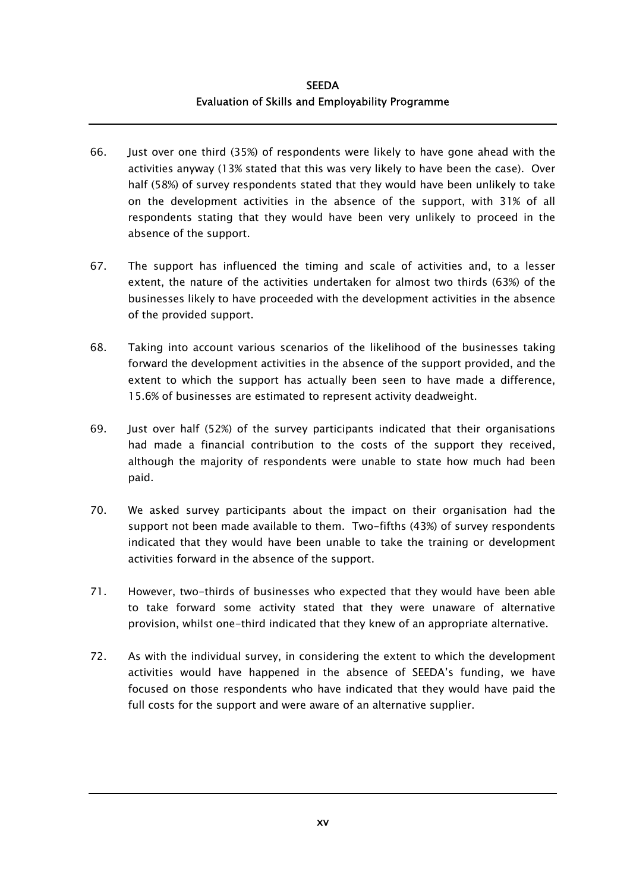66. Just over one third (35%) of respondents were likely to have gone ahead with the activities anyway (13% stated that this was very likely to have been the case). Over half (58%) of survey respondents stated that they would have been unlikely to take on the development activities in the absence of the support, with 31% of all respondents stating that they would have been very unlikely to proceed in the absence of the support.

67. The support has influenced the timing and scale of activities and, to a lesser extent, the nature of the activities undertaken for almost two thirds (63%) of the businesses likely to have proceeded with the development activities in the absence of the provided support.

68. Taking into account various scenarios of the likelihood of the businesses taking forward the development activities in the absence of the support provided, and the extent to which the support has actually been seen to have made a difference, 15.6% of businesses are estimated to represent activity deadweight.

69. Just over half (52%) of the survey participants indicated that their organisations had made a financial contribution to the costs of the support they received, although the majority of respondents were unable to state how much had been paid.

70. We asked survey participants about the impact on their organisation had the support not been made available to them. Two-fifths (43%) of survey respondents indicated that they would have been unable to take the training or development activities forward in the absence of the support.

71. However, two-thirds of businesses who expected that they would have been able to take forward some activity stated that they were unaware of alternative provision, whilst one-third indicated that they knew of an appropriate alternative.

72. As with the individual survey, in considering the extent to which the development activities would have happened in the absence of SEEDA's funding, we have focused on those respondents who have indicated that they would have paid the full costs for the support and were aware of an alternative supplier.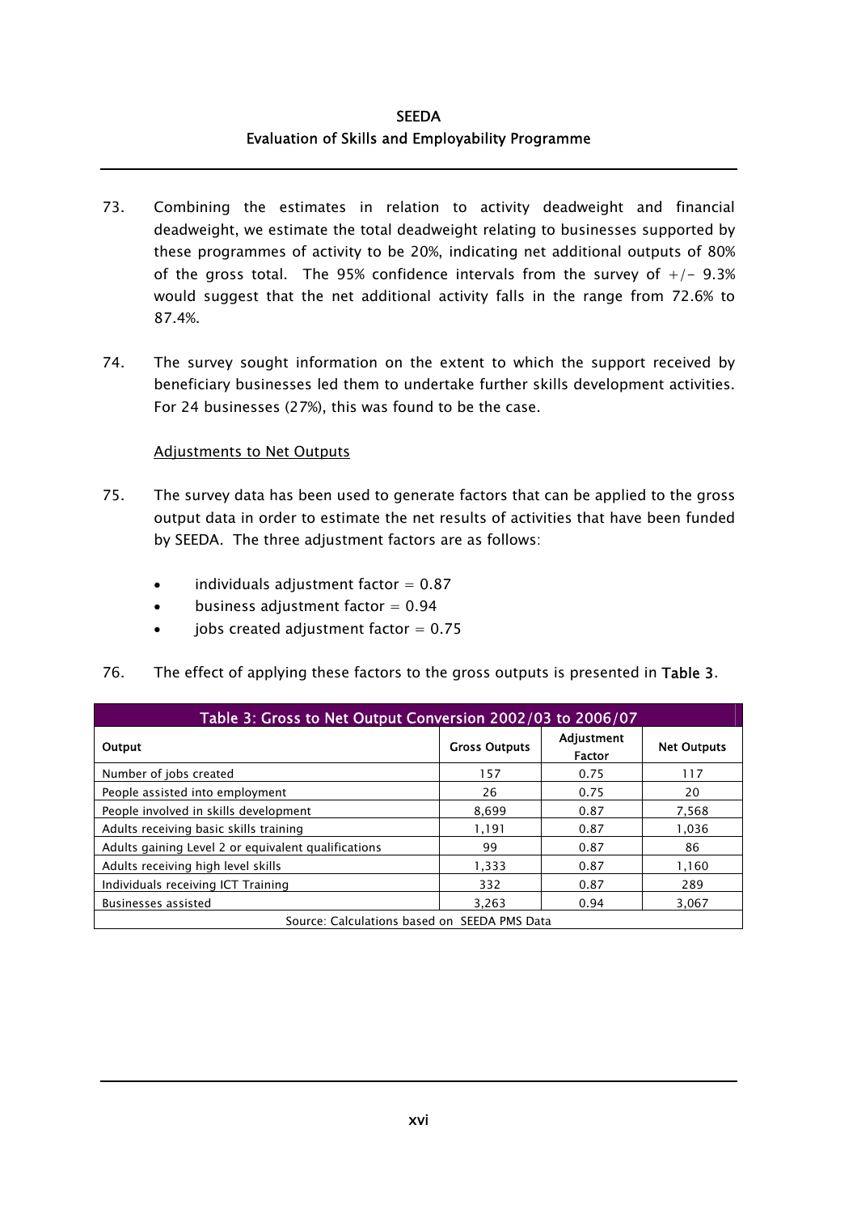73. Combining the estimates in relation to activity deadweight and financial deadweight, we estimate the total deadweight relating to businesses supported by these programmes of activity to be 20%, indicating net additional outputs of 80% of the gross total. The 95% confidence intervals from the survey of +/- 9.3% would suggest that the net additional activity falls in the range from 72.6% to 87.4%.

74. The survey sought information on the extent to which the support received by beneficiary businesses led them to undertake further skills development activities. For 24 businesses (27%), this was found to be the case.

Adjustments to Net Outputs

75. The survey data has been used to generate factors that can be applied to the gross output data in order to estimate the net results of activities that have been funded by SEEDA. The three adjustment factors are as follows:

- individuals adjustment factor = 0.87
- business adjustment factor = 0.94
- jobs created adjustment factor = 0.75

76. The effect of applying these factors to the gross outputs is presented in **Table 3**.

**Table 3: Gross to Net Output Conversion 2002/03 to 2006/07**

| Output | Gross Outputs | Adjustment Factor | Net Outputs |
|---|---|---|---|
| Number of jobs created | 157 | 0.75 | 117 |
| People assisted into employment | 26 | 0.75 | 20 |
| People involved in skills development | 8,699 | 0.87 | 7,568 |
| Adults receiving basic skills training | 1,191 | 0.87 | 1,036 |
| Adults gaining Level 2 or equivalent qualifications | 99 | 0.87 | 86 |
| Adults receiving high level skills | 1,333 | 0.87 | 1,160 |
| Individuals receiving ICT Training | 332 | 0.87 | 289 |
| Businesses assisted | 3,263 | 0.94 | 3,067 |

Source: Calculations based on SEEDA PMS Data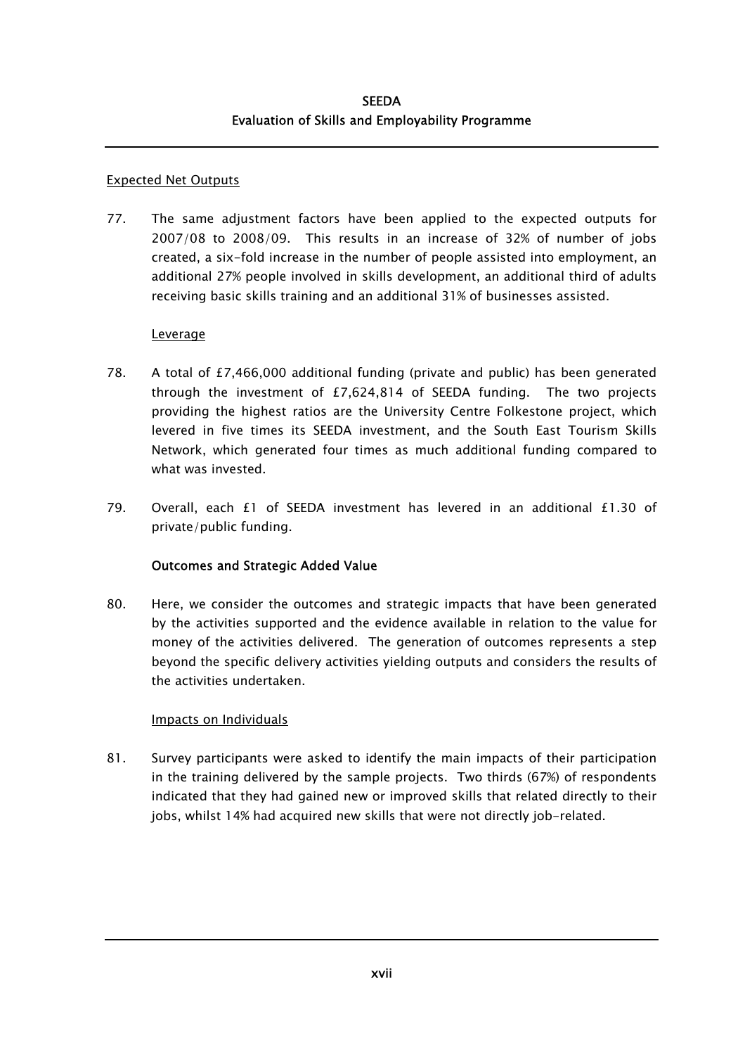Expected Net Outputs

77. The same adjustment factors have been applied to the expected outputs for 2007/08 to 2008/09. This results in an increase of 32% of number of jobs created, a six-fold increase in the number of people assisted into employment, an additional 27% people involved in skills development, an additional third of adults receiving basic skills training and an additional 31% of businesses assisted.

Leverage

78. A total of £7,466,000 additional funding (private and public) has been generated through the investment of £7,624,814 of SEEDA funding. The two projects providing the highest ratios are the University Centre Folkestone project, which levered in five times its SEEDA investment, and the South East Tourism Skills Network, which generated four times as much additional funding compared to what was invested.

79. Overall, each £1 of SEEDA investment has levered in an additional £1.30 of private/public funding.

**Outcomes and Strategic Added Value**

80. Here, we consider the outcomes and strategic impacts that have been generated by the activities supported and the evidence available in relation to the value for money of the activities delivered. The generation of outcomes represents a step beyond the specific delivery activities yielding outputs and considers the results of the activities undertaken.

Impacts on Individuals

81. Survey participants were asked to identify the main impacts of their participation in the training delivered by the sample projects. Two thirds (67%) of respondents indicated that they had gained new or improved skills that related directly to their jobs, whilst 14% had acquired new skills that were not directly job-related.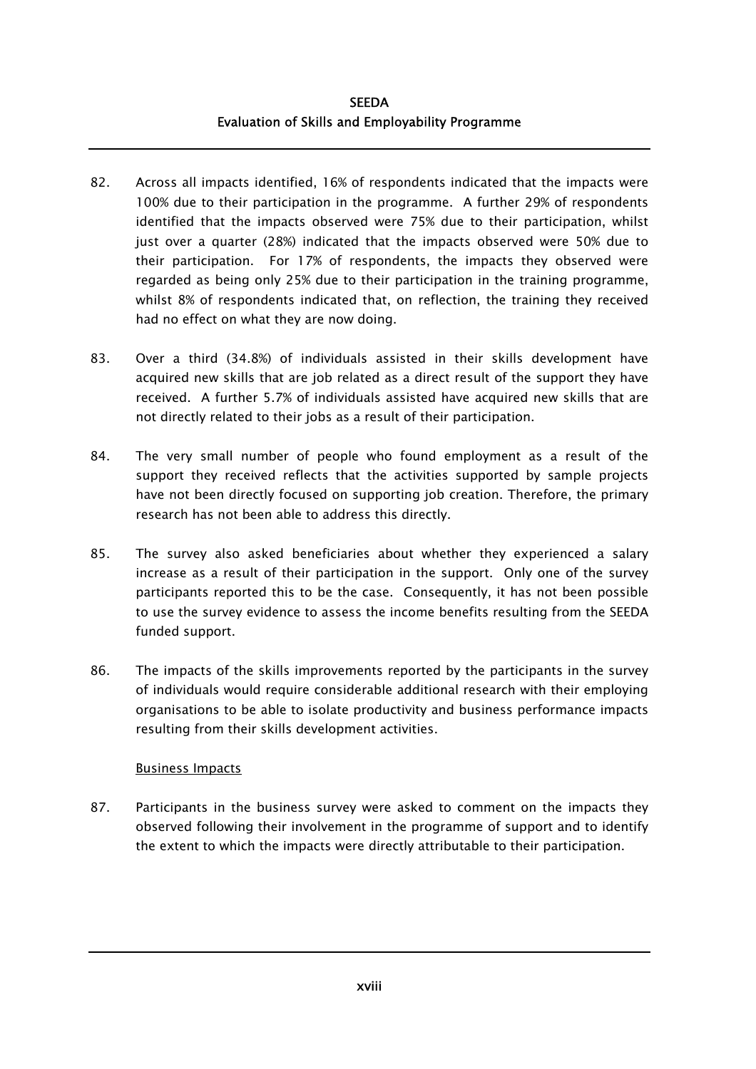82. Across all impacts identified, 16% of respondents indicated that the impacts were 100% due to their participation in the programme. A further 29% of respondents identified that the impacts observed were 75% due to their participation, whilst just over a quarter (28%) indicated that the impacts observed were 50% due to their participation. For 17% of respondents, the impacts they observed were regarded as being only 25% due to their participation in the training programme, whilst 8% of respondents indicated that, on reflection, the training they received had no effect on what they are now doing.

83. Over a third (34.8%) of individuals assisted in their skills development have acquired new skills that are job related as a direct result of the support they have received. A further 5.7% of individuals assisted have acquired new skills that are not directly related to their jobs as a result of their participation.

84. The very small number of people who found employment as a result of the support they received reflects that the activities supported by sample projects have not been directly focused on supporting job creation. Therefore, the primary research has not been able to address this directly.

85. The survey also asked beneficiaries about whether they experienced a salary increase as a result of their participation in the support. Only one of the survey participants reported this to be the case. Consequently, it has not been possible to use the survey evidence to assess the income benefits resulting from the SEEDA funded support.

86. The impacts of the skills improvements reported by the participants in the survey of individuals would require considerable additional research with their employing organisations to be able to isolate productivity and business performance impacts resulting from their skills development activities.

<u>Business Impacts</u>

87. Participants in the business survey were asked to comment on the impacts they observed following their involvement in the programme of support and to identify the extent to which the impacts were directly attributable to their participation.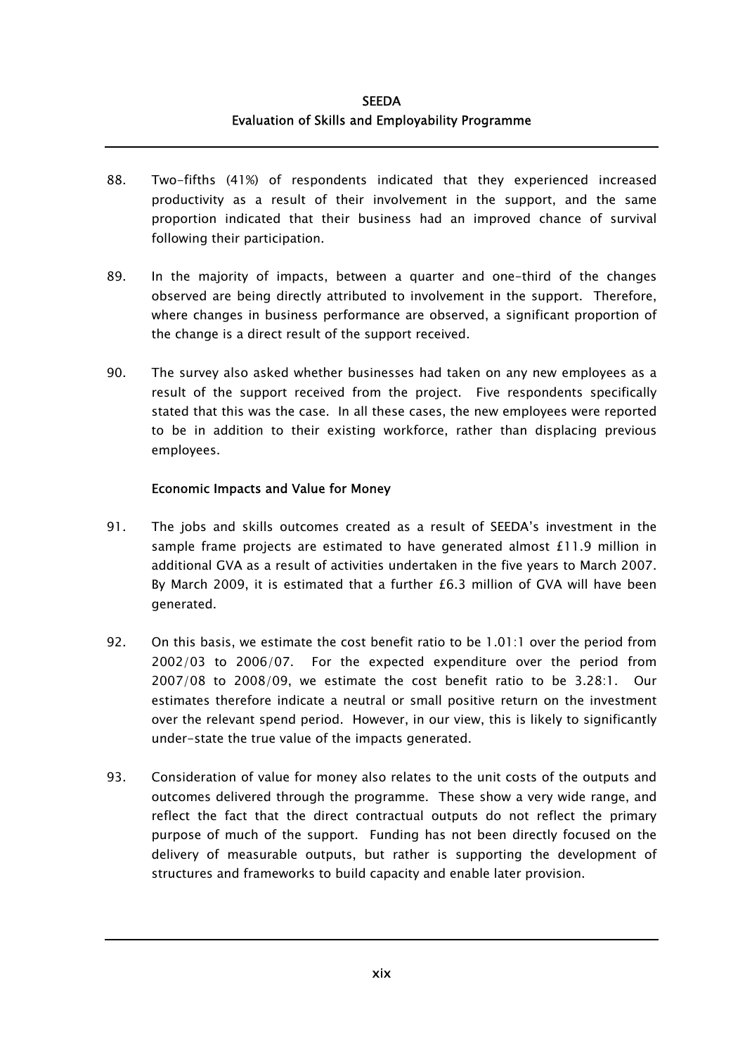88. Two-fifths (41%) of respondents indicated that they experienced increased productivity as a result of their involvement in the support, and the same proportion indicated that their business had an improved chance of survival following their participation.

89. In the majority of impacts, between a quarter and one-third of the changes observed are being directly attributed to involvement in the support. Therefore, where changes in business performance are observed, a significant proportion of the change is a direct result of the support received.

90. The survey also asked whether businesses had taken on any new employees as a result of the support received from the project. Five respondents specifically stated that this was the case. In all these cases, the new employees were reported to be in addition to their existing workforce, rather than displacing previous employees.

**Economic Impacts and Value for Money**

91. The jobs and skills outcomes created as a result of SEEDA's investment in the sample frame projects are estimated to have generated almost £11.9 million in additional GVA as a result of activities undertaken in the five years to March 2007. By March 2009, it is estimated that a further £6.3 million of GVA will have been generated.

92. On this basis, we estimate the cost benefit ratio to be 1.01:1 over the period from 2002/03 to 2006/07. For the expected expenditure over the period from 2007/08 to 2008/09, we estimate the cost benefit ratio to be 3.28:1. Our estimates therefore indicate a neutral or small positive return on the investment over the relevant spend period. However, in our view, this is likely to significantly under-state the true value of the impacts generated.

93. Consideration of value for money also relates to the unit costs of the outputs and outcomes delivered through the programme. These show a very wide range, and reflect the fact that the direct contractual outputs do not reflect the primary purpose of much of the support. Funding has not been directly focused on the delivery of measurable outputs, but rather is supporting the development of structures and frameworks to build capacity and enable later provision.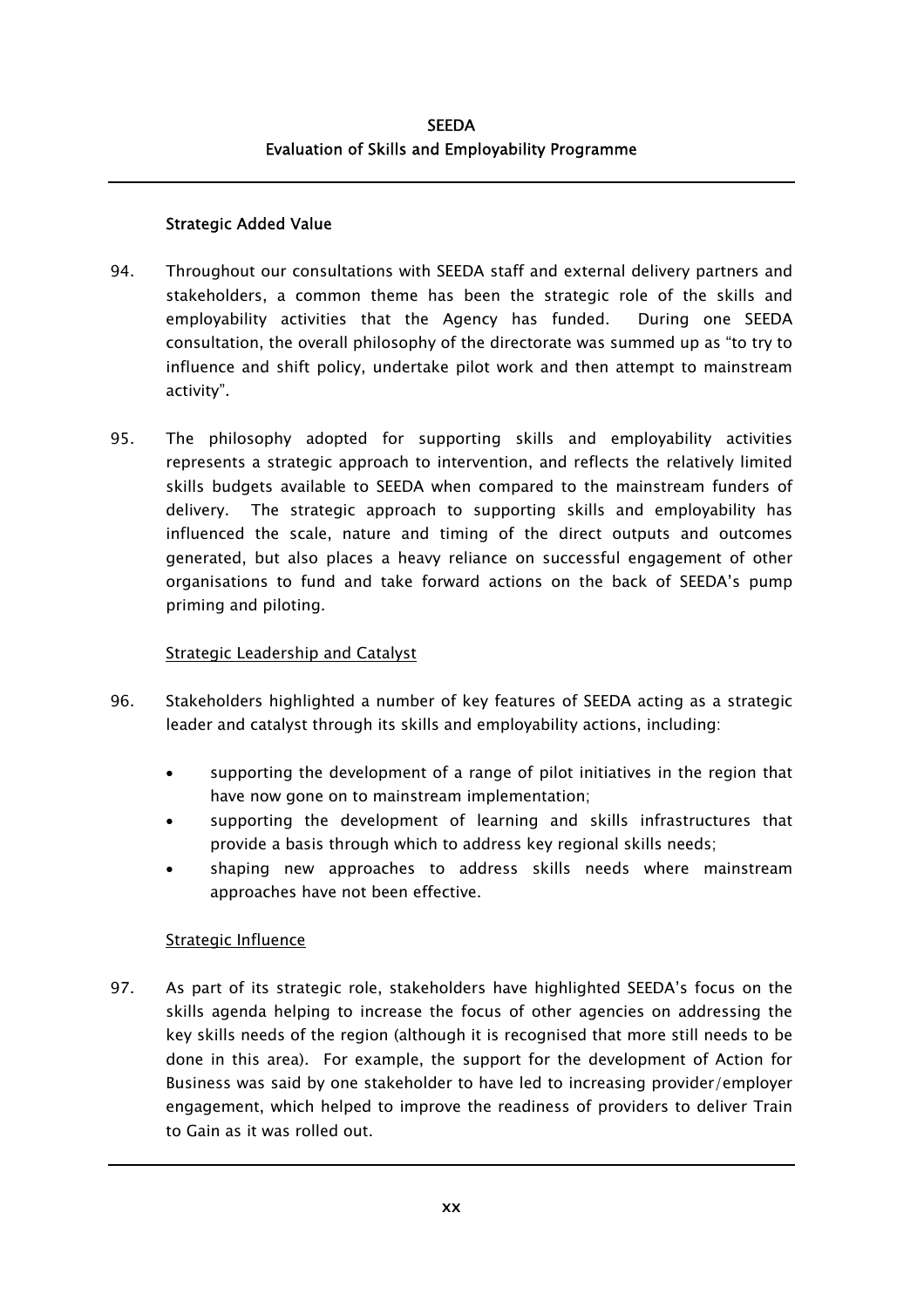### Strategic Added Value

94. Throughout our consultations with SEEDA staff and external delivery partners and stakeholders, a common theme has been the strategic role of the skills and employability activities that the Agency has funded. During one SEEDA consultation, the overall philosophy of the directorate was summed up as "to try to influence and shift policy, undertake pilot work and then attempt to mainstream activity".

95. The philosophy adopted for supporting skills and employability activities represents a strategic approach to intervention, and reflects the relatively limited skills budgets available to SEEDA when compared to the mainstream funders of delivery. The strategic approach to supporting skills and employability has influenced the scale, nature and timing of the direct outputs and outcomes generated, but also places a heavy reliance on successful engagement of other organisations to fund and take forward actions on the back of SEEDA's pump priming and piloting.

#### Strategic Leadership and Catalyst

96. Stakeholders highlighted a number of key features of SEEDA acting as a strategic leader and catalyst through its skills and employability actions, including:

- supporting the development of a range of pilot initiatives in the region that have now gone on to mainstream implementation;
- supporting the development of learning and skills infrastructures that provide a basis through which to address key regional skills needs;
- shaping new approaches to address skills needs where mainstream approaches have not been effective.

#### Strategic Influence

97. As part of its strategic role, stakeholders have highlighted SEEDA's focus on the skills agenda helping to increase the focus of other agencies on addressing the key skills needs of the region (although it is recognised that more still needs to be done in this area). For example, the support for the development of Action for Business was said by one stakeholder to have led to increasing provider/employer engagement, which helped to improve the readiness of providers to deliver Train to Gain as it was rolled out.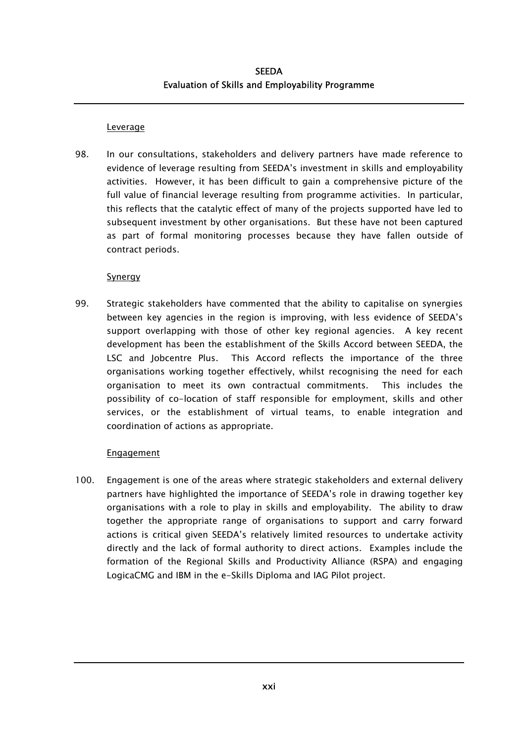Leverage

98. In our consultations, stakeholders and delivery partners have made reference to evidence of leverage resulting from SEEDA's investment in skills and employability activities. However, it has been difficult to gain a comprehensive picture of the full value of financial leverage resulting from programme activities. In particular, this reflects that the catalytic effect of many of the projects supported have led to subsequent investment by other organisations. But these have not been captured as part of formal monitoring processes because they have fallen outside of contract periods.

Synergy

99. Strategic stakeholders have commented that the ability to capitalise on synergies between key agencies in the region is improving, with less evidence of SEEDA's support overlapping with those of other key regional agencies. A key recent development has been the establishment of the Skills Accord between SEEDA, the LSC and Jobcentre Plus. This Accord reflects the importance of the three organisations working together effectively, whilst recognising the need for each organisation to meet its own contractual commitments. This includes the possibility of co-location of staff responsible for employment, skills and other services, or the establishment of virtual teams, to enable integration and coordination of actions as appropriate.

Engagement

100. Engagement is one of the areas where strategic stakeholders and external delivery partners have highlighted the importance of SEEDA's role in drawing together key organisations with a role to play in skills and employability. The ability to draw together the appropriate range of organisations to support and carry forward actions is critical given SEEDA's relatively limited resources to undertake activity directly and the lack of formal authority to direct actions. Examples include the formation of the Regional Skills and Productivity Alliance (RSPA) and engaging LogicaCMG and IBM in the e-Skills Diploma and IAG Pilot project.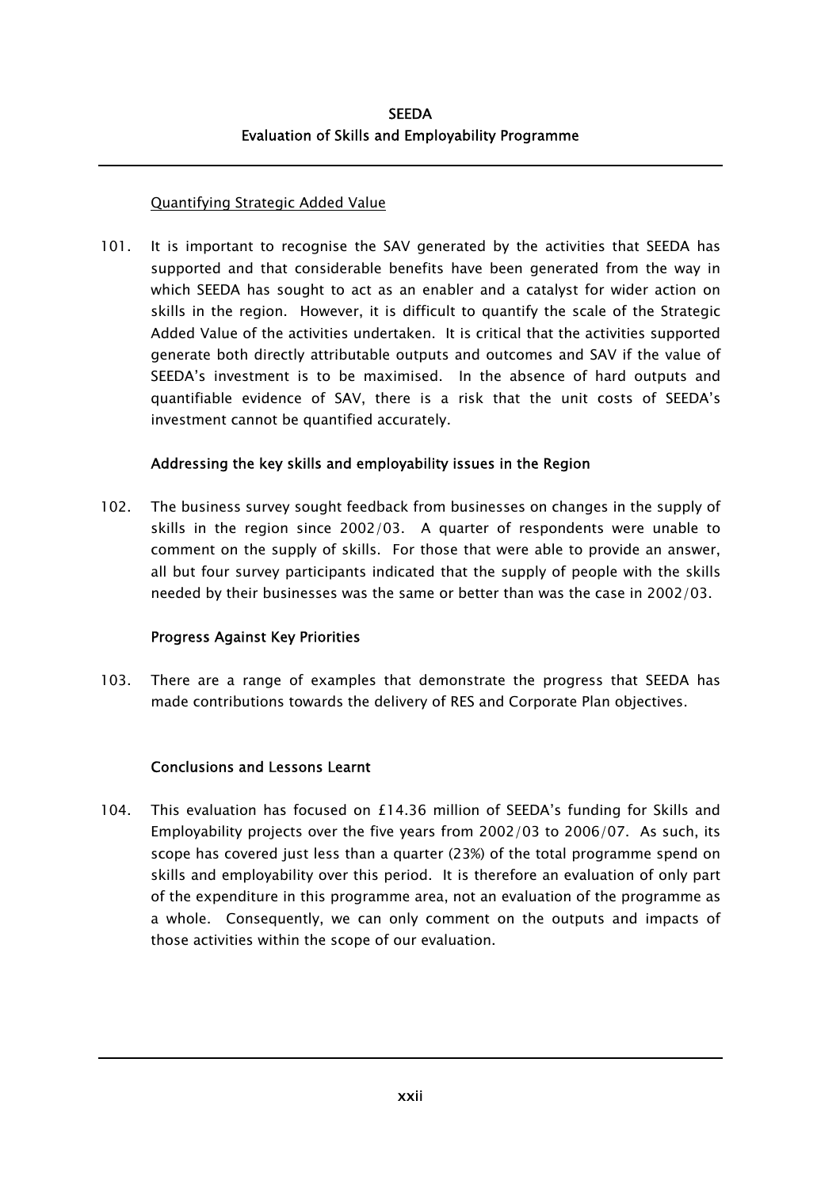Quantifying Strategic Added Value

101. It is important to recognise the SAV generated by the activities that SEEDA has supported and that considerable benefits have been generated from the way in which SEEDA has sought to act as an enabler and a catalyst for wider action on skills in the region. However, it is difficult to quantify the scale of the Strategic Added Value of the activities undertaken. It is critical that the activities supported generate both directly attributable outputs and outcomes and SAV if the value of SEEDA's investment is to be maximised. In the absence of hard outputs and quantifiable evidence of SAV, there is a risk that the unit costs of SEEDA's investment cannot be quantified accurately.

**Addressing the key skills and employability issues in the Region**

102. The business survey sought feedback from businesses on changes in the supply of skills in the region since 2002/03. A quarter of respondents were unable to comment on the supply of skills. For those that were able to provide an answer, all but four survey participants indicated that the supply of people with the skills needed by their businesses was the same or better than was the case in 2002/03.

**Progress Against Key Priorities**

103. There are a range of examples that demonstrate the progress that SEEDA has made contributions towards the delivery of RES and Corporate Plan objectives.

**Conclusions and Lessons Learnt**

104. This evaluation has focused on £14.36 million of SEEDA's funding for Skills and Employability projects over the five years from 2002/03 to 2006/07. As such, its scope has covered just less than a quarter (23%) of the total programme spend on skills and employability over this period. It is therefore an evaluation of only part of the expenditure in this programme area, not an evaluation of the programme as a whole. Consequently, we can only comment on the outputs and impacts of those activities within the scope of our evaluation.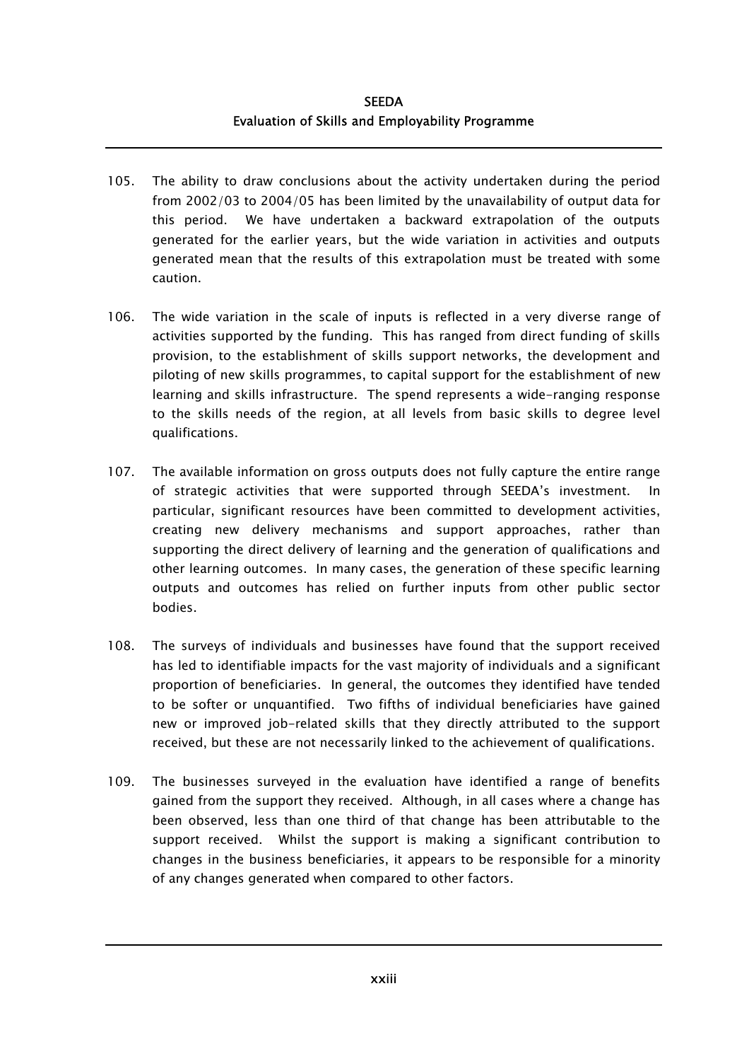105. The ability to draw conclusions about the activity undertaken during the period from 2002/03 to 2004/05 has been limited by the unavailability of output data for this period. We have undertaken a backward extrapolation of the outputs generated for the earlier years, but the wide variation in activities and outputs generated mean that the results of this extrapolation must be treated with some caution.

106. The wide variation in the scale of inputs is reflected in a very diverse range of activities supported by the funding. This has ranged from direct funding of skills provision, to the establishment of skills support networks, the development and piloting of new skills programmes, to capital support for the establishment of new learning and skills infrastructure. The spend represents a wide-ranging response to the skills needs of the region, at all levels from basic skills to degree level qualifications.

107. The available information on gross outputs does not fully capture the entire range of strategic activities that were supported through SEEDA's investment. In particular, significant resources have been committed to development activities, creating new delivery mechanisms and support approaches, rather than supporting the direct delivery of learning and the generation of qualifications and other learning outcomes. In many cases, the generation of these specific learning outputs and outcomes has relied on further inputs from other public sector bodies.

108. The surveys of individuals and businesses have found that the support received has led to identifiable impacts for the vast majority of individuals and a significant proportion of beneficiaries. In general, the outcomes they identified have tended to be softer or unquantified. Two fifths of individual beneficiaries have gained new or improved job-related skills that they directly attributed to the support received, but these are not necessarily linked to the achievement of qualifications.

109. The businesses surveyed in the evaluation have identified a range of benefits gained from the support they received. Although, in all cases where a change has been observed, less than one third of that change has been attributable to the support received. Whilst the support is making a significant contribution to changes in the business beneficiaries, it appears to be responsible for a minority of any changes generated when compared to other factors.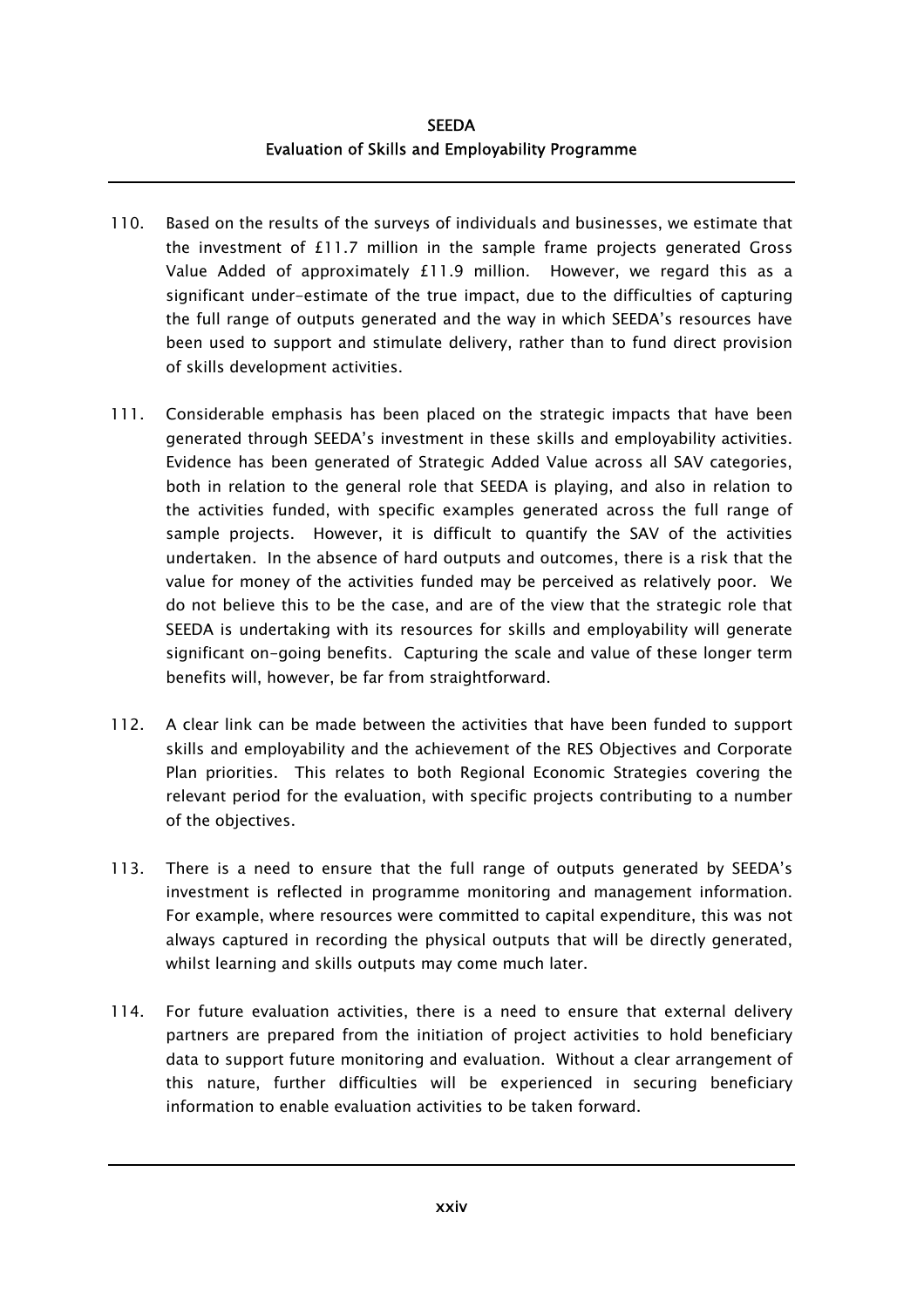110. Based on the results of the surveys of individuals and businesses, we estimate that the investment of £11.7 million in the sample frame projects generated Gross Value Added of approximately £11.9 million. However, we regard this as a significant under-estimate of the true impact, due to the difficulties of capturing the full range of outputs generated and the way in which SEEDA's resources have been used to support and stimulate delivery, rather than to fund direct provision of skills development activities.

111. Considerable emphasis has been placed on the strategic impacts that have been generated through SEEDA's investment in these skills and employability activities. Evidence has been generated of Strategic Added Value across all SAV categories, both in relation to the general role that SEEDA is playing, and also in relation to the activities funded, with specific examples generated across the full range of sample projects. However, it is difficult to quantify the SAV of the activities undertaken. In the absence of hard outputs and outcomes, there is a risk that the value for money of the activities funded may be perceived as relatively poor. We do not believe this to be the case, and are of the view that the strategic role that SEEDA is undertaking with its resources for skills and employability will generate significant on-going benefits. Capturing the scale and value of these longer term benefits will, however, be far from straightforward.

112. A clear link can be made between the activities that have been funded to support skills and employability and the achievement of the RES Objectives and Corporate Plan priorities. This relates to both Regional Economic Strategies covering the relevant period for the evaluation, with specific projects contributing to a number of the objectives.

113. There is a need to ensure that the full range of outputs generated by SEEDA's investment is reflected in programme monitoring and management information. For example, where resources were committed to capital expenditure, this was not always captured in recording the physical outputs that will be directly generated, whilst learning and skills outputs may come much later.

114. For future evaluation activities, there is a need to ensure that external delivery partners are prepared from the initiation of project activities to hold beneficiary data to support future monitoring and evaluation. Without a clear arrangement of this nature, further difficulties will be experienced in securing beneficiary information to enable evaluation activities to be taken forward.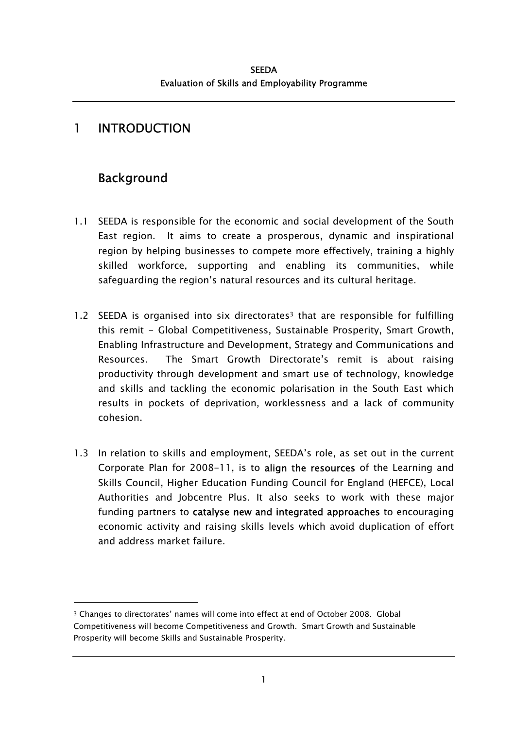# 1 INTRODUCTION

## Background

1.1 SEEDA is responsible for the economic and social development of the South East region. It aims to create a prosperous, dynamic and inspirational region by helping businesses to compete more effectively, training a highly skilled workforce, supporting and enabling its communities, while safeguarding the region's natural resources and its cultural heritage.

1.2 SEEDA is organised into six directorates[3] that are responsible for fulfilling this remit - Global Competitiveness, Sustainable Prosperity, Smart Growth, Enabling Infrastructure and Development, Strategy and Communications and Resources. The Smart Growth Directorate's remit is about raising productivity through development and smart use of technology, knowledge and skills and tackling the economic polarisation in the South East which results in pockets of deprivation, worklessness and a lack of community cohesion.

1.3 In relation to skills and employment, SEEDA's role, as set out in the current Corporate Plan for 2008-11, is to **align the resources** of the Learning and Skills Council, Higher Education Funding Council for England (HEFCE), Local Authorities and Jobcentre Plus. It also seeks to work with these major funding partners to **catalyse new and integrated approaches** to encouraging economic activity and raising skills levels which avoid duplication of effort and address market failure.

---

[3] Changes to directorates' names will come into effect at end of October 2008. Global Competitiveness will become Competitiveness and Growth. Smart Growth and Sustainable Prosperity will become Skills and Sustainable Prosperity.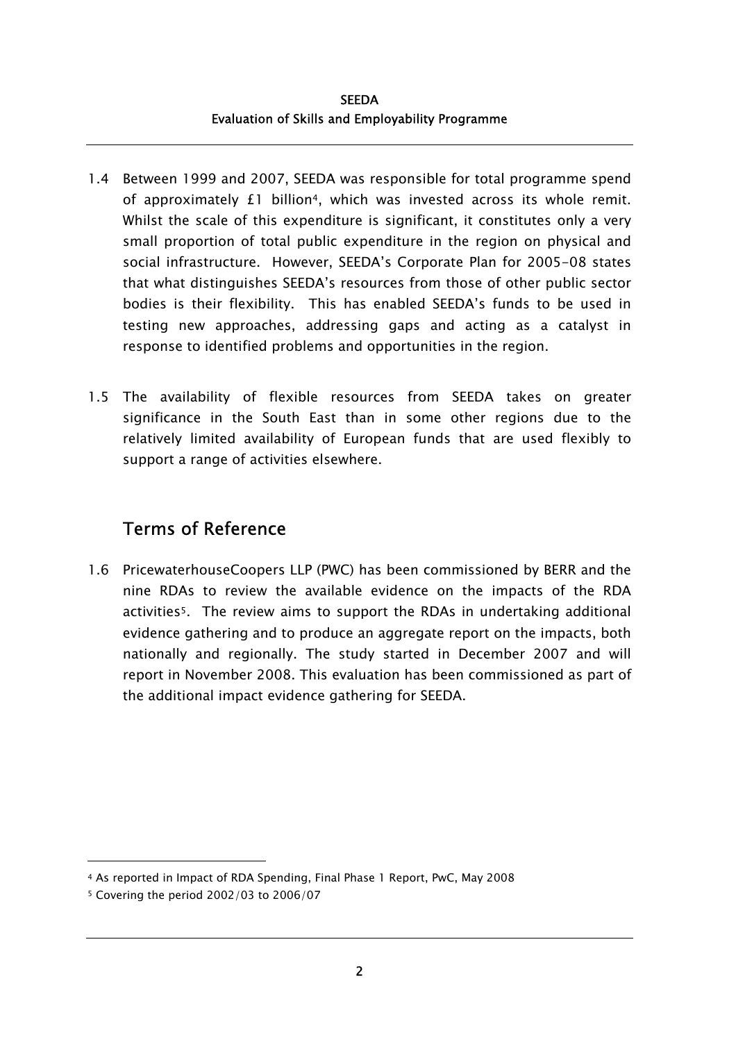1.4 Between 1999 and 2007, SEEDA was responsible for total programme spend of approximately £1 billion[4], which was invested across its whole remit. Whilst the scale of this expenditure is significant, it constitutes only a very small proportion of total public expenditure in the region on physical and social infrastructure. However, SEEDA's Corporate Plan for 2005-08 states that what distinguishes SEEDA's resources from those of other public sector bodies is their flexibility. This has enabled SEEDA's funds to be used in testing new approaches, addressing gaps and acting as a catalyst in response to identified problems and opportunities in the region.

1.5 The availability of flexible resources from SEEDA takes on greater significance in the South East than in some other regions due to the relatively limited availability of European funds that are used flexibly to support a range of activities elsewhere.

## Terms of Reference

1.6 PricewaterhouseCoopers LLP (PWC) has been commissioned by BERR and the nine RDAs to review the available evidence on the impacts of the RDA activities[5]. The review aims to support the RDAs in undertaking additional evidence gathering and to produce an aggregate report on the impacts, both nationally and regionally. The study started in December 2007 and will report in November 2008. This evaluation has been commissioned as part of the additional impact evidence gathering for SEEDA.

---

[4] As reported in Impact of RDA Spending, Final Phase 1 Report, PwC, May 2008

[5] Covering the period 2002/03 to 2006/07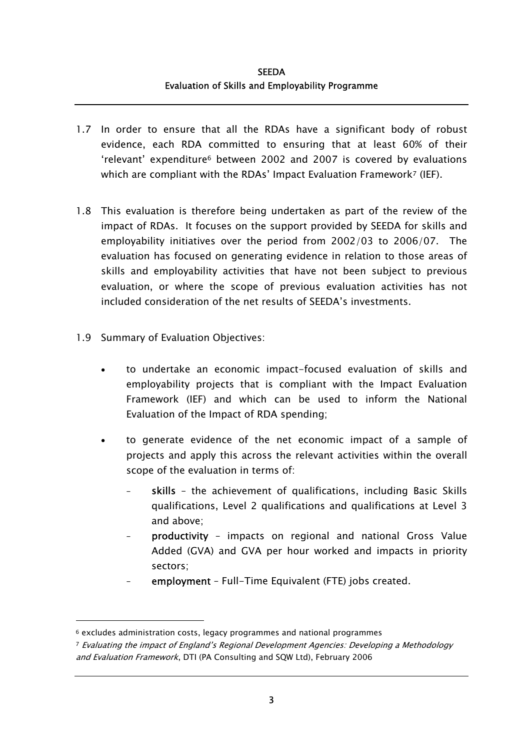1.7 In order to ensure that all the RDAs have a significant body of robust evidence, each RDA committed to ensuring that at least 60% of their 'relevant' expenditure[6] between 2002 and 2007 is covered by evaluations which are compliant with the RDAs' Impact Evaluation Framework[7] (IEF).

1.8 This evaluation is therefore being undertaken as part of the review of the impact of RDAs. It focuses on the support provided by SEEDA for skills and employability initiatives over the period from 2002/03 to 2006/07. The evaluation has focused on generating evidence in relation to those areas of skills and employability activities that have not been subject to previous evaluation, or where the scope of previous evaluation activities has not included consideration of the net results of SEEDA's investments.

1.9 Summary of Evaluation Objectives:

- to undertake an economic impact-focused evaluation of skills and employability projects that is compliant with the Impact Evaluation Framework (IEF) and which can be used to inform the National Evaluation of the Impact of RDA spending;
- to generate evidence of the net economic impact of a sample of projects and apply this across the relevant activities within the overall scope of the evaluation in terms of:
  - **skills** – the achievement of qualifications, including Basic Skills qualifications, Level 2 qualifications and qualifications at Level 3 and above;
  - **productivity** – impacts on regional and national Gross Value Added (GVA) and GVA per hour worked and impacts in priority sectors;
  - **employment** – Full-Time Equivalent (FTE) jobs created.

---

[6] excludes administration costs, legacy programmes and national programmes

[7] *Evaluating the impact of England's Regional Development Agencies: Developing a Methodology and Evaluation Framework*, DTI (PA Consulting and SQW Ltd), February 2006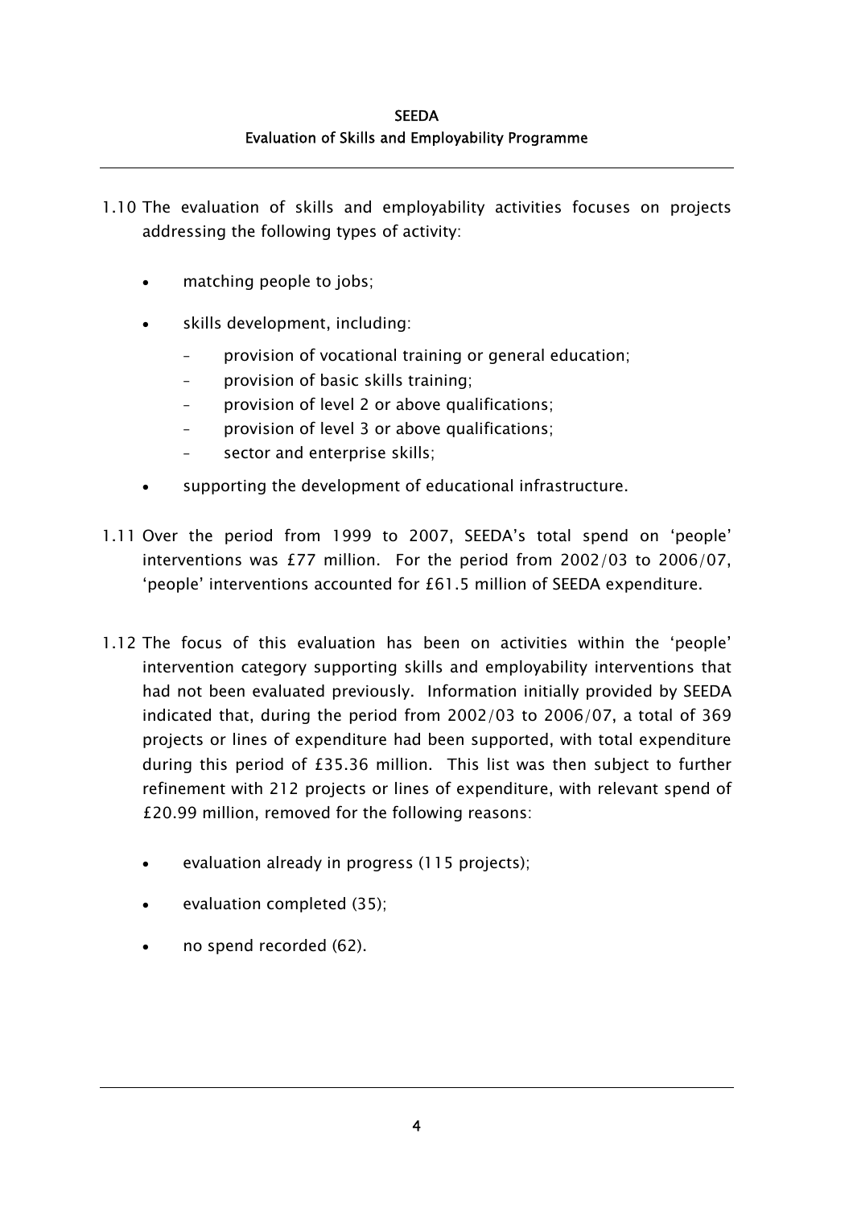1.10 The evaluation of skills and employability activities focuses on projects addressing the following types of activity:

- matching people to jobs;
- skills development, including:
  - provision of vocational training or general education;
  - provision of basic skills training;
  - provision of level 2 or above qualifications;
  - provision of level 3 or above qualifications;
  - sector and enterprise skills;
- supporting the development of educational infrastructure.

1.11 Over the period from 1999 to 2007, SEEDA's total spend on 'people' interventions was £77 million. For the period from 2002/03 to 2006/07, 'people' interventions accounted for £61.5 million of SEEDA expenditure.

1.12 The focus of this evaluation has been on activities within the 'people' intervention category supporting skills and employability interventions that had not been evaluated previously. Information initially provided by SEEDA indicated that, during the period from 2002/03 to 2006/07, a total of 369 projects or lines of expenditure had been supported, with total expenditure during this period of £35.36 million. This list was then subject to further refinement with 212 projects or lines of expenditure, with relevant spend of £20.99 million, removed for the following reasons:

- evaluation already in progress (115 projects);
- evaluation completed (35);
- no spend recorded (62).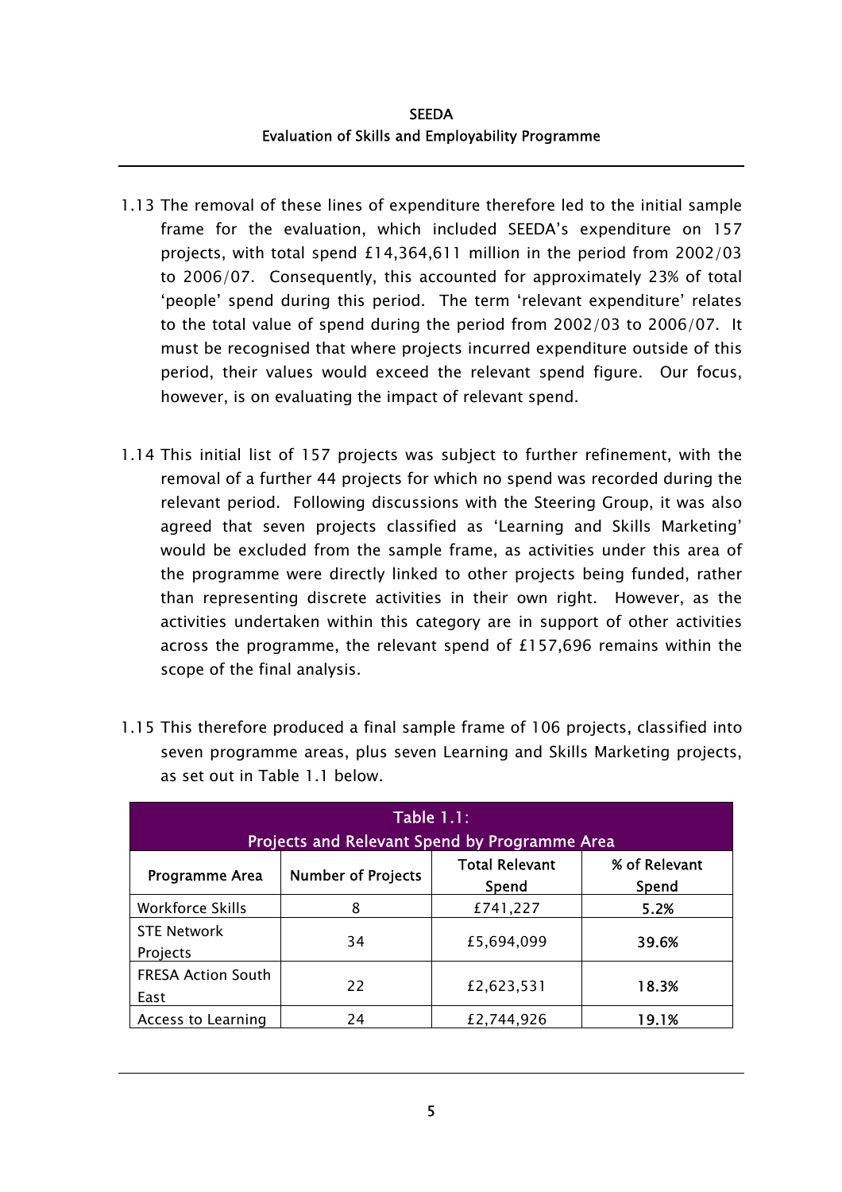1.13 The removal of these lines of expenditure therefore led to the initial sample frame for the evaluation, which included SEEDA's expenditure on 157 projects, with total spend £14,364,611 million in the period from 2002/03 to 2006/07. Consequently, this accounted for approximately 23% of total 'people' spend during this period. The term 'relevant expenditure' relates to the total value of spend during the period from 2002/03 to 2006/07. It must be recognised that where projects incurred expenditure outside of this period, their values would exceed the relevant spend figure. Our focus, however, is on evaluating the impact of relevant spend.

1.14 This initial list of 157 projects was subject to further refinement, with the removal of a further 44 projects for which no spend was recorded during the relevant period. Following discussions with the Steering Group, it was also agreed that seven projects classified as 'Learning and Skills Marketing' would be excluded from the sample frame, as activities under this area of the programme were directly linked to other projects being funded, rather than representing discrete activities in their own right. However, as the activities undertaken within this category are in support of other activities across the programme, the relevant spend of £157,696 remains within the scope of the final analysis.

1.15 This therefore produced a final sample frame of 106 projects, classified into seven programme areas, plus seven Learning and Skills Marketing projects, as set out in Table 1.1 below.

**Table 1.1: Projects and Relevant Spend by Programme Area**

| Programme Area | Number of Projects | Total Relevant Spend | % of Relevant Spend |
|---|---|---|---|
| Workforce Skills | 8 | £741,227 | **5.2%** |
| STE Network Projects | 34 | £5,694,099 | **39.6%** |
| FRESA Action South East | 22 | £2,623,531 | **18.3%** |
| Access to Learning | 24 | £2,744,926 | **19.1%** |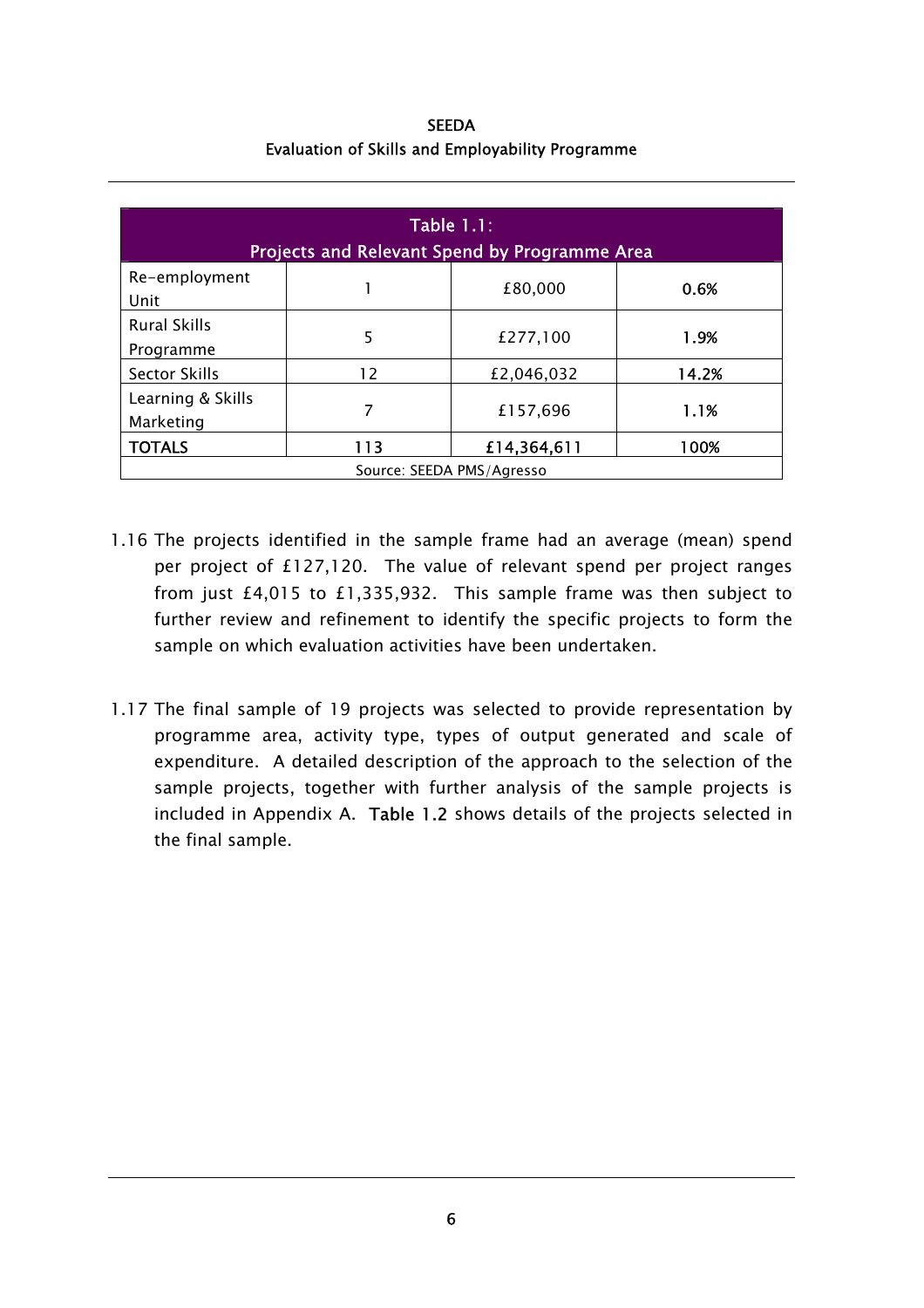| Table 1.1: Projects and Relevant Spend by Programme Area | | | |
|---|---|---|---|
| Re-employment Unit | 1 | £80,000 | **0.6%** |
| Rural Skills Programme | 5 | £277,100 | **1.9%** |
| Sector Skills | 12 | £2,046,032 | **14.2%** |
| Learning & Skills Marketing | 7 | £157,696 | **1.1%** |
| **TOTALS** | **113** | **£14,364,611** | **100%** |
| Source: SEEDA PMS/Agresso | | | |

1.16 The projects identified in the sample frame had an average (mean) spend per project of £127,120. The value of relevant spend per project ranges from just £4,015 to £1,335,932. This sample frame was then subject to further review and refinement to identify the specific projects to form the sample on which evaluation activities have been undertaken.

1.17 The final sample of 19 projects was selected to provide representation by programme area, activity type, types of output generated and scale of expenditure. A detailed description of the approach to the selection of the sample projects, together with further analysis of the sample projects is included in Appendix A. **Table 1.2** shows details of the projects selected in the final sample.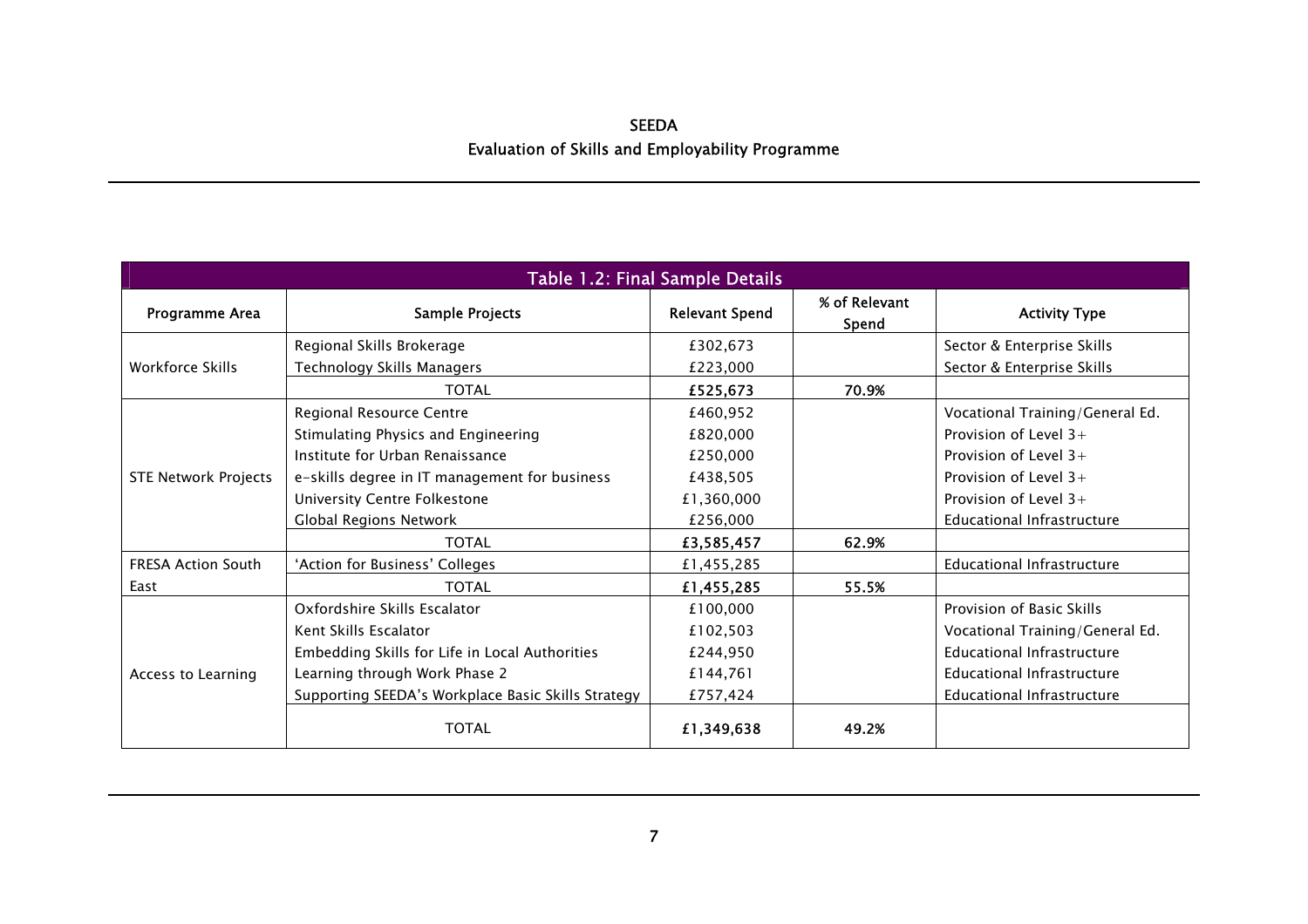**Table 1.2: Final Sample Details**

| Programme Area | Sample Projects | Relevant Spend | % of Relevant Spend | Activity Type |
|---|---|---|---|---|
| Workforce Skills | Regional Skills Brokerage | £302,673 | | Sector & Enterprise Skills |
| | Technology Skills Managers | £223,000 | | Sector & Enterprise Skills |
| | TOTAL | **£525,673** | **70.9%** | |
| STE Network Projects | Regional Resource Centre | £460,952 | | Vocational Training/General Ed. |
| | Stimulating Physics and Engineering | £820,000 | | Provision of Level 3+ |
| | Institute for Urban Renaissance | £250,000 | | Provision of Level 3+ |
| | e-skills degree in IT management for business | £438,505 | | Provision of Level 3+ |
| | University Centre Folkestone | £1,360,000 | | Provision of Level 3+ |
| | Global Regions Network | £256,000 | | Educational Infrastructure |
| | TOTAL | **£3,585,457** | **62.9%** | |
| FRESA Action South East | 'Action for Business' Colleges | £1,455,285 | | Educational Infrastructure |
| | TOTAL | **£1,455,285** | **55.5%** | |
| Access to Learning | Oxfordshire Skills Escalator | £100,000 | | Provision of Basic Skills |
| | Kent Skills Escalator | £102,503 | | Vocational Training/General Ed. |
| | Embedding Skills for Life in Local Authorities | £244,950 | | Educational Infrastructure |
| | Learning through Work Phase 2 | £144,761 | | Educational Infrastructure |
| | Supporting SEEDA's Workplace Basic Skills Strategy | £757,424 | | Educational Infrastructure |
| | TOTAL | **£1,349,638** | **49.2%** | |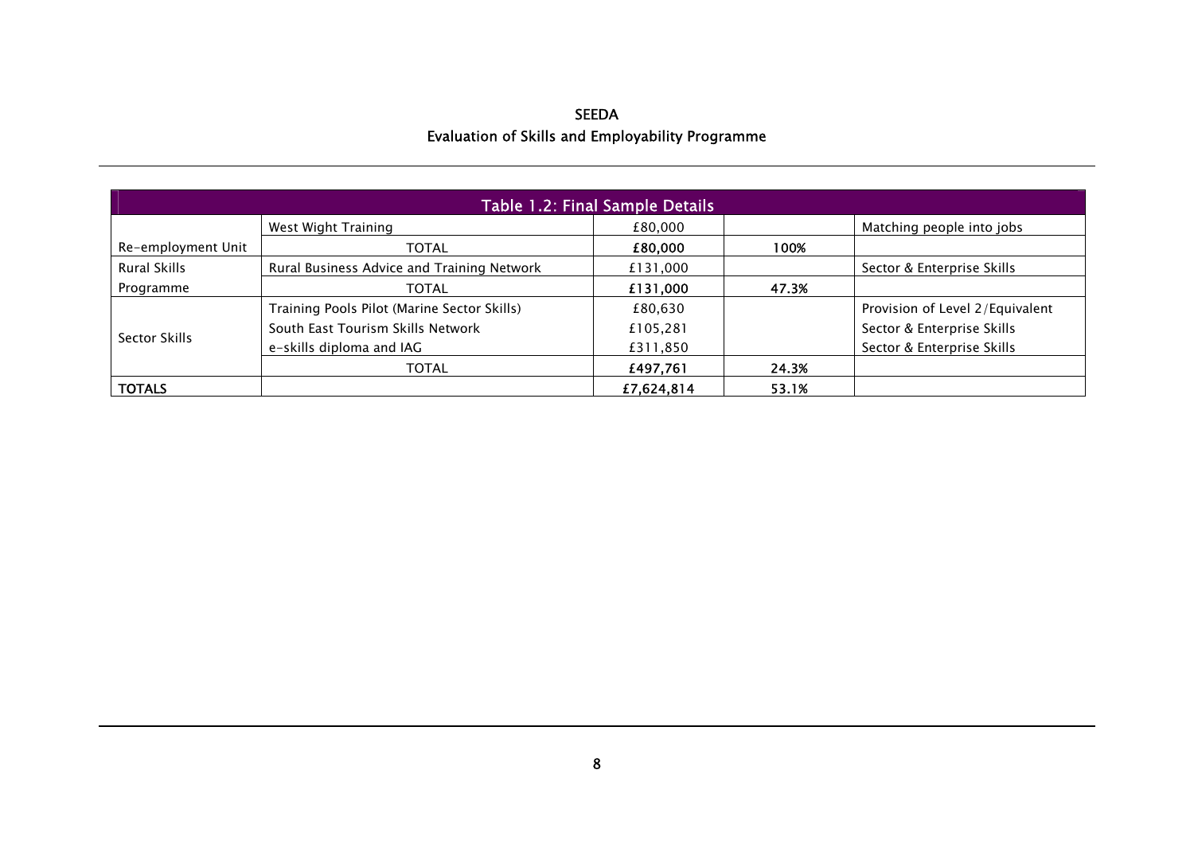| Table 1.2: Final Sample Details | | | | |
|---|---|---|---|---|
| | West Wight Training | £80,000 | | Matching people into jobs |
| Re-employment Unit | TOTAL | **£80,000** | **100%** | |
| Rural Skills | Rural Business Advice and Training Network | £131,000 | | Sector & Enterprise Skills |
| Programme | TOTAL | **£131,000** | **47.3%** | |
| Sector Skills | Training Pools Pilot (Marine Sector Skills) | £80,630 | | Provision of Level 2/Equivalent |
| | South East Tourism Skills Network | £105,281 | | Sector & Enterprise Skills |
| | e-skills diploma and IAG | £311,850 | | Sector & Enterprise Skills |
| | TOTAL | **£497,761** | **24.3%** | |
| **TOTALS** | | **£7,624,814** | **53.1%** | |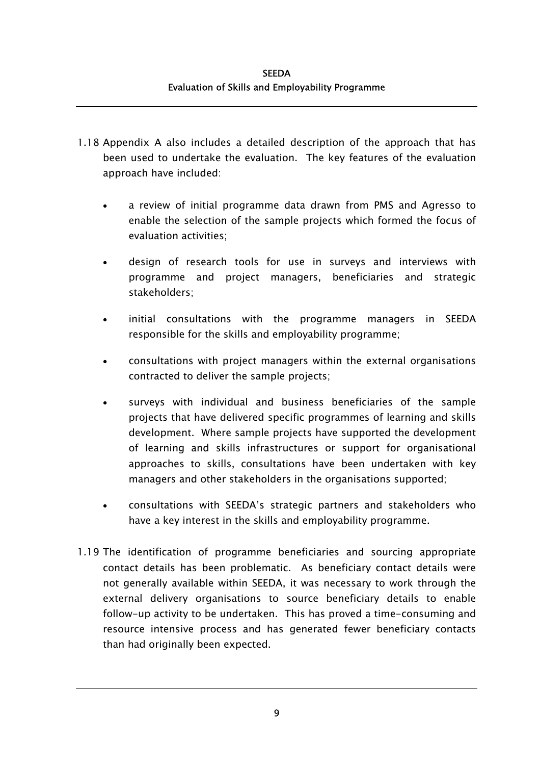1.18 Appendix A also includes a detailed description of the approach that has been used to undertake the evaluation. The key features of the evaluation approach have included:

- a review of initial programme data drawn from PMS and Agresso to enable the selection of the sample projects which formed the focus of evaluation activities;
- design of research tools for use in surveys and interviews with programme and project managers, beneficiaries and strategic stakeholders;
- initial consultations with the programme managers in SEEDA responsible for the skills and employability programme;
- consultations with project managers within the external organisations contracted to deliver the sample projects;
- surveys with individual and business beneficiaries of the sample projects that have delivered specific programmes of learning and skills development. Where sample projects have supported the development of learning and skills infrastructures or support for organisational approaches to skills, consultations have been undertaken with key managers and other stakeholders in the organisations supported;
- consultations with SEEDA's strategic partners and stakeholders who have a key interest in the skills and employability programme.

1.19 The identification of programme beneficiaries and sourcing appropriate contact details has been problematic. As beneficiary contact details were not generally available within SEEDA, it was necessary to work through the external delivery organisations to source beneficiary details to enable follow-up activity to be undertaken. This has proved a time-consuming and resource intensive process and has generated fewer beneficiary contacts than had originally been expected.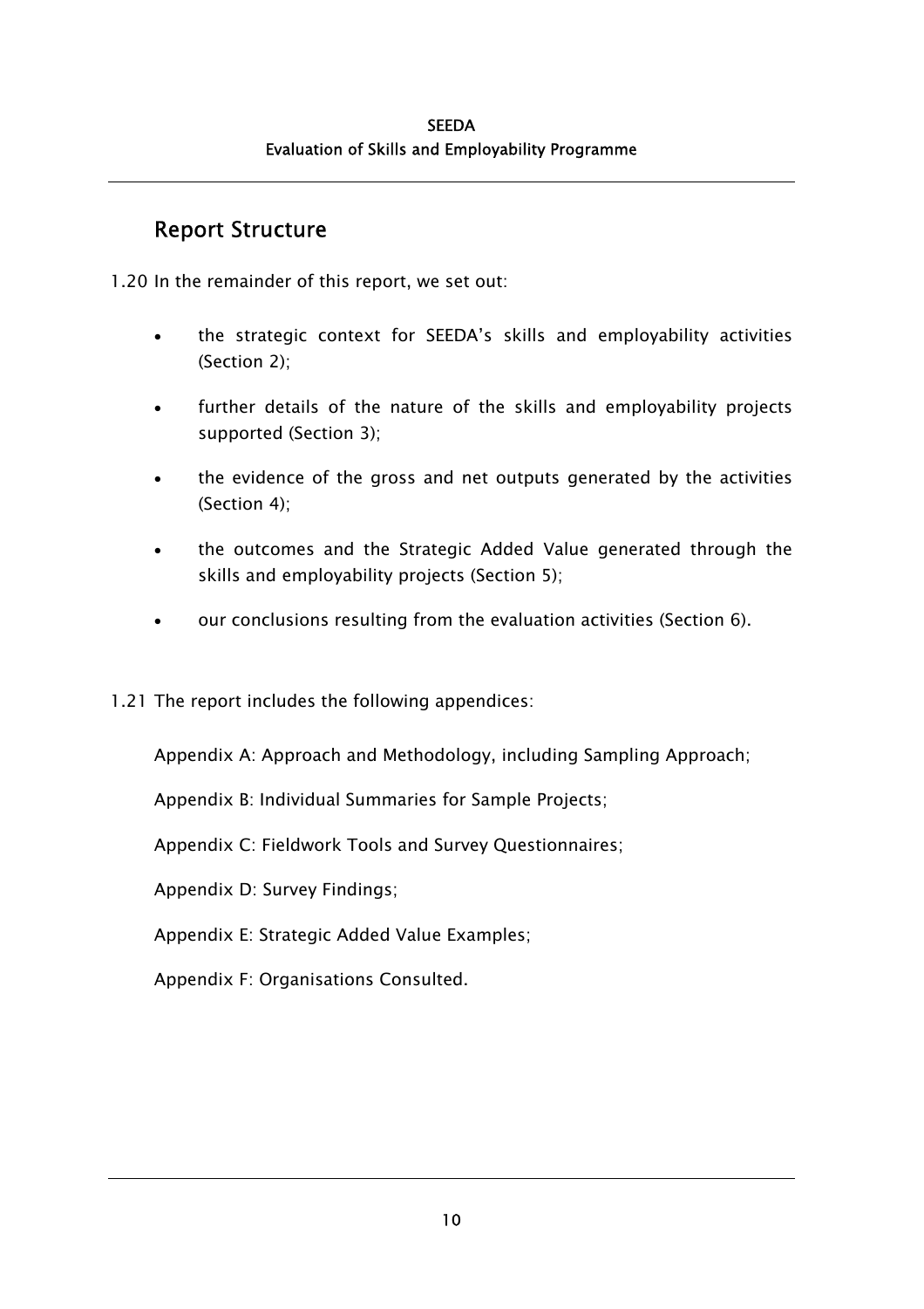## Report Structure

1.20 In the remainder of this report, we set out:

- the strategic context for SEEDA's skills and employability activities (Section 2);
- further details of the nature of the skills and employability projects supported (Section 3);
- the evidence of the gross and net outputs generated by the activities (Section 4);
- the outcomes and the Strategic Added Value generated through the skills and employability projects (Section 5);
- our conclusions resulting from the evaluation activities (Section 6).

1.21 The report includes the following appendices:

Appendix A: Approach and Methodology, including Sampling Approach;

Appendix B: Individual Summaries for Sample Projects;

Appendix C: Fieldwork Tools and Survey Questionnaires;

Appendix D: Survey Findings;

Appendix E: Strategic Added Value Examples;

Appendix F: Organisations Consulted.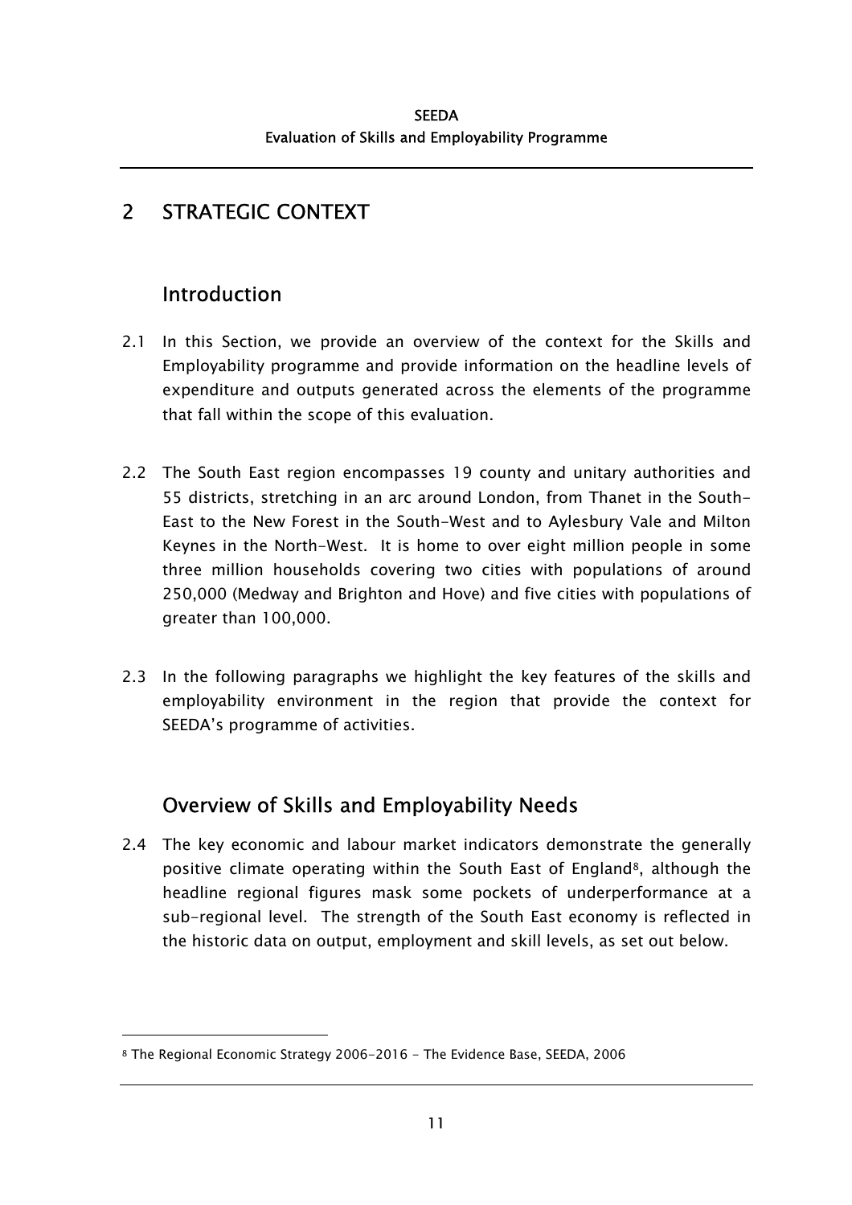# 2 STRATEGIC CONTEXT

## Introduction

2.1 In this Section, we provide an overview of the context for the Skills and Employability programme and provide information on the headline levels of expenditure and outputs generated across the elements of the programme that fall within the scope of this evaluation.

2.2 The South East region encompasses 19 county and unitary authorities and 55 districts, stretching in an arc around London, from Thanet in the South-East to the New Forest in the South-West and to Aylesbury Vale and Milton Keynes in the North-West. It is home to over eight million people in some three million households covering two cities with populations of around 250,000 (Medway and Brighton and Hove) and five cities with populations of greater than 100,000.

2.3 In the following paragraphs we highlight the key features of the skills and employability environment in the region that provide the context for SEEDA's programme of activities.

## Overview of Skills and Employability Needs

2.4 The key economic and labour market indicators demonstrate the generally positive climate operating within the South East of England[8], although the headline regional figures mask some pockets of underperformance at a sub-regional level. The strength of the South East economy is reflected in the historic data on output, employment and skill levels, as set out below.

[8] The Regional Economic Strategy 2006-2016 - The Evidence Base, SEEDA, 2006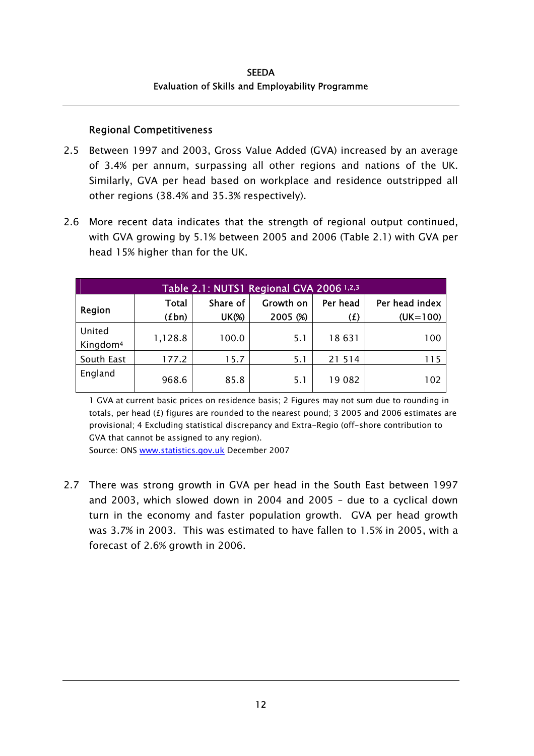## Regional Competitiveness

2.5 Between 1997 and 2003, Gross Value Added (GVA) increased by an average of 3.4% per annum, surpassing all other regions and nations of the UK. Similarly, GVA per head based on workplace and residence outstripped all other regions (38.4% and 35.3% respectively).

2.6 More recent data indicates that the strength of regional output continued, with GVA growing by 5.1% between 2005 and 2006 (Table 2.1) with GVA per head 15% higher than for the UK.

**Table 2.1: NUTS1 Regional GVA 2006 [1,2,3]**

| Region | Total (£bn) | Share of UK(%) | Growth on 2005 (%) | Per head (£) | Per head index (UK=100) |
|---|---|---|---|---|---|
| United Kingdom[4] | 1,128.8 | 100.0 | 5.1 | 18 631 | 100 |
| South East | 177.2 | 15.7 | 5.1 | 21 514 | 115 |
| England | 968.6 | 85.8 | 5.1 | 19 082 | 102 |

1 GVA at current basic prices on residence basis; 2 Figures may not sum due to rounding in totals, per head (£) figures are rounded to the nearest pound; 3 2005 and 2006 estimates are provisional; 4 Excluding statistical discrepancy and Extra-Regio (off-shore contribution to GVA that cannot be assigned to any region).

Source: ONS www.statistics.gov.uk December 2007

2.7 There was strong growth in GVA per head in the South East between 1997 and 2003, which slowed down in 2004 and 2005 – due to a cyclical down turn in the economy and faster population growth. GVA per head growth was 3.7% in 2003. This was estimated to have fallen to 1.5% in 2005, with a forecast of 2.6% growth in 2006.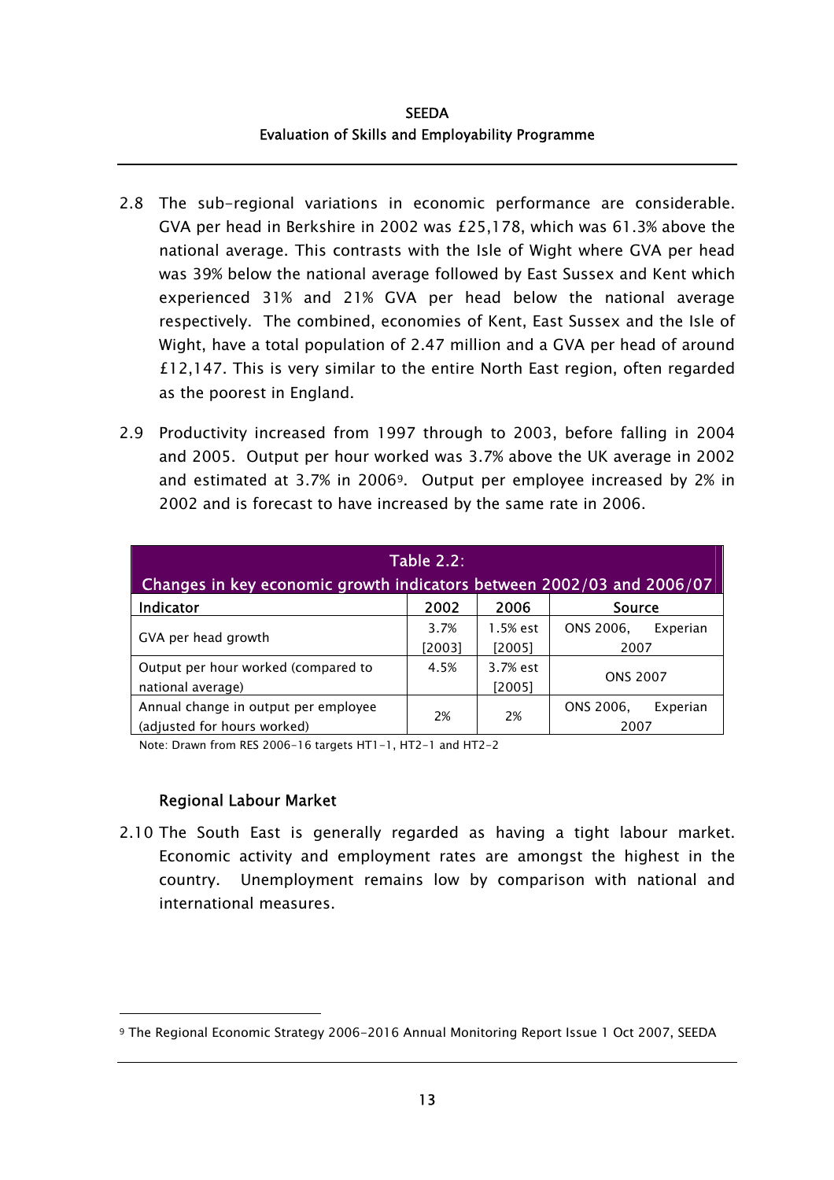2.8 The sub-regional variations in economic performance are considerable. GVA per head in Berkshire in 2002 was £25,178, which was 61.3% above the national average. This contrasts with the Isle of Wight where GVA per head was 39% below the national average followed by East Sussex and Kent which experienced 31% and 21% GVA per head below the national average respectively. The combined, economies of Kent, East Sussex and the Isle of Wight, have a total population of 2.47 million and a GVA per head of around £12,147. This is very similar to the entire North East region, often regarded as the poorest in England.

2.9 Productivity increased from 1997 through to 2003, before falling in 2004 and 2005. Output per hour worked was 3.7% above the UK average in 2002 and estimated at 3.7% in 2006[9]. Output per employee increased by 2% in 2002 and is forecast to have increased by the same rate in 2006.

**Table 2.2: Changes in key economic growth indicators between 2002/03 and 2006/07**

| Indicator | 2002 | 2006 | Source |
|---|---|---|---|
| GVA per head growth | 3.7% [2003] | 1.5% est [2005] | ONS 2006, Experian 2007 |
| Output per hour worked (compared to national average) | 4.5% | 3.7% est [2005] | ONS 2007 |
| Annual change in output per employee (adjusted for hours worked) | 2% | 2% | ONS 2006, Experian 2007 |

Note: Drawn from RES 2006-16 targets HT1-1, HT2-1 and HT2-2

### Regional Labour Market

2.10 The South East is generally regarded as having a tight labour market. Economic activity and employment rates are amongst the highest in the country. Unemployment remains low by comparison with national and international measures.

[9] The Regional Economic Strategy 2006-2016 Annual Monitoring Report Issue 1 Oct 2007, SEEDA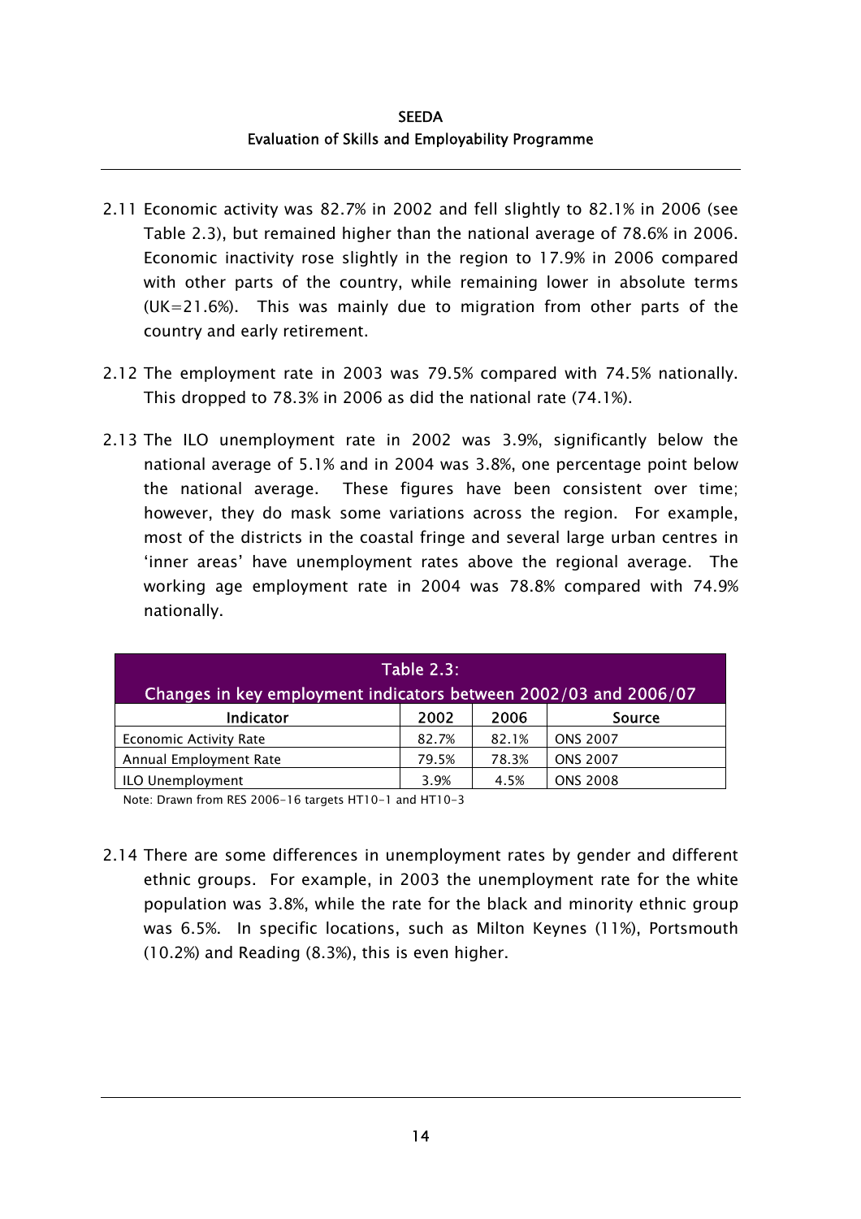2.11 Economic activity was 82.7% in 2002 and fell slightly to 82.1% in 2006 (see Table 2.3), but remained higher than the national average of 78.6% in 2006. Economic inactivity rose slightly in the region to 17.9% in 2006 compared with other parts of the country, while remaining lower in absolute terms (UK=21.6%). This was mainly due to migration from other parts of the country and early retirement.

2.12 The employment rate in 2003 was 79.5% compared with 74.5% nationally. This dropped to 78.3% in 2006 as did the national rate (74.1%).

2.13 The ILO unemployment rate in 2002 was 3.9%, significantly below the national average of 5.1% and in 2004 was 3.8%, one percentage point below the national average. These figures have been consistent over time; however, they do mask some variations across the region. For example, most of the districts in the coastal fringe and several large urban centres in 'inner areas' have unemployment rates above the regional average. The working age employment rate in 2004 was 78.8% compared with 74.9% nationally.

**Table 2.3: Changes in key employment indicators between 2002/03 and 2006/07**

| Indicator | 2002 | 2006 | Source |
|---|---|---|---|
| Economic Activity Rate | 82.7% | 82.1% | ONS 2007 |
| Annual Employment Rate | 79.5% | 78.3% | ONS 2007 |
| ILO Unemployment | 3.9% | 4.5% | ONS 2008 |

Note: Drawn from RES 2006-16 targets HT10-1 and HT10-3

2.14 There are some differences in unemployment rates by gender and different ethnic groups. For example, in 2003 the unemployment rate for the white population was 3.8%, while the rate for the black and minority ethnic group was 6.5%. In specific locations, such as Milton Keynes (11%), Portsmouth (10.2%) and Reading (8.3%), this is even higher.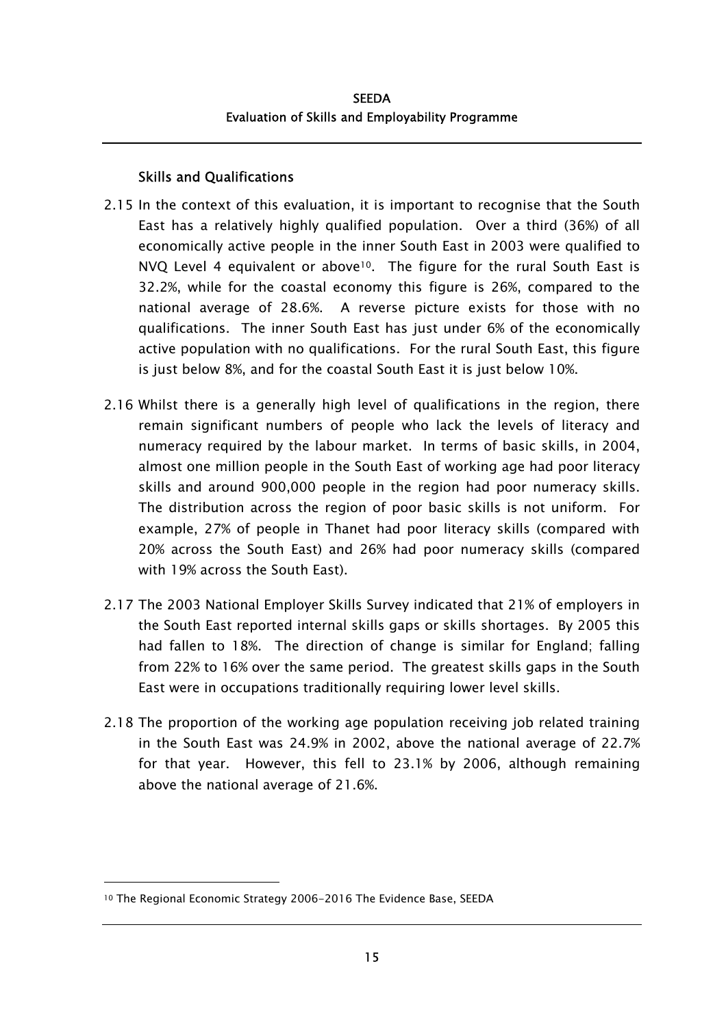### Skills and Qualifications

2.15 In the context of this evaluation, it is important to recognise that the South East has a relatively highly qualified population. Over a third (36%) of all economically active people in the inner South East in 2003 were qualified to NVQ Level 4 equivalent or above[10]. The figure for the rural South East is 32.2%, while for the coastal economy this figure is 26%, compared to the national average of 28.6%. A reverse picture exists for those with no qualifications. The inner South East has just under 6% of the economically active population with no qualifications. For the rural South East, this figure is just below 8%, and for the coastal South East it is just below 10%.

2.16 Whilst there is a generally high level of qualifications in the region, there remain significant numbers of people who lack the levels of literacy and numeracy required by the labour market. In terms of basic skills, in 2004, almost one million people in the South East of working age had poor literacy skills and around 900,000 people in the region had poor numeracy skills. The distribution across the region of poor basic skills is not uniform. For example, 27% of people in Thanet had poor literacy skills (compared with 20% across the South East) and 26% had poor numeracy skills (compared with 19% across the South East).

2.17 The 2003 National Employer Skills Survey indicated that 21% of employers in the South East reported internal skills gaps or skills shortages. By 2005 this had fallen to 18%. The direction of change is similar for England; falling from 22% to 16% over the same period. The greatest skills gaps in the South East were in occupations traditionally requiring lower level skills.

2.18 The proportion of the working age population receiving job related training in the South East was 24.9% in 2002, above the national average of 22.7% for that year. However, this fell to 23.1% by 2006, although remaining above the national average of 21.6%.

---

[10] The Regional Economic Strategy 2006-2016 The Evidence Base, SEEDA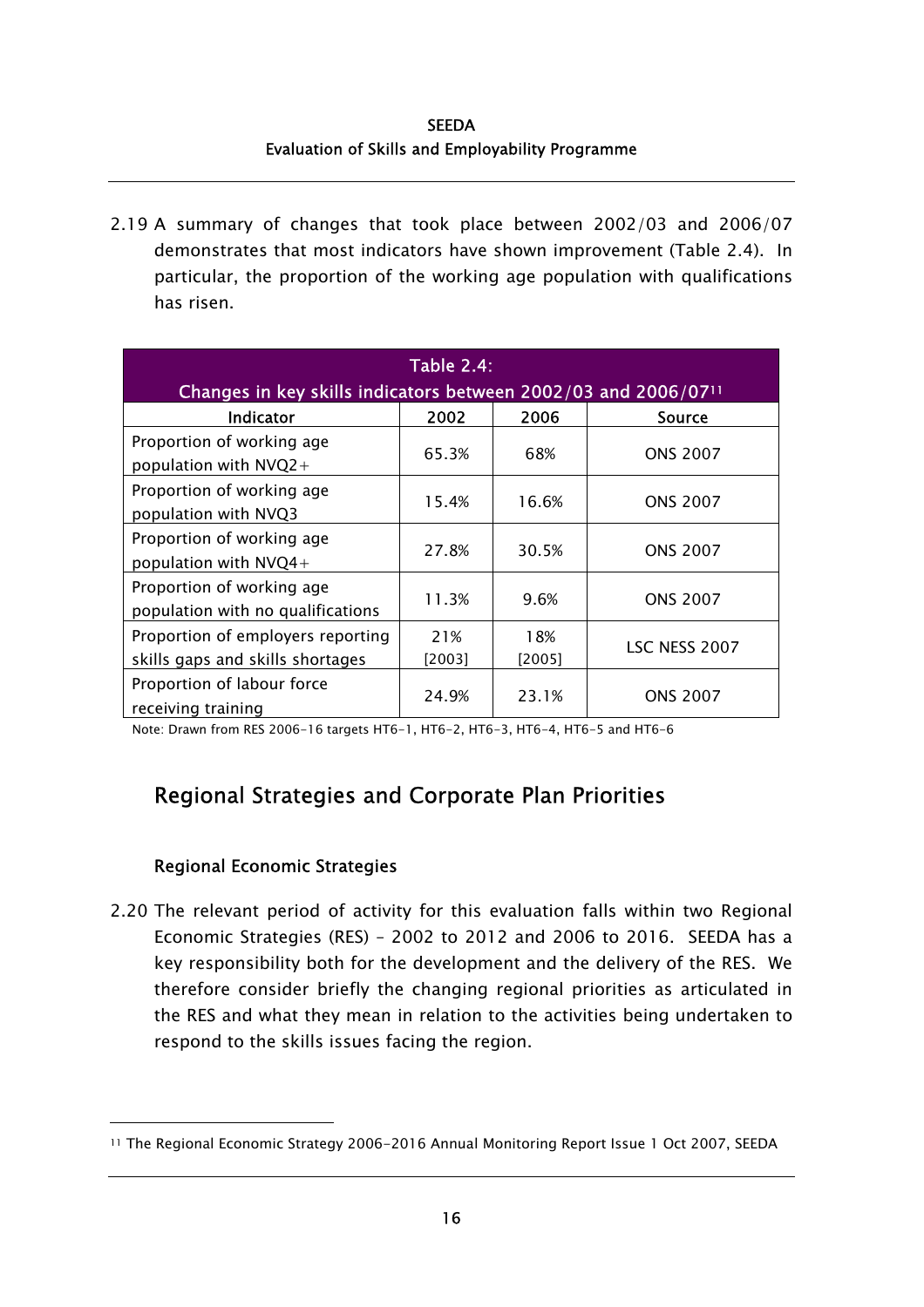2.19 A summary of changes that took place between 2002/03 and 2006/07 demonstrates that most indicators have shown improvement (Table 2.4). In particular, the proportion of the working age population with qualifications has risen.

**Table 2.4: Changes in key skills indicators between 2002/03 and 2006/07**[11]

| Indicator | 2002 | 2006 | Source |
|---|---|---|---|
| Proportion of working age population with NVQ2+ | 65.3% | 68% | ONS 2007 |
| Proportion of working age population with NVQ3 | 15.4% | 16.6% | ONS 2007 |
| Proportion of working age population with NVQ4+ | 27.8% | 30.5% | ONS 2007 |
| Proportion of working age population with no qualifications | 11.3% | 9.6% | ONS 2007 |
| Proportion of employers reporting skills gaps and skills shortages | 21% [2003] | 18% [2005] | LSC NESS 2007 |
| Proportion of labour force receiving training | 24.9% | 23.1% | ONS 2007 |

Note: Drawn from RES 2006-16 targets HT6-1, HT6-2, HT6-3, HT6-4, HT6-5 and HT6-6

## Regional Strategies and Corporate Plan Priorities

### Regional Economic Strategies

2.20 The relevant period of activity for this evaluation falls within two Regional Economic Strategies (RES) – 2002 to 2012 and 2006 to 2016. SEEDA has a key responsibility both for the development and the delivery of the RES. We therefore consider briefly the changing regional priorities as articulated in the RES and what they mean in relation to the activities being undertaken to respond to the skills issues facing the region.

[11] The Regional Economic Strategy 2006-2016 Annual Monitoring Report Issue 1 Oct 2007, SEEDA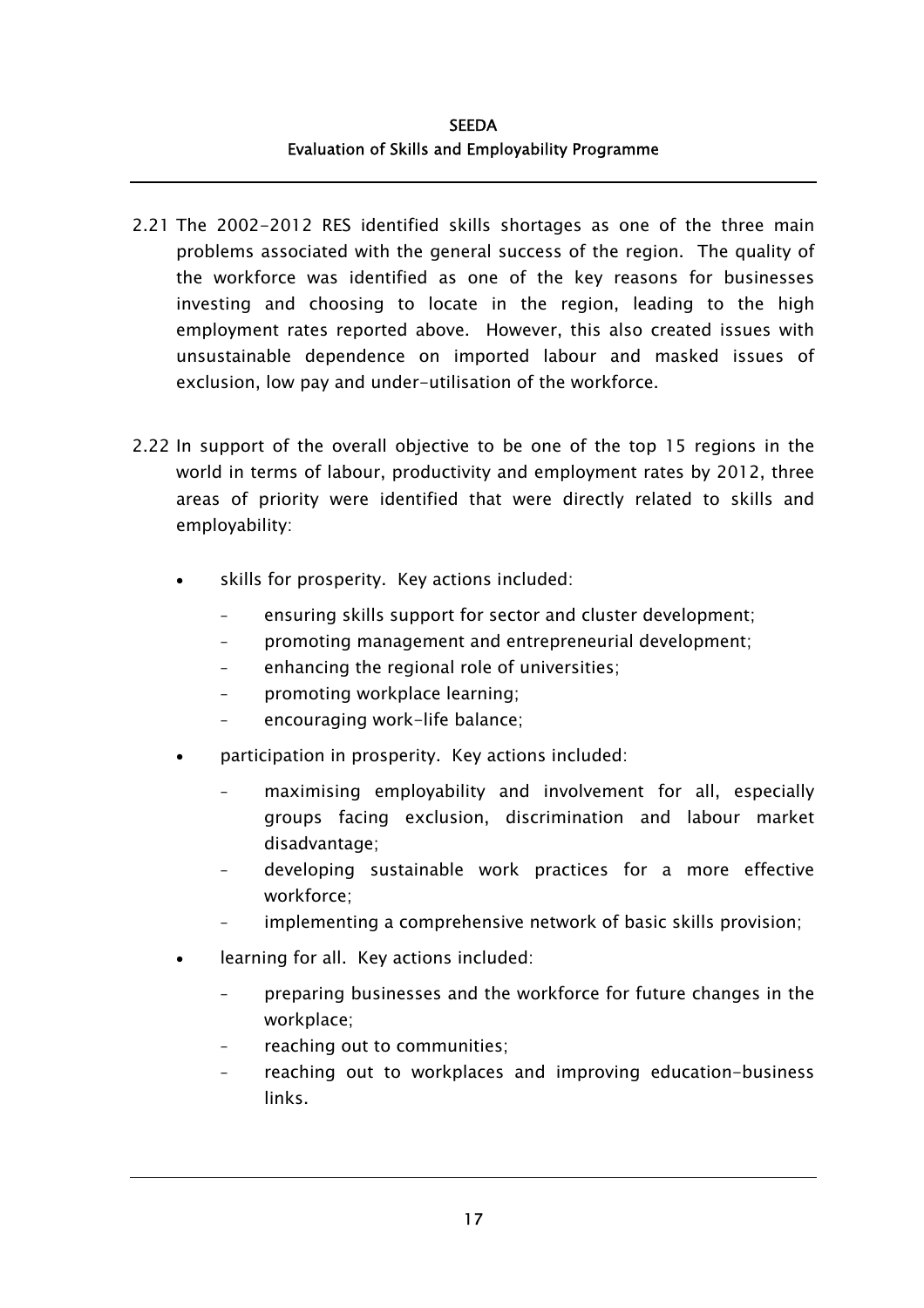2.21 The 2002-2012 RES identified skills shortages as one of the three main problems associated with the general success of the region. The quality of the workforce was identified as one of the key reasons for businesses investing and choosing to locate in the region, leading to the high employment rates reported above. However, this also created issues with unsustainable dependence on imported labour and masked issues of exclusion, low pay and under-utilisation of the workforce.

2.22 In support of the overall objective to be one of the top 15 regions in the world in terms of labour, productivity and employment rates by 2012, three areas of priority were identified that were directly related to skills and employability:

- skills for prosperity. Key actions included:
  - ensuring skills support for sector and cluster development;
  - promoting management and entrepreneurial development;
  - enhancing the regional role of universities;
  - promoting workplace learning;
  - encouraging work-life balance;
- participation in prosperity. Key actions included:
  - maximising employability and involvement for all, especially groups facing exclusion, discrimination and labour market disadvantage;
  - developing sustainable work practices for a more effective workforce;
  - implementing a comprehensive network of basic skills provision;
- learning for all. Key actions included:
  - preparing businesses and the workforce for future changes in the workplace;
  - reaching out to communities;
  - reaching out to workplaces and improving education-business links.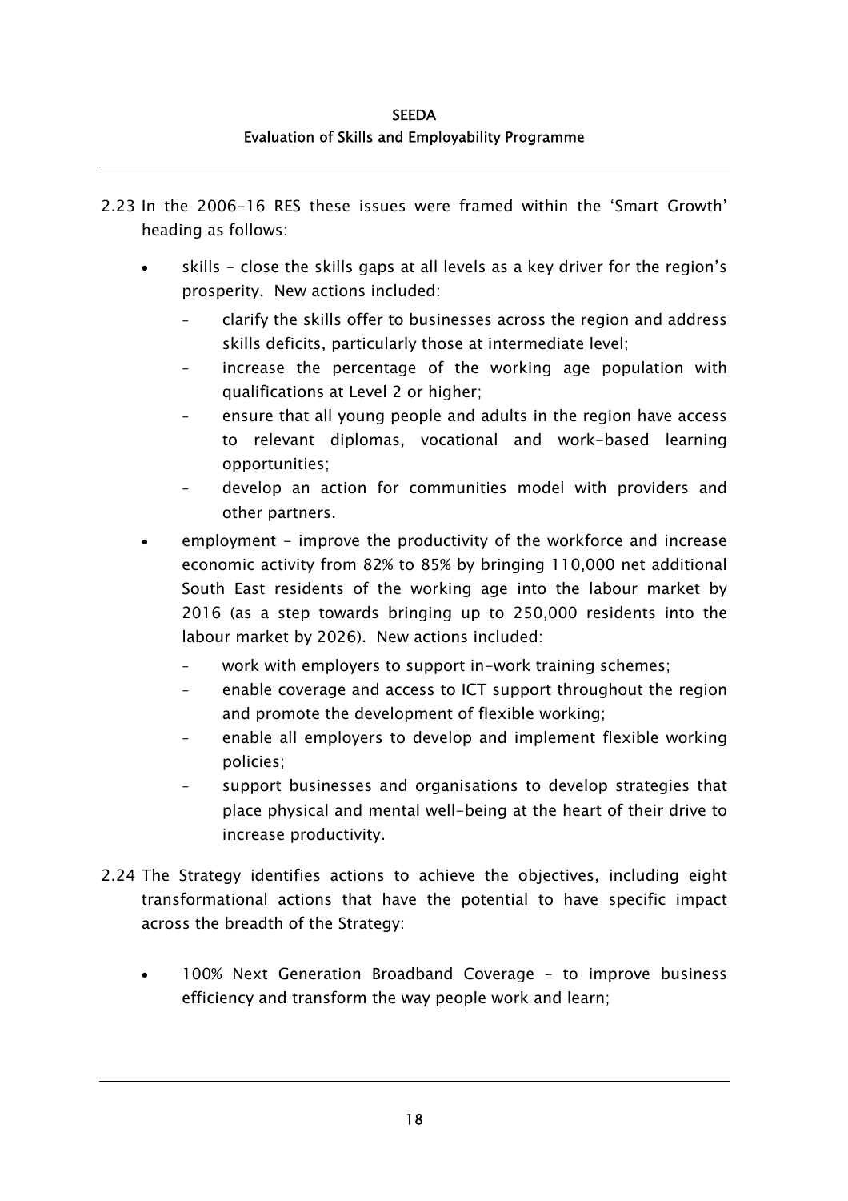2.23 In the 2006-16 RES these issues were framed within the 'Smart Growth' heading as follows:

- skills - close the skills gaps at all levels as a key driver for the region's prosperity. New actions included:
  - clarify the skills offer to businesses across the region and address skills deficits, particularly those at intermediate level;
  - increase the percentage of the working age population with qualifications at Level 2 or higher;
  - ensure that all young people and adults in the region have access to relevant diplomas, vocational and work-based learning opportunities;
  - develop an action for communities model with providers and other partners.
- employment - improve the productivity of the workforce and increase economic activity from 82% to 85% by bringing 110,000 net additional South East residents of the working age into the labour market by 2016 (as a step towards bringing up to 250,000 residents into the labour market by 2026). New actions included:
  - work with employers to support in-work training schemes;
  - enable coverage and access to ICT support throughout the region and promote the development of flexible working;
  - enable all employers to develop and implement flexible working policies;
  - support businesses and organisations to develop strategies that place physical and mental well-being at the heart of their drive to increase productivity.

2.24 The Strategy identifies actions to achieve the objectives, including eight transformational actions that have the potential to have specific impact across the breadth of the Strategy:

- 100% Next Generation Broadband Coverage – to improve business efficiency and transform the way people work and learn;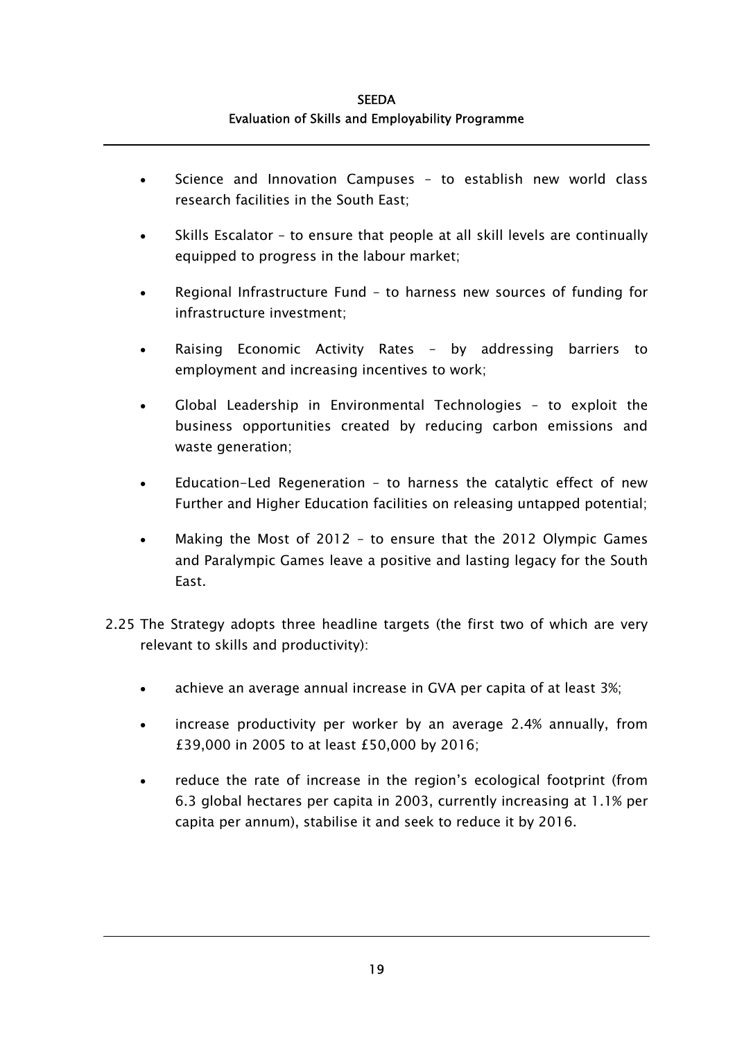- Science and Innovation Campuses – to establish new world class research facilities in the South East;
- Skills Escalator – to ensure that people at all skill levels are continually equipped to progress in the labour market;
- Regional Infrastructure Fund – to harness new sources of funding for infrastructure investment;
- Raising Economic Activity Rates – by addressing barriers to employment and increasing incentives to work;
- Global Leadership in Environmental Technologies – to exploit the business opportunities created by reducing carbon emissions and waste generation;
- Education-Led Regeneration – to harness the catalytic effect of new Further and Higher Education facilities on releasing untapped potential;
- Making the Most of 2012 – to ensure that the 2012 Olympic Games and Paralympic Games leave a positive and lasting legacy for the South East.

2.25 The Strategy adopts three headline targets (the first two of which are very relevant to skills and productivity):

- achieve an average annual increase in GVA per capita of at least 3%;
- increase productivity per worker by an average 2.4% annually, from £39,000 in 2005 to at least £50,000 by 2016;
- reduce the rate of increase in the region's ecological footprint (from 6.3 global hectares per capita in 2003, currently increasing at 1.1% per capita per annum), stabilise it and seek to reduce it by 2016.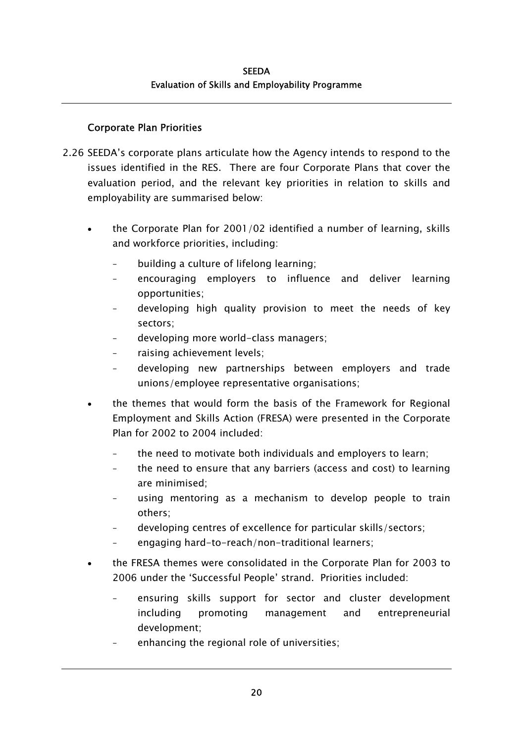### Corporate Plan Priorities

2.26 SEEDA's corporate plans articulate how the Agency intends to respond to the issues identified in the RES. There are four Corporate Plans that cover the evaluation period, and the relevant key priorities in relation to skills and employability are summarised below:

- the Corporate Plan for 2001/02 identified a number of learning, skills and workforce priorities, including:
  - building a culture of lifelong learning;
  - encouraging employers to influence and deliver learning opportunities;
  - developing high quality provision to meet the needs of key sectors;
  - developing more world-class managers;
  - raising achievement levels;
  - developing new partnerships between employers and trade unions/employee representative organisations;
- the themes that would form the basis of the Framework for Regional Employment and Skills Action (FRESA) were presented in the Corporate Plan for 2002 to 2004 included:
  - the need to motivate both individuals and employers to learn;
  - the need to ensure that any barriers (access and cost) to learning are minimised;
  - using mentoring as a mechanism to develop people to train others;
  - developing centres of excellence for particular skills/sectors;
  - engaging hard-to-reach/non-traditional learners;
- the FRESA themes were consolidated in the Corporate Plan for 2003 to 2006 under the 'Successful People' strand. Priorities included:
  - ensuring skills support for sector and cluster development including promoting management and entrepreneurial development;
  - enhancing the regional role of universities;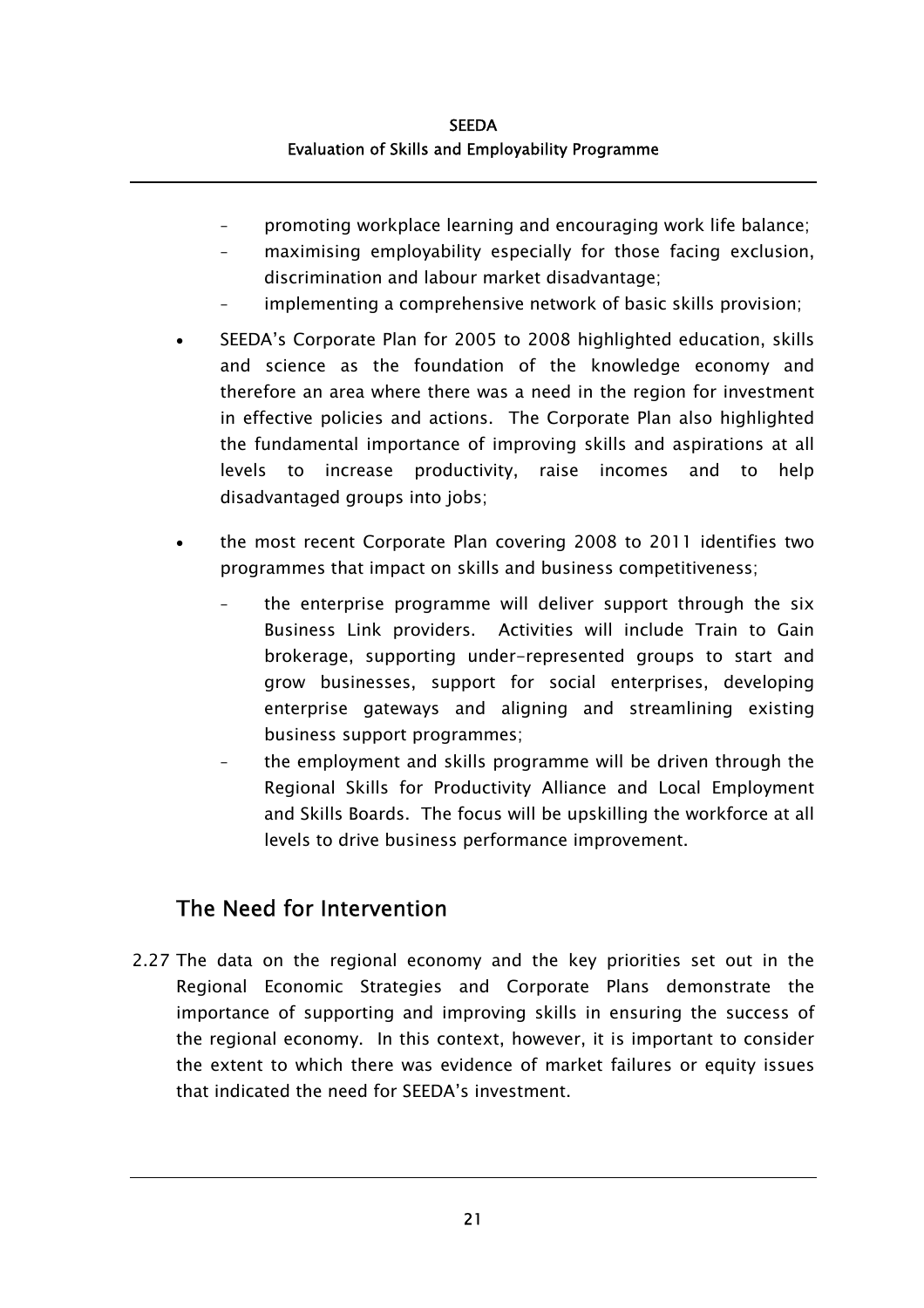- promoting workplace learning and encouraging work life balance;
  - maximising employability especially for those facing exclusion, discrimination and labour market disadvantage;
  - implementing a comprehensive network of basic skills provision;

- SEEDA's Corporate Plan for 2005 to 2008 highlighted education, skills and science as the foundation of the knowledge economy and therefore an area where there was a need in the region for investment in effective policies and actions. The Corporate Plan also highlighted the fundamental importance of improving skills and aspirations at all levels to increase productivity, raise incomes and to help disadvantaged groups into jobs;

- the most recent Corporate Plan covering 2008 to 2011 identifies two programmes that impact on skills and business competitiveness;
  - the enterprise programme will deliver support through the six Business Link providers. Activities will include Train to Gain brokerage, supporting under-represented groups to start and grow businesses, support for social enterprises, developing enterprise gateways and aligning and streamlining existing business support programmes;
  - the employment and skills programme will be driven through the Regional Skills for Productivity Alliance and Local Employment and Skills Boards. The focus will be upskilling the workforce at all levels to drive business performance improvement.

## The Need for Intervention

2.27 The data on the regional economy and the key priorities set out in the Regional Economic Strategies and Corporate Plans demonstrate the importance of supporting and improving skills in ensuring the success of the regional economy. In this context, however, it is important to consider the extent to which there was evidence of market failures or equity issues that indicated the need for SEEDA's investment.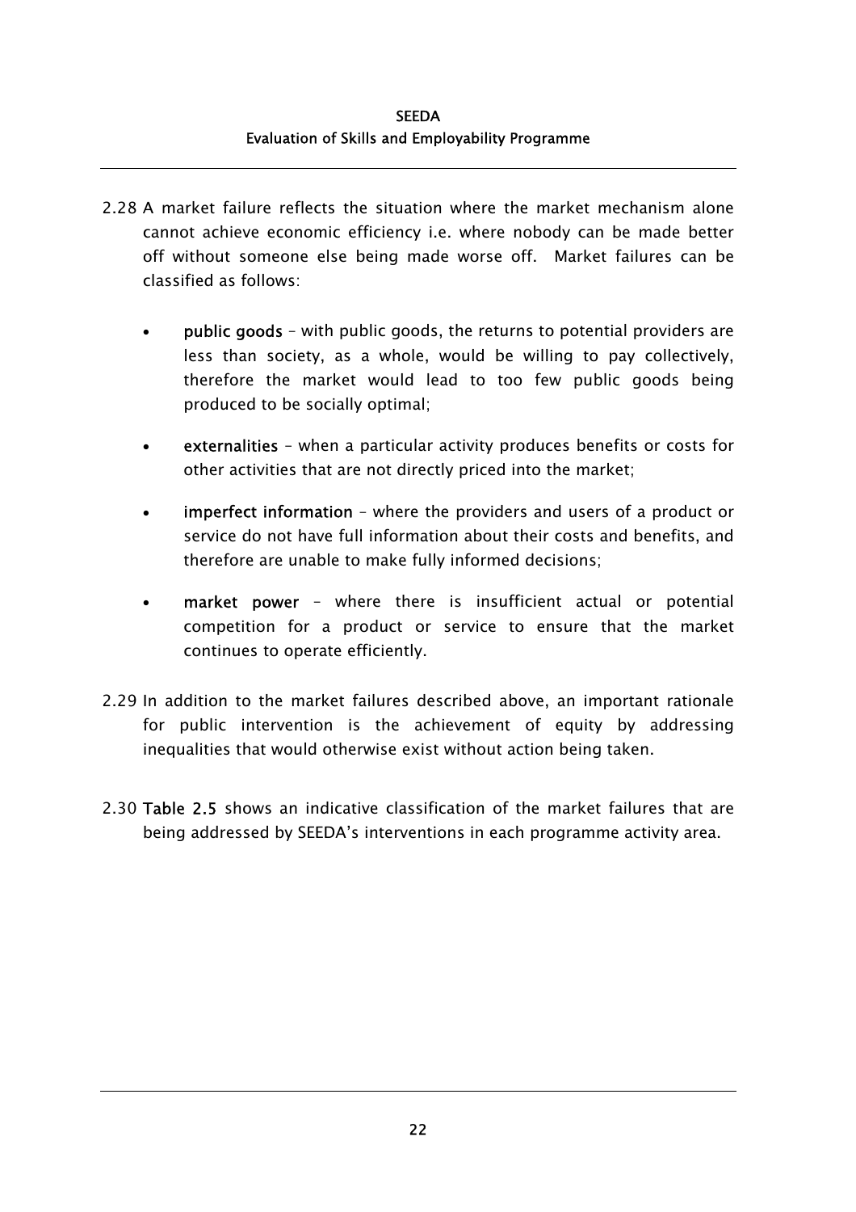2.28 A market failure reflects the situation where the market mechanism alone cannot achieve economic efficiency i.e. where nobody can be made better off without someone else being made worse off. Market failures can be classified as follows:

- **public goods** – with public goods, the returns to potential providers are less than society, as a whole, would be willing to pay collectively, therefore the market would lead to too few public goods being produced to be socially optimal;
- **externalities** – when a particular activity produces benefits or costs for other activities that are not directly priced into the market;
- **imperfect information** – where the providers and users of a product or service do not have full information about their costs and benefits, and therefore are unable to make fully informed decisions;
- **market power** – where there is insufficient actual or potential competition for a product or service to ensure that the market continues to operate efficiently.

2.29 In addition to the market failures described above, an important rationale for public intervention is the achievement of equity by addressing inequalities that would otherwise exist without action being taken.

2.30 **Table 2.5** shows an indicative classification of the market failures that are being addressed by SEEDA's interventions in each programme activity area.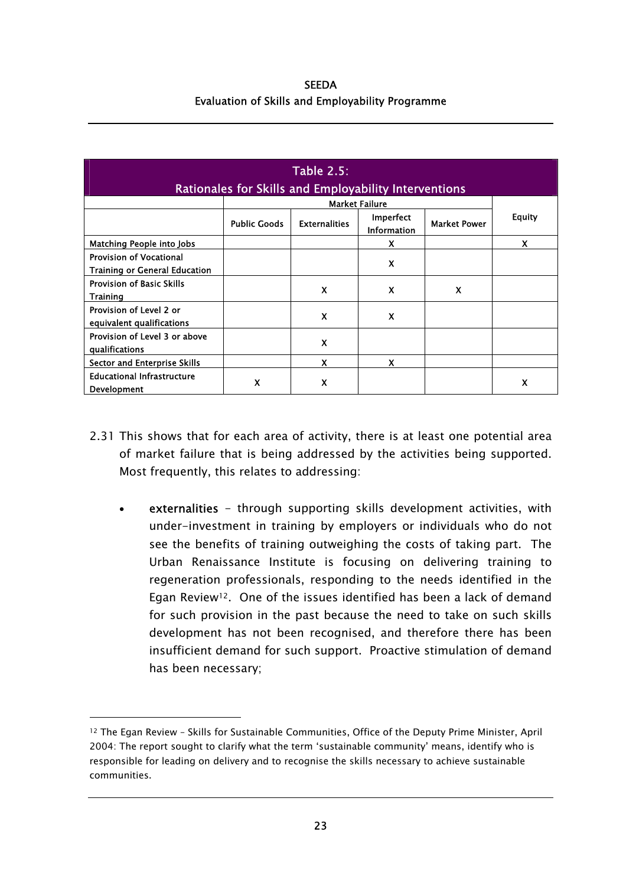**Table 2.5: Rationales for Skills and Employability Interventions**

| | Market Failure | | | | Equity |
|---|---|---|---|---|---|
| | Public Goods | Externalities | Imperfect Information | Market Power | |
| Matching People into Jobs | | | X | | X |
| Provision of Vocational Training or General Education | | | X | | |
| Provision of Basic Skills Training | | X | X | X | |
| Provision of Level 2 or equivalent qualifications | | X | X | | |
| Provision of Level 3 or above qualifications | | X | | | |
| Sector and Enterprise Skills | | X | X | | |
| Educational Infrastructure Development | X | X | | | X |

2.31 This shows that for each area of activity, there is at least one potential area of market failure that is being addressed by the activities being supported. Most frequently, this relates to addressing:

- **externalities** - through supporting skills development activities, with under-investment in training by employers or individuals who do not see the benefits of training outweighing the costs of taking part. The Urban Renaissance Institute is focusing on delivering training to regeneration professionals, responding to the needs identified in the Egan Review[12]. One of the issues identified has been a lack of demand for such provision in the past because the need to take on such skills development has not been recognised, and therefore there has been insufficient demand for such support. Proactive stimulation of demand has been necessary;

[12] The Egan Review – Skills for Sustainable Communities, Office of the Deputy Prime Minister, April 2004: The report sought to clarify what the term 'sustainable community' means, identify who is responsible for leading on delivery and to recognise the skills necessary to achieve sustainable communities.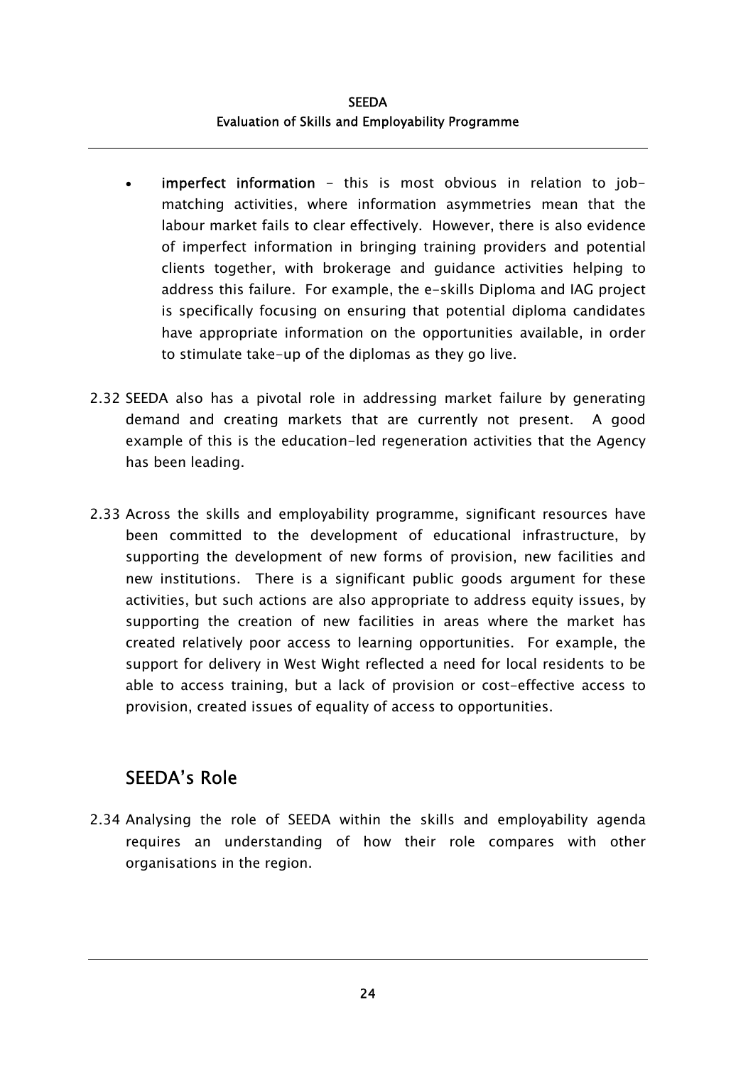- **imperfect information** - this is most obvious in relation to job-matching activities, where information asymmetries mean that the labour market fails to clear effectively. However, there is also evidence of imperfect information in bringing training providers and potential clients together, with brokerage and guidance activities helping to address this failure. For example, the e-skills Diploma and IAG project is specifically focusing on ensuring that potential diploma candidates have appropriate information on the opportunities available, in order to stimulate take-up of the diplomas as they go live.

2.32 SEEDA also has a pivotal role in addressing market failure by generating demand and creating markets that are currently not present. A good example of this is the education-led regeneration activities that the Agency has been leading.

2.33 Across the skills and employability programme, significant resources have been committed to the development of educational infrastructure, by supporting the development of new forms of provision, new facilities and new institutions. There is a significant public goods argument for these activities, but such actions are also appropriate to address equity issues, by supporting the creation of new facilities in areas where the market has created relatively poor access to learning opportunities. For example, the support for delivery in West Wight reflected a need for local residents to be able to access training, but a lack of provision or cost-effective access to provision, created issues of equality of access to opportunities.

## SEEDA's Role

2.34 Analysing the role of SEEDA within the skills and employability agenda requires an understanding of how their role compares with other organisations in the region.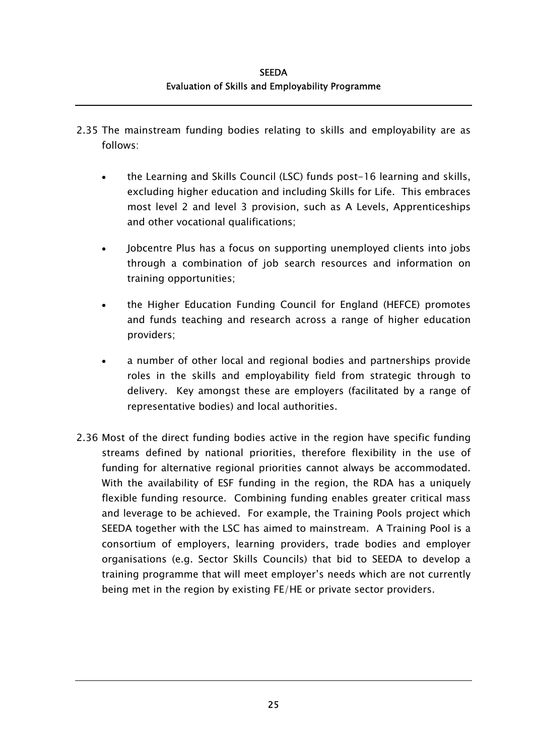2.35 The mainstream funding bodies relating to skills and employability are as follows:

- the Learning and Skills Council (LSC) funds post-16 learning and skills, excluding higher education and including Skills for Life. This embraces most level 2 and level 3 provision, such as A Levels, Apprenticeships and other vocational qualifications;
- Jobcentre Plus has a focus on supporting unemployed clients into jobs through a combination of job search resources and information on training opportunities;
- the Higher Education Funding Council for England (HEFCE) promotes and funds teaching and research across a range of higher education providers;
- a number of other local and regional bodies and partnerships provide roles in the skills and employability field from strategic through to delivery. Key amongst these are employers (facilitated by a range of representative bodies) and local authorities.

2.36 Most of the direct funding bodies active in the region have specific funding streams defined by national priorities, therefore flexibility in the use of funding for alternative regional priorities cannot always be accommodated. With the availability of ESF funding in the region, the RDA has a uniquely flexible funding resource. Combining funding enables greater critical mass and leverage to be achieved. For example, the Training Pools project which SEEDA together with the LSC has aimed to mainstream. A Training Pool is a consortium of employers, learning providers, trade bodies and employer organisations (e.g. Sector Skills Councils) that bid to SEEDA to develop a training programme that will meet employer's needs which are not currently being met in the region by existing FE/HE or private sector providers.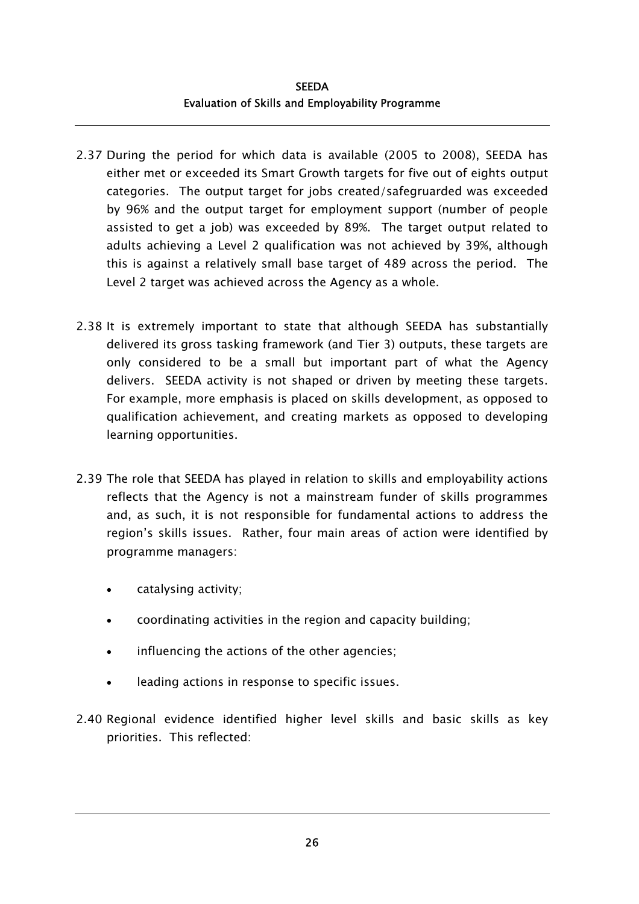2.37 During the period for which data is available (2005 to 2008), SEEDA has either met or exceeded its Smart Growth targets for five out of eights output categories. The output target for jobs created/safegruarded was exceeded by 96% and the output target for employment support (number of people assisted to get a job) was exceeded by 89%. The target output related to adults achieving a Level 2 qualification was not achieved by 39%, although this is against a relatively small base target of 489 across the period. The Level 2 target was achieved across the Agency as a whole.

2.38 It is extremely important to state that although SEEDA has substantially delivered its gross tasking framework (and Tier 3) outputs, these targets are only considered to be a small but important part of what the Agency delivers. SEEDA activity is not shaped or driven by meeting these targets. For example, more emphasis is placed on skills development, as opposed to qualification achievement, and creating markets as opposed to developing learning opportunities.

2.39 The role that SEEDA has played in relation to skills and employability actions reflects that the Agency is not a mainstream funder of skills programmes and, as such, it is not responsible for fundamental actions to address the region's skills issues. Rather, four main areas of action were identified by programme managers:

- catalysing activity;
- coordinating activities in the region and capacity building;
- influencing the actions of the other agencies;
- leading actions in response to specific issues.

2.40 Regional evidence identified higher level skills and basic skills as key priorities. This reflected: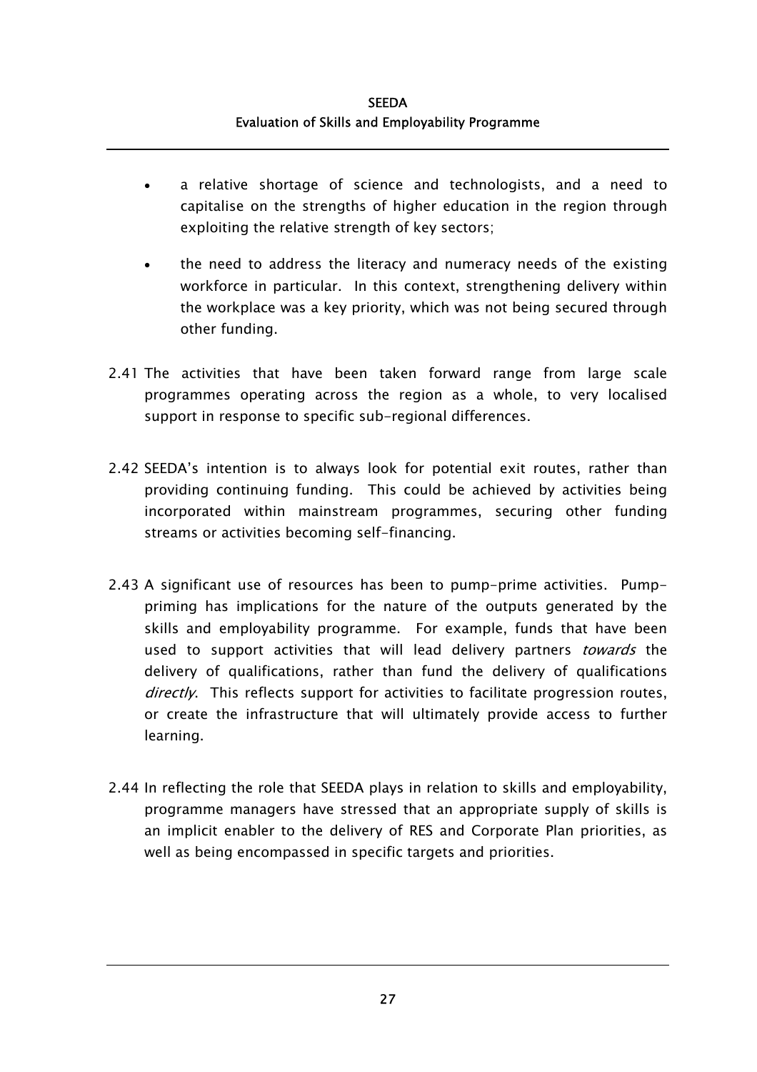- a relative shortage of science and technologists, and a need to capitalise on the strengths of higher education in the region through exploiting the relative strength of key sectors;
- the need to address the literacy and numeracy needs of the existing workforce in particular. In this context, strengthening delivery within the workplace was a key priority, which was not being secured through other funding.

2.41 The activities that have been taken forward range from large scale programmes operating across the region as a whole, to very localised support in response to specific sub-regional differences.

2.42 SEEDA's intention is to always look for potential exit routes, rather than providing continuing funding. This could be achieved by activities being incorporated within mainstream programmes, securing other funding streams or activities becoming self-financing.

2.43 A significant use of resources has been to pump-prime activities. Pump-priming has implications for the nature of the outputs generated by the skills and employability programme. For example, funds that have been used to support activities that will lead delivery partners *towards* the delivery of qualifications, rather than fund the delivery of qualifications *directly*. This reflects support for activities to facilitate progression routes, or create the infrastructure that will ultimately provide access to further learning.

2.44 In reflecting the role that SEEDA plays in relation to skills and employability, programme managers have stressed that an appropriate supply of skills is an implicit enabler to the delivery of RES and Corporate Plan priorities, as well as being encompassed in specific targets and priorities.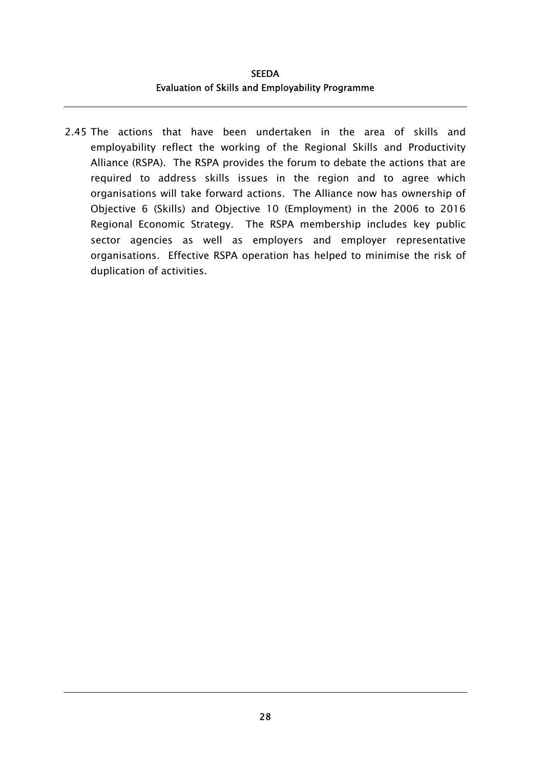2.45 The actions that have been undertaken in the area of skills and employability reflect the working of the Regional Skills and Productivity Alliance (RSPA). The RSPA provides the forum to debate the actions that are required to address skills issues in the region and to agree which organisations will take forward actions. The Alliance now has ownership of Objective 6 (Skills) and Objective 10 (Employment) in the 2006 to 2016 Regional Economic Strategy. The RSPA membership includes key public sector agencies as well as employers and employer representative organisations. Effective RSPA operation has helped to minimise the risk of duplication of activities.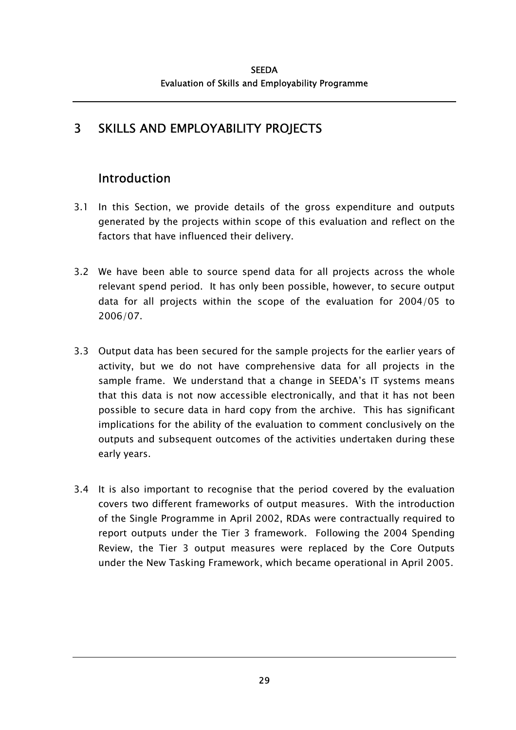# 3 SKILLS AND EMPLOYABILITY PROJECTS

## Introduction

3.1 In this Section, we provide details of the gross expenditure and outputs generated by the projects within scope of this evaluation and reflect on the factors that have influenced their delivery.

3.2 We have been able to source spend data for all projects across the whole relevant spend period. It has only been possible, however, to secure output data for all projects within the scope of the evaluation for 2004/05 to 2006/07.

3.3 Output data has been secured for the sample projects for the earlier years of activity, but we do not have comprehensive data for all projects in the sample frame. We understand that a change in SEEDA's IT systems means that this data is not now accessible electronically, and that it has not been possible to secure data in hard copy from the archive. This has significant implications for the ability of the evaluation to comment conclusively on the outputs and subsequent outcomes of the activities undertaken during these early years.

3.4 It is also important to recognise that the period covered by the evaluation covers two different frameworks of output measures. With the introduction of the Single Programme in April 2002, RDAs were contractually required to report outputs under the Tier 3 framework. Following the 2004 Spending Review, the Tier 3 output measures were replaced by the Core Outputs under the New Tasking Framework, which became operational in April 2005.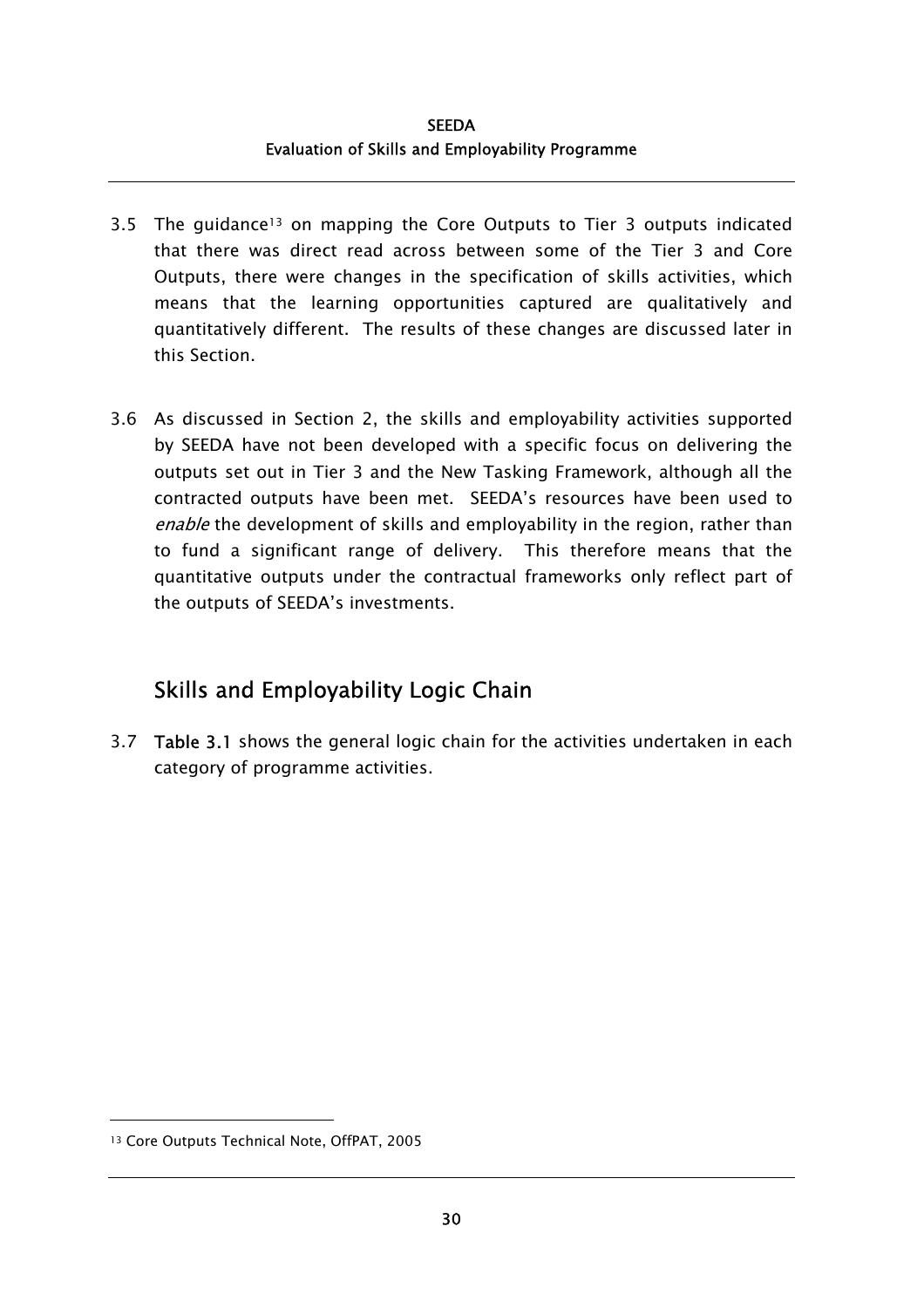3.5 The guidance[13] on mapping the Core Outputs to Tier 3 outputs indicated that there was direct read across between some of the Tier 3 and Core Outputs, there were changes in the specification of skills activities, which means that the learning opportunities captured are qualitatively and quantitatively different. The results of these changes are discussed later in this Section.

3.6 As discussed in Section 2, the skills and employability activities supported by SEEDA have not been developed with a specific focus on delivering the outputs set out in Tier 3 and the New Tasking Framework, although all the contracted outputs have been met. SEEDA's resources have been used to *enable* the development of skills and employability in the region, rather than to fund a significant range of delivery. This therefore means that the quantitative outputs under the contractual frameworks only reflect part of the outputs of SEEDA's investments.

## Skills and Employability Logic Chain

3.7 **Table 3.1** shows the general logic chain for the activities undertaken in each category of programme activities.

[13] Core Outputs Technical Note, OffPAT, 2005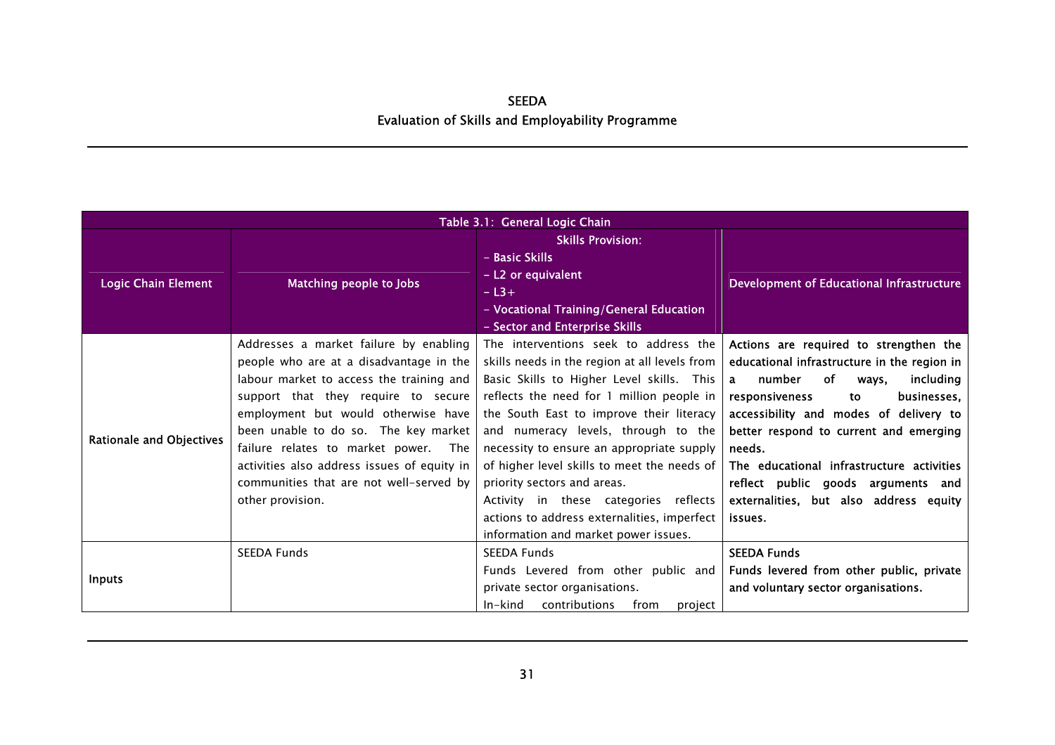| Table 3.1: General Logic Chain | | | |
|---|---|---|---|
| **Logic Chain Element** | **Matching people to Jobs** | **Skills Provision:**<br>**- Basic Skills**<br>**- L2 or equivalent**<br>**- L3+**<br>**- Vocational Training/General Education**<br>**- Sector and Enterprise Skills** | **Development of Educational Infrastructure** |
| **Rationale and Objectives** | Addresses a market failure by enabling people who are at a disadvantage in the labour market to access the training and support that they require to secure employment but would otherwise have been unable to do so. The key market failure relates to market power. The activities also address issues of equity in communities that are not well-served by other provision. | The interventions seek to address the skills needs in the region at all levels from Basic Skills to Higher Level skills. This reflects the need for 1 million people in the South East to improve their literacy and numeracy levels, through to the necessity to ensure an appropriate supply of higher level skills to meet the needs of priority sectors and areas.<br>Activity in these categories reflects actions to address externalities, imperfect information and market power issues. | Actions are required to strengthen the educational infrastructure in the region in a number of ways, including responsiveness to businesses, accessibility and modes of delivery to better respond to current and emerging needs.<br>The educational infrastructure activities reflect public goods arguments and externalities, but also address equity issues. |
| **Inputs** | SEEDA Funds | SEEDA Funds<br>Funds Levered from other public and private sector organisations.<br>In-kind contributions from project | SEEDA Funds<br>Funds levered from other public, private and voluntary sector organisations. |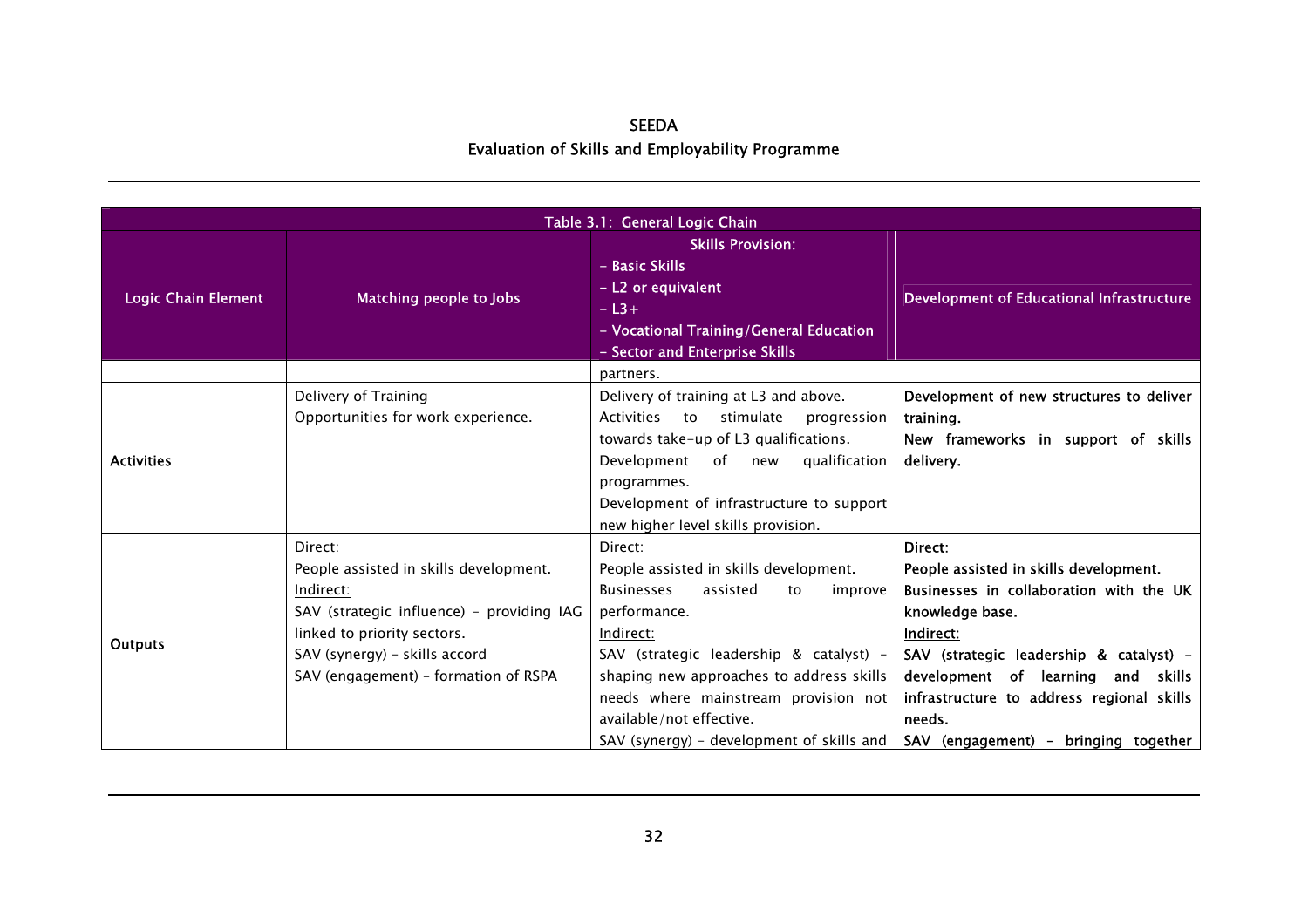| Table 3.1: General Logic Chain | | | |
|---|---|---|---|
| Logic Chain Element | Matching people to Jobs | Skills Provision:<br>- Basic Skills<br>- L2 or equivalent<br>- L3+<br>- Vocational Training/General Education<br>- Sector and Enterprise Skills | Development of Educational Infrastructure |
| | | partners. | |
| Activities | Delivery of Training<br>Opportunities for work experience. | Delivery of training at L3 and above.<br>Activities to stimulate progression towards take-up of L3 qualifications.<br>Development of new qualification programmes.<br>Development of infrastructure to support new higher level skills provision. | **Development of new structures to deliver training.**<br>**New frameworks in support of skills delivery.** |
| Outputs | Direct:<br>People assisted in skills development.<br>Indirect:<br>SAV (strategic influence) – providing IAG linked to priority sectors.<br>SAV (synergy) – skills accord<br>SAV (engagement) – formation of RSPA | Direct:<br>People assisted in skills development.<br>Businesses assisted to improve performance.<br>Indirect:<br>SAV (strategic leadership & catalyst) – shaping new approaches to address skills needs where mainstream provision not available/not effective.<br>SAV (synergy) – development of skills and | **Direct:**<br>**People assisted in skills development.**<br>**Businesses in collaboration with the UK knowledge base.**<br>**Indirect:**<br>**SAV (strategic leadership & catalyst) – development of learning and skills infrastructure to address regional skills needs.**<br>**SAV (engagement) – bringing together** |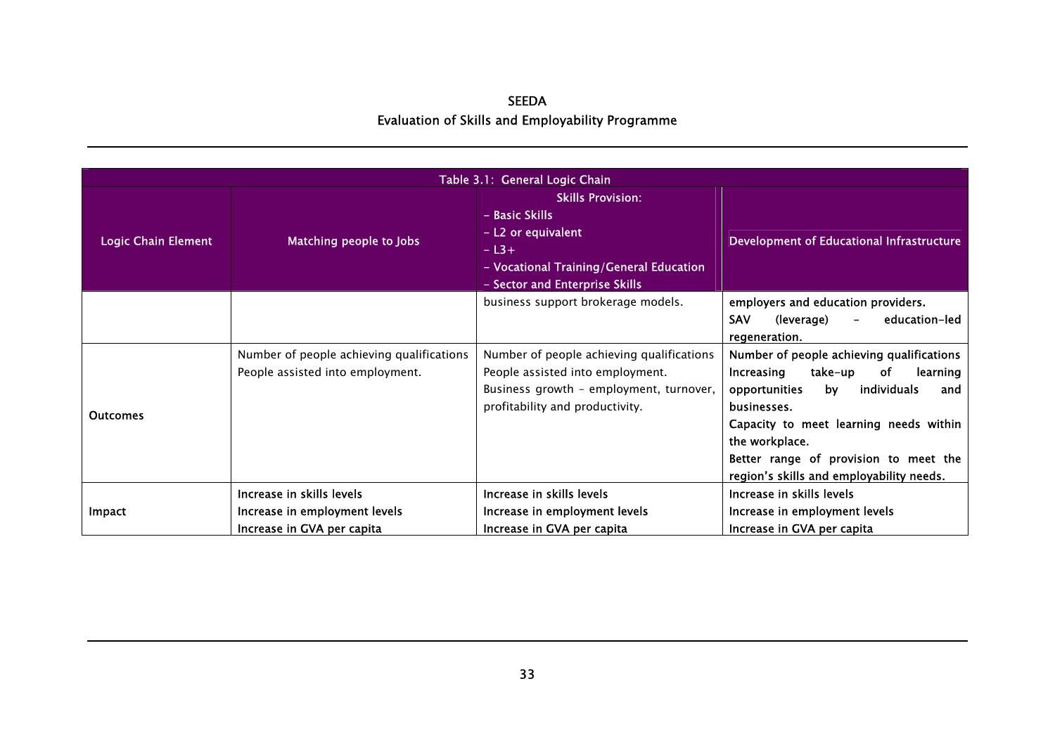| Table 3.1: General Logic Chain | | | |
|---|---|---|---|
| **Logic Chain Element** | **Matching people to Jobs** | **Skills Provision:**<br>- Basic Skills<br>- L2 or equivalent<br>- L3+<br>- Vocational Training/General Education<br>- Sector and Enterprise Skills | **Development of Educational Infrastructure** |
| | | business support brokerage models. | employers and education providers.<br>SAV (leverage) - education-led regeneration. |
| Outcomes | Number of people achieving qualifications<br>People assisted into employment. | Number of people achieving qualifications<br>People assisted into employment.<br>Business growth - employment, turnover, profitability and productivity. | Number of people achieving qualifications<br>Increasing take-up of learning opportunities by individuals and businesses.<br>Capacity to meet learning needs within the workplace.<br>Better range of provision to meet the region's skills and employability needs. |
| Impact | Increase in skills levels<br>Increase in employment levels<br>Increase in GVA per capita | Increase in skills levels<br>Increase in employment levels<br>Increase in GVA per capita | Increase in skills levels<br>Increase in employment levels<br>Increase in GVA per capita |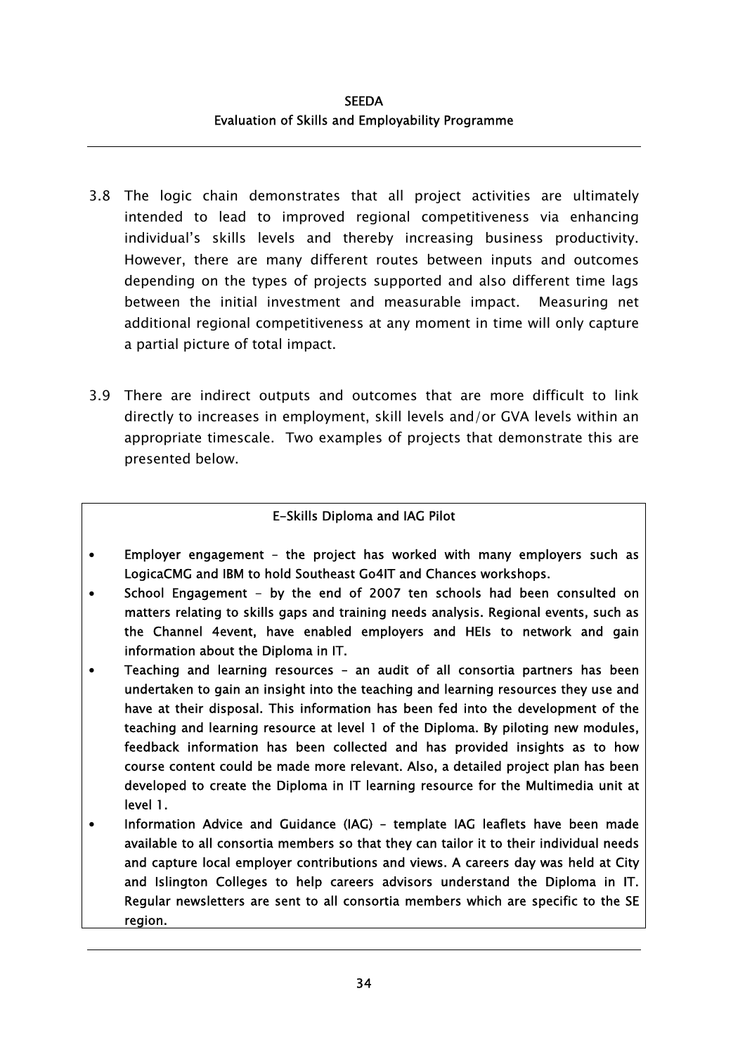3.8 The logic chain demonstrates that all project activities are ultimately intended to lead to improved regional competitiveness via enhancing individual's skills levels and thereby increasing business productivity. However, there are many different routes between inputs and outcomes depending on the types of projects supported and also different time lags between the initial investment and measurable impact. Measuring net additional regional competitiveness at any moment in time will only capture a partial picture of total impact.

3.9 There are indirect outputs and outcomes that are more difficult to link directly to increases in employment, skill levels and/or GVA levels within an appropriate timescale. Two examples of projects that demonstrate this are presented below.

**E-Skills Diploma and IAG Pilot**

- **Employer engagement – the project has worked with many employers such as LogicaCMG and IBM to hold Southeast Go4IT and Chances workshops.**
- **School Engagement – by the end of 2007 ten schools had been consulted on matters relating to skills gaps and training needs analysis. Regional events, such as the Channel 4event, have enabled employers and HEIs to network and gain information about the Diploma in IT.**
- **Teaching and learning resources – an audit of all consortia partners has been undertaken to gain an insight into the teaching and learning resources they use and have at their disposal. This information has been fed into the development of the teaching and learning resource at level 1 of the Diploma. By piloting new modules, feedback information has been collected and has provided insights as to how course content could be made more relevant. Also, a detailed project plan has been developed to create the Diploma in IT learning resource for the Multimedia unit at level 1.**
- **Information Advice and Guidance (IAG) – template IAG leaflets have been made available to all consortia members so that they can tailor it to their individual needs and capture local employer contributions and views. A careers day was held at City and Islington Colleges to help careers advisors understand the Diploma in IT. Regular newsletters are sent to all consortia members which are specific to the SE region.**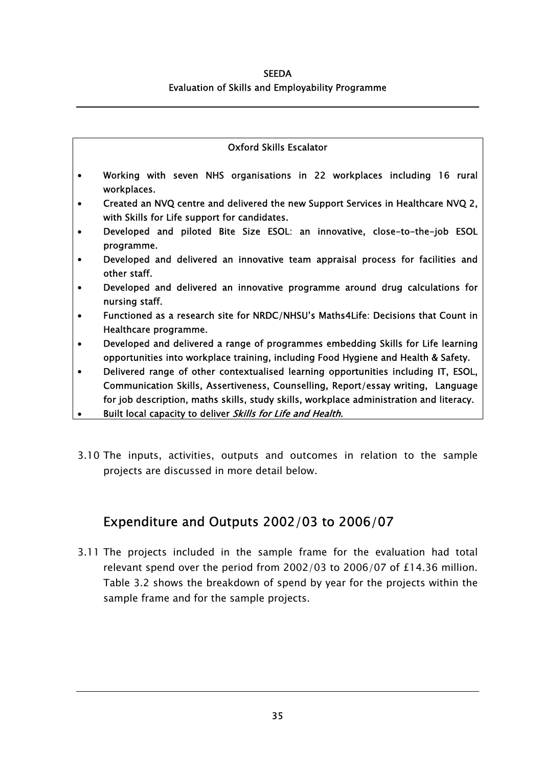**Oxford Skills Escalator**

- Working with seven NHS organisations in 22 workplaces including 16 rural workplaces.
- Created an NVQ centre and delivered the new Support Services in Healthcare NVQ 2, with Skills for Life support for candidates.
- Developed and piloted Bite Size ESOL: an innovative, close-to-the-job ESOL programme.
- Developed and delivered an innovative team appraisal process for facilities and other staff.
- Developed and delivered an innovative programme around drug calculations for nursing staff.
- Functioned as a research site for NRDC/NHSU's Maths4Life: Decisions that Count in Healthcare programme.
- Developed and delivered a range of programmes embedding Skills for Life learning opportunities into workplace training, including Food Hygiene and Health & Safety.
- Delivered range of other contextualised learning opportunities including IT, ESOL, Communication Skills, Assertiveness, Counselling, Report/essay writing, Language for job description, maths skills, study skills, workplace administration and literacy.
- Built local capacity to deliver *Skills for Life and Health*.

3.10 The inputs, activities, outputs and outcomes in relation to the sample projects are discussed in more detail below.

## Expenditure and Outputs 2002/03 to 2006/07

3.11 The projects included in the sample frame for the evaluation had total relevant spend over the period from 2002/03 to 2006/07 of £14.36 million. Table 3.2 shows the breakdown of spend by year for the projects within the sample frame and for the sample projects.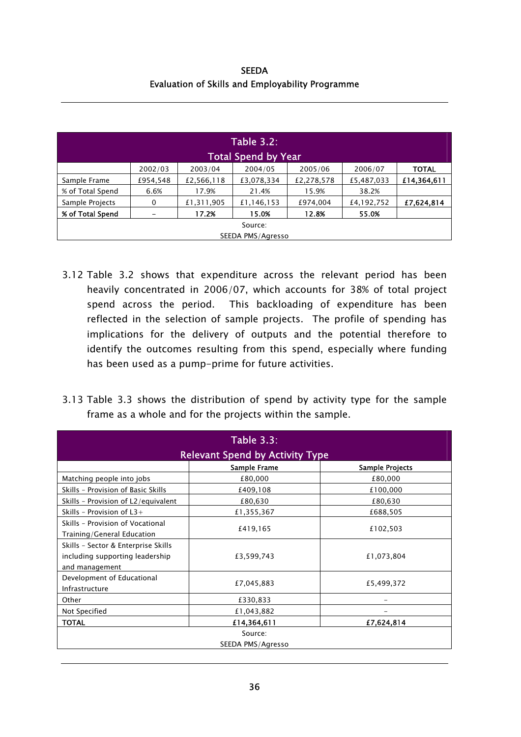| Table 3.2: Total Spend by Year | | | | | | |
|---|---|---|---|---|---|---|
| | 2002/03 | 2003/04 | 2004/05 | 2005/06 | 2006/07 | **TOTAL** |
| Sample Frame | £954,548 | £2,566,118 | £3,078,334 | £2,278,578 | £5,487,033 | **£14,364,611** |
| % of Total Spend | 6.6% | 17.9% | 21.4% | 15.9% | 38.2% | |
| Sample Projects | 0 | £1,311,905 | £1,146,153 | £974,004 | £4,192,752 | **£7,624,814** |
| **% of Total Spend** | - | **17.2%** | **15.0%** | **12.8%** | **55.0%** | |
| Source: SEEDA PMS/Agresso | | | | | | |

3.12 Table 3.2 shows that expenditure across the relevant period has been heavily concentrated in 2006/07, which accounts for 38% of total project spend across the period. This backloading of expenditure has been reflected in the selection of sample projects. The profile of spending has implications for the delivery of outputs and the potential therefore to identify the outcomes resulting from this spend, especially where funding has been used as a pump-prime for future activities.

3.13 Table 3.3 shows the distribution of spend by activity type for the sample frame as a whole and for the projects within the sample.

| Table 3.3: Relevant Spend by Activity Type | | |
|---|---|---|
| | **Sample Frame** | **Sample Projects** |
| Matching people into jobs | £80,000 | £80,000 |
| Skills - Provision of Basic Skills | £409,108 | £100,000 |
| Skills - Provision of L2/equivalent | £80,630 | £80,630 |
| Skills - Provision of L3+ | £1,355,367 | £688,505 |
| Skills - Provision of Vocational Training/General Education | £419,165 | £102,503 |
| Skills - Sector & Enterprise Skills including supporting leadership and management | £3,599,743 | £1,073,804 |
| Development of Educational Infrastructure | £7,045,883 | £5,499,372 |
| Other | £330,833 | - |
| Not Specified | £1,043,882 | - |
| **TOTAL** | **£14,364,611** | **£7,624,814** |
| Source: SEEDA PMS/Agresso | | |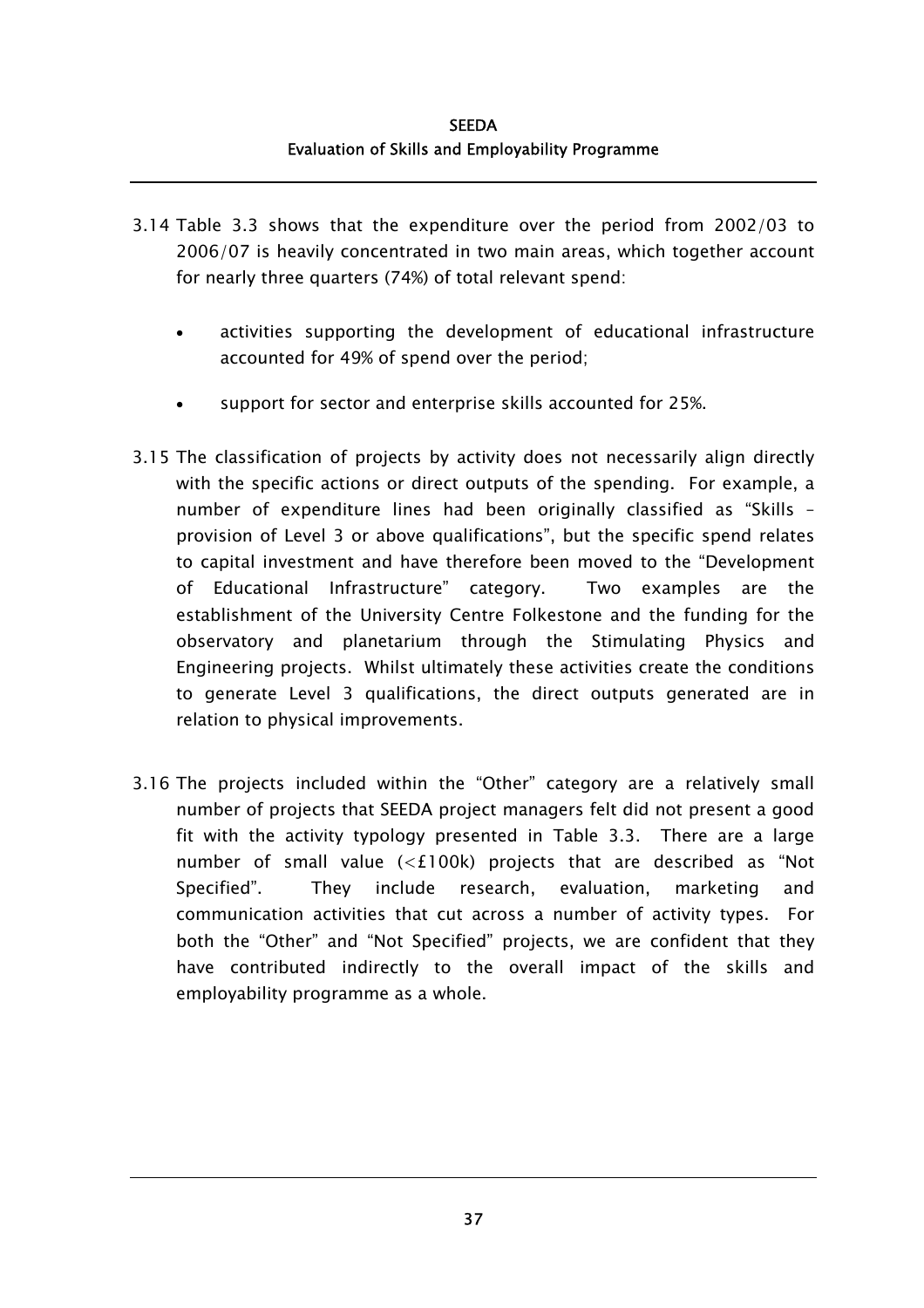3.14 Table 3.3 shows that the expenditure over the period from 2002/03 to 2006/07 is heavily concentrated in two main areas, which together account for nearly three quarters (74%) of total relevant spend:

- activities supporting the development of educational infrastructure accounted for 49% of spend over the period;
- support for sector and enterprise skills accounted for 25%.

3.15 The classification of projects by activity does not necessarily align directly with the specific actions or direct outputs of the spending. For example, a number of expenditure lines had been originally classified as "Skills – provision of Level 3 or above qualifications", but the specific spend relates to capital investment and have therefore been moved to the "Development of Educational Infrastructure" category. Two examples are the establishment of the University Centre Folkestone and the funding for the observatory and planetarium through the Stimulating Physics and Engineering projects. Whilst ultimately these activities create the conditions to generate Level 3 qualifications, the direct outputs generated are in relation to physical improvements.

3.16 The projects included within the "Other" category are a relatively small number of projects that SEEDA project managers felt did not present a good fit with the activity typology presented in Table 3.3. There are a large number of small value (<£100k) projects that are described as "Not Specified". They include research, evaluation, marketing and communication activities that cut across a number of activity types. For both the "Other" and "Not Specified" projects, we are confident that they have contributed indirectly to the overall impact of the skills and employability programme as a whole.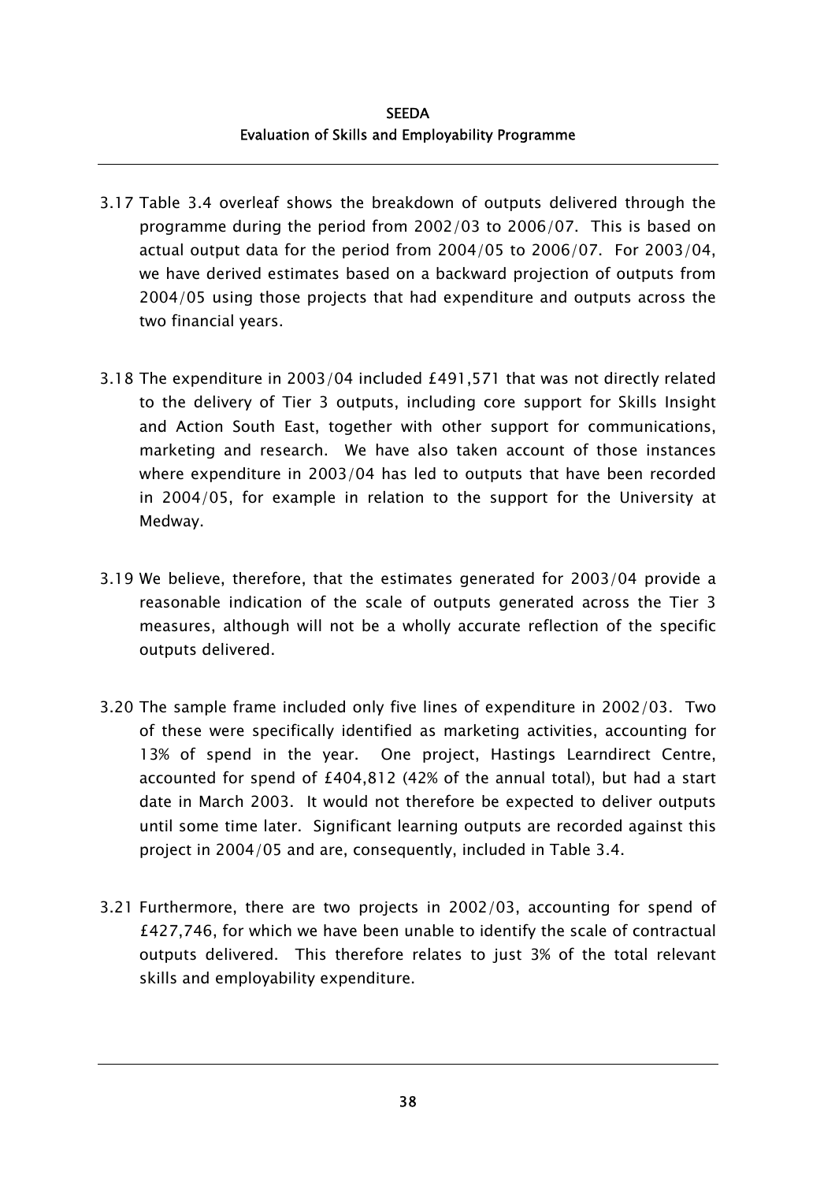3.17 Table 3.4 overleaf shows the breakdown of outputs delivered through the programme during the period from 2002/03 to 2006/07. This is based on actual output data for the period from 2004/05 to 2006/07. For 2003/04, we have derived estimates based on a backward projection of outputs from 2004/05 using those projects that had expenditure and outputs across the two financial years.

3.18 The expenditure in 2003/04 included £491,571 that was not directly related to the delivery of Tier 3 outputs, including core support for Skills Insight and Action South East, together with other support for communications, marketing and research. We have also taken account of those instances where expenditure in 2003/04 has led to outputs that have been recorded in 2004/05, for example in relation to the support for the University at Medway.

3.19 We believe, therefore, that the estimates generated for 2003/04 provide a reasonable indication of the scale of outputs generated across the Tier 3 measures, although will not be a wholly accurate reflection of the specific outputs delivered.

3.20 The sample frame included only five lines of expenditure in 2002/03. Two of these were specifically identified as marketing activities, accounting for 13% of spend in the year. One project, Hastings Learndirect Centre, accounted for spend of £404,812 (42% of the annual total), but had a start date in March 2003. It would not therefore be expected to deliver outputs until some time later. Significant learning outputs are recorded against this project in 2004/05 and are, consequently, included in Table 3.4.

3.21 Furthermore, there are two projects in 2002/03, accounting for spend of £427,746, for which we have been unable to identify the scale of contractual outputs delivered. This therefore relates to just 3% of the total relevant skills and employability expenditure.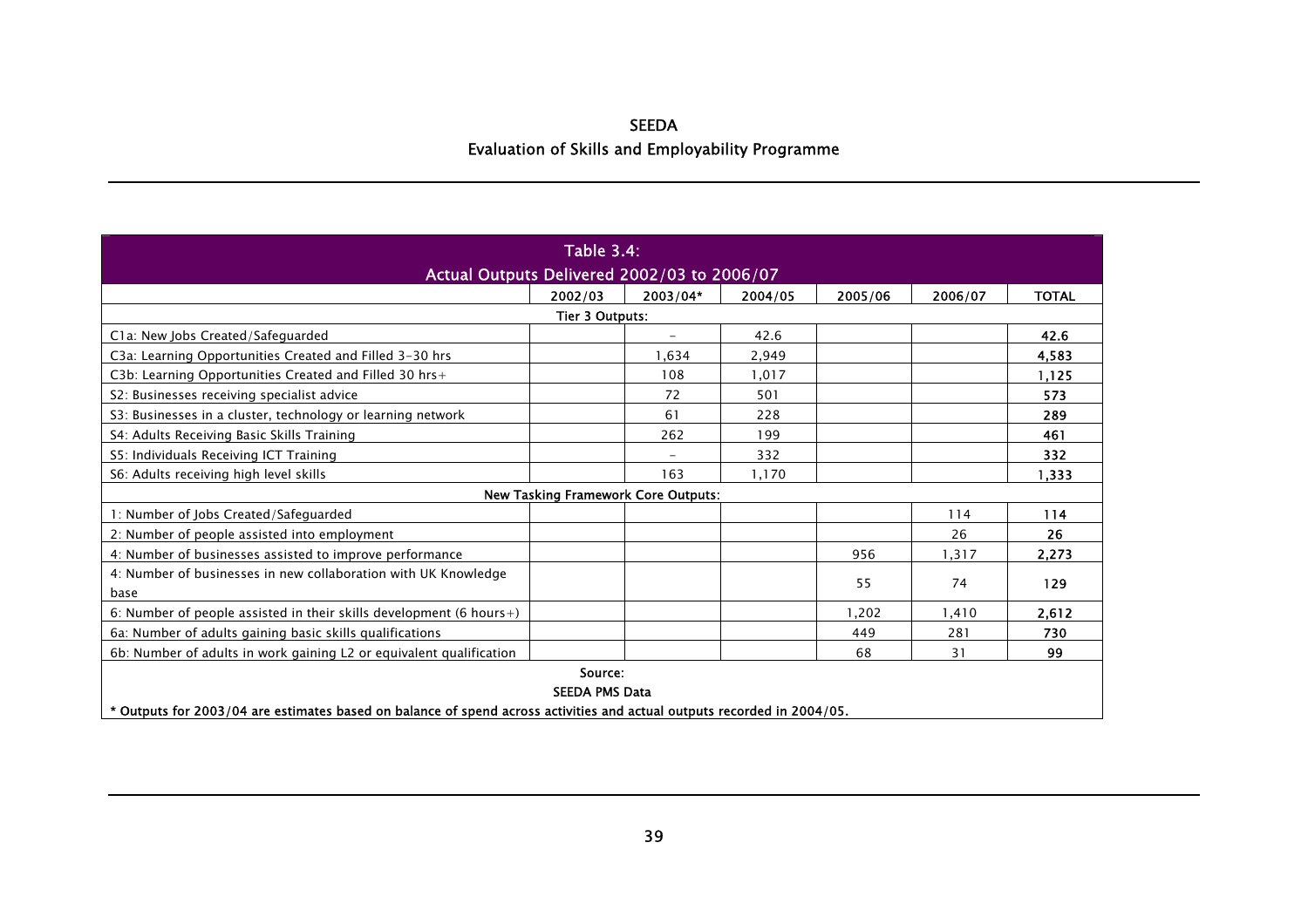| Table 3.4: Actual Outputs Delivered 2002/03 to 2006/07 | | | | | | |
|---|---|---|---|---|---|---|
| | 2002/03 | 2003/04* | 2004/05 | 2005/06 | 2006/07 | TOTAL |
| **Tier 3 Outputs:** | | | | | | |
| C1a: New Jobs Created/Safeguarded | | - | 42.6 | | | **42.6** |
| C3a: Learning Opportunities Created and Filled 3-30 hrs | | 1,634 | 2,949 | | | **4,583** |
| C3b: Learning Opportunities Created and Filled 30 hrs+ | | 108 | 1,017 | | | **1,125** |
| S2: Businesses receiving specialist advice | | 72 | 501 | | | **573** |
| S3: Businesses in a cluster, technology or learning network | | 61 | 228 | | | **289** |
| S4: Adults Receiving Basic Skills Training | | 262 | 199 | | | **461** |
| S5: Individuals Receiving ICT Training | | - | 332 | | | **332** |
| S6: Adults receiving high level skills | | 163 | 1,170 | | | **1,333** |
| **New Tasking Framework Core Outputs:** | | | | | | |
| 1: Number of Jobs Created/Safeguarded | | | | | 114 | **114** |
| 2: Number of people assisted into employment | | | | | 26 | **26** |
| 4: Number of businesses assisted to improve performance | | | | 956 | 1,317 | **2,273** |
| 4: Number of businesses in new collaboration with UK Knowledge base | | | | 55 | 74 | **129** |
| 6: Number of people assisted in their skills development (6 hours+) | | | | 1,202 | 1,410 | **2,612** |
| 6a: Number of adults gaining basic skills qualifications | | | | 449 | 281 | **730** |
| 6b: Number of adults in work gaining L2 or equivalent qualification | | | | 68 | 31 | **99** |

Source:
SEEDA PMS Data

* Outputs for 2003/04 are estimates based on balance of spend across activities and actual outputs recorded in 2004/05.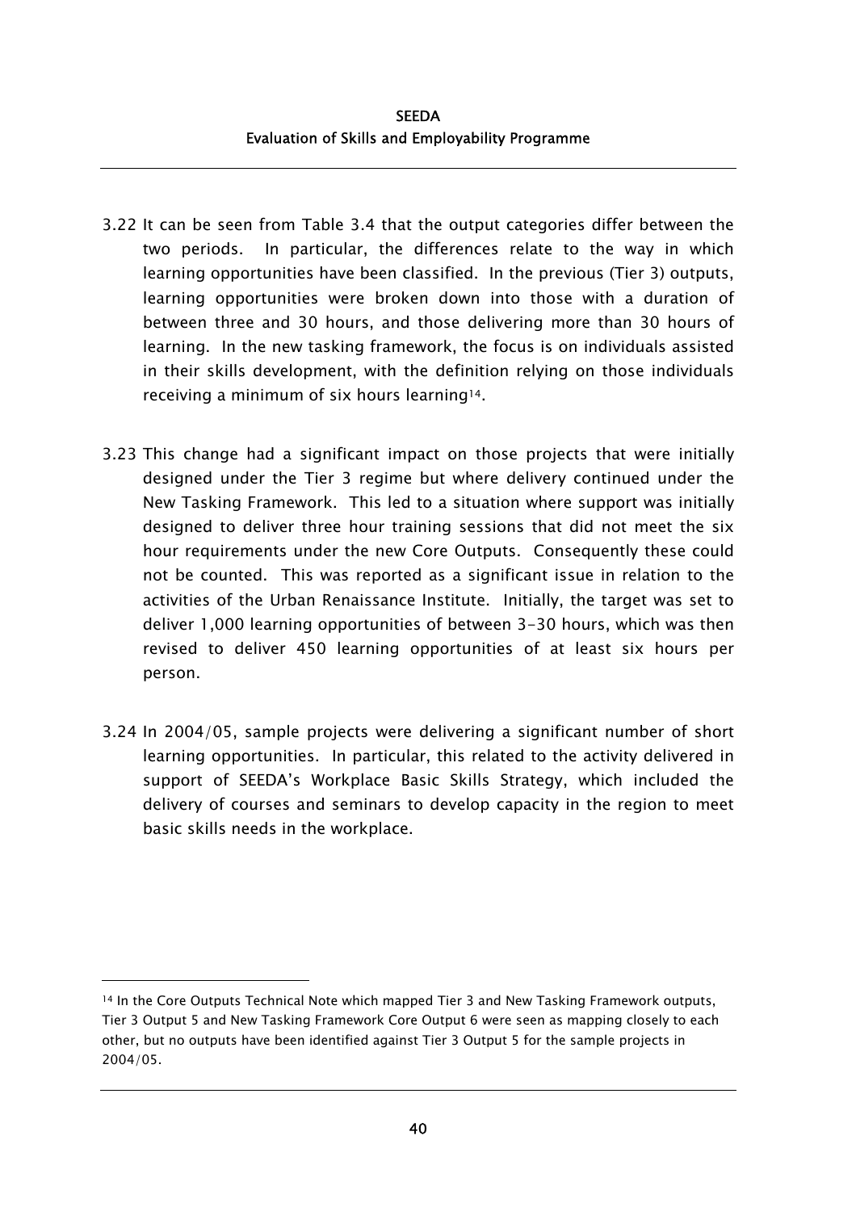3.22 It can be seen from Table 3.4 that the output categories differ between the two periods. In particular, the differences relate to the way in which learning opportunities have been classified. In the previous (Tier 3) outputs, learning opportunities were broken down into those with a duration of between three and 30 hours, and those delivering more than 30 hours of learning. In the new tasking framework, the focus is on individuals assisted in their skills development, with the definition relying on those individuals receiving a minimum of six hours learning[14].

3.23 This change had a significant impact on those projects that were initially designed under the Tier 3 regime but where delivery continued under the New Tasking Framework. This led to a situation where support was initially designed to deliver three hour training sessions that did not meet the six hour requirements under the new Core Outputs. Consequently these could not be counted. This was reported as a significant issue in relation to the activities of the Urban Renaissance Institute. Initially, the target was set to deliver 1,000 learning opportunities of between 3-30 hours, which was then revised to deliver 450 learning opportunities of at least six hours per person.

3.24 In 2004/05, sample projects were delivering a significant number of short learning opportunities. In particular, this related to the activity delivered in support of SEEDA's Workplace Basic Skills Strategy, which included the delivery of courses and seminars to develop capacity in the region to meet basic skills needs in the workplace.

---

[14] In the Core Outputs Technical Note which mapped Tier 3 and New Tasking Framework outputs, Tier 3 Output 5 and New Tasking Framework Core Output 6 were seen as mapping closely to each other, but no outputs have been identified against Tier 3 Output 5 for the sample projects in 2004/05.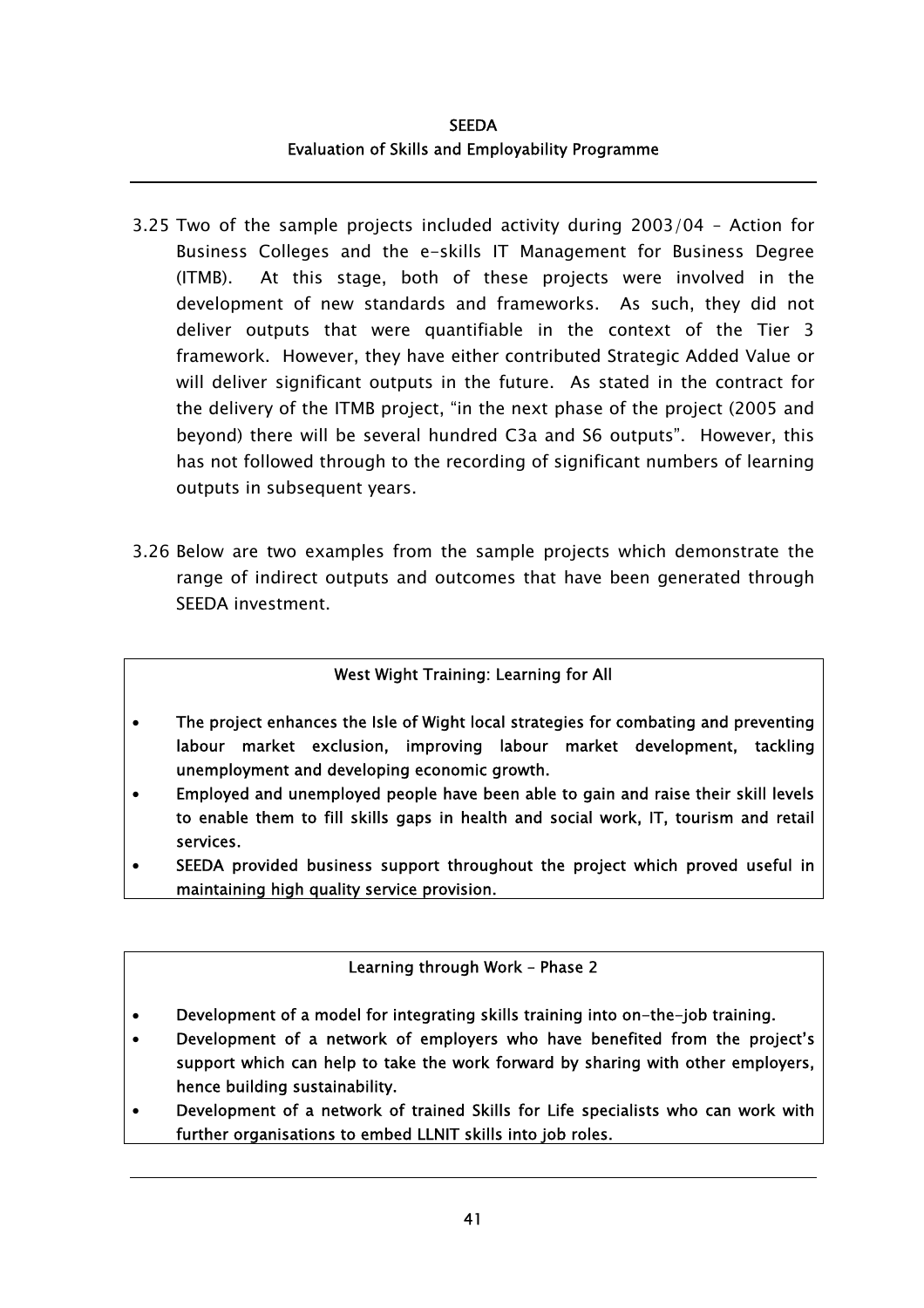3.25 Two of the sample projects included activity during 2003/04 – Action for Business Colleges and the e-skills IT Management for Business Degree (ITMB). At this stage, both of these projects were involved in the development of new standards and frameworks. As such, they did not deliver outputs that were quantifiable in the context of the Tier 3 framework. However, they have either contributed Strategic Added Value or will deliver significant outputs in the future. As stated in the contract for the delivery of the ITMB project, "in the next phase of the project (2005 and beyond) there will be several hundred C3a and S6 outputs". However, this has not followed through to the recording of significant numbers of learning outputs in subsequent years.

3.26 Below are two examples from the sample projects which demonstrate the range of indirect outputs and outcomes that have been generated through SEEDA investment.

**West Wight Training: Learning for All**

- **The project enhances the Isle of Wight local strategies for combating and preventing labour market exclusion, improving labour market development, tackling unemployment and developing economic growth.**
- **Employed and unemployed people have been able to gain and raise their skill levels to enable them to fill skills gaps in health and social work, IT, tourism and retail services.**
- **SEEDA provided business support throughout the project which proved useful in maintaining high quality service provision.**

**Learning through Work - Phase 2**

- **Development of a model for integrating skills training into on-the-job training.**
- **Development of a network of employers who have benefited from the project's support which can help to take the work forward by sharing with other employers, hence building sustainability.**
- **Development of a network of trained Skills for Life specialists who can work with further organisations to embed LLNIT skills into job roles.**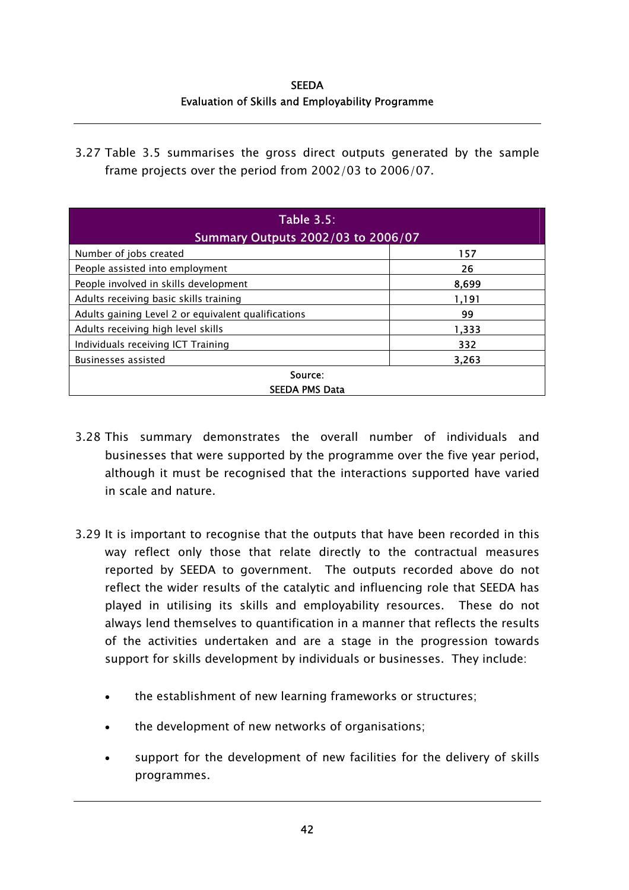3.27 Table 3.5 summarises the gross direct outputs generated by the sample frame projects over the period from 2002/03 to 2006/07.

| Table 3.5: Summary Outputs 2002/03 to 2006/07 | |
|---|---|
| Number of jobs created | 157 |
| People assisted into employment | 26 |
| People involved in skills development | 8,699 |
| Adults receiving basic skills training | 1,191 |
| Adults gaining Level 2 or equivalent qualifications | 99 |
| Adults receiving high level skills | 1,333 |
| Individuals receiving ICT Training | 332 |
| Businesses assisted | 3,263 |
| Source: SEEDA PMS Data | |

3.28 This summary demonstrates the overall number of individuals and businesses that were supported by the programme over the five year period, although it must be recognised that the interactions supported have varied in scale and nature.

3.29 It is important to recognise that the outputs that have been recorded in this way reflect only those that relate directly to the contractual measures reported by SEEDA to government. The outputs recorded above do not reflect the wider results of the catalytic and influencing role that SEEDA has played in utilising its skills and employability resources. These do not always lend themselves to quantification in a manner that reflects the results of the activities undertaken and are a stage in the progression towards support for skills development by individuals or businesses. They include:

- the establishment of new learning frameworks or structures;
- the development of new networks of organisations;
- support for the development of new facilities for the delivery of skills programmes.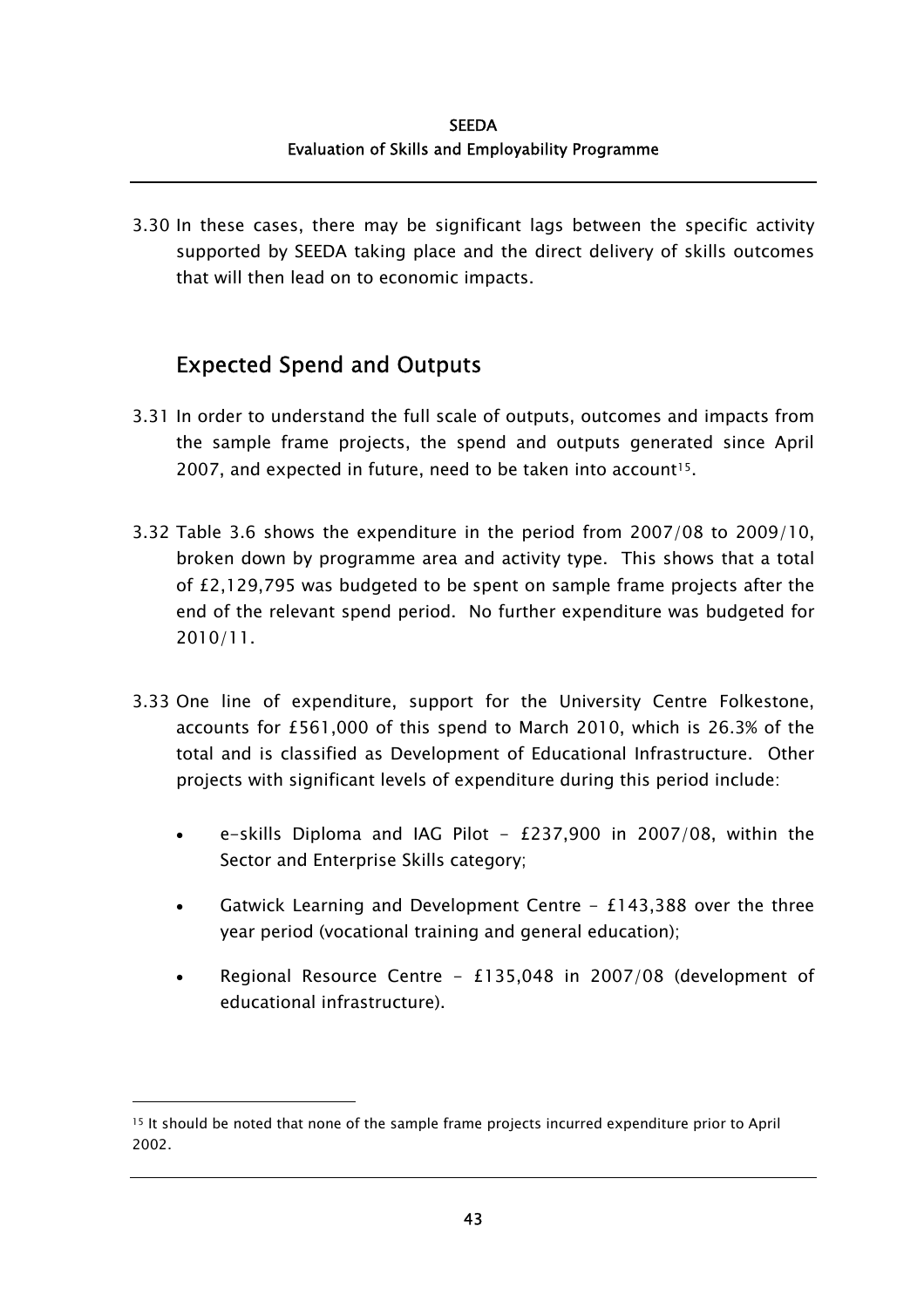3.30 In these cases, there may be significant lags between the specific activity supported by SEEDA taking place and the direct delivery of skills outcomes that will then lead on to economic impacts.

## Expected Spend and Outputs

3.31 In order to understand the full scale of outputs, outcomes and impacts from the sample frame projects, the spend and outputs generated since April 2007, and expected in future, need to be taken into account[15].

3.32 Table 3.6 shows the expenditure in the period from 2007/08 to 2009/10, broken down by programme area and activity type. This shows that a total of £2,129,795 was budgeted to be spent on sample frame projects after the end of the relevant spend period. No further expenditure was budgeted for 2010/11.

3.33 One line of expenditure, support for the University Centre Folkestone, accounts for £561,000 of this spend to March 2010, which is 26.3% of the total and is classified as Development of Educational Infrastructure. Other projects with significant levels of expenditure during this period include:

- e-skills Diploma and IAG Pilot – £237,900 in 2007/08, within the Sector and Enterprise Skills category;
- Gatwick Learning and Development Centre – £143,388 over the three year period (vocational training and general education);
- Regional Resource Centre – £135,048 in 2007/08 (development of educational infrastructure).

[15] It should be noted that none of the sample frame projects incurred expenditure prior to April 2002.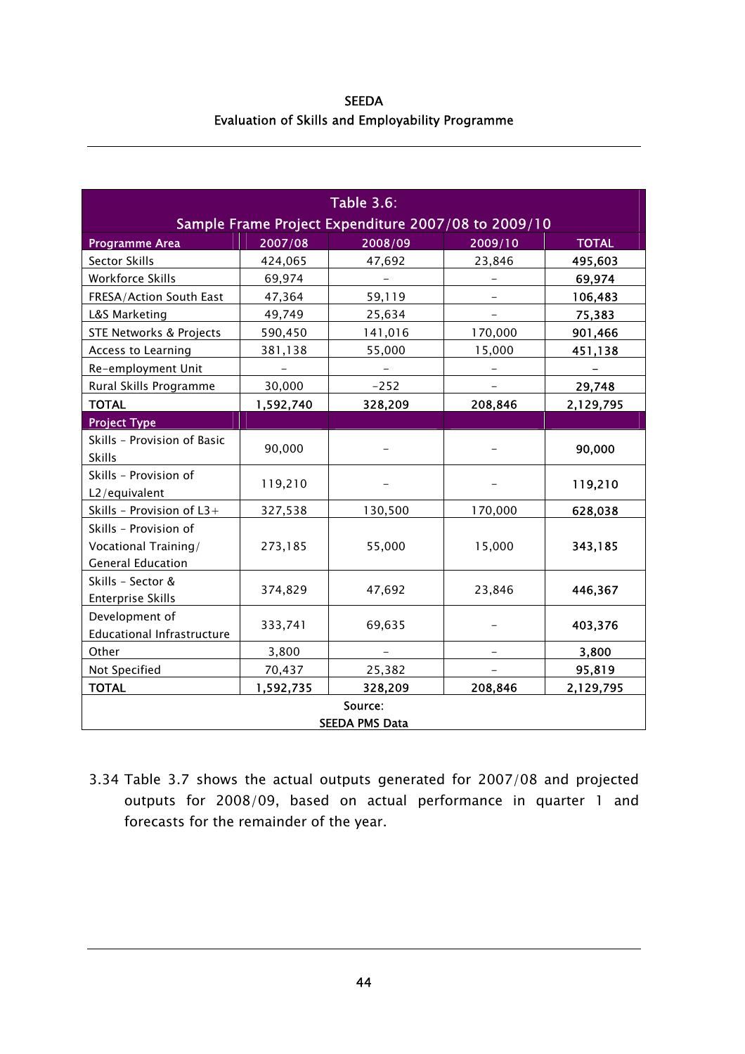| Table 3.6: Sample Frame Project Expenditure 2007/08 to 2009/10 | | | | |
|---|---|---|---|---|
| **Programme Area** | **2007/08** | **2008/09** | **2009/10** | **TOTAL** |
| Sector Skills | 424,065 | 47,692 | 23,846 | **495,603** |
| Workforce Skills | 69,974 | – | – | **69,974** |
| FRESA/Action South East | 47,364 | 59,119 | – | **106,483** |
| L&S Marketing | 49,749 | 25,634 | – | **75,383** |
| STE Networks & Projects | 590,450 | 141,016 | 170,000 | **901,466** |
| Access to Learning | 381,138 | 55,000 | 15,000 | **451,138** |
| Re-employment Unit | – | – | – | **–** |
| Rural Skills Programme | 30,000 | -252 | – | **29,748** |
| **TOTAL** | **1,592,740** | **328,209** | **208,846** | **2,129,795** |
| **Project Type** | | | | |
| Skills - Provision of Basic Skills | 90,000 | – | – | **90,000** |
| Skills - Provision of L2/equivalent | 119,210 | – | – | **119,210** |
| Skills - Provision of L3+ | 327,538 | 130,500 | 170,000 | **628,038** |
| Skills - Provision of Vocational Training/ General Education | 273,185 | 55,000 | 15,000 | **343,185** |
| Skills - Sector & Enterprise Skills | 374,829 | 47,692 | 23,846 | **446,367** |
| Development of Educational Infrastructure | 333,741 | 69,635 | – | **403,376** |
| Other | 3,800 | – | – | **3,800** |
| Not Specified | 70,437 | 25,382 | – | **95,819** |
| **TOTAL** | **1,592,735** | **328,209** | **208,846** | **2,129,795** |
| Source: SEEDA PMS Data | | | | |

3.34 Table 3.7 shows the actual outputs generated for 2007/08 and projected outputs for 2008/09, based on actual performance in quarter 1 and forecasts for the remainder of the year.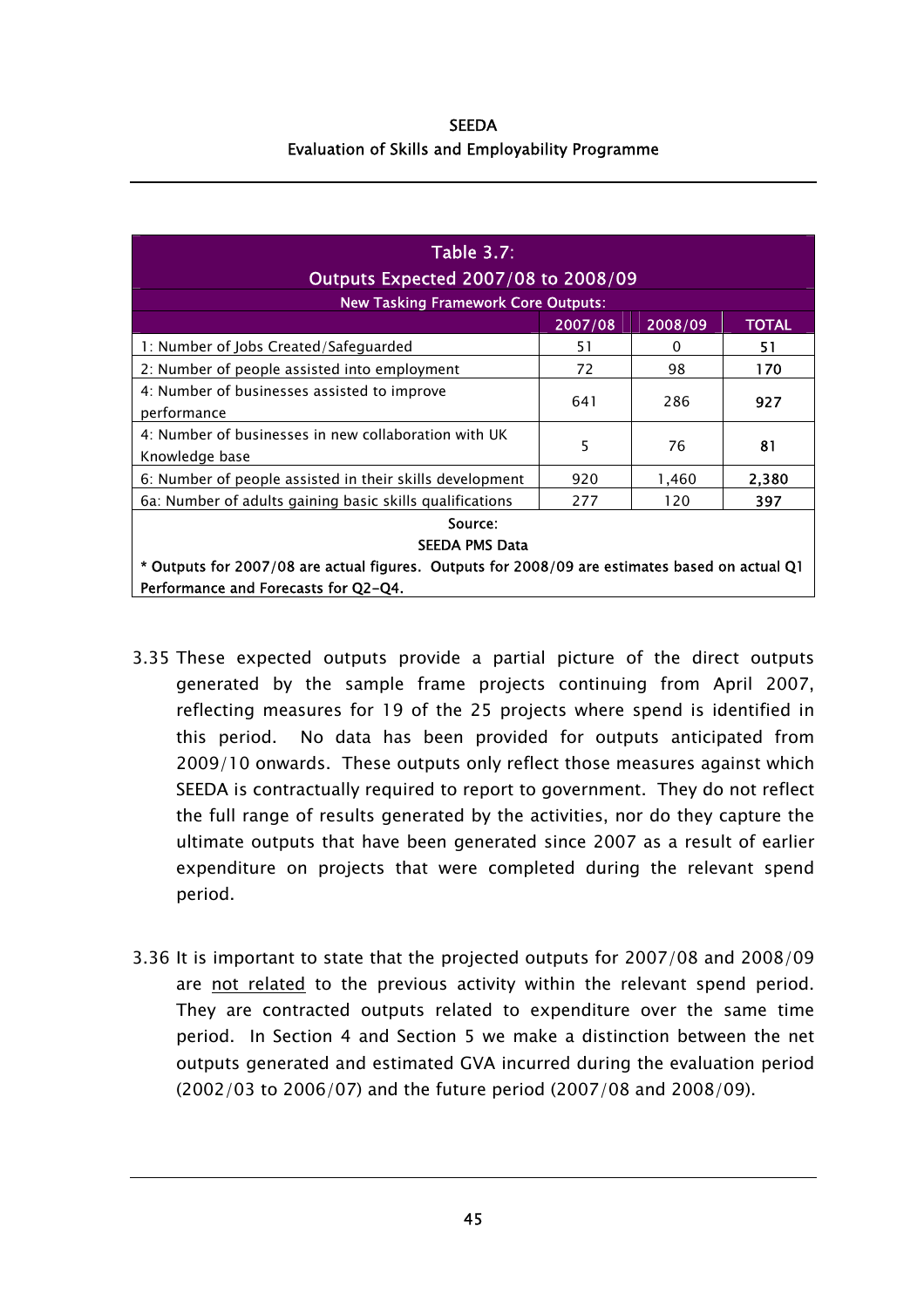| Table 3.7: Outputs Expected 2007/08 to 2008/09 | | | |
|---|---|---|---|
| New Tasking Framework Core Outputs: | | | |
| | 2007/08 | 2008/09 | TOTAL |
| 1: Number of Jobs Created/Safeguarded | 51 | 0 | **51** |
| 2: Number of people assisted into employment | 72 | 98 | **170** |
| 4: Number of businesses assisted to improve performance | 641 | 286 | **927** |
| 4: Number of businesses in new collaboration with UK Knowledge base | 5 | 76 | **81** |
| 6: Number of people assisted in their skills development | 920 | 1,460 | **2,380** |
| 6a: Number of adults gaining basic skills qualifications | 277 | 120 | **397** |

Source:
SEEDA PMS Data

* Outputs for 2007/08 are actual figures. Outputs for 2008/09 are estimates based on actual Q1 Performance and Forecasts for Q2-Q4.

3.35 These expected outputs provide a partial picture of the direct outputs generated by the sample frame projects continuing from April 2007, reflecting measures for 19 of the 25 projects where spend is identified in this period. No data has been provided for outputs anticipated from 2009/10 onwards. These outputs only reflect those measures against which SEEDA is contractually required to report to government. They do not reflect the full range of results generated by the activities, nor do they capture the ultimate outputs that have been generated since 2007 as a result of earlier expenditure on projects that were completed during the relevant spend period.

3.36 It is important to state that the projected outputs for 2007/08 and 2008/09 are not related to the previous activity within the relevant spend period. They are contracted outputs related to expenditure over the same time period. In Section 4 and Section 5 we make a distinction between the net outputs generated and estimated GVA incurred during the evaluation period (2002/03 to 2006/07) and the future period (2007/08 and 2008/09).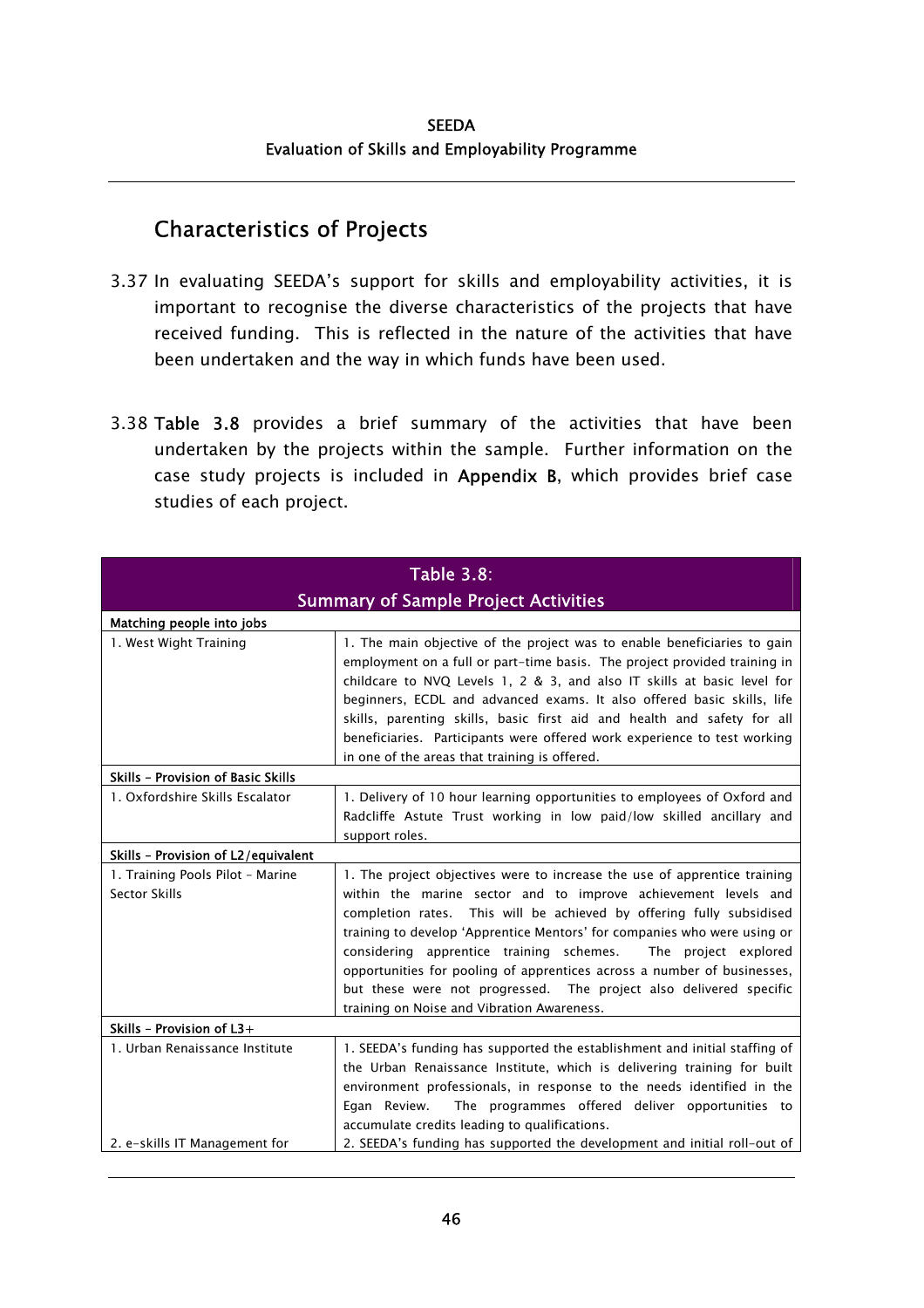## Characteristics of Projects

3.37 In evaluating SEEDA's support for skills and employability activities, it is important to recognise the diverse characteristics of the projects that have received funding. This is reflected in the nature of the activities that have been undertaken and the way in which funds have been used.

3.38 **Table 3.8** provides a brief summary of the activities that have been undertaken by the projects within the sample. Further information on the case study projects is included in **Appendix B**, which provides brief case studies of each project.

**Table 3.8: Summary of Sample Project Activities**

| | |
|---|---|
| **Matching people into jobs** | |
| 1. West Wight Training | 1. The main objective of the project was to enable beneficiaries to gain employment on a full or part-time basis. The project provided training in childcare to NVQ Levels 1, 2 & 3, and also IT skills at basic level for beginners, ECDL and advanced exams. It also offered basic skills, life skills, parenting skills, basic first aid and health and safety for all beneficiaries. Participants were offered work experience to test working in one of the areas that training is offered. |
| **Skills – Provision of Basic Skills** | |
| 1. Oxfordshire Skills Escalator | 1. Delivery of 10 hour learning opportunities to employees of Oxford and Radcliffe Astute Trust working in low paid/low skilled ancillary and support roles. |
| **Skills – Provision of L2/equivalent** | |
| 1. Training Pools Pilot – Marine Sector Skills | 1. The project objectives were to increase the use of apprentice training within the marine sector and to improve achievement levels and completion rates. This will be achieved by offering fully subsidised training to develop 'Apprentice Mentors' for companies who were using or considering apprentice training schemes. The project explored opportunities for pooling of apprentices across a number of businesses, but these were not progressed. The project also delivered specific training on Noise and Vibration Awareness. |
| **Skills – Provision of L3+** | |
| 1. Urban Renaissance Institute | 1. SEEDA's funding has supported the establishment and initial staffing of the Urban Renaissance Institute, which is delivering training for built environment professionals, in response to the needs identified in the Egan Review. The programmes offered deliver opportunities to accumulate credits leading to qualifications. |
| 2. e-skills IT Management for | 2. SEEDA's funding has supported the development and initial roll-out of |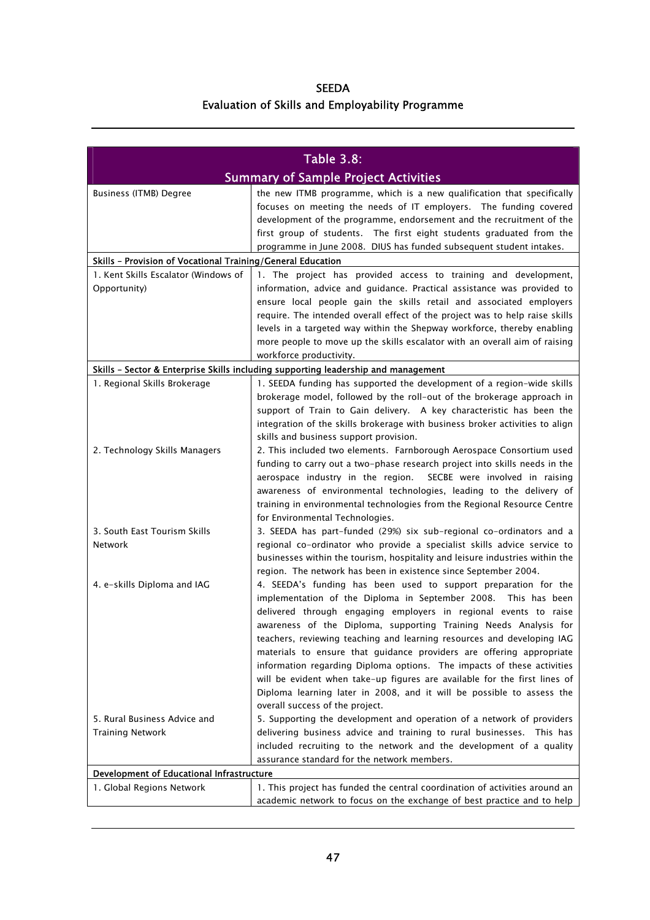| Table 3.8: Summary of Sample Project Activities | |
|---|---|
| Business (ITMB) Degree | the new ITMB programme, which is a new qualification that specifically focuses on meeting the needs of IT employers. The funding covered development of the programme, endorsement and the recruitment of the first group of students. The first eight students graduated from the programme in June 2008. DIUS has funded subsequent student intakes. |
| **Skills – Provision of Vocational Training/General Education** | |
| 1. Kent Skills Escalator (Windows of Opportunity) | 1. The project has provided access to training and development, information, advice and guidance. Practical assistance was provided to ensure local people gain the skills retail and associated employers require. The intended overall effect of the project was to help raise skills levels in a targeted way within the Shepway workforce, thereby enabling more people to move up the skills escalator with an overall aim of raising workforce productivity. |
| **Skills – Sector & Enterprise Skills including supporting leadership and management** | |
| 1. Regional Skills Brokerage | 1. SEEDA funding has supported the development of a region-wide skills brokerage model, followed by the roll-out of the brokerage approach in support of Train to Gain delivery. A key characteristic has been the integration of the skills brokerage with business broker activities to align skills and business support provision. |
| 2. Technology Skills Managers | 2. This included two elements. Farnborough Aerospace Consortium used funding to carry out a two-phase research project into skills needs in the aerospace industry in the region. SECBE were involved in raising awareness of environmental technologies, leading to the delivery of training in environmental technologies from the Regional Resource Centre for Environmental Technologies. |
| 3. South East Tourism Skills Network | 3. SEEDA has part-funded (29%) six sub-regional co-ordinators and a regional co-ordinator who provide a specialist skills advice service to businesses within the tourism, hospitality and leisure industries within the region. The network has been in existence since September 2004. |
| 4. e-skills Diploma and IAG | 4. SEEDA's funding has been used to support preparation for the implementation of the Diploma in September 2008. This has been delivered through engaging employers in regional events to raise awareness of the Diploma, supporting Training Needs Analysis for teachers, reviewing teaching and learning resources and developing IAG materials to ensure that guidance providers are offering appropriate information regarding Diploma options. The impacts of these activities will be evident when take-up figures are available for the first lines of Diploma learning later in 2008, and it will be possible to assess the overall success of the project. |
| 5. Rural Business Advice and Training Network | 5. Supporting the development and operation of a network of providers delivering business advice and training to rural businesses. This has included recruiting to the network and the development of a quality assurance standard for the network members. |
| **Development of Educational Infrastructure** | |
| 1. Global Regions Network | 1. This project has funded the central coordination of activities around an academic network to focus on the exchange of best practice and to help |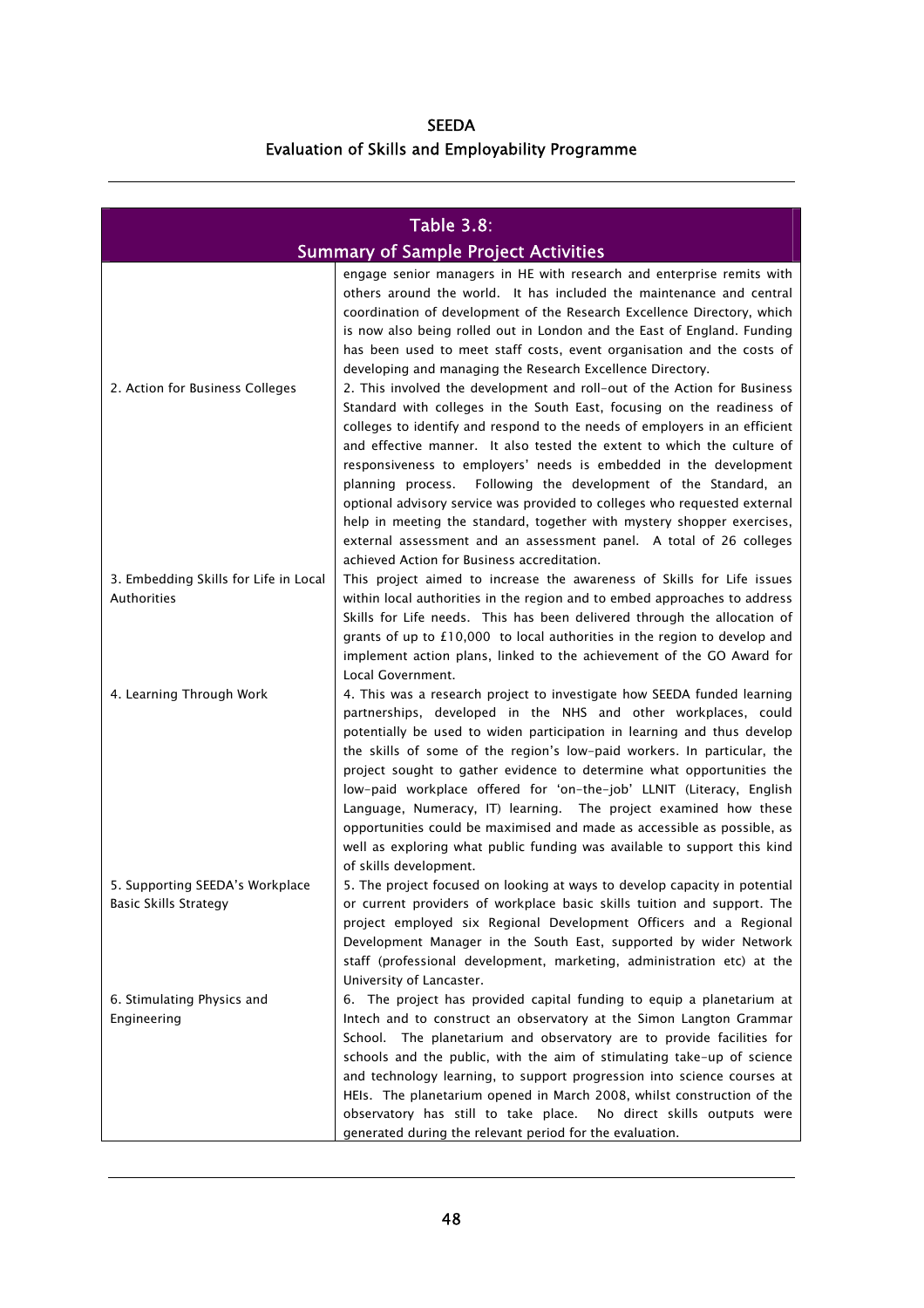| Table 3.8: Summary of Sample Project Activities | |
|---|---|
| | engage senior managers in HE with research and enterprise remits with others around the world. It has included the maintenance and central coordination of development of the Research Excellence Directory, which is now also being rolled out in London and the East of England. Funding has been used to meet staff costs, event organisation and the costs of developing and managing the Research Excellence Directory. |
| 2. Action for Business Colleges | 2. This involved the development and roll-out of the Action for Business Standard with colleges in the South East, focusing on the readiness of colleges to identify and respond to the needs of employers in an efficient and effective manner. It also tested the extent to which the culture of responsiveness to employers' needs is embedded in the development planning process. Following the development of the Standard, an optional advisory service was provided to colleges who requested external help in meeting the standard, together with mystery shopper exercises, external assessment and an assessment panel. A total of 26 colleges achieved Action for Business accreditation. |
| 3. Embedding Skills for Life in Local Authorities | This project aimed to increase the awareness of Skills for Life issues within local authorities in the region and to embed approaches to address Skills for Life needs. This has been delivered through the allocation of grants of up to £10,000 to local authorities in the region to develop and implement action plans, linked to the achievement of the GO Award for Local Government. |
| 4. Learning Through Work | 4. This was a research project to investigate how SEEDA funded learning partnerships, developed in the NHS and other workplaces, could potentially be used to widen participation in learning and thus develop the skills of some of the region's low-paid workers. In particular, the project sought to gather evidence to determine what opportunities the low-paid workplace offered for 'on-the-job' LLNIT (Literacy, English Language, Numeracy, IT) learning. The project examined how these opportunities could be maximised and made as accessible as possible, as well as exploring what public funding was available to support this kind of skills development. |
| 5. Supporting SEEDA's Workplace Basic Skills Strategy | 5. The project focused on looking at ways to develop capacity in potential or current providers of workplace basic skills tuition and support. The project employed six Regional Development Officers and a Regional Development Manager in the South East, supported by wider Network staff (professional development, marketing, administration etc) at the University of Lancaster. |
| 6. Stimulating Physics and Engineering | 6. The project has provided capital funding to equip a planetarium at Intech and to construct an observatory at the Simon Langton Grammar School. The planetarium and observatory are to provide facilities for schools and the public, with the aim of stimulating take-up of science and technology learning, to support progression into science courses at HEIs. The planetarium opened in March 2008, whilst construction of the observatory has still to take place. No direct skills outputs were generated during the relevant period for the evaluation. |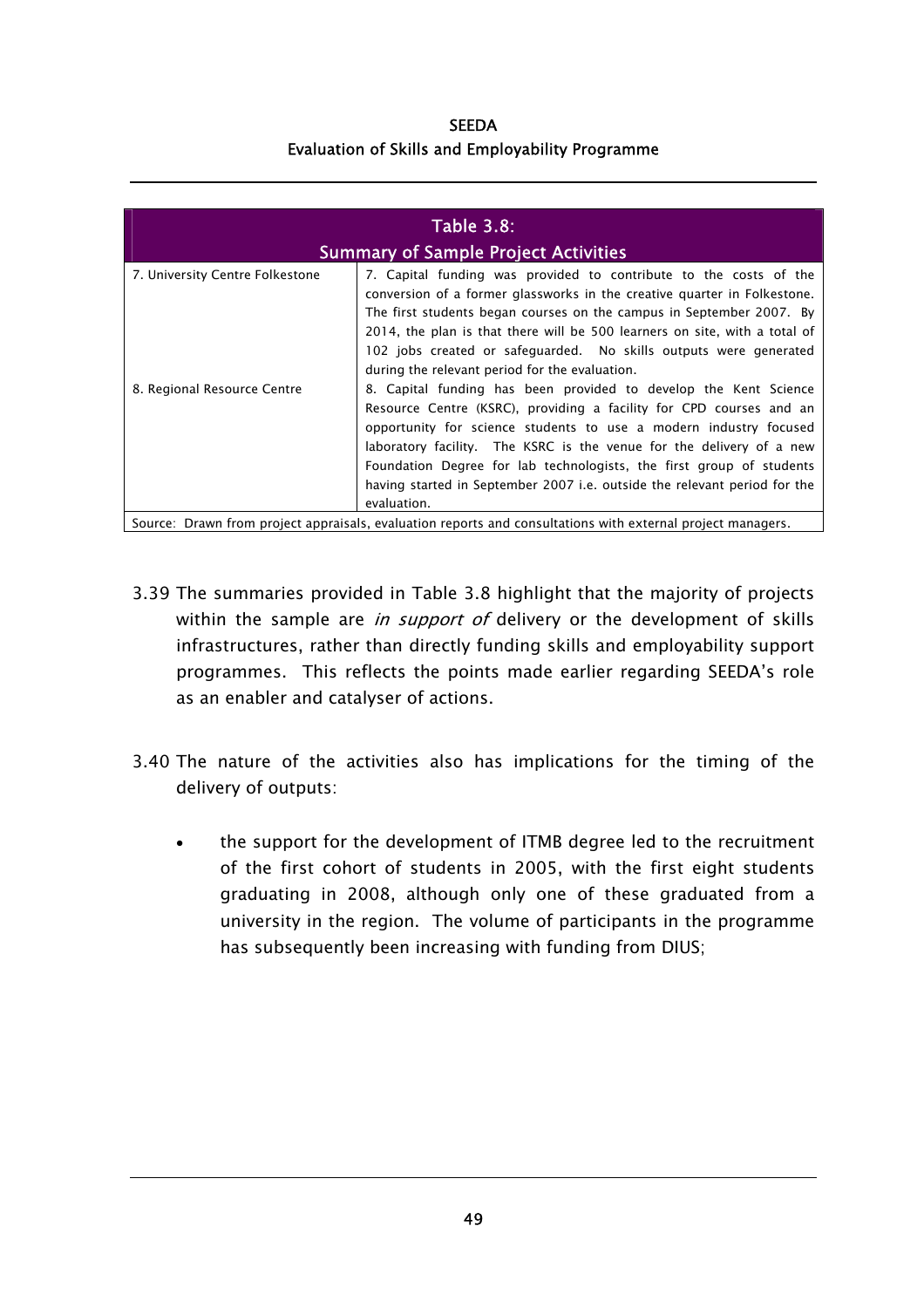| Table 3.8: Summary of Sample Project Activities | |
|---|---|
| 7. University Centre Folkestone | 7. Capital funding was provided to contribute to the costs of the conversion of a former glassworks in the creative quarter in Folkestone. The first students began courses on the campus in September 2007. By 2014, the plan is that there will be 500 learners on site, with a total of 102 jobs created or safeguarded. No skills outputs were generated during the relevant period for the evaluation. |
| 8. Regional Resource Centre | 8. Capital funding has been provided to develop the Kent Science Resource Centre (KSRC), providing a facility for CPD courses and an opportunity for science students to use a modern industry focused laboratory facility. The KSRC is the venue for the delivery of a new Foundation Degree for lab technologists, the first group of students having started in September 2007 i.e. outside the relevant period for the evaluation. |

Source: Drawn from project appraisals, evaluation reports and consultations with external project managers.

3.39 The summaries provided in Table 3.8 highlight that the majority of projects within the sample are *in support of* delivery or the development of skills infrastructures, rather than directly funding skills and employability support programmes. This reflects the points made earlier regarding SEEDA's role as an enabler and catalyser of actions.

3.40 The nature of the activities also has implications for the timing of the delivery of outputs:

- the support for the development of ITMB degree led to the recruitment of the first cohort of students in 2005, with the first eight students graduating in 2008, although only one of these graduated from a university in the region. The volume of participants in the programme has subsequently been increasing with funding from DIUS;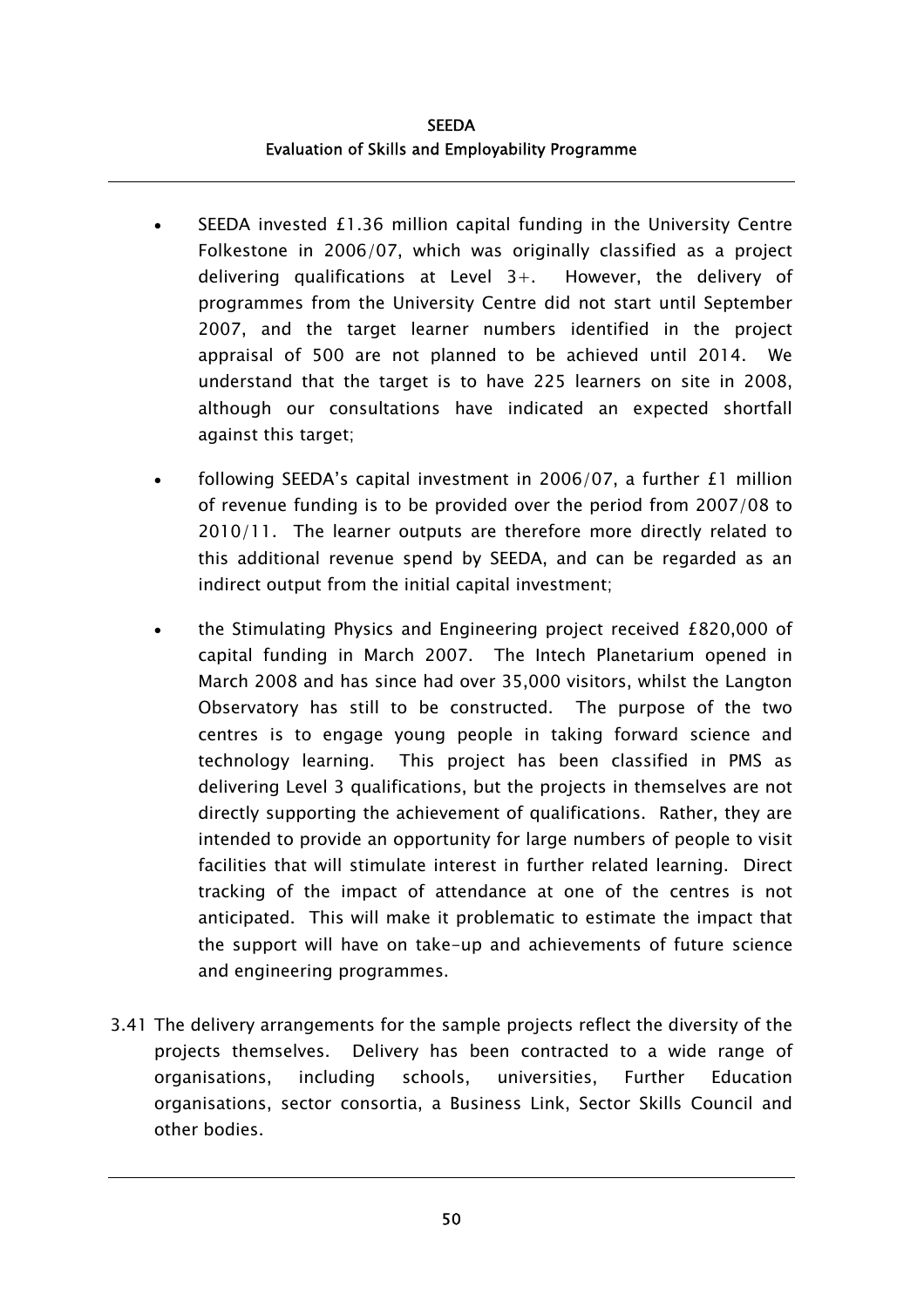- SEEDA invested £1.36 million capital funding in the University Centre Folkestone in 2006/07, which was originally classified as a project delivering qualifications at Level 3+. However, the delivery of programmes from the University Centre did not start until September 2007, and the target learner numbers identified in the project appraisal of 500 are not planned to be achieved until 2014. We understand that the target is to have 225 learners on site in 2008, although our consultations have indicated an expected shortfall against this target;
- following SEEDA's capital investment in 2006/07, a further £1 million of revenue funding is to be provided over the period from 2007/08 to 2010/11. The learner outputs are therefore more directly related to this additional revenue spend by SEEDA, and can be regarded as an indirect output from the initial capital investment;
- the Stimulating Physics and Engineering project received £820,000 of capital funding in March 2007. The Intech Planetarium opened in March 2008 and has since had over 35,000 visitors, whilst the Langton Observatory has still to be constructed. The purpose of the two centres is to engage young people in taking forward science and technology learning. This project has been classified in PMS as delivering Level 3 qualifications, but the projects in themselves are not directly supporting the achievement of qualifications. Rather, they are intended to provide an opportunity for large numbers of people to visit facilities that will stimulate interest in further related learning. Direct tracking of the impact of attendance at one of the centres is not anticipated. This will make it problematic to estimate the impact that the support will have on take-up and achievements of future science and engineering programmes.

3.41 The delivery arrangements for the sample projects reflect the diversity of the projects themselves. Delivery has been contracted to a wide range of organisations, including schools, universities, Further Education organisations, sector consortia, a Business Link, Sector Skills Council and other bodies.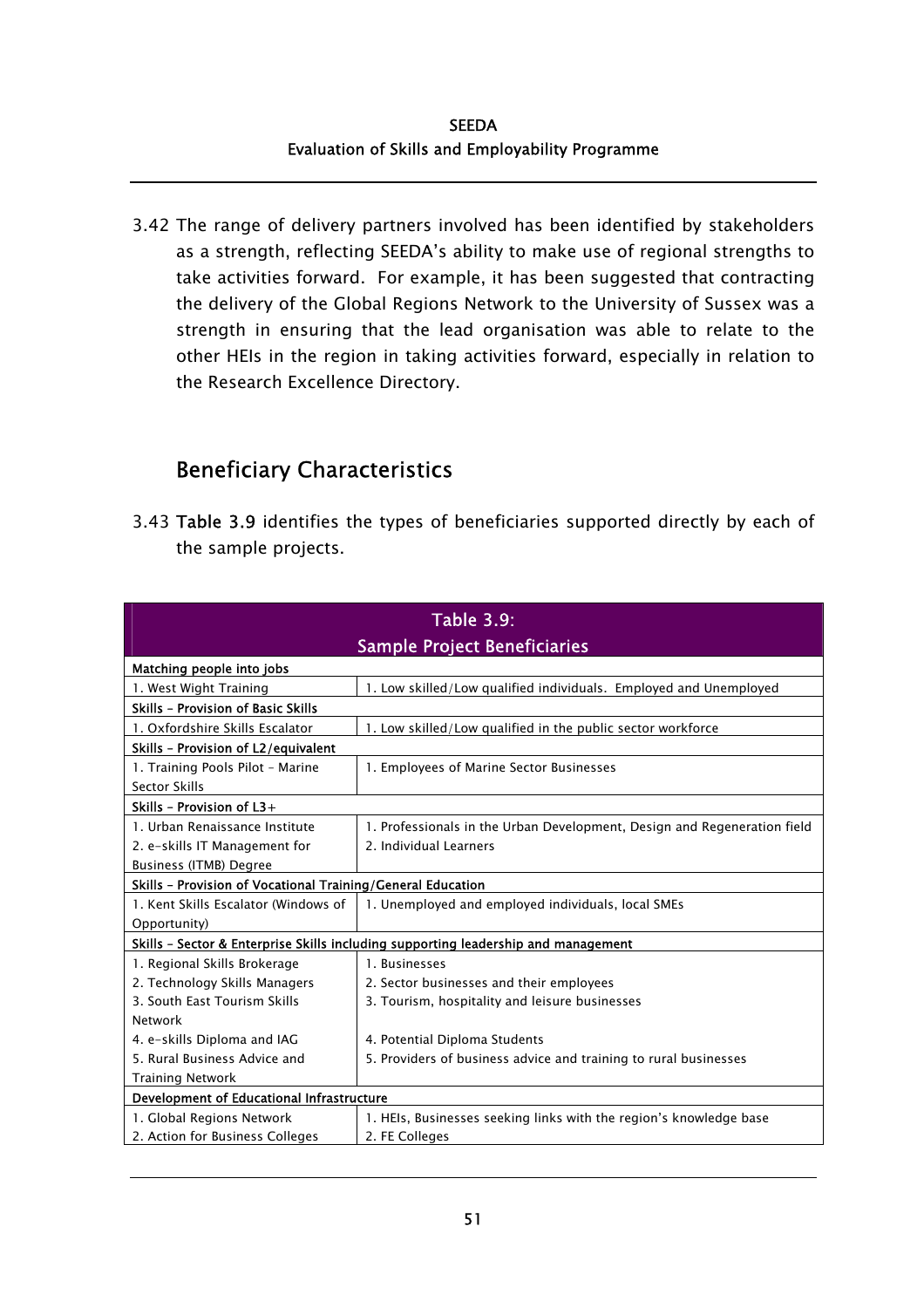3.42 The range of delivery partners involved has been identified by stakeholders as a strength, reflecting SEEDA's ability to make use of regional strengths to take activities forward. For example, it has been suggested that contracting the delivery of the Global Regions Network to the University of Sussex was a strength in ensuring that the lead organisation was able to relate to the other HEIs in the region in taking activities forward, especially in relation to the Research Excellence Directory.

## Beneficiary Characteristics

3.43 **Table 3.9** identifies the types of beneficiaries supported directly by each of the sample projects.

| **Table 3.9: Sample Project Beneficiaries** | |
|---|---|
| **Matching people into jobs** | |
| 1. West Wight Training | 1. Low skilled/Low qualified individuals. Employed and Unemployed |
| **Skills – Provision of Basic Skills** | |
| 1. Oxfordshire Skills Escalator | 1. Low skilled/Low qualified in the public sector workforce |
| **Skills – Provision of L2/equivalent** | |
| 1. Training Pools Pilot – Marine Sector Skills | 1. Employees of Marine Sector Businesses |
| **Skills – Provision of L3+** | |
| 1. Urban Renaissance Institute | 1. Professionals in the Urban Development, Design and Regeneration field |
| 2. e-skills IT Management for Business (ITMB) Degree | 2. Individual Learners |
| **Skills – Provision of Vocational Training/General Education** | |
| 1. Kent Skills Escalator (Windows of Opportunity) | 1. Unemployed and employed individuals, local SMEs |
| **Skills – Sector & Enterprise Skills including supporting leadership and management** | |
| 1. Regional Skills Brokerage | 1. Businesses |
| 2. Technology Skills Managers | 2. Sector businesses and their employees |
| 3. South East Tourism Skills Network | 3. Tourism, hospitality and leisure businesses |
| 4. e-skills Diploma and IAG | 4. Potential Diploma Students |
| 5. Rural Business Advice and Training Network | 5. Providers of business advice and training to rural businesses |
| **Development of Educational Infrastructure** | |
| 1. Global Regions Network | 1. HEIs, Businesses seeking links with the region's knowledge base |
| 2. Action for Business Colleges | 2. FE Colleges |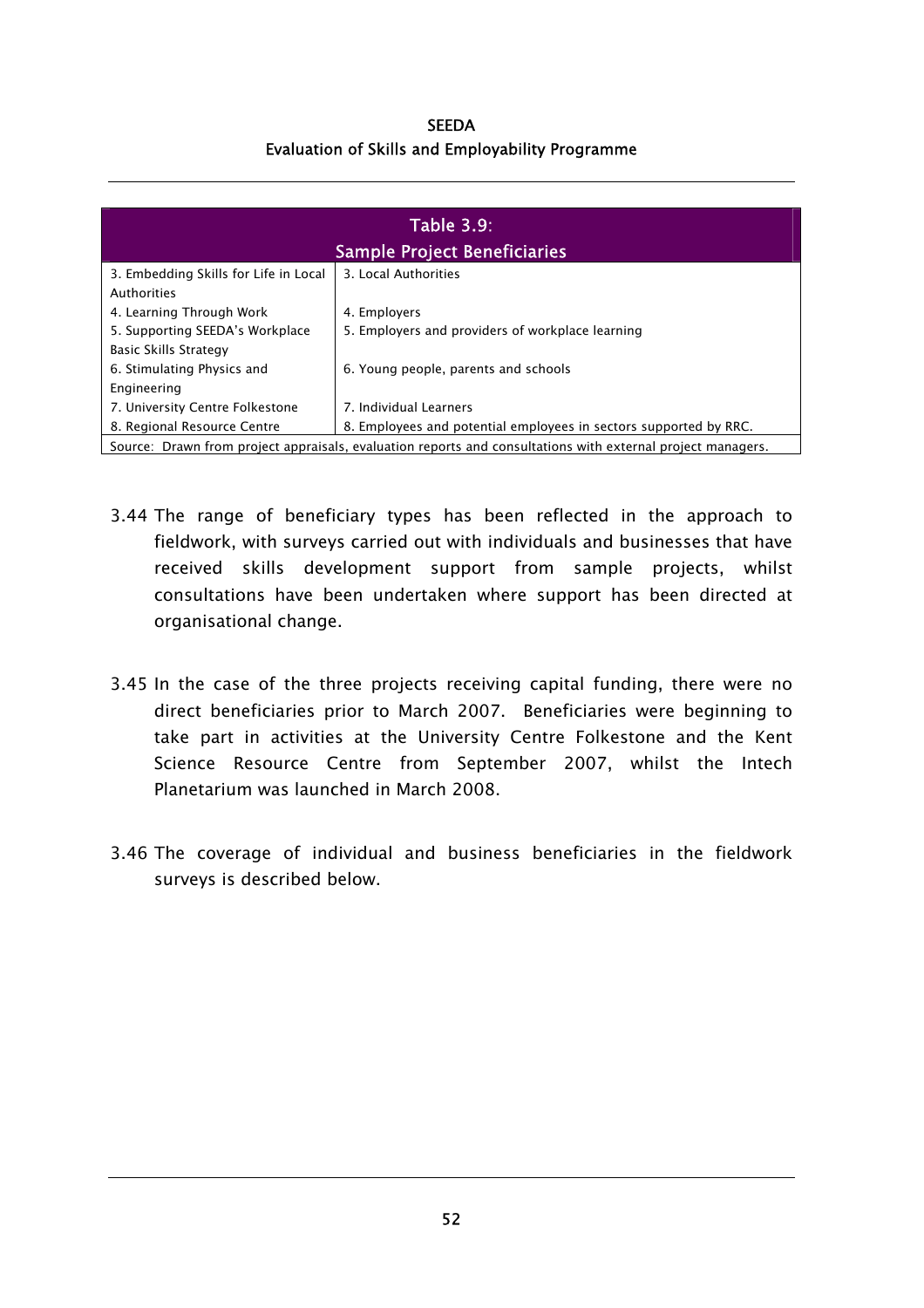**Table 3.9: Sample Project Beneficiaries**

| | |
|---|---|
| 3. Embedding Skills for Life in Local Authorities | 3. Local Authorities |
| 4. Learning Through Work | 4. Employers |
| 5. Supporting SEEDA's Workplace Basic Skills Strategy | 5. Employers and providers of workplace learning |
| 6. Stimulating Physics and Engineering | 6. Young people, parents and schools |
| 7. University Centre Folkestone | 7. Individual Learners |
| 8. Regional Resource Centre | 8. Employees and potential employees in sectors supported by RRC. |

Source: Drawn from project appraisals, evaluation reports and consultations with external project managers.

3.44 The range of beneficiary types has been reflected in the approach to fieldwork, with surveys carried out with individuals and businesses that have received skills development support from sample projects, whilst consultations have been undertaken where support has been directed at organisational change.

3.45 In the case of the three projects receiving capital funding, there were no direct beneficiaries prior to March 2007. Beneficiaries were beginning to take part in activities at the University Centre Folkestone and the Kent Science Resource Centre from September 2007, whilst the Intech Planetarium was launched in March 2008.

3.46 The coverage of individual and business beneficiaries in the fieldwork surveys is described below.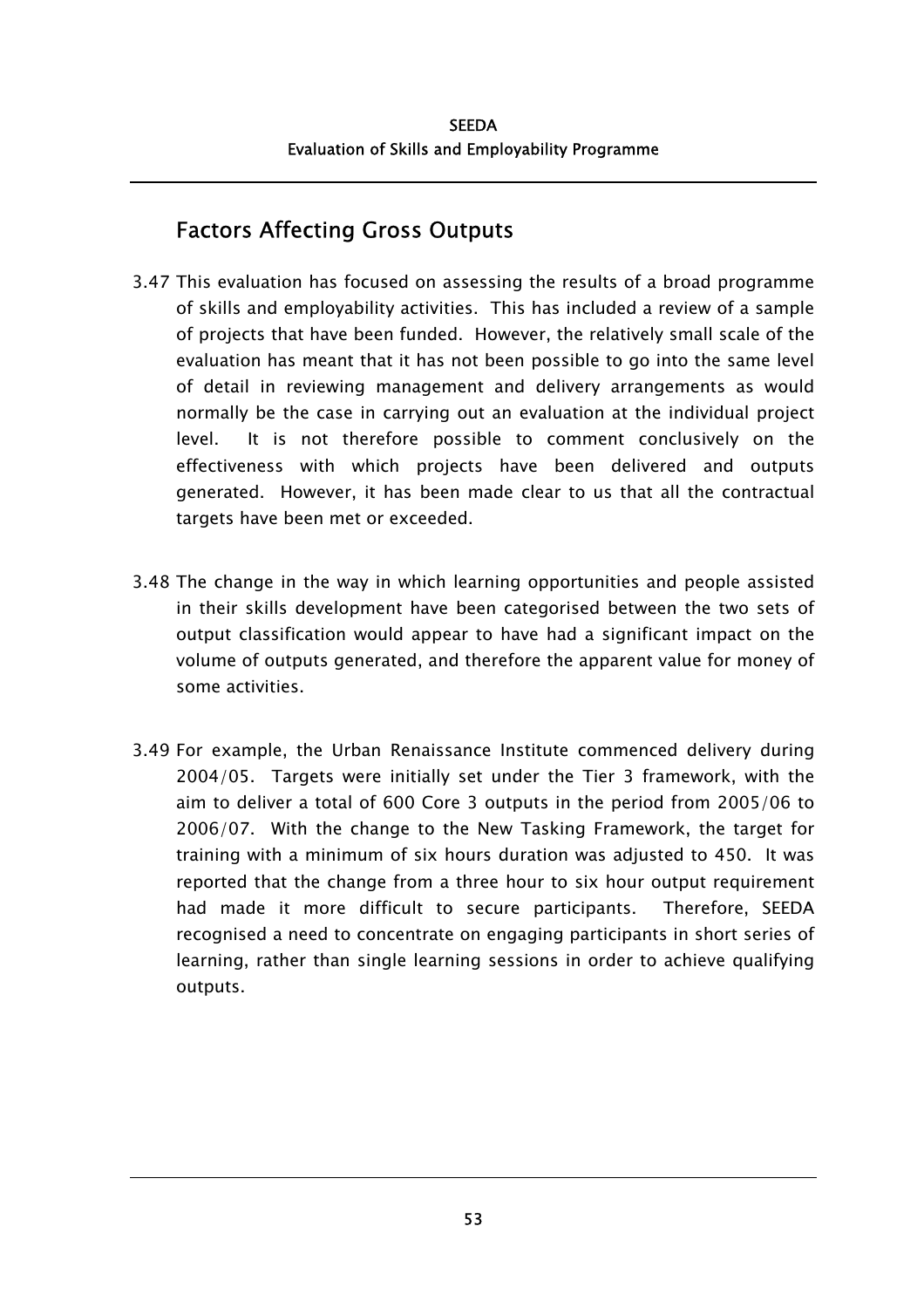## Factors Affecting Gross Outputs

3.47 This evaluation has focused on assessing the results of a broad programme of skills and employability activities. This has included a review of a sample of projects that have been funded. However, the relatively small scale of the evaluation has meant that it has not been possible to go into the same level of detail in reviewing management and delivery arrangements as would normally be the case in carrying out an evaluation at the individual project level. It is not therefore possible to comment conclusively on the effectiveness with which projects have been delivered and outputs generated. However, it has been made clear to us that all the contractual targets have been met or exceeded.

3.48 The change in the way in which learning opportunities and people assisted in their skills development have been categorised between the two sets of output classification would appear to have had a significant impact on the volume of outputs generated, and therefore the apparent value for money of some activities.

3.49 For example, the Urban Renaissance Institute commenced delivery during 2004/05. Targets were initially set under the Tier 3 framework, with the aim to deliver a total of 600 Core 3 outputs in the period from 2005/06 to 2006/07. With the change to the New Tasking Framework, the target for training with a minimum of six hours duration was adjusted to 450. It was reported that the change from a three hour to six hour output requirement had made it more difficult to secure participants. Therefore, SEEDA recognised a need to concentrate on engaging participants in short series of learning, rather than single learning sessions in order to achieve qualifying outputs.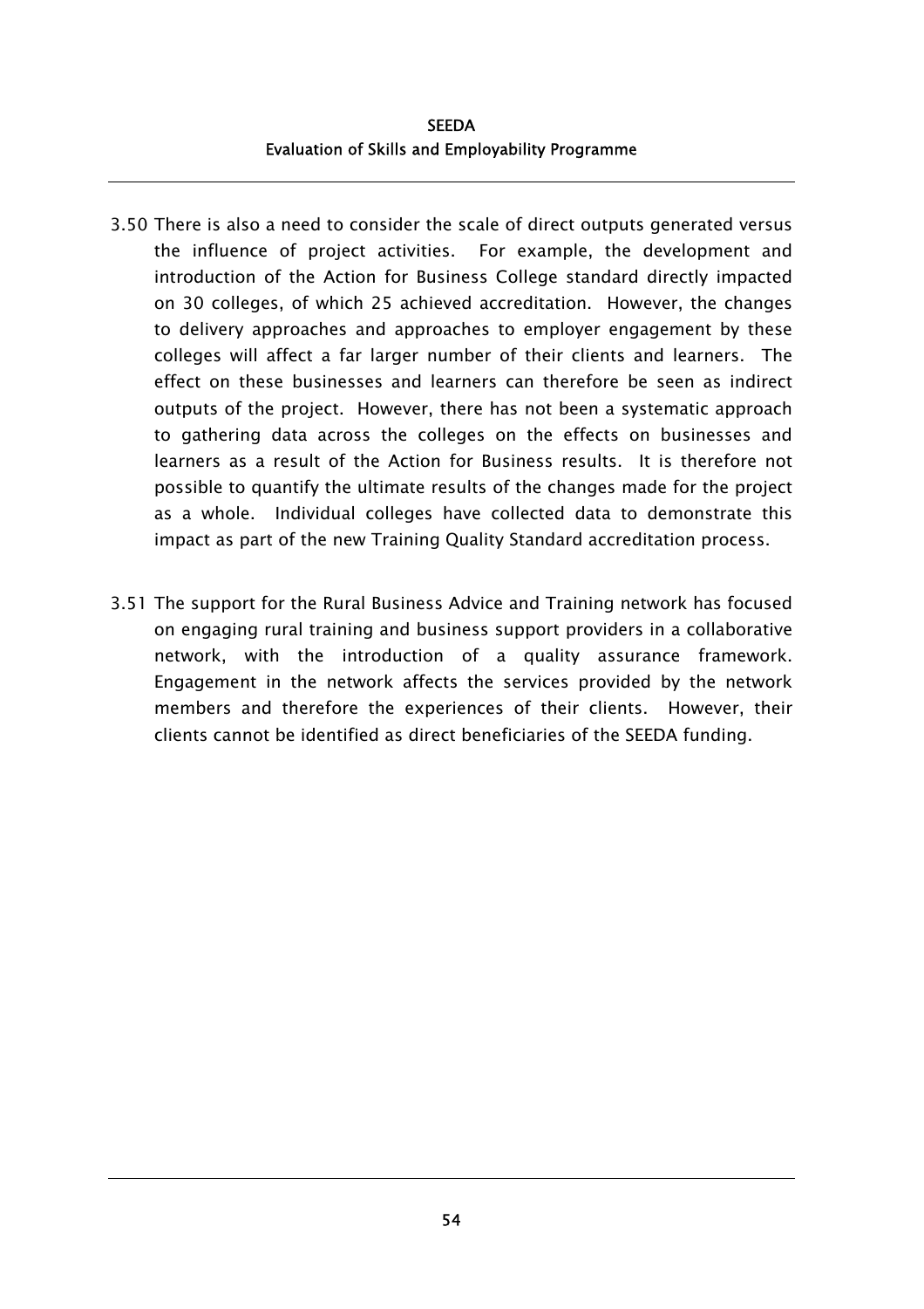3.50 There is also a need to consider the scale of direct outputs generated versus the influence of project activities. For example, the development and introduction of the Action for Business College standard directly impacted on 30 colleges, of which 25 achieved accreditation. However, the changes to delivery approaches and approaches to employer engagement by these colleges will affect a far larger number of their clients and learners. The effect on these businesses and learners can therefore be seen as indirect outputs of the project. However, there has not been a systematic approach to gathering data across the colleges on the effects on businesses and learners as a result of the Action for Business results. It is therefore not possible to quantify the ultimate results of the changes made for the project as a whole. Individual colleges have collected data to demonstrate this impact as part of the new Training Quality Standard accreditation process.

3.51 The support for the Rural Business Advice and Training network has focused on engaging rural training and business support providers in a collaborative network, with the introduction of a quality assurance framework. Engagement in the network affects the services provided by the network members and therefore the experiences of their clients. However, their clients cannot be identified as direct beneficiaries of the SEEDA funding.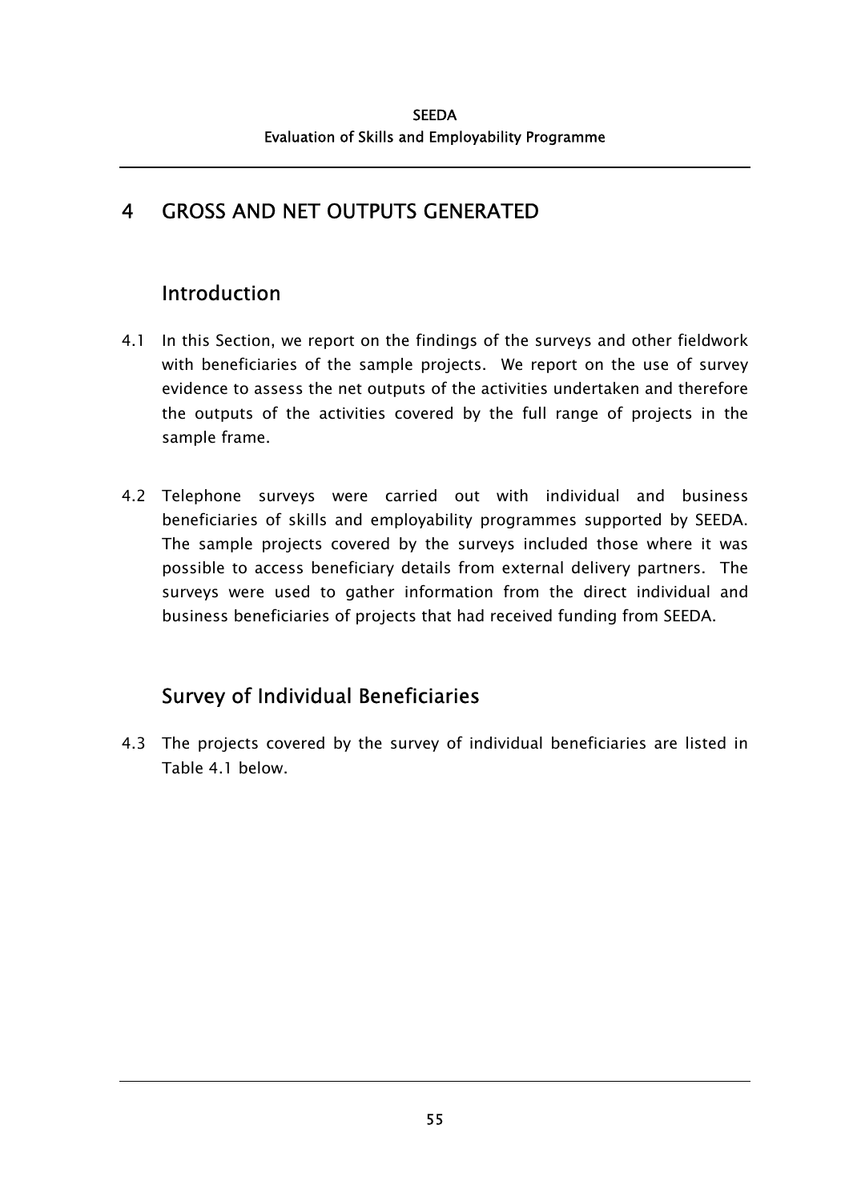# 4 GROSS AND NET OUTPUTS GENERATED

## Introduction

4.1 In this Section, we report on the findings of the surveys and other fieldwork with beneficiaries of the sample projects. We report on the use of survey evidence to assess the net outputs of the activities undertaken and therefore the outputs of the activities covered by the full range of projects in the sample frame.

4.2 Telephone surveys were carried out with individual and business beneficiaries of skills and employability programmes supported by SEEDA. The sample projects covered by the surveys included those where it was possible to access beneficiary details from external delivery partners. The surveys were used to gather information from the direct individual and business beneficiaries of projects that had received funding from SEEDA.

## Survey of Individual Beneficiaries

4.3 The projects covered by the survey of individual beneficiaries are listed in Table 4.1 below.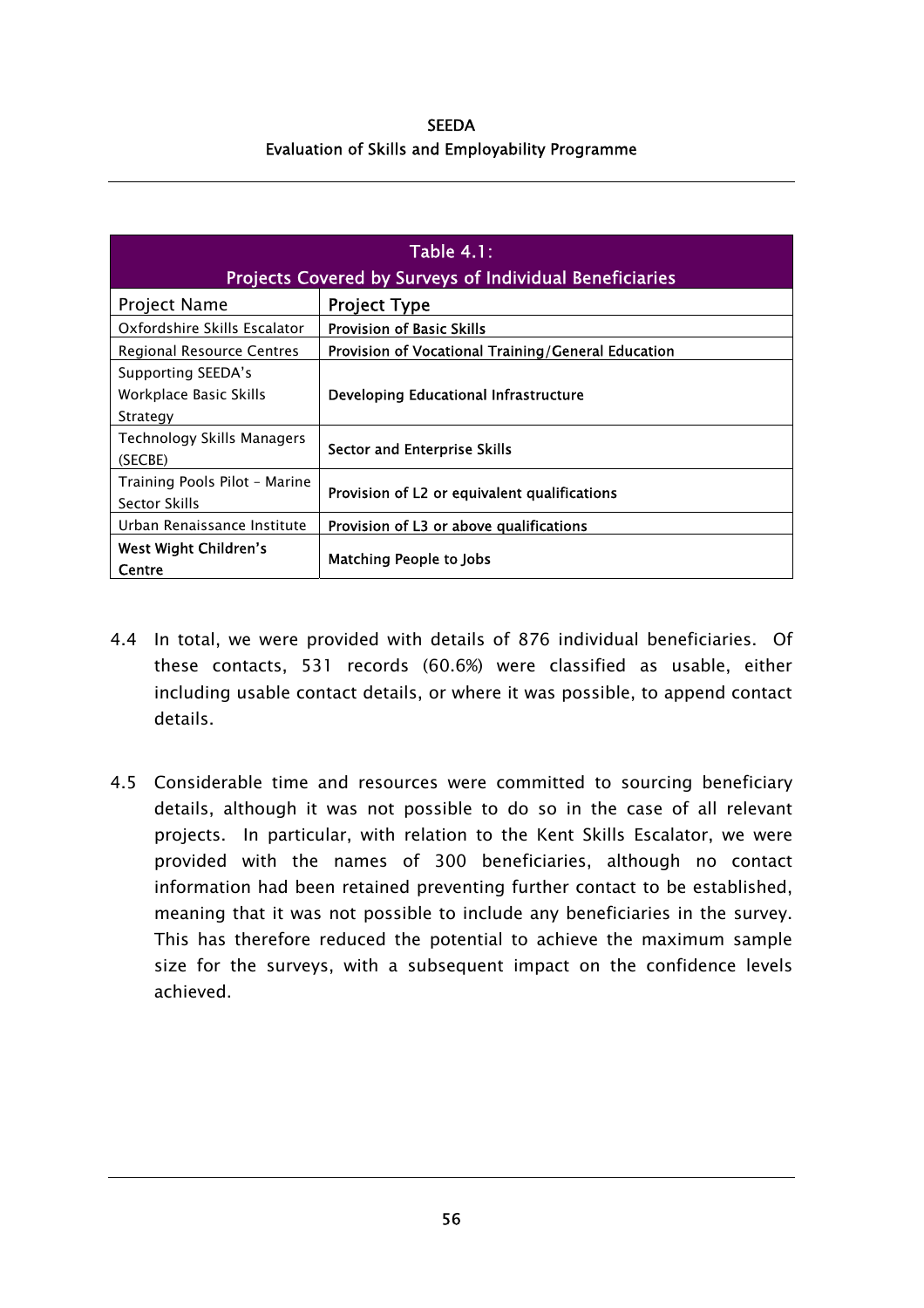| Table 4.1: Projects Covered by Surveys of Individual Beneficiaries | |
|---|---|
| Project Name | Project Type |
| Oxfordshire Skills Escalator | Provision of Basic Skills |
| Regional Resource Centres | Provision of Vocational Training/General Education |
| Supporting SEEDA's Workplace Basic Skills Strategy | Developing Educational Infrastructure |
| Technology Skills Managers (SECBE) | Sector and Enterprise Skills |
| Training Pools Pilot – Marine Sector Skills | Provision of L2 or equivalent qualifications |
| Urban Renaissance Institute | Provision of L3 or above qualifications |
| West Wight Children's Centre | Matching People to Jobs |

4.4 In total, we were provided with details of 876 individual beneficiaries. Of these contacts, 531 records (60.6%) were classified as usable, either including usable contact details, or where it was possible, to append contact details.

4.5 Considerable time and resources were committed to sourcing beneficiary details, although it was not possible to do so in the case of all relevant projects. In particular, with relation to the Kent Skills Escalator, we were provided with the names of 300 beneficiaries, although no contact information had been retained preventing further contact to be established, meaning that it was not possible to include any beneficiaries in the survey. This has therefore reduced the potential to achieve the maximum sample size for the surveys, with a subsequent impact on the confidence levels achieved.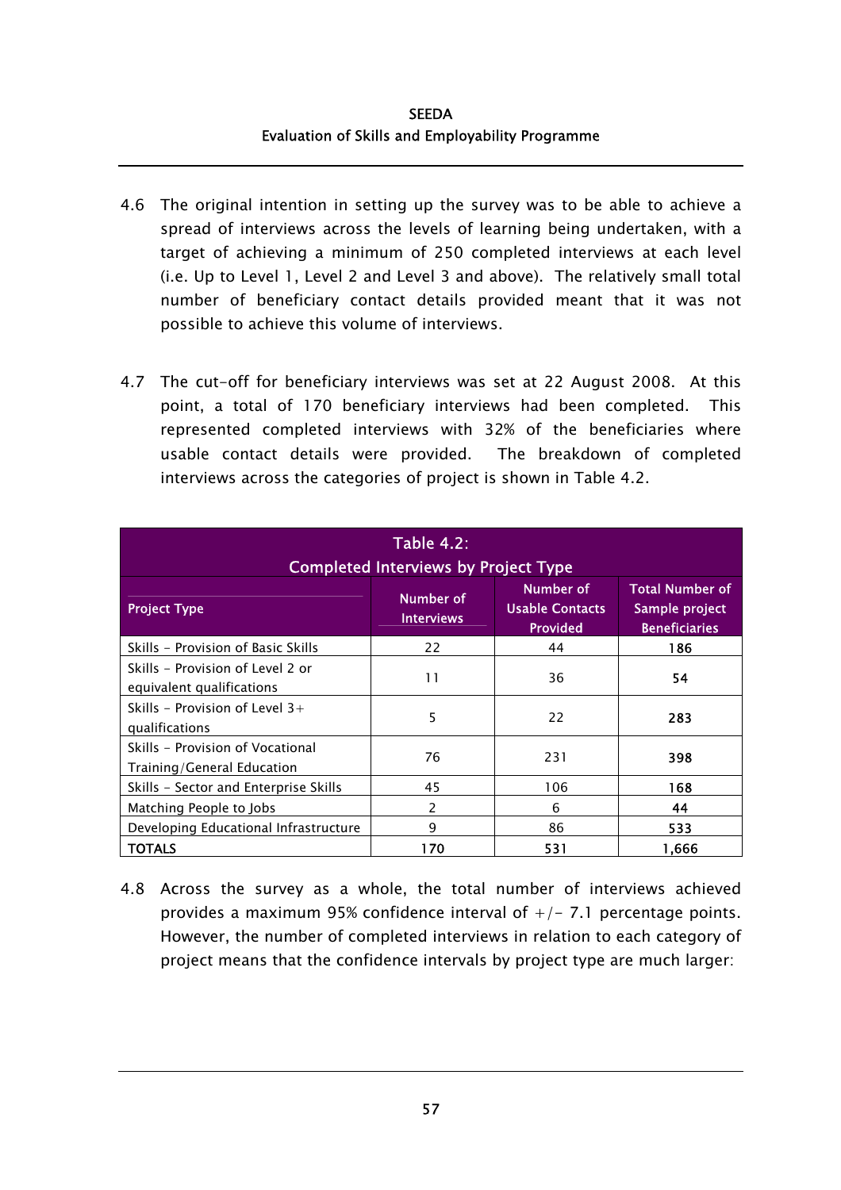4.6 The original intention in setting up the survey was to be able to achieve a spread of interviews across the levels of learning being undertaken, with a target of achieving a minimum of 250 completed interviews at each level (i.e. Up to Level 1, Level 2 and Level 3 and above). The relatively small total number of beneficiary contact details provided meant that it was not possible to achieve this volume of interviews.

4.7 The cut-off for beneficiary interviews was set at 22 August 2008. At this point, a total of 170 beneficiary interviews had been completed. This represented completed interviews with 32% of the beneficiaries where usable contact details were provided. The breakdown of completed interviews across the categories of project is shown in Table 4.2.

**Table 4.2: Completed Interviews by Project Type**

| Project Type | Number of Interviews | Number of Usable Contacts Provided | Total Number of Sample project Beneficiaries |
|---|---|---|---|
| Skills - Provision of Basic Skills | 22 | 44 | 186 |
| Skills - Provision of Level 2 or equivalent qualifications | 11 | 36 | 54 |
| Skills - Provision of Level 3+ qualifications | 5 | 22 | 283 |
| Skills - Provision of Vocational Training/General Education | 76 | 231 | 398 |
| Skills - Sector and Enterprise Skills | 45 | 106 | 168 |
| Matching People to Jobs | 2 | 6 | 44 |
| Developing Educational Infrastructure | 9 | 86 | 533 |
| TOTALS | 170 | 531 | 1,666 |

4.8 Across the survey as a whole, the total number of interviews achieved provides a maximum 95% confidence interval of +/- 7.1 percentage points. However, the number of completed interviews in relation to each category of project means that the confidence intervals by project type are much larger: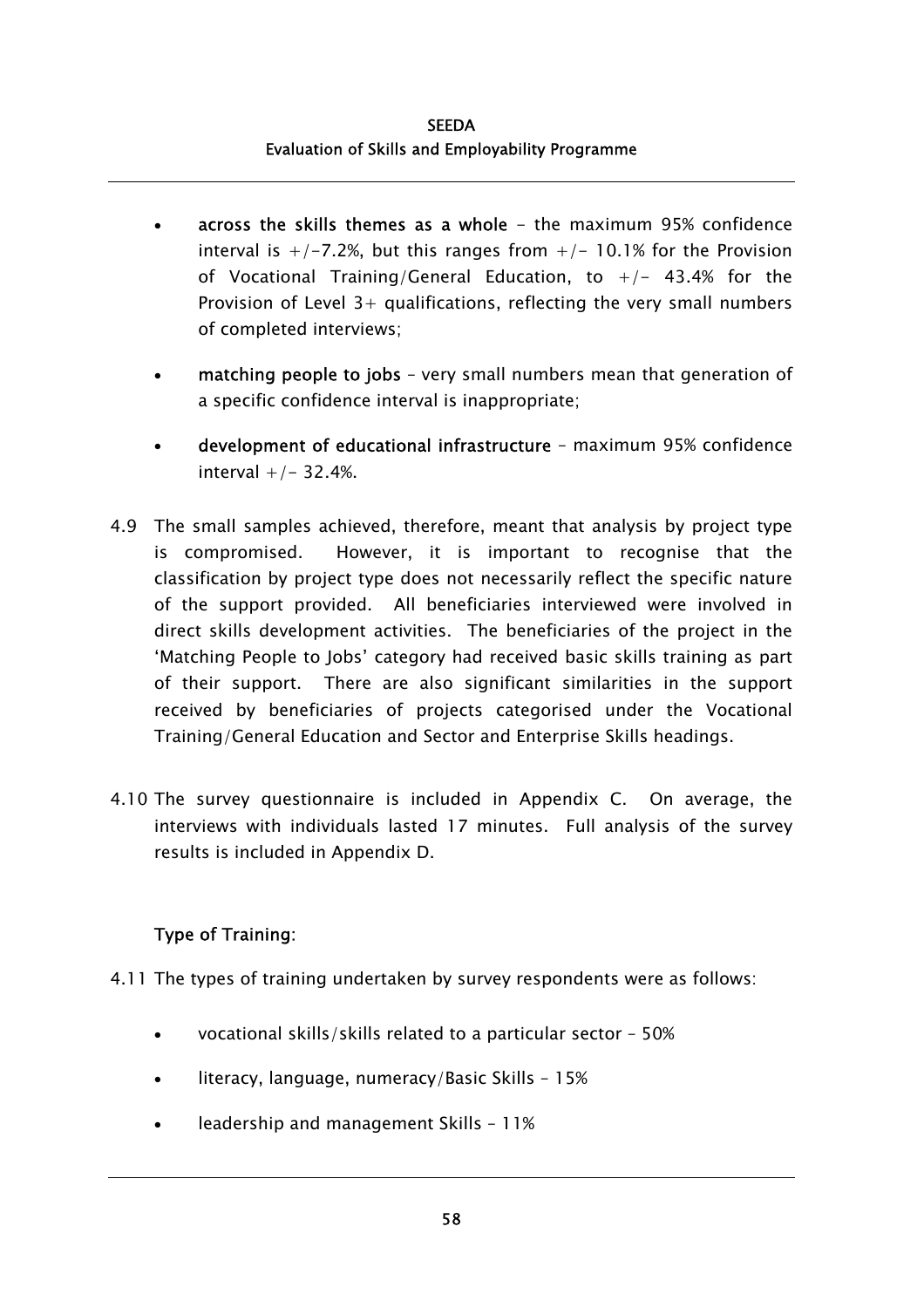- **across the skills themes as a whole** – the maximum 95% confidence interval is +/-7.2%, but this ranges from +/- 10.1% for the Provision of Vocational Training/General Education, to +/- 43.4% for the Provision of Level 3+ qualifications, reflecting the very small numbers of completed interviews;

- **matching people to jobs** – very small numbers mean that generation of a specific confidence interval is inappropriate;

- **development of educational infrastructure** – maximum 95% confidence interval +/- 32.4%.

4.9 The small samples achieved, therefore, meant that analysis by project type is compromised. However, it is important to recognise that the classification by project type does not necessarily reflect the specific nature of the support provided. All beneficiaries interviewed were involved in direct skills development activities. The beneficiaries of the project in the 'Matching People to Jobs' category had received basic skills training as part of their support. There are also significant similarities in the support received by beneficiaries of projects categorised under the Vocational Training/General Education and Sector and Enterprise Skills headings.

4.10 The survey questionnaire is included in Appendix C. On average, the interviews with individuals lasted 17 minutes. Full analysis of the survey results is included in Appendix D.

### Type of Training:

4.11 The types of training undertaken by survey respondents were as follows:

- vocational skills/skills related to a particular sector – 50%
- literacy, language, numeracy/Basic Skills – 15%
- leadership and management Skills – 11%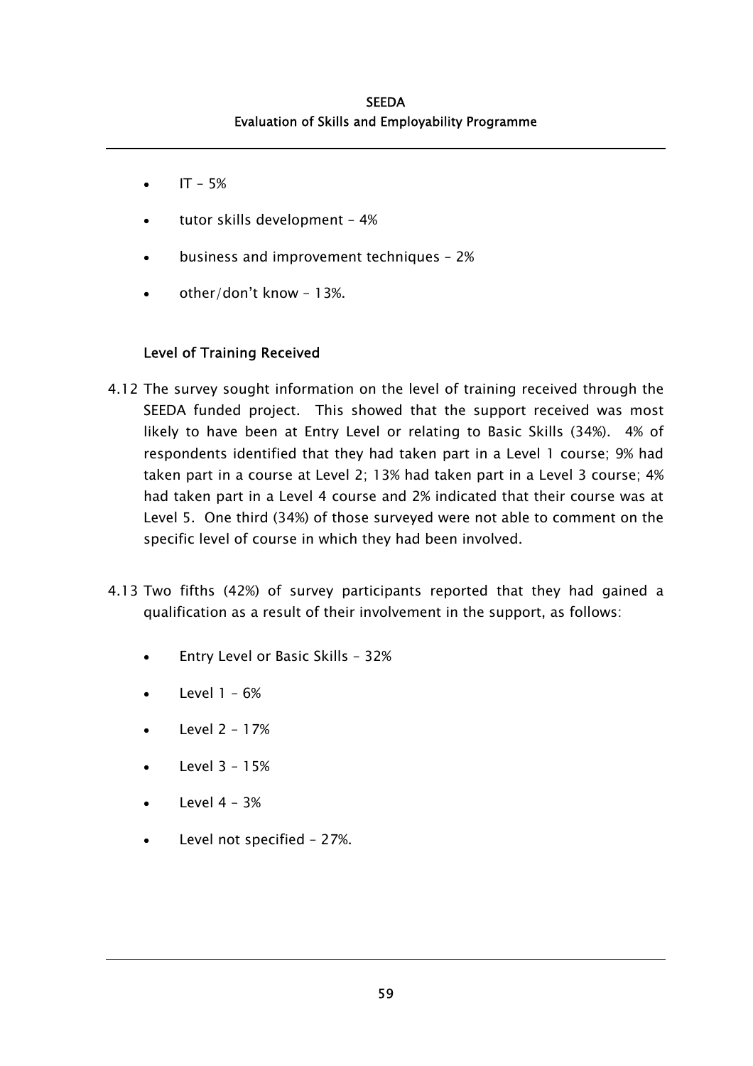- IT – 5%
- tutor skills development – 4%
- business and improvement techniques – 2%
- other/don't know – 13%.

### Level of Training Received

4.12 The survey sought information on the level of training received through the SEEDA funded project. This showed that the support received was most likely to have been at Entry Level or relating to Basic Skills (34%). 4% of respondents identified that they had taken part in a Level 1 course; 9% had taken part in a course at Level 2; 13% had taken part in a Level 3 course; 4% had taken part in a Level 4 course and 2% indicated that their course was at Level 5. One third (34%) of those surveyed were not able to comment on the specific level of course in which they had been involved.

4.13 Two fifths (42%) of survey participants reported that they had gained a qualification as a result of their involvement in the support, as follows:

- Entry Level or Basic Skills – 32%
- Level 1 – 6%
- Level 2 – 17%
- Level 3 – 15%
- Level 4 – 3%
- Level not specified – 27%.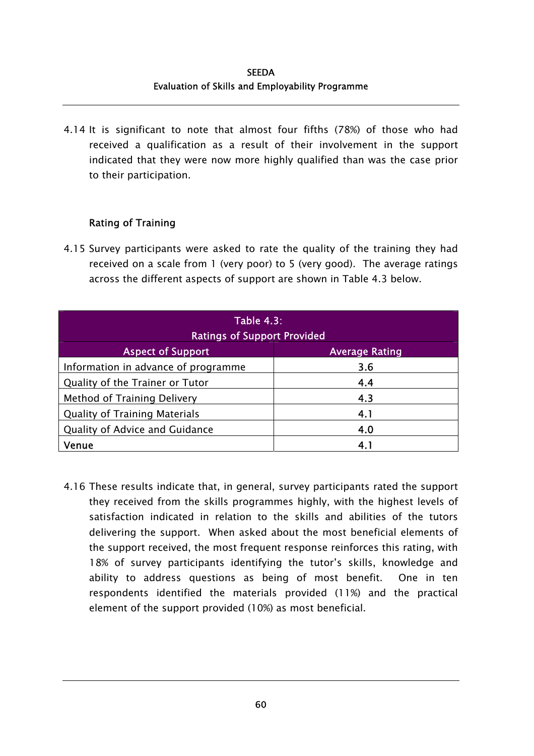4.14 It is significant to note that almost four fifths (78%) of those who had received a qualification as a result of their involvement in the support indicated that they were now more highly qualified than was the case prior to their participation.

### Rating of Training

4.15 Survey participants were asked to rate the quality of the training they had received on a scale from 1 (very poor) to 5 (very good). The average ratings across the different aspects of support are shown in Table 4.3 below.

**Table 4.3: Ratings of Support Provided**

| Aspect of Support | Average Rating |
|---|---|
| Information in advance of programme | 3.6 |
| Quality of the Trainer or Tutor | 4.4 |
| Method of Training Delivery | 4.3 |
| Quality of Training Materials | 4.1 |
| Quality of Advice and Guidance | 4.0 |
| Venue | 4.1 |

4.16 These results indicate that, in general, survey participants rated the support they received from the skills programmes highly, with the highest levels of satisfaction indicated in relation to the skills and abilities of the tutors delivering the support. When asked about the most beneficial elements of the support received, the most frequent response reinforces this rating, with 18% of survey participants identifying the tutor's skills, knowledge and ability to address questions as being of most benefit. One in ten respondents identified the materials provided (11%) and the practical element of the support provided (10%) as most beneficial.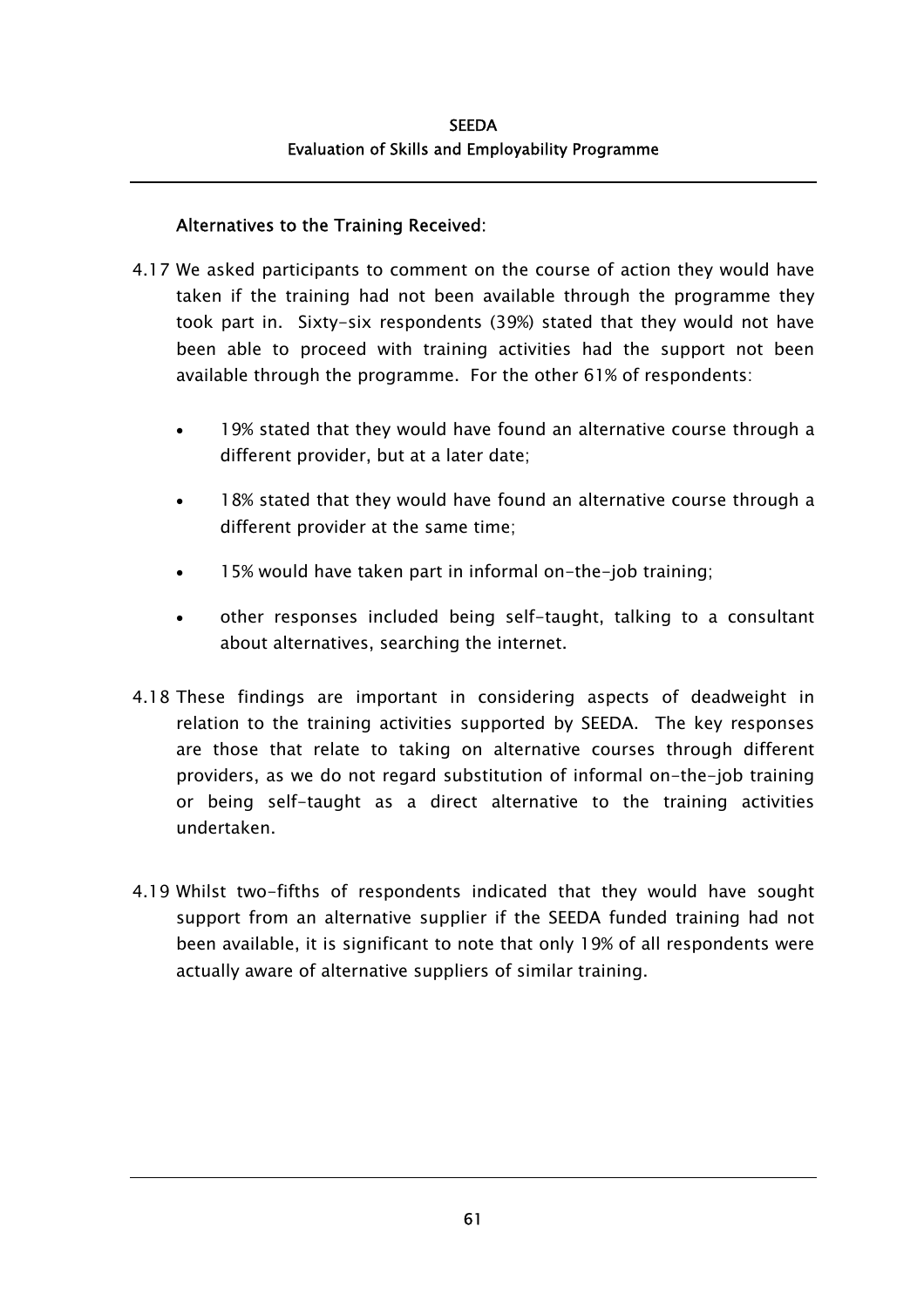**Alternatives to the Training Received**:

4.17 We asked participants to comment on the course of action they would have taken if the training had not been available through the programme they took part in. Sixty-six respondents (39%) stated that they would not have been able to proceed with training activities had the support not been available through the programme. For the other 61% of respondents:

- 19% stated that they would have found an alternative course through a different provider, but at a later date;
- 18% stated that they would have found an alternative course through a different provider at the same time;
- 15% would have taken part in informal on-the-job training;
- other responses included being self-taught, talking to a consultant about alternatives, searching the internet.

4.18 These findings are important in considering aspects of deadweight in relation to the training activities supported by SEEDA. The key responses are those that relate to taking on alternative courses through different providers, as we do not regard substitution of informal on-the-job training or being self-taught as a direct alternative to the training activities undertaken.

4.19 Whilst two-fifths of respondents indicated that they would have sought support from an alternative supplier if the SEEDA funded training had not been available, it is significant to note that only 19% of all respondents were actually aware of alternative suppliers of similar training.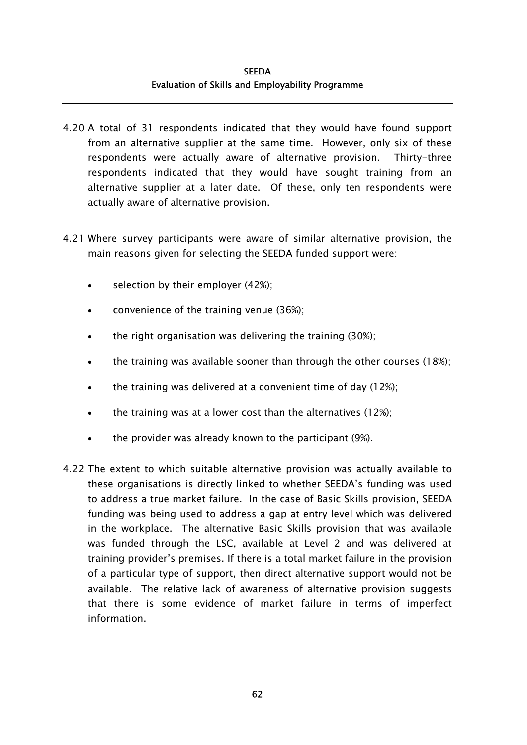4.20 A total of 31 respondents indicated that they would have found support from an alternative supplier at the same time. However, only six of these respondents were actually aware of alternative provision. Thirty-three respondents indicated that they would have sought training from an alternative supplier at a later date. Of these, only ten respondents were actually aware of alternative provision.

4.21 Where survey participants were aware of similar alternative provision, the main reasons given for selecting the SEEDA funded support were:

- selection by their employer (42%);
- convenience of the training venue (36%);
- the right organisation was delivering the training (30%);
- the training was available sooner than through the other courses (18%);
- the training was delivered at a convenient time of day (12%);
- the training was at a lower cost than the alternatives (12%);
- the provider was already known to the participant (9%).

4.22 The extent to which suitable alternative provision was actually available to these organisations is directly linked to whether SEEDA's funding was used to address a true market failure. In the case of Basic Skills provision, SEEDA funding was being used to address a gap at entry level which was delivered in the workplace. The alternative Basic Skills provision that was available was funded through the LSC, available at Level 2 and was delivered at training provider's premises. If there is a total market failure in the provision of a particular type of support, then direct alternative support would not be available. The relative lack of awareness of alternative provision suggests that there is some evidence of market failure in terms of imperfect information.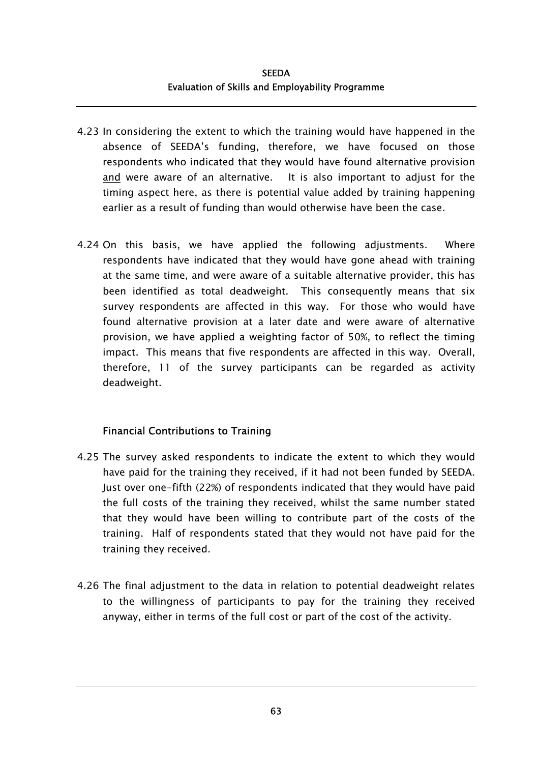4.23 In considering the extent to which the training would have happened in the absence of SEEDA's funding, therefore, we have focused on those respondents who indicated that they would have found alternative provision <u>and</u> were aware of an alternative. It is also important to adjust for the timing aspect here, as there is potential value added by training happening earlier as a result of funding than would otherwise have been the case.

4.24 On this basis, we have applied the following adjustments. Where respondents have indicated that they would have gone ahead with training at the same time, and were aware of a suitable alternative provider, this has been identified as total deadweight. This consequently means that six survey respondents are affected in this way. For those who would have found alternative provision at a later date and were aware of alternative provision, we have applied a weighting factor of 50%, to reflect the timing impact. This means that five respondents are affected in this way. Overall, therefore, 11 of the survey participants can be regarded as activity deadweight.

### Financial Contributions to Training

4.25 The survey asked respondents to indicate the extent to which they would have paid for the training they received, if it had not been funded by SEEDA. Just over one-fifth (22%) of respondents indicated that they would have paid the full costs of the training they received, whilst the same number stated that they would have been willing to contribute part of the costs of the training. Half of respondents stated that they would not have paid for the training they received.

4.26 The final adjustment to the data in relation to potential deadweight relates to the willingness of participants to pay for the training they received anyway, either in terms of the full cost or part of the cost of the activity.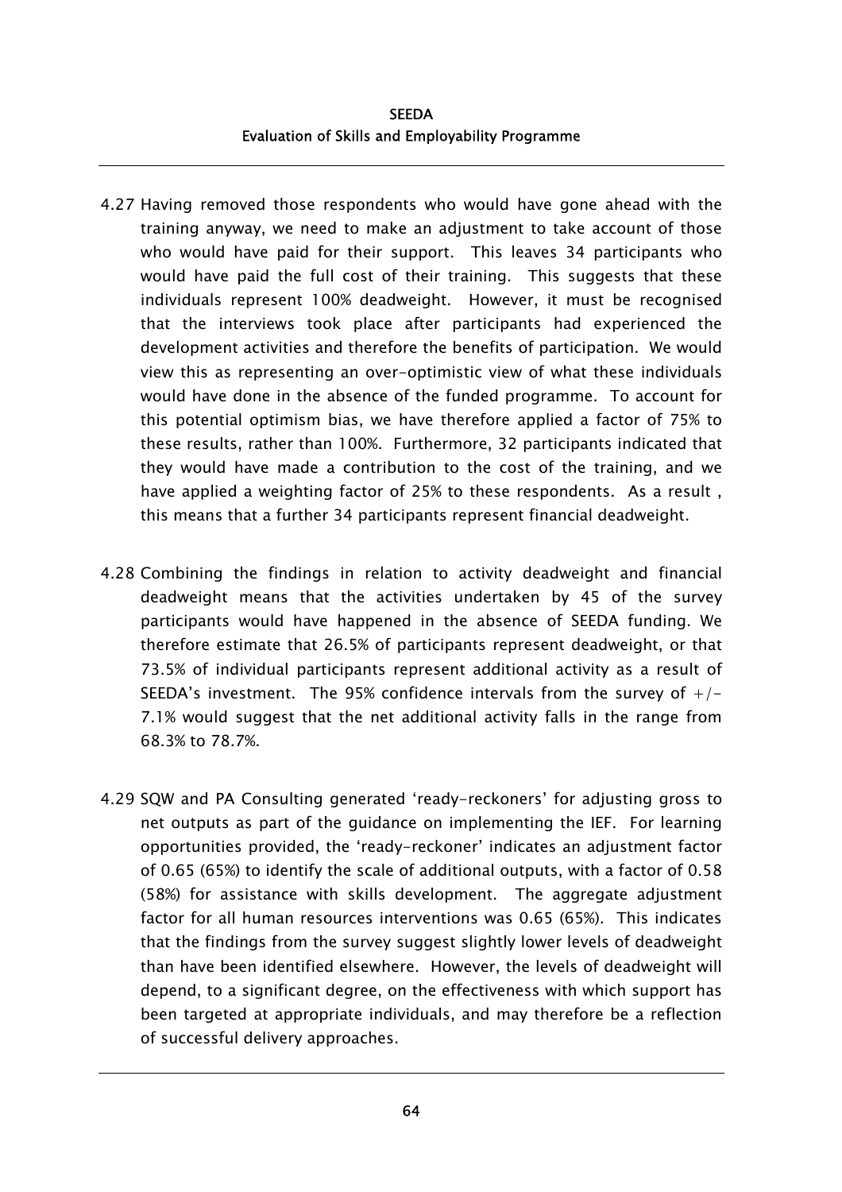4.27 Having removed those respondents who would have gone ahead with the training anyway, we need to make an adjustment to take account of those who would have paid for their support. This leaves 34 participants who would have paid the full cost of their training. This suggests that these individuals represent 100% deadweight. However, it must be recognised that the interviews took place after participants had experienced the development activities and therefore the benefits of participation. We would view this as representing an over-optimistic view of what these individuals would have done in the absence of the funded programme. To account for this potential optimism bias, we have therefore applied a factor of 75% to these results, rather than 100%. Furthermore, 32 participants indicated that they would have made a contribution to the cost of the training, and we have applied a weighting factor of 25% to these respondents. As a result , this means that a further 34 participants represent financial deadweight.

4.28 Combining the findings in relation to activity deadweight and financial deadweight means that the activities undertaken by 45 of the survey participants would have happened in the absence of SEEDA funding. We therefore estimate that 26.5% of participants represent deadweight, or that 73.5% of individual participants represent additional activity as a result of SEEDA's investment. The 95% confidence intervals from the survey of +/- 7.1% would suggest that the net additional activity falls in the range from 68.3% to 78.7%.

4.29 SQW and PA Consulting generated 'ready-reckoners' for adjusting gross to net outputs as part of the guidance on implementing the IEF. For learning opportunities provided, the 'ready-reckoner' indicates an adjustment factor of 0.65 (65%) to identify the scale of additional outputs, with a factor of 0.58 (58%) for assistance with skills development. The aggregate adjustment factor for all human resources interventions was 0.65 (65%). This indicates that the findings from the survey suggest slightly lower levels of deadweight than have been identified elsewhere. However, the levels of deadweight will depend, to a significant degree, on the effectiveness with which support has been targeted at appropriate individuals, and may therefore be a reflection of successful delivery approaches.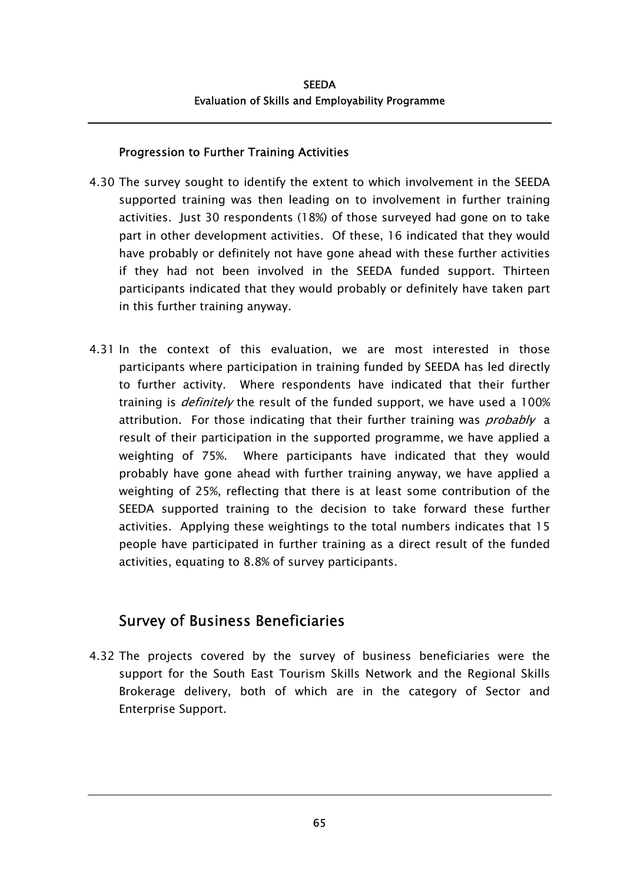### Progression to Further Training Activities

4.30 The survey sought to identify the extent to which involvement in the SEEDA supported training was then leading on to involvement in further training activities. Just 30 respondents (18%) of those surveyed had gone on to take part in other development activities. Of these, 16 indicated that they would have probably or definitely not have gone ahead with these further activities if they had not been involved in the SEEDA funded support. Thirteen participants indicated that they would probably or definitely have taken part in this further training anyway.

4.31 In the context of this evaluation, we are most interested in those participants where participation in training funded by SEEDA has led directly to further activity. Where respondents have indicated that their further training is *definitely* the result of the funded support, we have used a 100% attribution. For those indicating that their further training was *probably* a result of their participation in the supported programme, we have applied a weighting of 75%. Where participants have indicated that they would probably have gone ahead with further training anyway, we have applied a weighting of 25%, reflecting that there is at least some contribution of the SEEDA supported training to the decision to take forward these further activities. Applying these weightings to the total numbers indicates that 15 people have participated in further training as a direct result of the funded activities, equating to 8.8% of survey participants.

## Survey of Business Beneficiaries

4.32 The projects covered by the survey of business beneficiaries were the support for the South East Tourism Skills Network and the Regional Skills Brokerage delivery, both of which are in the category of Sector and Enterprise Support.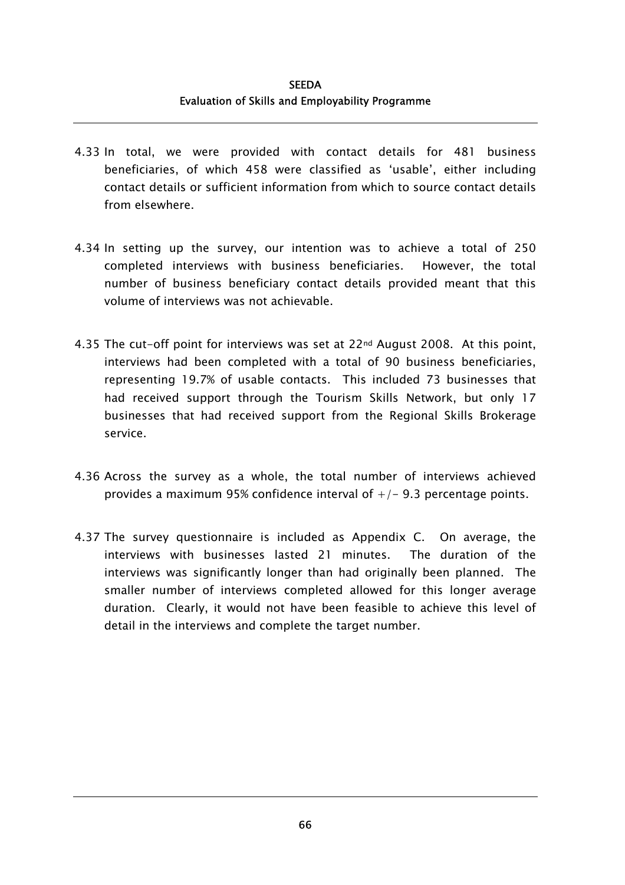4.33 In total, we were provided with contact details for 481 business beneficiaries, of which 458 were classified as 'usable', either including contact details or sufficient information from which to source contact details from elsewhere.

4.34 In setting up the survey, our intention was to achieve a total of 250 completed interviews with business beneficiaries. However, the total number of business beneficiary contact details provided meant that this volume of interviews was not achievable.

4.35 The cut-off point for interviews was set at 22nd August 2008. At this point, interviews had been completed with a total of 90 business beneficiaries, representing 19.7% of usable contacts. This included 73 businesses that had received support through the Tourism Skills Network, but only 17 businesses that had received support from the Regional Skills Brokerage service.

4.36 Across the survey as a whole, the total number of interviews achieved provides a maximum 95% confidence interval of +/- 9.3 percentage points.

4.37 The survey questionnaire is included as Appendix C. On average, the interviews with businesses lasted 21 minutes. The duration of the interviews was significantly longer than had originally been planned. The smaller number of interviews completed allowed for this longer average duration. Clearly, it would not have been feasible to achieve this level of detail in the interviews and complete the target number.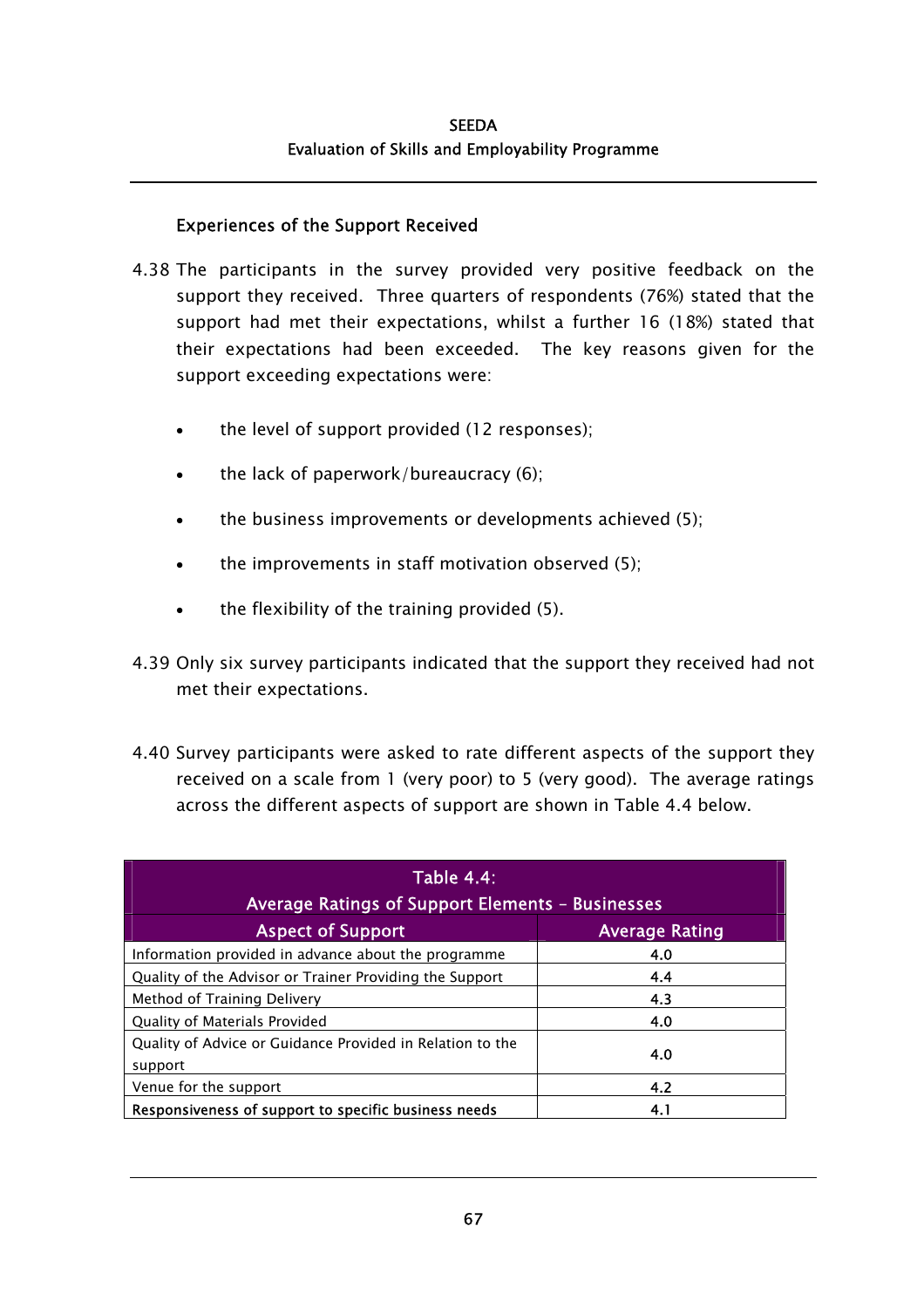### Experiences of the Support Received

4.38 The participants in the survey provided very positive feedback on the support they received. Three quarters of respondents (76%) stated that the support had met their expectations, whilst a further 16 (18%) stated that their expectations had been exceeded. The key reasons given for the support exceeding expectations were:

- the level of support provided (12 responses);
- the lack of paperwork/bureaucracy (6);
- the business improvements or developments achieved (5);
- the improvements in staff motivation observed (5);
- the flexibility of the training provided (5).

4.39 Only six survey participants indicated that the support they received had not met their expectations.

4.40 Survey participants were asked to rate different aspects of the support they received on a scale from 1 (very poor) to 5 (very good). The average ratings across the different aspects of support are shown in Table 4.4 below.

Table 4.4: Average Ratings of Support Elements – Businesses

| Aspect of Support | Average Rating |
|---|---|
| Information provided in advance about the programme | 4.0 |
| Quality of the Advisor or Trainer Providing the Support | 4.4 |
| Method of Training Delivery | 4.3 |
| Quality of Materials Provided | 4.0 |
| Quality of Advice or Guidance Provided in Relation to the support | 4.0 |
| Venue for the support | 4.2 |
| Responsiveness of support to specific business needs | 4.1 |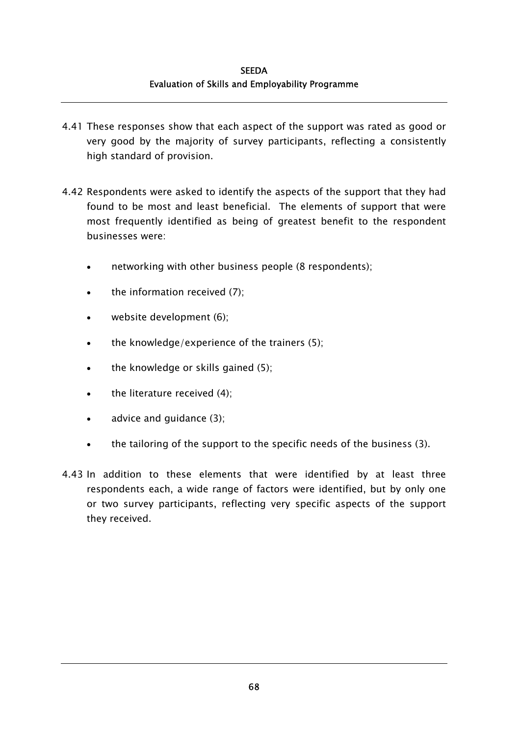4.41 These responses show that each aspect of the support was rated as good or very good by the majority of survey participants, reflecting a consistently high standard of provision.

4.42 Respondents were asked to identify the aspects of the support that they had found to be most and least beneficial. The elements of support that were most frequently identified as being of greatest benefit to the respondent businesses were:

- networking with other business people (8 respondents);
- the information received (7);
- website development (6);
- the knowledge/experience of the trainers (5);
- the knowledge or skills gained (5);
- the literature received (4);
- advice and guidance (3);
- the tailoring of the support to the specific needs of the business (3).

4.43 In addition to these elements that were identified by at least three respondents each, a wide range of factors were identified, but by only one or two survey participants, reflecting very specific aspects of the support they received.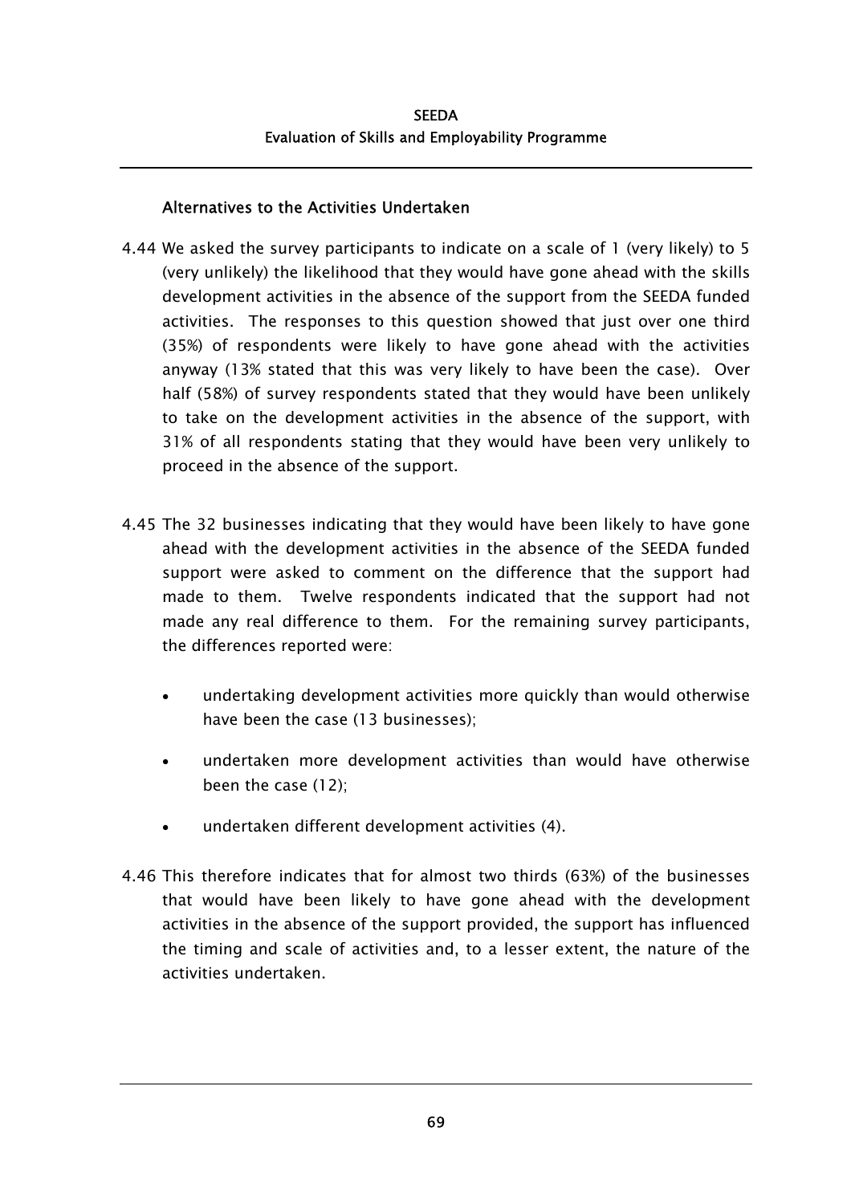### Alternatives to the Activities Undertaken

4.44 We asked the survey participants to indicate on a scale of 1 (very likely) to 5 (very unlikely) the likelihood that they would have gone ahead with the skills development activities in the absence of the support from the SEEDA funded activities. The responses to this question showed that just over one third (35%) of respondents were likely to have gone ahead with the activities anyway (13% stated that this was very likely to have been the case). Over half (58%) of survey respondents stated that they would have been unlikely to take on the development activities in the absence of the support, with 31% of all respondents stating that they would have been very unlikely to proceed in the absence of the support.

4.45 The 32 businesses indicating that they would have been likely to have gone ahead with the development activities in the absence of the SEEDA funded support were asked to comment on the difference that the support had made to them. Twelve respondents indicated that the support had not made any real difference to them. For the remaining survey participants, the differences reported were:

- undertaking development activities more quickly than would otherwise have been the case (13 businesses);
- undertaken more development activities than would have otherwise been the case (12);
- undertaken different development activities (4).

4.46 This therefore indicates that for almost two thirds (63%) of the businesses that would have been likely to have gone ahead with the development activities in the absence of the support provided, the support has influenced the timing and scale of activities and, to a lesser extent, the nature of the activities undertaken.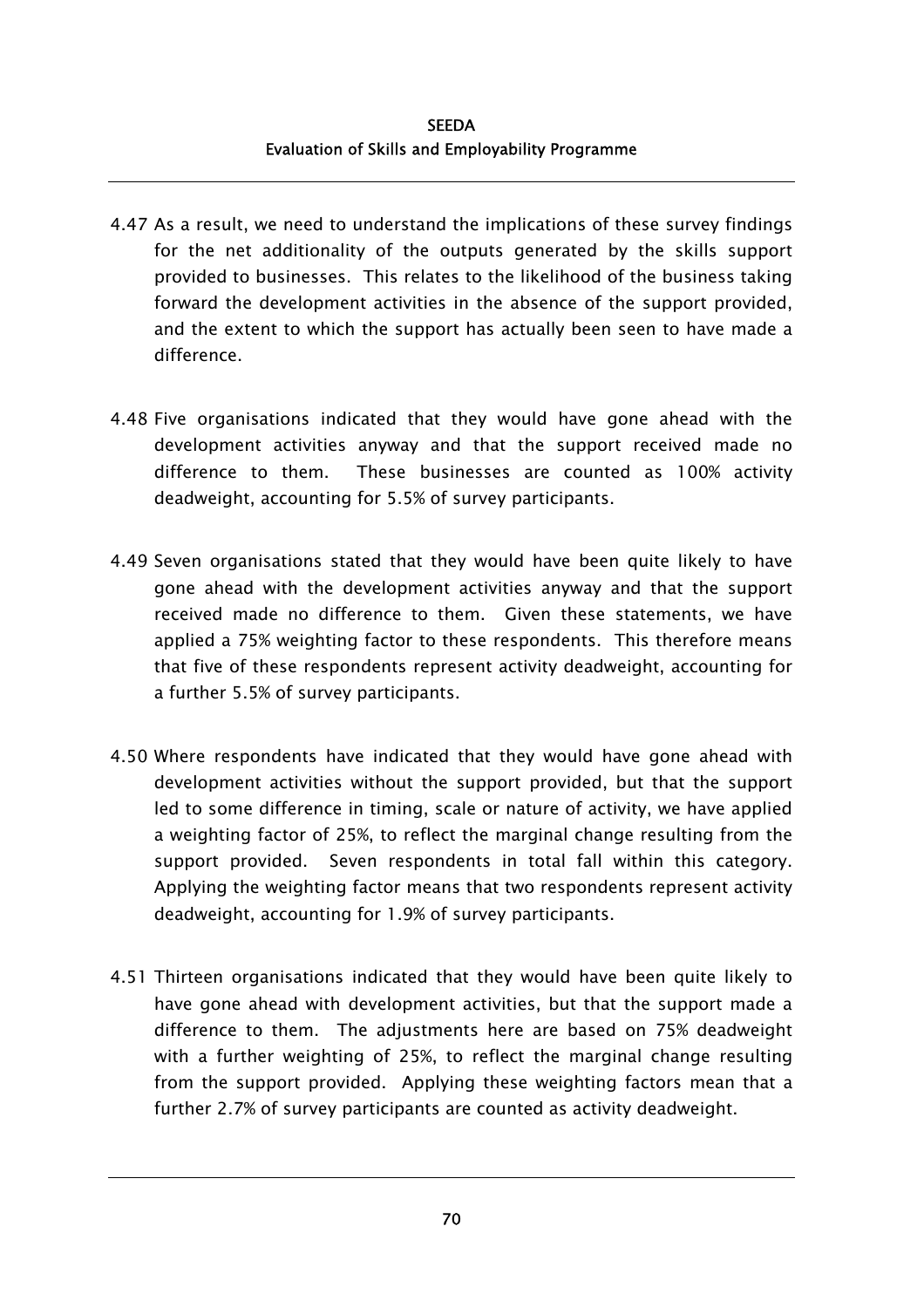4.47 As a result, we need to understand the implications of these survey findings for the net additionality of the outputs generated by the skills support provided to businesses. This relates to the likelihood of the business taking forward the development activities in the absence of the support provided, and the extent to which the support has actually been seen to have made a difference.

4.48 Five organisations indicated that they would have gone ahead with the development activities anyway and that the support received made no difference to them. These businesses are counted as 100% activity deadweight, accounting for 5.5% of survey participants.

4.49 Seven organisations stated that they would have been quite likely to have gone ahead with the development activities anyway and that the support received made no difference to them. Given these statements, we have applied a 75% weighting factor to these respondents. This therefore means that five of these respondents represent activity deadweight, accounting for a further 5.5% of survey participants.

4.50 Where respondents have indicated that they would have gone ahead with development activities without the support provided, but that the support led to some difference in timing, scale or nature of activity, we have applied a weighting factor of 25%, to reflect the marginal change resulting from the support provided. Seven respondents in total fall within this category. Applying the weighting factor means that two respondents represent activity deadweight, accounting for 1.9% of survey participants.

4.51 Thirteen organisations indicated that they would have been quite likely to have gone ahead with development activities, but that the support made a difference to them. The adjustments here are based on 75% deadweight with a further weighting of 25%, to reflect the marginal change resulting from the support provided. Applying these weighting factors mean that a further 2.7% of survey participants are counted as activity deadweight.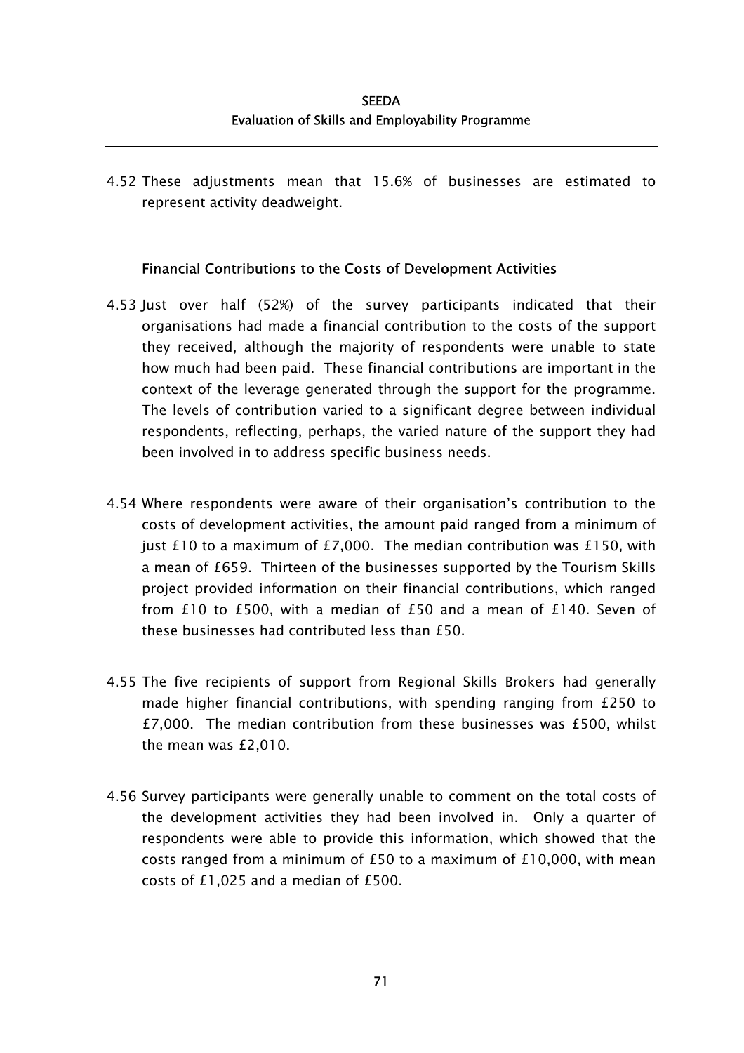4.52 These adjustments mean that 15.6% of businesses are estimated to represent activity deadweight.

### Financial Contributions to the Costs of Development Activities

4.53 Just over half (52%) of the survey participants indicated that their organisations had made a financial contribution to the costs of the support they received, although the majority of respondents were unable to state how much had been paid. These financial contributions are important in the context of the leverage generated through the support for the programme. The levels of contribution varied to a significant degree between individual respondents, reflecting, perhaps, the varied nature of the support they had been involved in to address specific business needs.

4.54 Where respondents were aware of their organisation's contribution to the costs of development activities, the amount paid ranged from a minimum of just £10 to a maximum of £7,000. The median contribution was £150, with a mean of £659. Thirteen of the businesses supported by the Tourism Skills project provided information on their financial contributions, which ranged from £10 to £500, with a median of £50 and a mean of £140. Seven of these businesses had contributed less than £50.

4.55 The five recipients of support from Regional Skills Brokers had generally made higher financial contributions, with spending ranging from £250 to £7,000. The median contribution from these businesses was £500, whilst the mean was £2,010.

4.56 Survey participants were generally unable to comment on the total costs of the development activities they had been involved in. Only a quarter of respondents were able to provide this information, which showed that the costs ranged from a minimum of £50 to a maximum of £10,000, with mean costs of £1,025 and a median of £500.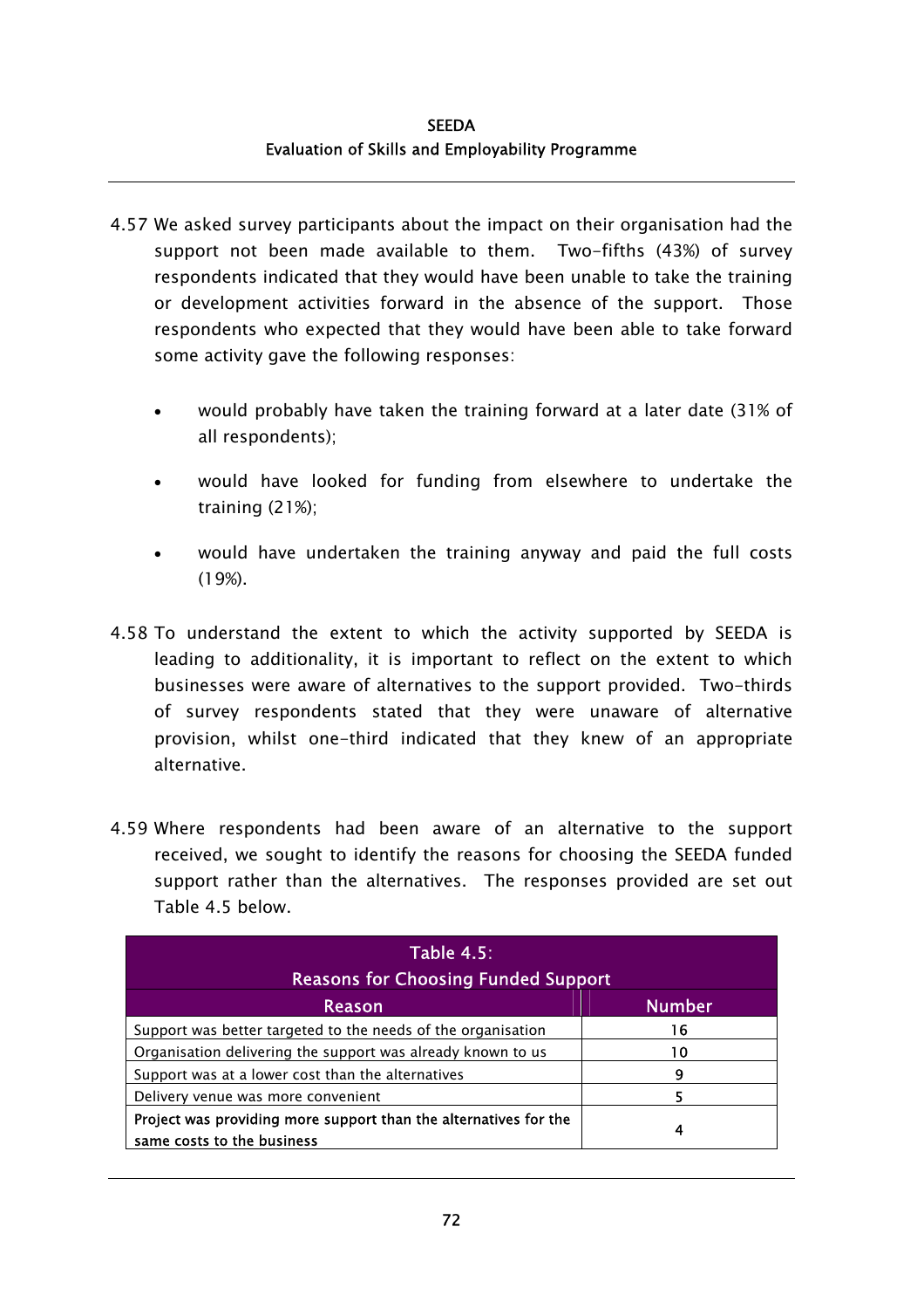4.57 We asked survey participants about the impact on their organisation had the support not been made available to them. Two-fifths (43%) of survey respondents indicated that they would have been unable to take the training or development activities forward in the absence of the support. Those respondents who expected that they would have been able to take forward some activity gave the following responses:

- would probably have taken the training forward at a later date (31% of all respondents);
- would have looked for funding from elsewhere to undertake the training (21%);
- would have undertaken the training anyway and paid the full costs (19%).

4.58 To understand the extent to which the activity supported by SEEDA is leading to additionality, it is important to reflect on the extent to which businesses were aware of alternatives to the support provided. Two-thirds of survey respondents stated that they were unaware of alternative provision, whilst one-third indicated that they knew of an appropriate alternative.

4.59 Where respondents had been aware of an alternative to the support received, we sought to identify the reasons for choosing the SEEDA funded support rather than the alternatives. The responses provided are set out Table 4.5 below.

**Table 4.5: Reasons for Choosing Funded Support**

| Reason | Number |
|---|---|
| Support was better targeted to the needs of the organisation | 16 |
| Organisation delivering the support was already known to us | 10 |
| Support was at a lower cost than the alternatives | 9 |
| Delivery venue was more convenient | 5 |
| Project was providing more support than the alternatives for the same costs to the business | 4 |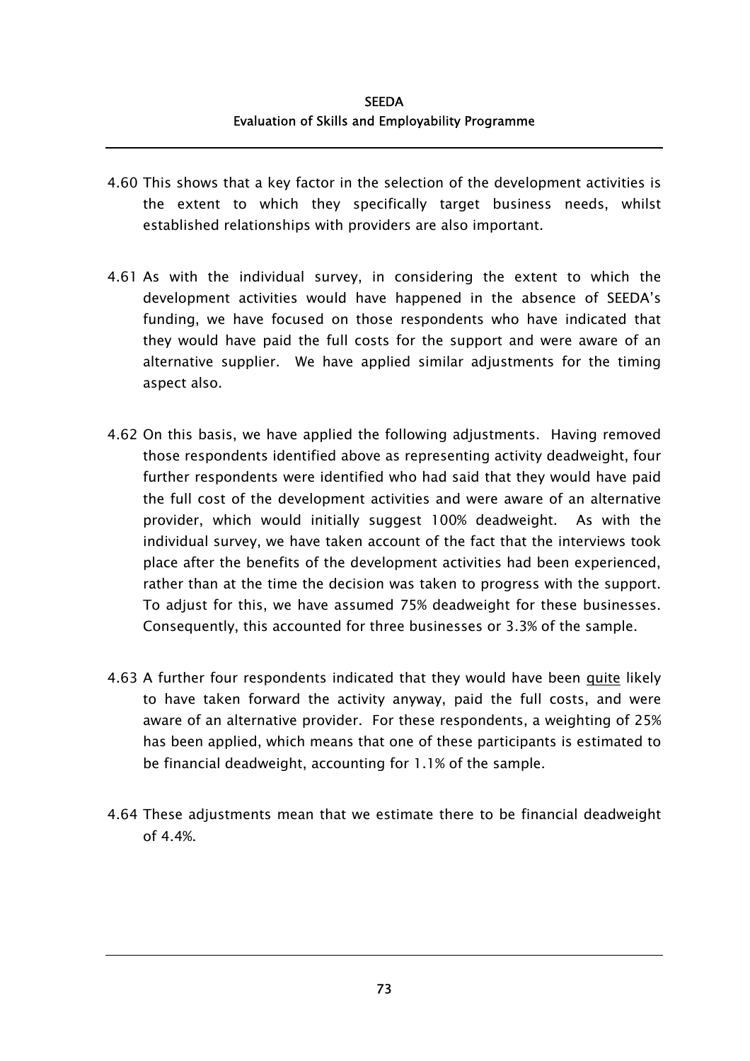4.60 This shows that a key factor in the selection of the development activities is the extent to which they specifically target business needs, whilst established relationships with providers are also important.

4.61 As with the individual survey, in considering the extent to which the development activities would have happened in the absence of SEEDA's funding, we have focused on those respondents who have indicated that they would have paid the full costs for the support and were aware of an alternative supplier. We have applied similar adjustments for the timing aspect also.

4.62 On this basis, we have applied the following adjustments. Having removed those respondents identified above as representing activity deadweight, four further respondents were identified who had said that they would have paid the full cost of the development activities and were aware of an alternative provider, which would initially suggest 100% deadweight. As with the individual survey, we have taken account of the fact that the interviews took place after the benefits of the development activities had been experienced, rather than at the time the decision was taken to progress with the support. To adjust for this, we have assumed 75% deadweight for these businesses. Consequently, this accounted for three businesses or 3.3% of the sample.

4.63 A further four respondents indicated that they would have been <u>quite</u> likely to have taken forward the activity anyway, paid the full costs, and were aware of an alternative provider. For these respondents, a weighting of 25% has been applied, which means that one of these participants is estimated to be financial deadweight, accounting for 1.1% of the sample.

4.64 These adjustments mean that we estimate there to be financial deadweight of 4.4%.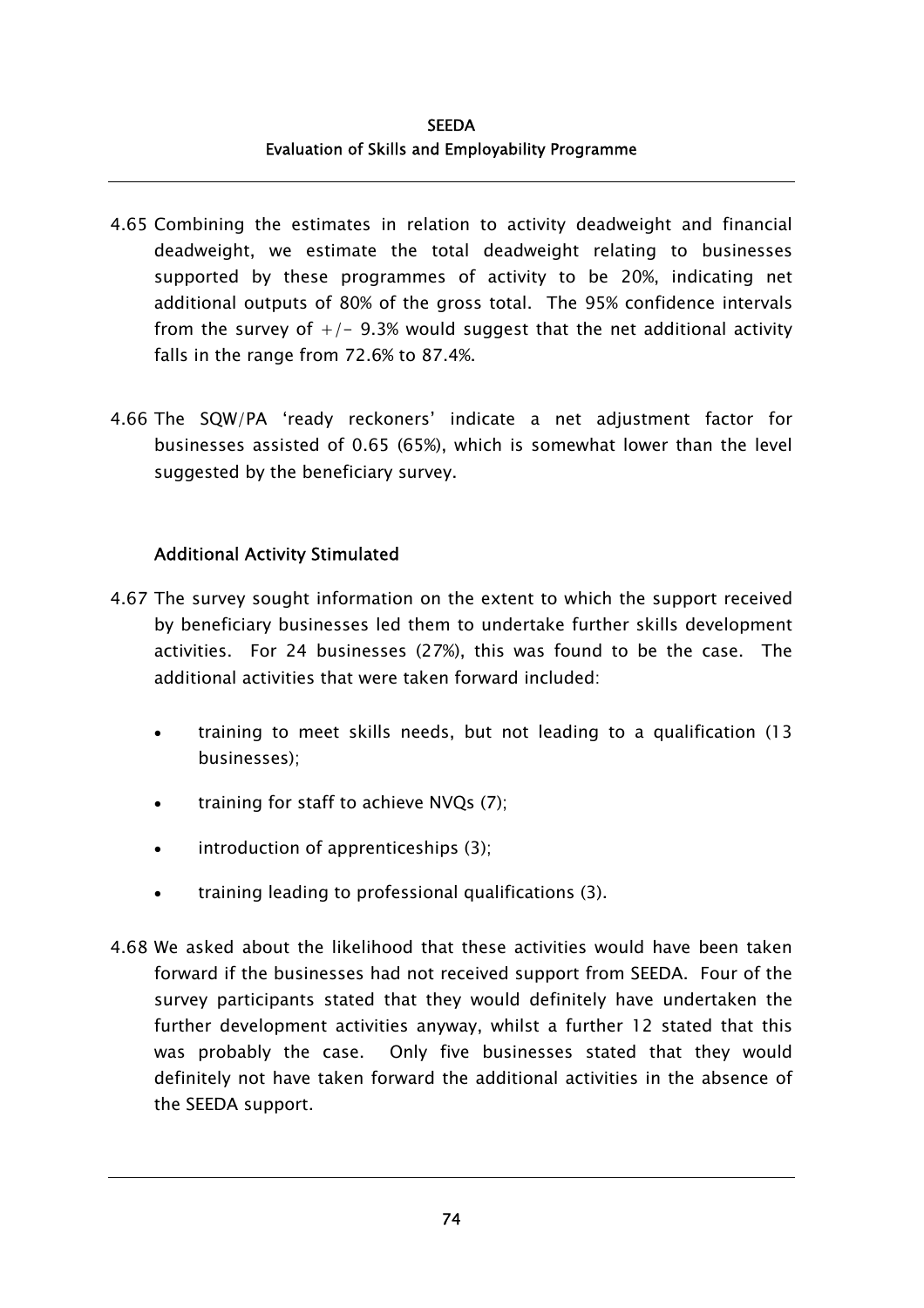4.65 Combining the estimates in relation to activity deadweight and financial deadweight, we estimate the total deadweight relating to businesses supported by these programmes of activity to be 20%, indicating net additional outputs of 80% of the gross total. The 95% confidence intervals from the survey of +/- 9.3% would suggest that the net additional activity falls in the range from 72.6% to 87.4%.

4.66 The SQW/PA 'ready reckoners' indicate a net adjustment factor for businesses assisted of 0.65 (65%), which is somewhat lower than the level suggested by the beneficiary survey.

### Additional Activity Stimulated

4.67 The survey sought information on the extent to which the support received by beneficiary businesses led them to undertake further skills development activities. For 24 businesses (27%), this was found to be the case. The additional activities that were taken forward included:

- training to meet skills needs, but not leading to a qualification (13 businesses);
- training for staff to achieve NVQs (7);
- introduction of apprenticeships (3);
- training leading to professional qualifications (3).

4.68 We asked about the likelihood that these activities would have been taken forward if the businesses had not received support from SEEDA. Four of the survey participants stated that they would definitely have undertaken the further development activities anyway, whilst a further 12 stated that this was probably the case. Only five businesses stated that they would definitely not have taken forward the additional activities in the absence of the SEEDA support.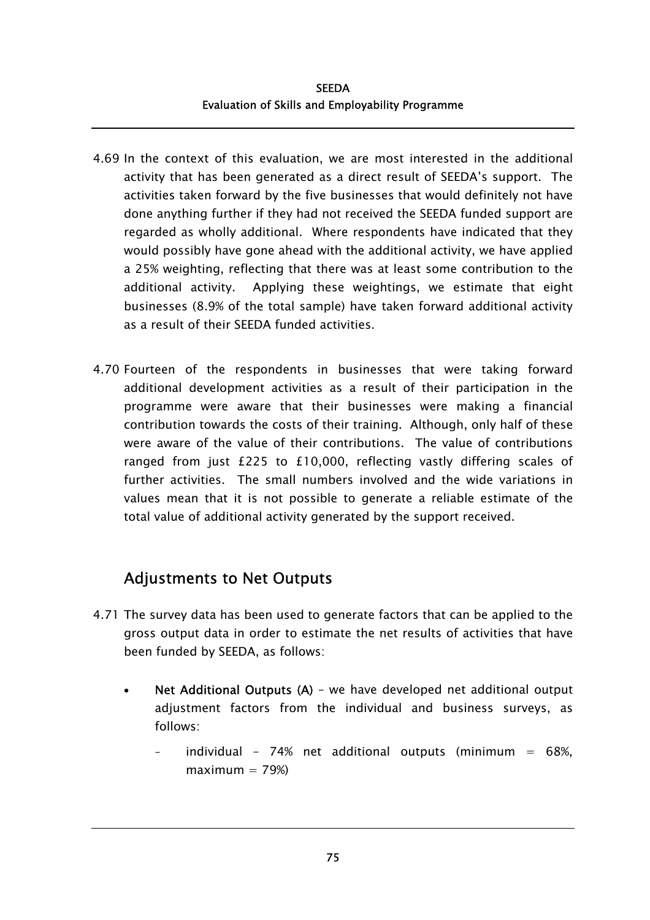4.69 In the context of this evaluation, we are most interested in the additional activity that has been generated as a direct result of SEEDA's support. The activities taken forward by the five businesses that would definitely not have done anything further if they had not received the SEEDA funded support are regarded as wholly additional. Where respondents have indicated that they would possibly have gone ahead with the additional activity, we have applied a 25% weighting, reflecting that there was at least some contribution to the additional activity. Applying these weightings, we estimate that eight businesses (8.9% of the total sample) have taken forward additional activity as a result of their SEEDA funded activities.

4.70 Fourteen of the respondents in businesses that were taking forward additional development activities as a result of their participation in the programme were aware that their businesses were making a financial contribution towards the costs of their training. Although, only half of these were aware of the value of their contributions. The value of contributions ranged from just £225 to £10,000, reflecting vastly differing scales of further activities. The small numbers involved and the wide variations in values mean that it is not possible to generate a reliable estimate of the total value of additional activity generated by the support received.

## Adjustments to Net Outputs

4.71 The survey data has been used to generate factors that can be applied to the gross output data in order to estimate the net results of activities that have been funded by SEEDA, as follows:

- **Net Additional Outputs (A)** – we have developed net additional output adjustment factors from the individual and business surveys, as follows:
  - individual – 74% net additional outputs (minimum = 68%, maximum = 79%)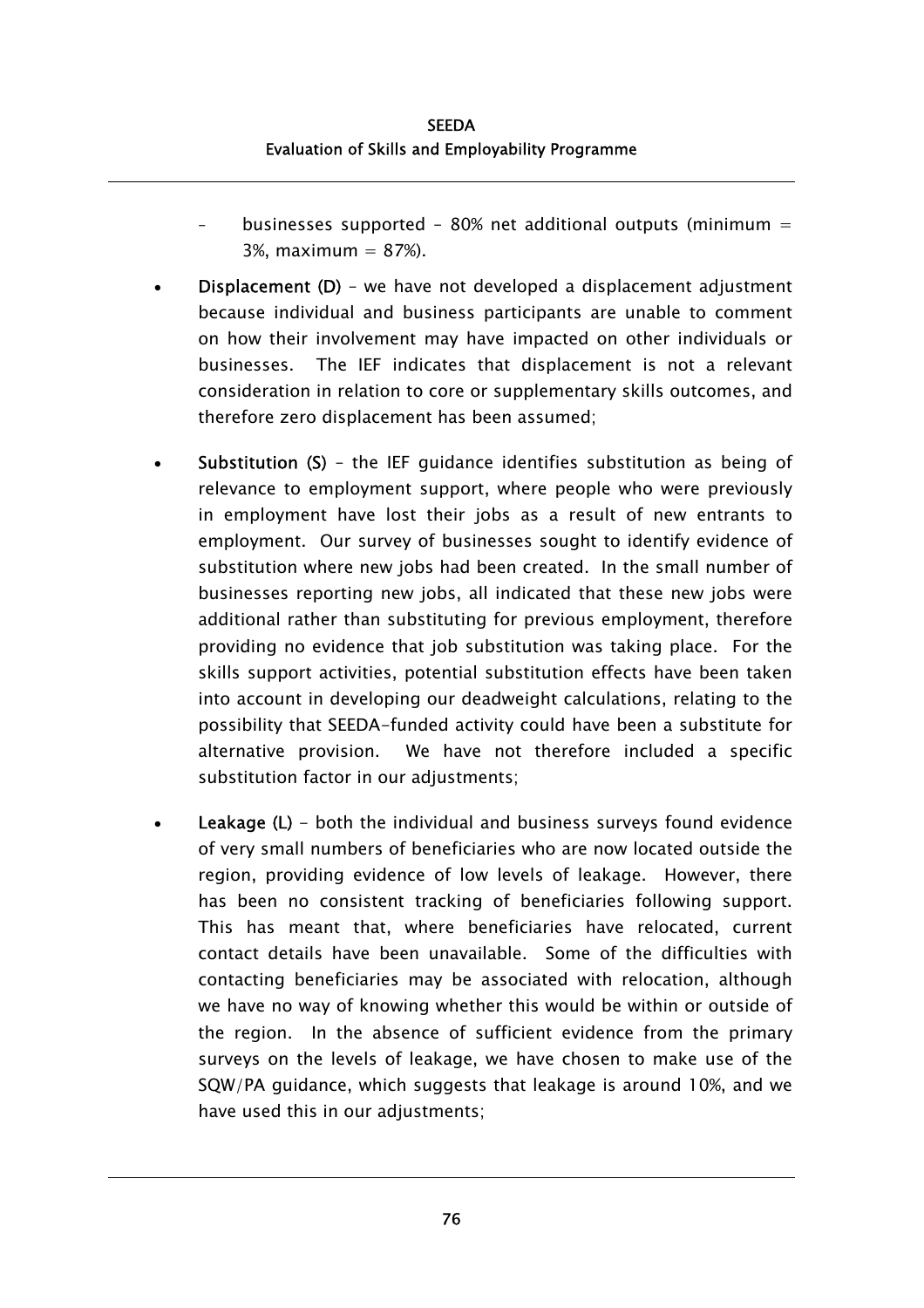- businesses supported – 80% net additional outputs (minimum = 3%, maximum = 87%).

- **Displacement (D)** – we have not developed a displacement adjustment because individual and business participants are unable to comment on how their involvement may have impacted on other individuals or businesses. The IEF indicates that displacement is not a relevant consideration in relation to core or supplementary skills outcomes, and therefore zero displacement has been assumed;

- **Substitution (S)** – the IEF guidance identifies substitution as being of relevance to employment support, where people who were previously in employment have lost their jobs as a result of new entrants to employment. Our survey of businesses sought to identify evidence of substitution where new jobs had been created. In the small number of businesses reporting new jobs, all indicated that these new jobs were additional rather than substituting for previous employment, therefore providing no evidence that job substitution was taking place. For the skills support activities, potential substitution effects have been taken into account in developing our deadweight calculations, relating to the possibility that SEEDA-funded activity could have been a substitute for alternative provision. We have not therefore included a specific substitution factor in our adjustments;

- **Leakage (L)** - both the individual and business surveys found evidence of very small numbers of beneficiaries who are now located outside the region, providing evidence of low levels of leakage. However, there has been no consistent tracking of beneficiaries following support. This has meant that, where beneficiaries have relocated, current contact details have been unavailable. Some of the difficulties with contacting beneficiaries may be associated with relocation, although we have no way of knowing whether this would be within or outside of the region. In the absence of sufficient evidence from the primary surveys on the levels of leakage, we have chosen to make use of the SQW/PA guidance, which suggests that leakage is around 10%, and we have used this in our adjustments;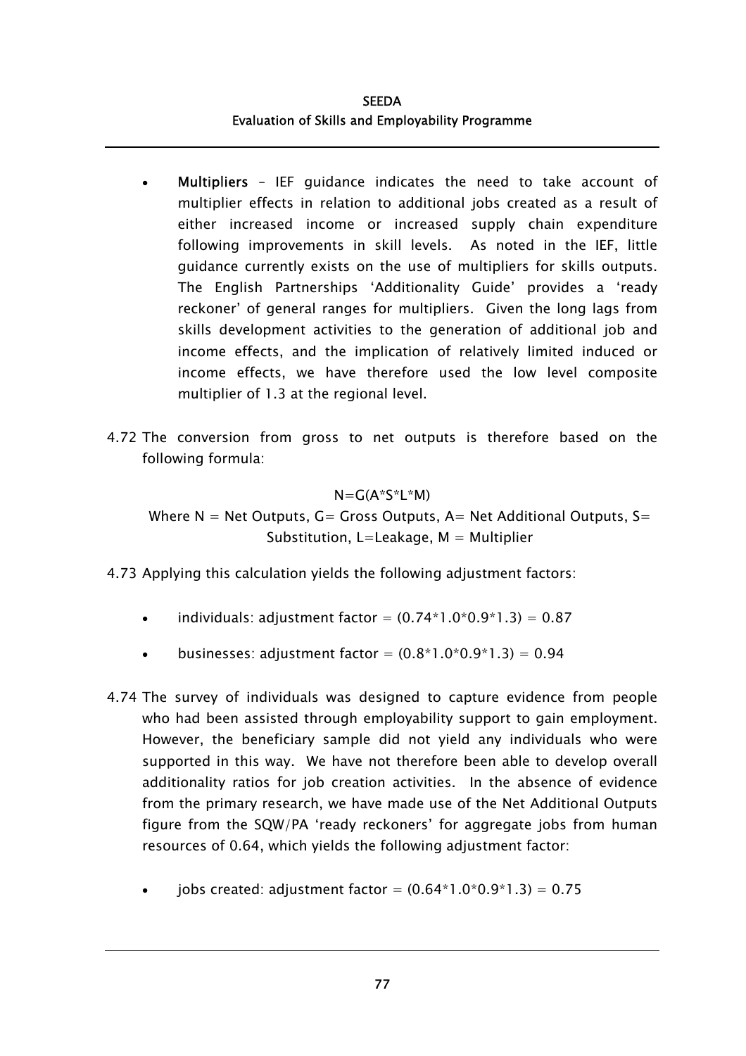- **Multipliers** – IEF guidance indicates the need to take account of multiplier effects in relation to additional jobs created as a result of either increased income or increased supply chain expenditure following improvements in skill levels. As noted in the IEF, little guidance currently exists on the use of multipliers for skills outputs. The English Partnerships 'Additionality Guide' provides a 'ready reckoner' of general ranges for multipliers. Given the long lags from skills development activities to the generation of additional job and income effects, and the implication of relatively limited induced or income effects, we have therefore used the low level composite multiplier of 1.3 at the regional level.

4.72 The conversion from gross to net outputs is therefore based on the following formula:

$$N=G(A*S*L*M)$$

Where N = Net Outputs, G= Gross Outputs, A= Net Additional Outputs, S= Substitution, L=Leakage, M = Multiplier

4.73 Applying this calculation yields the following adjustment factors:

- individuals: adjustment factor = (0.74*1.0*0.9*1.3) = 0.87
- businesses: adjustment factor = (0.8*1.0*0.9*1.3) = 0.94

4.74 The survey of individuals was designed to capture evidence from people who had been assisted through employability support to gain employment. However, the beneficiary sample did not yield any individuals who were supported in this way. We have not therefore been able to develop overall additionality ratios for job creation activities. In the absence of evidence from the primary research, we have made use of the Net Additional Outputs figure from the SQW/PA 'ready reckoners' for aggregate jobs from human resources of 0.64, which yields the following adjustment factor:

- jobs created: adjustment factor = (0.64*1.0*0.9*1.3) = 0.75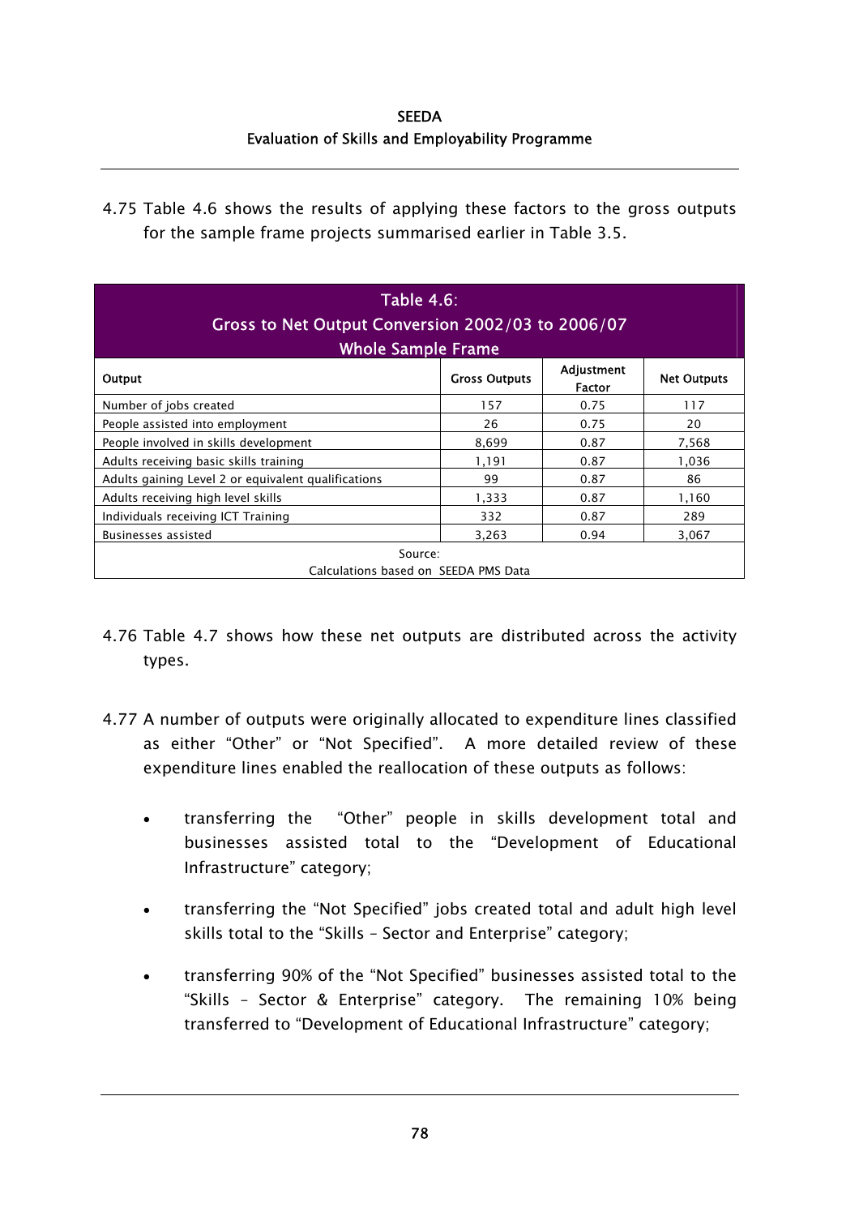4.75 Table 4.6 shows the results of applying these factors to the gross outputs for the sample frame projects summarised earlier in Table 3.5.

**Table 4.6: Gross to Net Output Conversion 2002/03 to 2006/07 Whole Sample Frame**

| Output | Gross Outputs | Adjustment Factor | Net Outputs |
|---|---|---|---|
| Number of jobs created | 157 | 0.75 | 117 |
| People assisted into employment | 26 | 0.75 | 20 |
| People involved in skills development | 8,699 | 0.87 | 7,568 |
| Adults receiving basic skills training | 1,191 | 0.87 | 1,036 |
| Adults gaining Level 2 or equivalent qualifications | 99 | 0.87 | 86 |
| Adults receiving high level skills | 1,333 | 0.87 | 1,160 |
| Individuals receiving ICT Training | 332 | 0.87 | 289 |
| Businesses assisted | 3,263 | 0.94 | 3,067 |

Source: Calculations based on SEEDA PMS Data

4.76 Table 4.7 shows how these net outputs are distributed across the activity types.

4.77 A number of outputs were originally allocated to expenditure lines classified as either "Other" or "Not Specified". A more detailed review of these expenditure lines enabled the reallocation of these outputs as follows:

- transferring the "Other" people in skills development total and businesses assisted total to the "Development of Educational Infrastructure" category;
- transferring the "Not Specified" jobs created total and adult high level skills total to the "Skills – Sector and Enterprise" category;
- transferring 90% of the "Not Specified" businesses assisted total to the "Skills – Sector & Enterprise" category. The remaining 10% being transferred to "Development of Educational Infrastructure" category;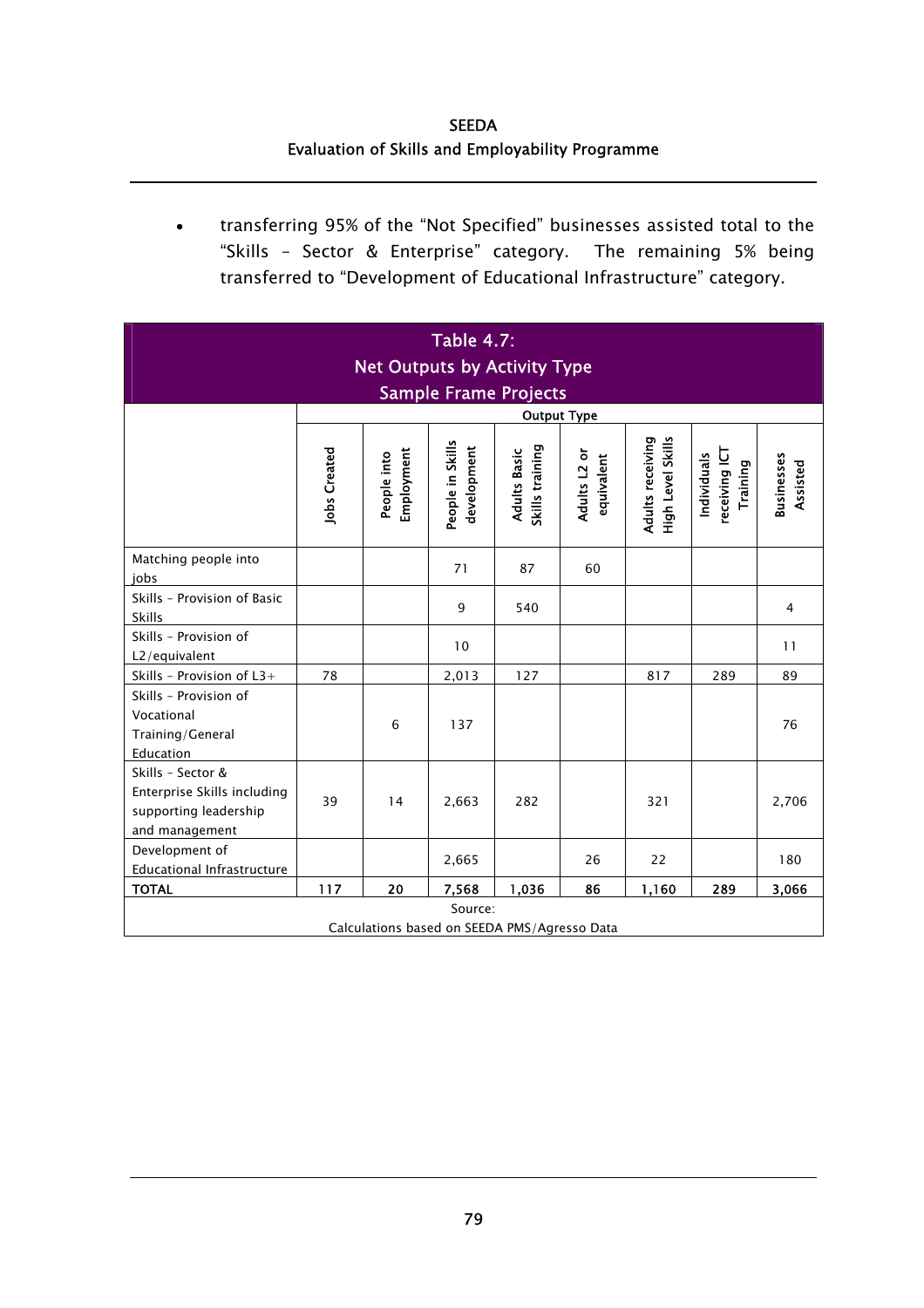- transferring 95% of the "Not Specified" businesses assisted total to the "Skills – Sector & Enterprise" category. The remaining 5% being transferred to "Development of Educational Infrastructure" category.

**Table 4.7: Net Outputs by Activity Type Sample Frame Projects**

| | Output Type | | | | | | | |
|---|---|---|---|---|---|---|---|---|
| | Jobs Created | People into Employment | People in Skills development | Adults Basic Skills training | Adults L2 or equivalent | Adults receiving High Level Skills | Individuals receiving ICT Training | Businesses Assisted |
| Matching people into jobs | | | 71 | 87 | 60 | | | |
| Skills – Provision of Basic Skills | | | 9 | 540 | | | | 4 |
| Skills – Provision of L2/equivalent | | | 10 | | | | | 11 |
| Skills – Provision of L3+ | 78 | | 2,013 | 127 | | 817 | 289 | 89 |
| Skills – Provision of Vocational Training/General Education | | 6 | 137 | | | | | 76 |
| Skills – Sector & Enterprise Skills including supporting leadership and management | 39 | 14 | 2,663 | 282 | | 321 | | 2,706 |
| Development of Educational Infrastructure | | | 2,665 | | 26 | 22 | | 180 |
| **TOTAL** | **117** | **20** | **7,568** | **1,036** | **86** | **1,160** | **289** | **3,066** |

Source: Calculations based on SEEDA PMS/Agresso Data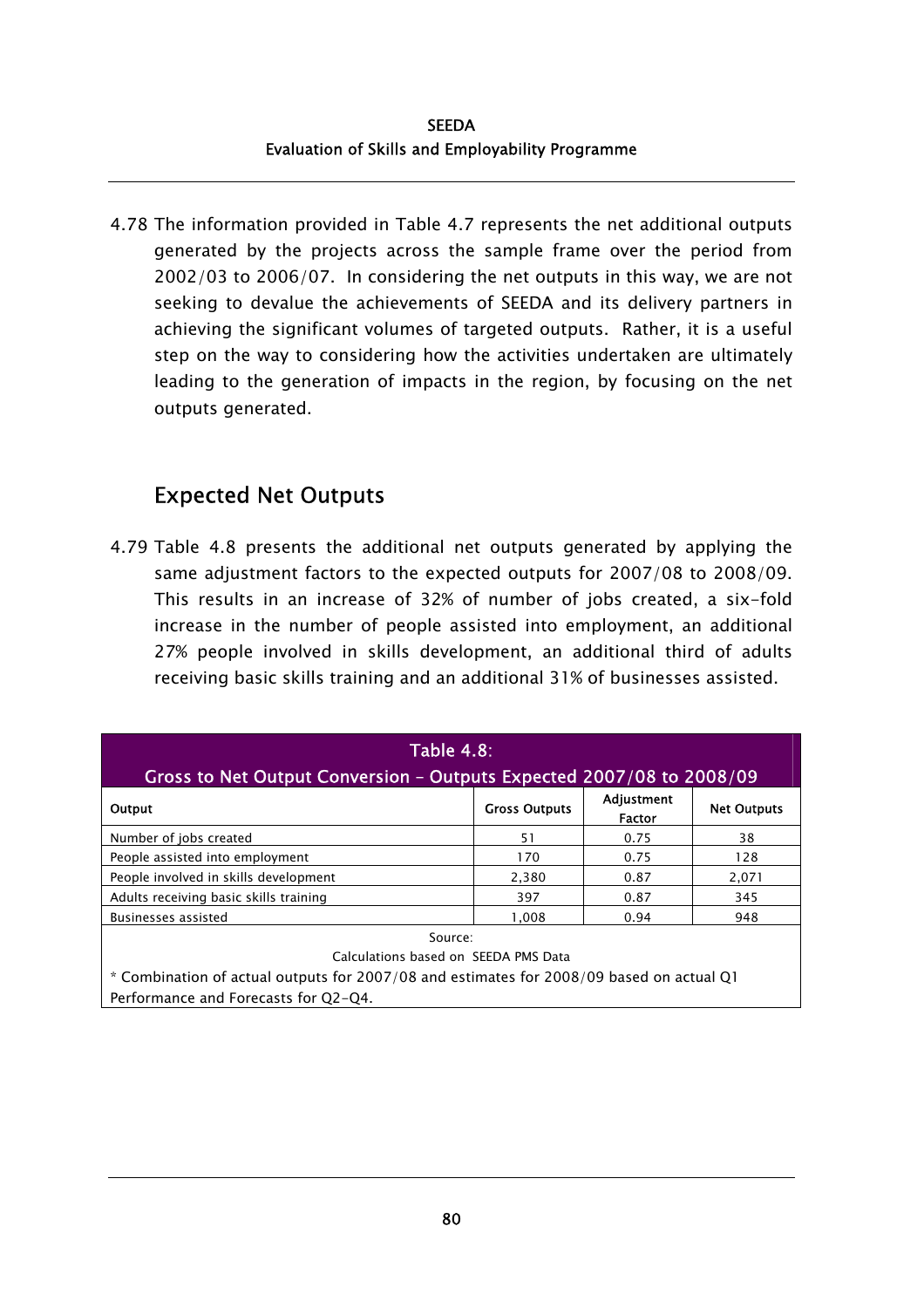4.78 The information provided in Table 4.7 represents the net additional outputs generated by the projects across the sample frame over the period from 2002/03 to 2006/07. In considering the net outputs in this way, we are not seeking to devalue the achievements of SEEDA and its delivery partners in achieving the significant volumes of targeted outputs. Rather, it is a useful step on the way to considering how the activities undertaken are ultimately leading to the generation of impacts in the region, by focusing on the net outputs generated.

## Expected Net Outputs

4.79 Table 4.8 presents the additional net outputs generated by applying the same adjustment factors to the expected outputs for 2007/08 to 2008/09. This results in an increase of 32% of number of jobs created, a six-fold increase in the number of people assisted into employment, an additional 27% people involved in skills development, an additional third of adults receiving basic skills training and an additional 31% of businesses assisted.

**Table 4.8: Gross to Net Output Conversion – Outputs Expected 2007/08 to 2008/09**

| Output | Gross Outputs | Adjustment Factor | Net Outputs |
|---|---|---|---|
| Number of jobs created | 51 | 0.75 | 38 |
| People assisted into employment | 170 | 0.75 | 128 |
| People involved in skills development | 2,380 | 0.87 | 2,071 |
| Adults receiving basic skills training | 397 | 0.87 | 345 |
| Businesses assisted | 1,008 | 0.94 | 948 |

Source:
Calculations based on SEEDA PMS Data
* Combination of actual outputs for 2007/08 and estimates for 2008/09 based on actual Q1 Performance and Forecasts for Q2-Q4.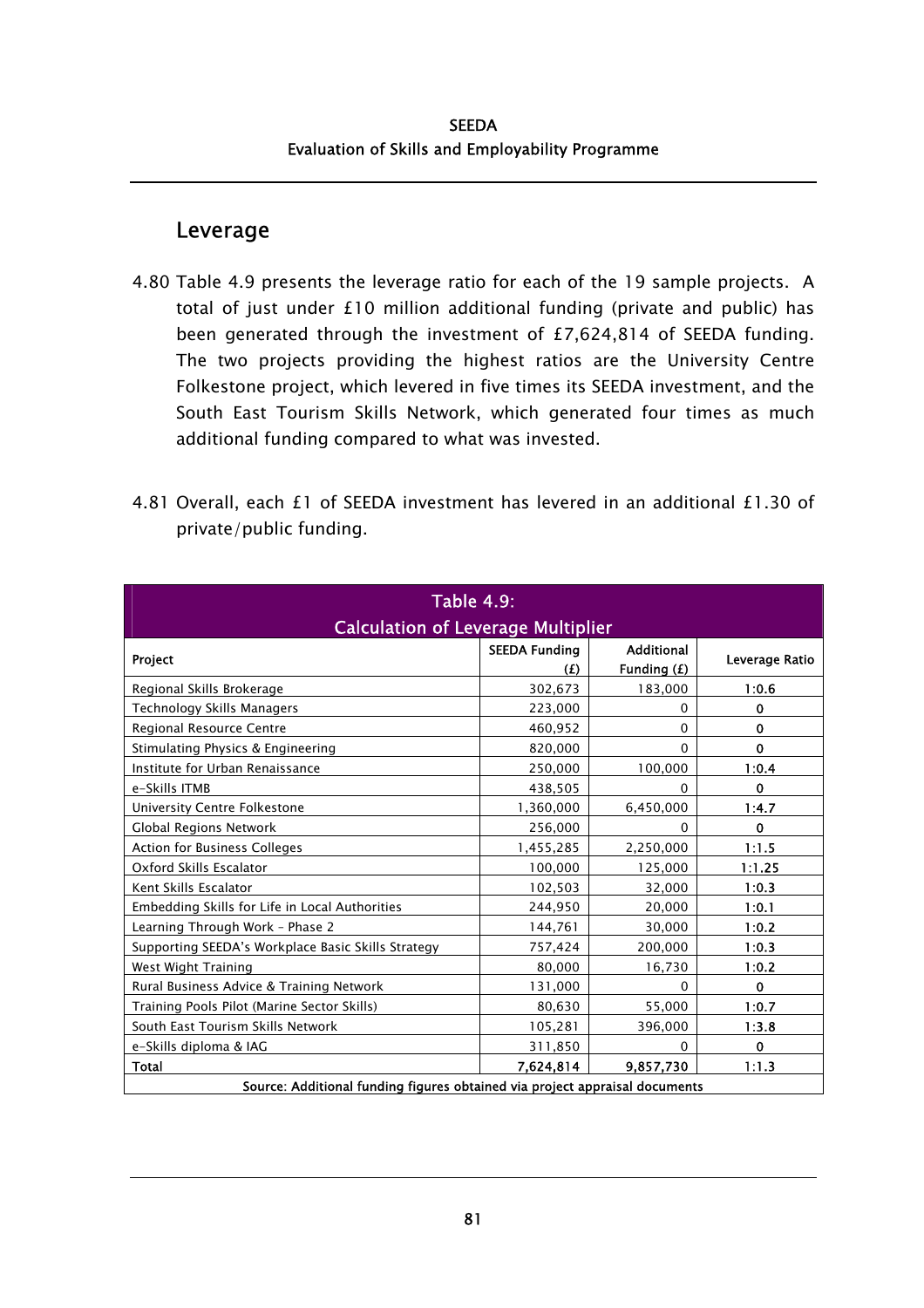## Leverage

4.80 Table 4.9 presents the leverage ratio for each of the 19 sample projects. A total of just under £10 million additional funding (private and public) has been generated through the investment of £7,624,814 of SEEDA funding. The two projects providing the highest ratios are the University Centre Folkestone project, which levered in five times its SEEDA investment, and the South East Tourism Skills Network, which generated four times as much additional funding compared to what was invested.

4.81 Overall, each £1 of SEEDA investment has levered in an additional £1.30 of private/public funding.

**Table 4.9: Calculation of Leverage Multiplier**

| Project | SEEDA Funding (£) | Additional Funding (£) | Leverage Ratio |
|---|---|---|---|
| Regional Skills Brokerage | 302,673 | 183,000 | 1:0.6 |
| Technology Skills Managers | 223,000 | 0 | 0 |
| Regional Resource Centre | 460,952 | 0 | 0 |
| Stimulating Physics & Engineering | 820,000 | 0 | 0 |
| Institute for Urban Renaissance | 250,000 | 100,000 | 1:0.4 |
| e-Skills ITMB | 438,505 | 0 | 0 |
| University Centre Folkestone | 1,360,000 | 6,450,000 | 1:4.7 |
| Global Regions Network | 256,000 | 0 | 0 |
| Action for Business Colleges | 1,455,285 | 2,250,000 | 1:1.5 |
| Oxford Skills Escalator | 100,000 | 125,000 | 1:1.25 |
| Kent Skills Escalator | 102,503 | 32,000 | 1:0.3 |
| Embedding Skills for Life in Local Authorities | 244,950 | 20,000 | 1:0.1 |
| Learning Through Work – Phase 2 | 144,761 | 30,000 | 1:0.2 |
| Supporting SEEDA's Workplace Basic Skills Strategy | 757,424 | 200,000 | 1:0.3 |
| West Wight Training | 80,000 | 16,730 | 1:0.2 |
| Rural Business Advice & Training Network | 131,000 | 0 | 0 |
| Training Pools Pilot (Marine Sector Skills) | 80,630 | 55,000 | 1:0.7 |
| South East Tourism Skills Network | 105,281 | 396,000 | 1:3.8 |
| e-Skills diploma & IAG | 311,850 | 0 | 0 |
| **Total** | **7,624,814** | **9,857,730** | **1:1.3** |

Source: Additional funding figures obtained via project appraisal documents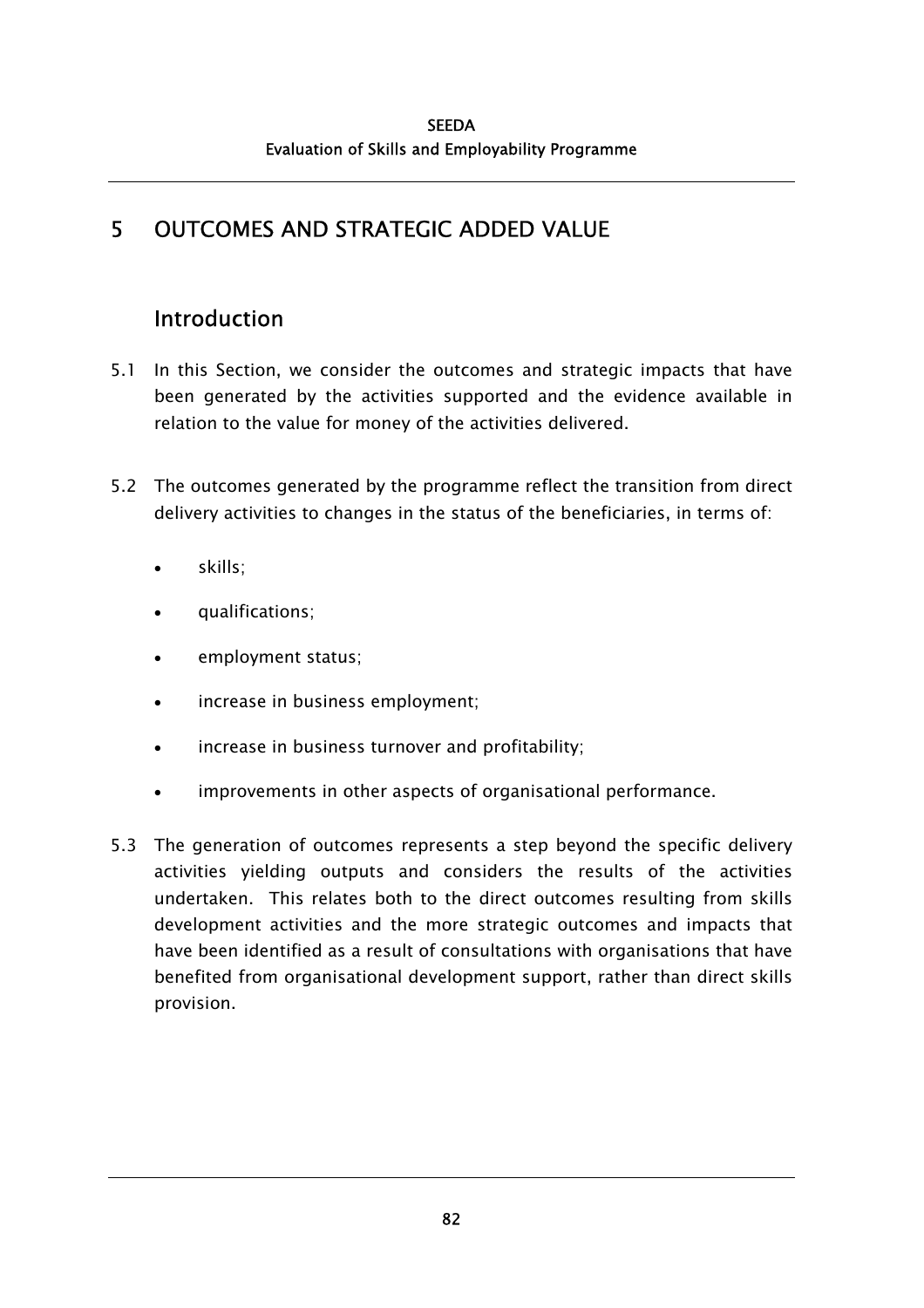# 5 OUTCOMES AND STRATEGIC ADDED VALUE

## Introduction

5.1 In this Section, we consider the outcomes and strategic impacts that have been generated by the activities supported and the evidence available in relation to the value for money of the activities delivered.

5.2 The outcomes generated by the programme reflect the transition from direct delivery activities to changes in the status of the beneficiaries, in terms of:

- skills;
- qualifications;
- employment status;
- increase in business employment;
- increase in business turnover and profitability;
- improvements in other aspects of organisational performance.

5.3 The generation of outcomes represents a step beyond the specific delivery activities yielding outputs and considers the results of the activities undertaken. This relates both to the direct outcomes resulting from skills development activities and the more strategic outcomes and impacts that have been identified as a result of consultations with organisations that have benefited from organisational development support, rather than direct skills provision.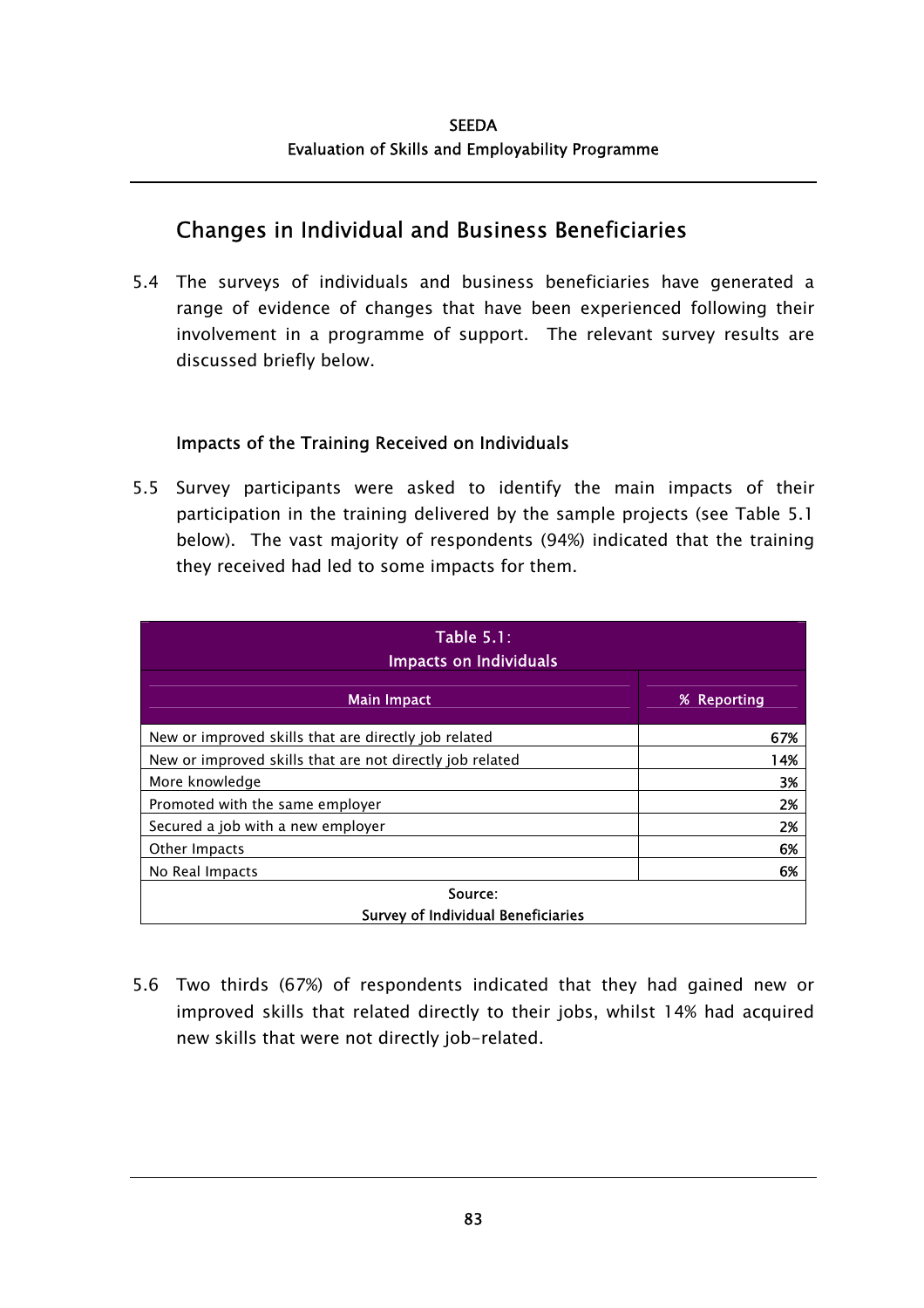## Changes in Individual and Business Beneficiaries

5.4 The surveys of individuals and business beneficiaries have generated a range of evidence of changes that have been experienced following their involvement in a programme of support. The relevant survey results are discussed briefly below.

### Impacts of the Training Received on Individuals

5.5 Survey participants were asked to identify the main impacts of their participation in the training delivered by the sample projects (see Table 5.1 below). The vast majority of respondents (94%) indicated that the training they received had led to some impacts for them.

**Table 5.1: Impacts on Individuals**

| Main Impact | % Reporting |
|---|---|
| New or improved skills that are directly job related | 67% |
| New or improved skills that are not directly job related | 14% |
| More knowledge | 3% |
| Promoted with the same employer | 2% |
| Secured a job with a new employer | 2% |
| Other Impacts | 6% |
| No Real Impacts | 6% |

Source: Survey of Individual Beneficiaries

5.6 Two thirds (67%) of respondents indicated that they had gained new or improved skills that related directly to their jobs, whilst 14% had acquired new skills that were not directly job-related.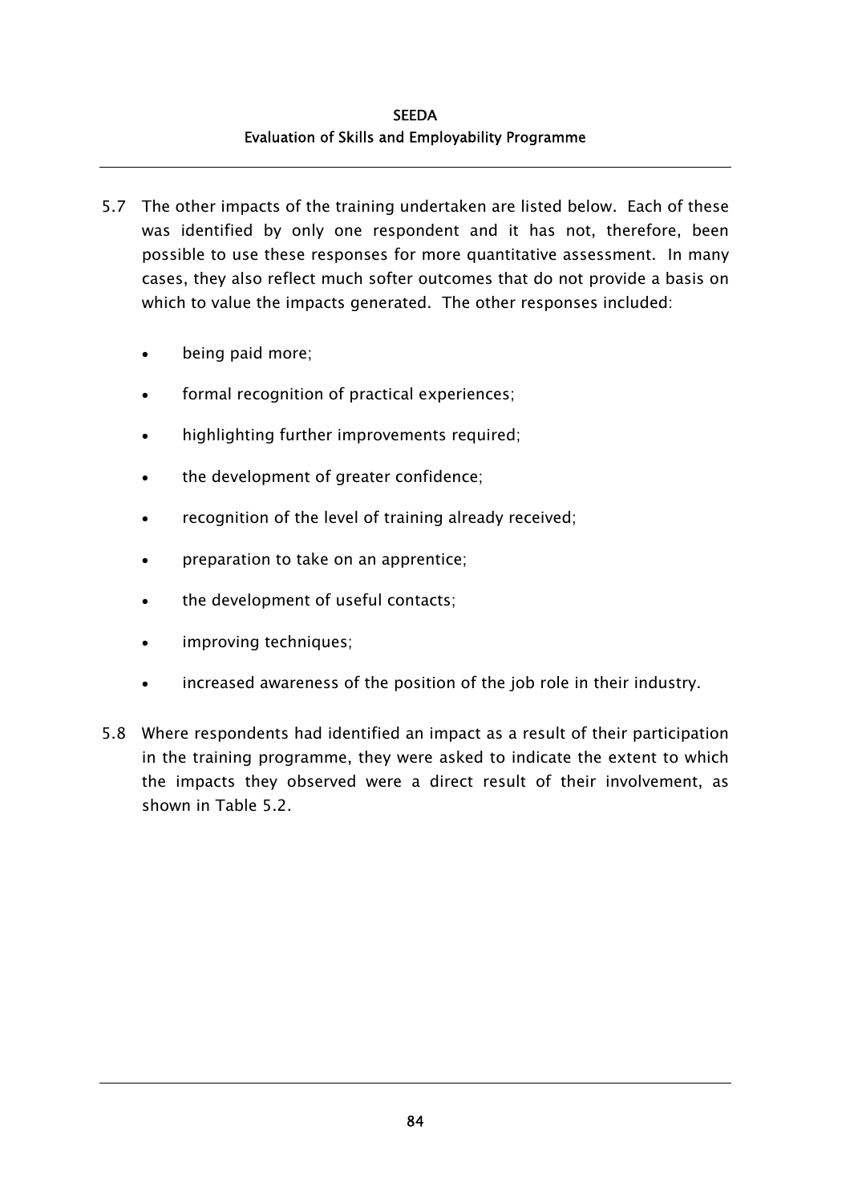5.7 The other impacts of the training undertaken are listed below. Each of these was identified by only one respondent and it has not, therefore, been possible to use these responses for more quantitative assessment. In many cases, they also reflect much softer outcomes that do not provide a basis on which to value the impacts generated. The other responses included:

- being paid more;
- formal recognition of practical experiences;
- highlighting further improvements required;
- the development of greater confidence;
- recognition of the level of training already received;
- preparation to take on an apprentice;
- the development of useful contacts;
- improving techniques;
- increased awareness of the position of the job role in their industry.

5.8 Where respondents had identified an impact as a result of their participation in the training programme, they were asked to indicate the extent to which the impacts they observed were a direct result of their involvement, as shown in Table 5.2.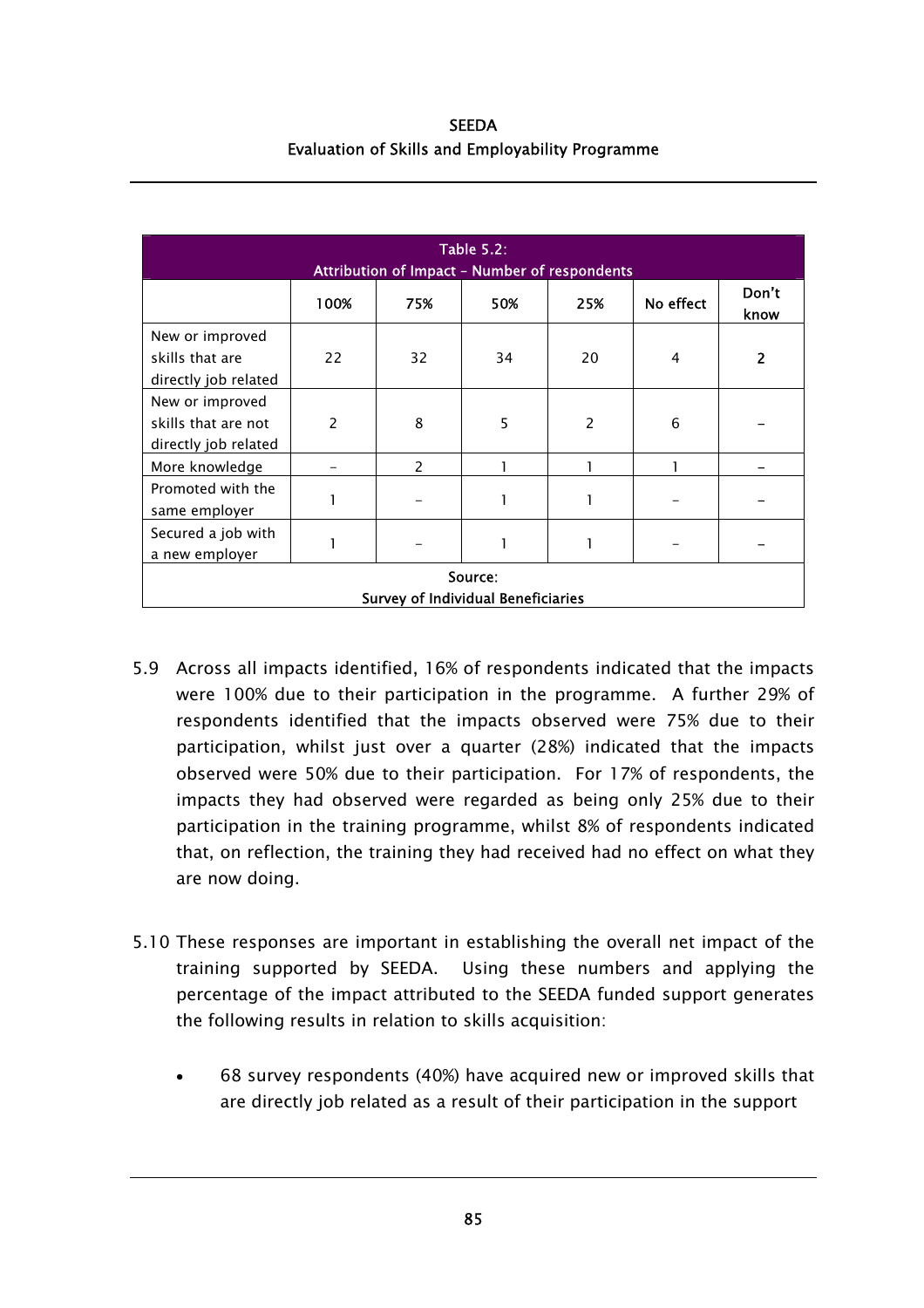| Table 5.2: Attribution of Impact – Number of respondents | | | | | | |
|---|---|---|---|---|---|---|
| | 100% | 75% | 50% | 25% | No effect | Don't know |
| New or improved skills that are directly job related | 22 | 32 | 34 | 20 | 4 | 2 |
| New or improved skills that are not directly job related | 2 | 8 | 5 | 2 | 6 | – |
| More knowledge | – | 2 | 1 | 1 | 1 | – |
| Promoted with the same employer | 1 | – | 1 | 1 | – | – |
| Secured a job with a new employer | 1 | – | 1 | 1 | – | – |
| Source: Survey of Individual Beneficiaries | | | | | | |

5.9 Across all impacts identified, 16% of respondents indicated that the impacts were 100% due to their participation in the programme. A further 29% of respondents identified that the impacts observed were 75% due to their participation, whilst just over a quarter (28%) indicated that the impacts observed were 50% due to their participation. For 17% of respondents, the impacts they had observed were regarded as being only 25% due to their participation in the training programme, whilst 8% of respondents indicated that, on reflection, the training they had received had no effect on what they are now doing.

5.10 These responses are important in establishing the overall net impact of the training supported by SEEDA. Using these numbers and applying the percentage of the impact attributed to the SEEDA funded support generates the following results in relation to skills acquisition:

- 68 survey respondents (40%) have acquired new or improved skills that are directly job related as a result of their participation in the support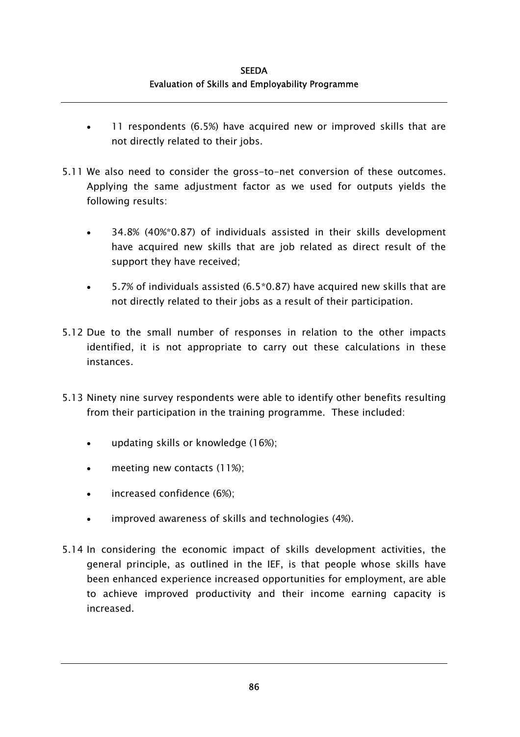- 11 respondents (6.5%) have acquired new or improved skills that are not directly related to their jobs.

5.11 We also need to consider the gross-to-net conversion of these outcomes. Applying the same adjustment factor as we used for outputs yields the following results:

- 34.8% (40%*0.87) of individuals assisted in their skills development have acquired new skills that are job related as direct result of the support they have received;
- 5.7% of individuals assisted (6.5*0.87) have acquired new skills that are not directly related to their jobs as a result of their participation.

5.12 Due to the small number of responses in relation to the other impacts identified, it is not appropriate to carry out these calculations in these instances.

5.13 Ninety nine survey respondents were able to identify other benefits resulting from their participation in the training programme. These included:

- updating skills or knowledge (16%);
- meeting new contacts (11%);
- increased confidence (6%);
- improved awareness of skills and technologies (4%).

5.14 In considering the economic impact of skills development activities, the general principle, as outlined in the IEF, is that people whose skills have been enhanced experience increased opportunities for employment, are able to achieve improved productivity and their income earning capacity is increased.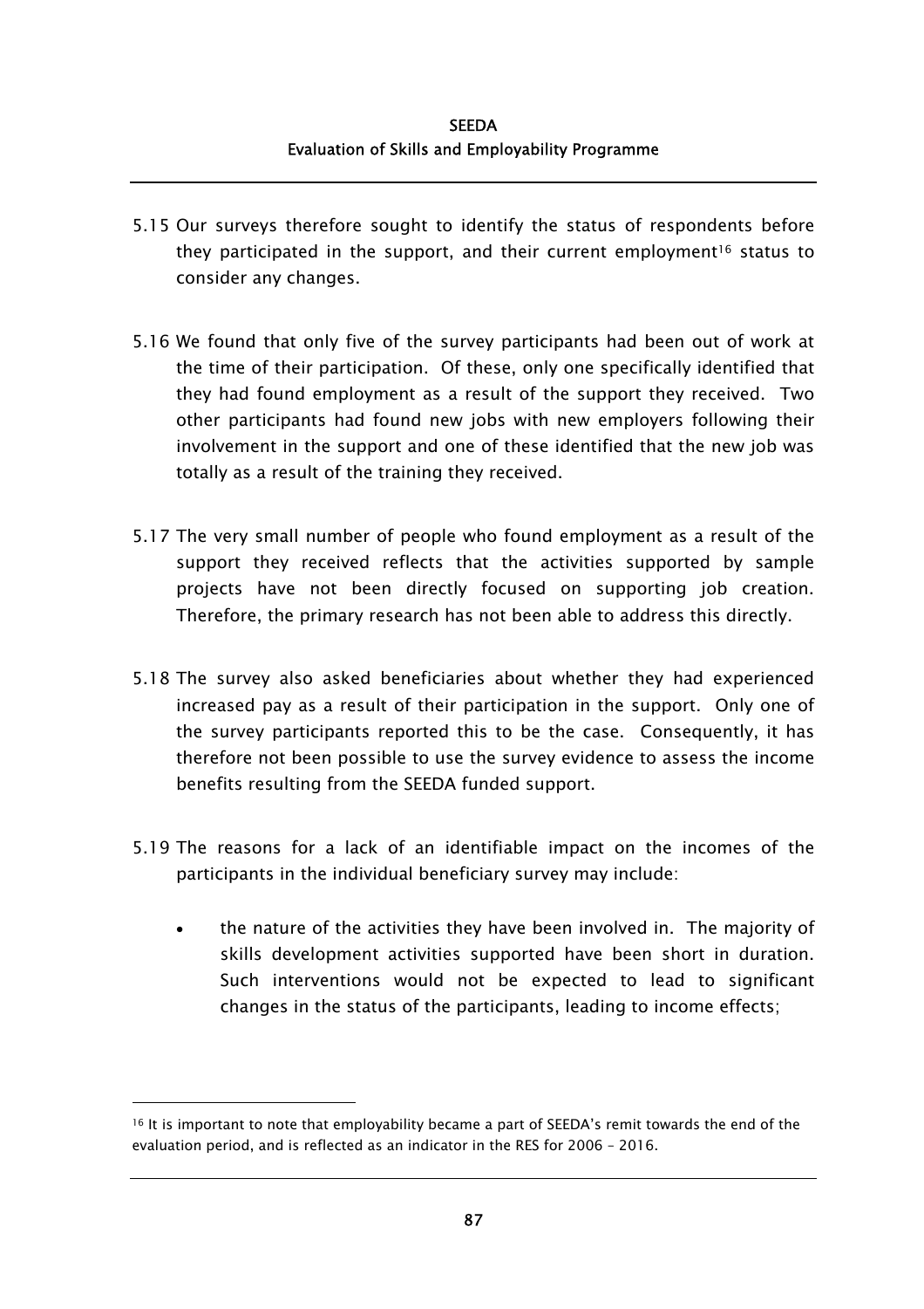5.15 Our surveys therefore sought to identify the status of respondents before they participated in the support, and their current employment[16] status to consider any changes.

5.16 We found that only five of the survey participants had been out of work at the time of their participation. Of these, only one specifically identified that they had found employment as a result of the support they received. Two other participants had found new jobs with new employers following their involvement in the support and one of these identified that the new job was totally as a result of the training they received.

5.17 The very small number of people who found employment as a result of the support they received reflects that the activities supported by sample projects have not been directly focused on supporting job creation. Therefore, the primary research has not been able to address this directly.

5.18 The survey also asked beneficiaries about whether they had experienced increased pay as a result of their participation in the support. Only one of the survey participants reported this to be the case. Consequently, it has therefore not been possible to use the survey evidence to assess the income benefits resulting from the SEEDA funded support.

5.19 The reasons for a lack of an identifiable impact on the incomes of the participants in the individual beneficiary survey may include:

- the nature of the activities they have been involved in. The majority of skills development activities supported have been short in duration. Such interventions would not be expected to lead to significant changes in the status of the participants, leading to income effects;

[16] It is important to note that employability became a part of SEEDA's remit towards the end of the evaluation period, and is reflected as an indicator in the RES for 2006 – 2016.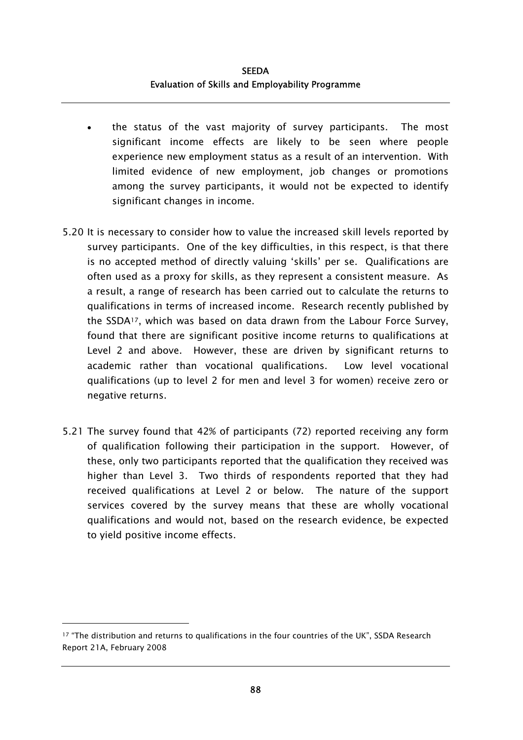- the status of the vast majority of survey participants. The most significant income effects are likely to be seen where people experience new employment status as a result of an intervention. With limited evidence of new employment, job changes or promotions among the survey participants, it would not be expected to identify significant changes in income.

5.20 It is necessary to consider how to value the increased skill levels reported by survey participants. One of the key difficulties, in this respect, is that there is no accepted method of directly valuing 'skills' per se. Qualifications are often used as a proxy for skills, as they represent a consistent measure. As a result, a range of research has been carried out to calculate the returns to qualifications in terms of increased income. Research recently published by the SSDA[17], which was based on data drawn from the Labour Force Survey, found that there are significant positive income returns to qualifications at Level 2 and above. However, these are driven by significant returns to academic rather than vocational qualifications. Low level vocational qualifications (up to level 2 for men and level 3 for women) receive zero or negative returns.

5.21 The survey found that 42% of participants (72) reported receiving any form of qualification following their participation in the support. However, of these, only two participants reported that the qualification they received was higher than Level 3. Two thirds of respondents reported that they had received qualifications at Level 2 or below. The nature of the support services covered by the survey means that these are wholly vocational qualifications and would not, based on the research evidence, be expected to yield positive income effects.

[17] "The distribution and returns to qualifications in the four countries of the UK", SSDA Research Report 21A, February 2008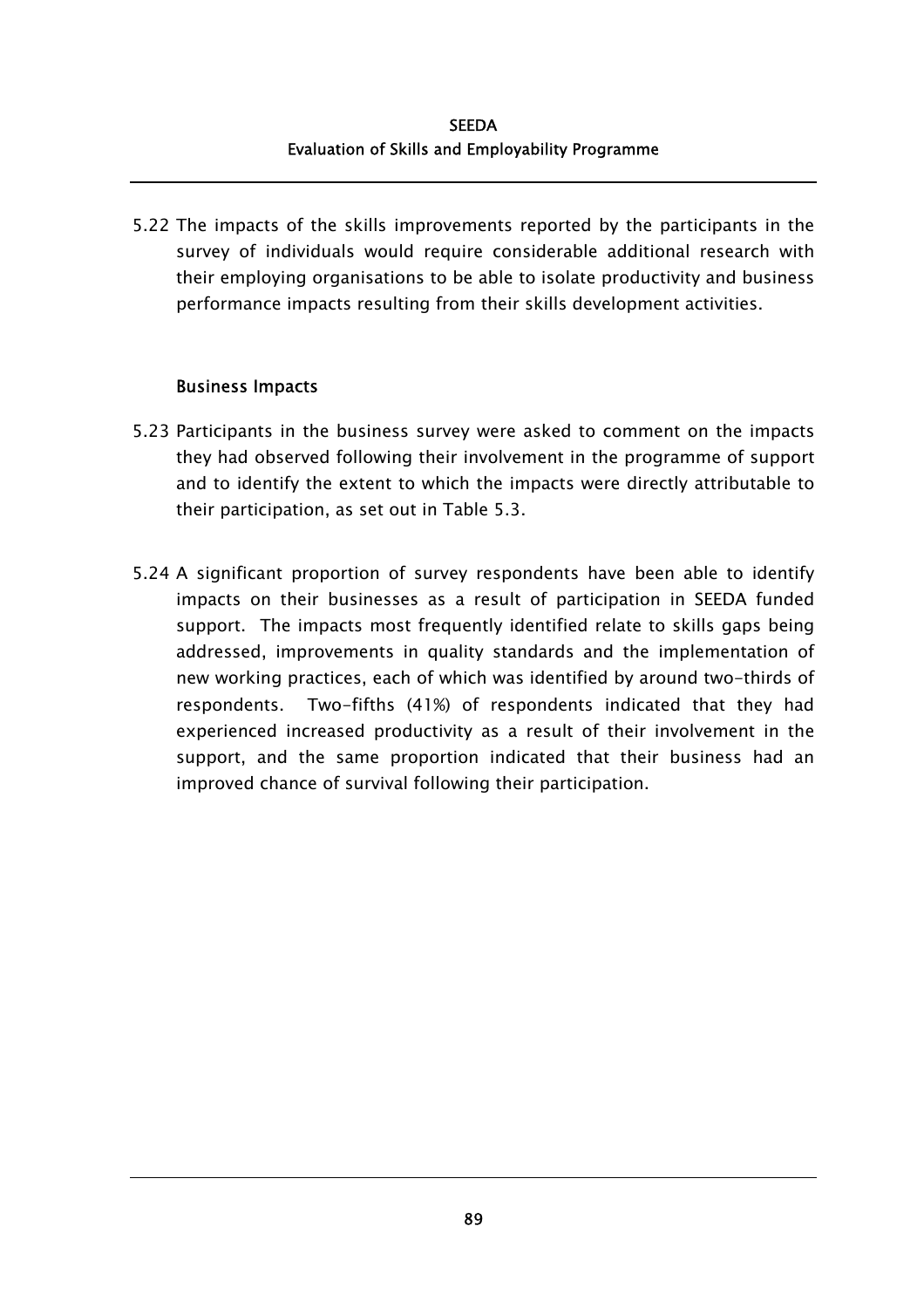5.22 The impacts of the skills improvements reported by the participants in the survey of individuals would require considerable additional research with their employing organisations to be able to isolate productivity and business performance impacts resulting from their skills development activities.

### Business Impacts

5.23 Participants in the business survey were asked to comment on the impacts they had observed following their involvement in the programme of support and to identify the extent to which the impacts were directly attributable to their participation, as set out in Table 5.3.

5.24 A significant proportion of survey respondents have been able to identify impacts on their businesses as a result of participation in SEEDA funded support. The impacts most frequently identified relate to skills gaps being addressed, improvements in quality standards and the implementation of new working practices, each of which was identified by around two-thirds of respondents. Two-fifths (41%) of respondents indicated that they had experienced increased productivity as a result of their involvement in the support, and the same proportion indicated that their business had an improved chance of survival following their participation.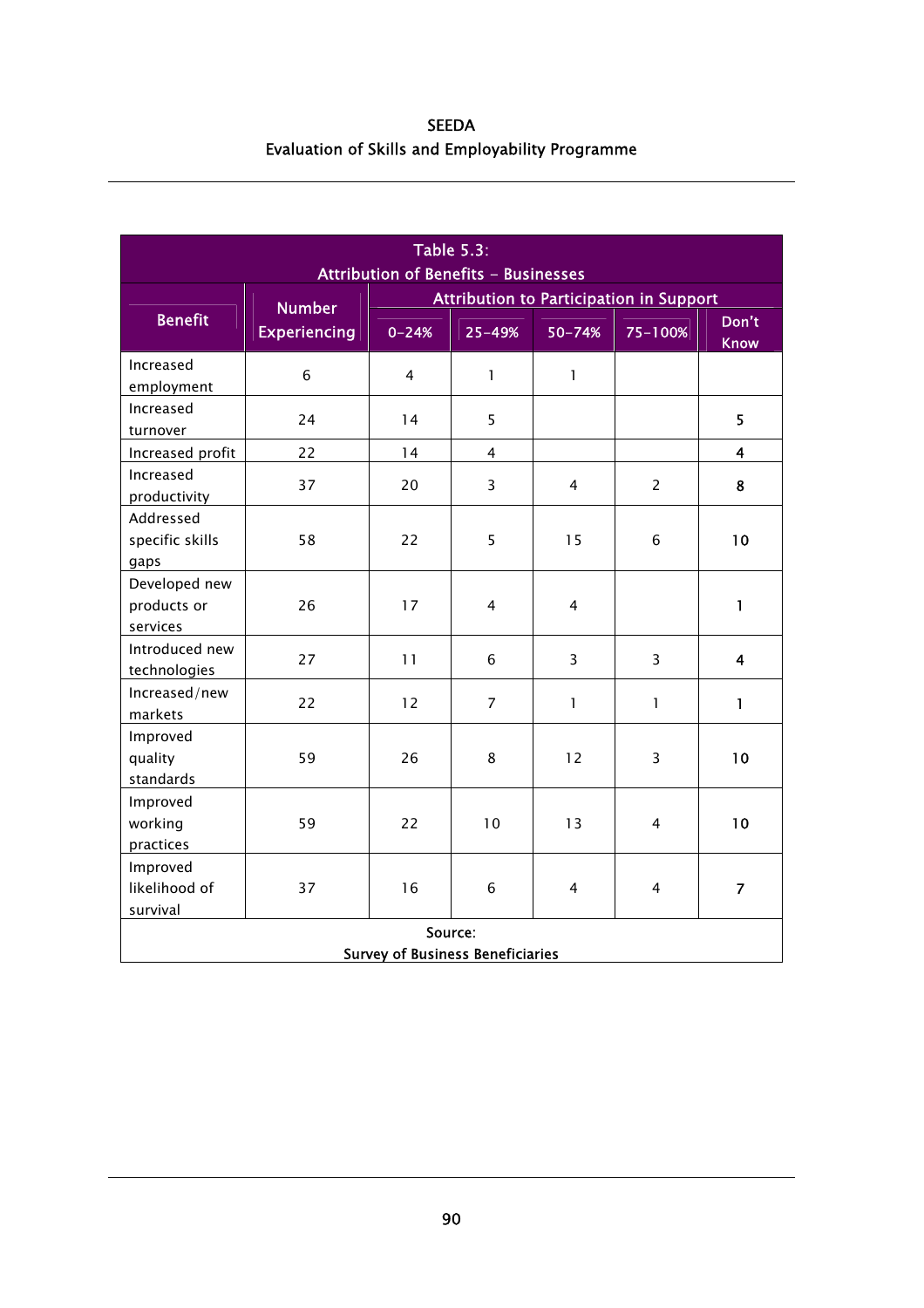**Table 5.3: Attribution of Benefits – Businesses**

| Benefit | Number Experiencing | Attribution to Participation in Support | | | | |
|---|---|---|---|---|---|---|
| | | 0-24% | 25-49% | 50-74% | 75-100% | Don't Know |
| Increased employment | 6 | 4 | 1 | 1 | | |
| Increased turnover | 24 | 14 | 5 | | | 5 |
| Increased profit | 22 | 14 | 4 | | | 4 |
| Increased productivity | 37 | 20 | 3 | 4 | 2 | 8 |
| Addressed specific skills gaps | 58 | 22 | 5 | 15 | 6 | 10 |
| Developed new products or services | 26 | 17 | 4 | 4 | | 1 |
| Introduced new technologies | 27 | 11 | 6 | 3 | 3 | 4 |
| Increased/new markets | 22 | 12 | 7 | 1 | 1 | 1 |
| Improved quality standards | 59 | 26 | 8 | 12 | 3 | 10 |
| Improved working practices | 59 | 22 | 10 | 13 | 4 | 10 |
| Improved likelihood of survival | 37 | 16 | 6 | 4 | 4 | 7 |

Source: Survey of Business Beneficiaries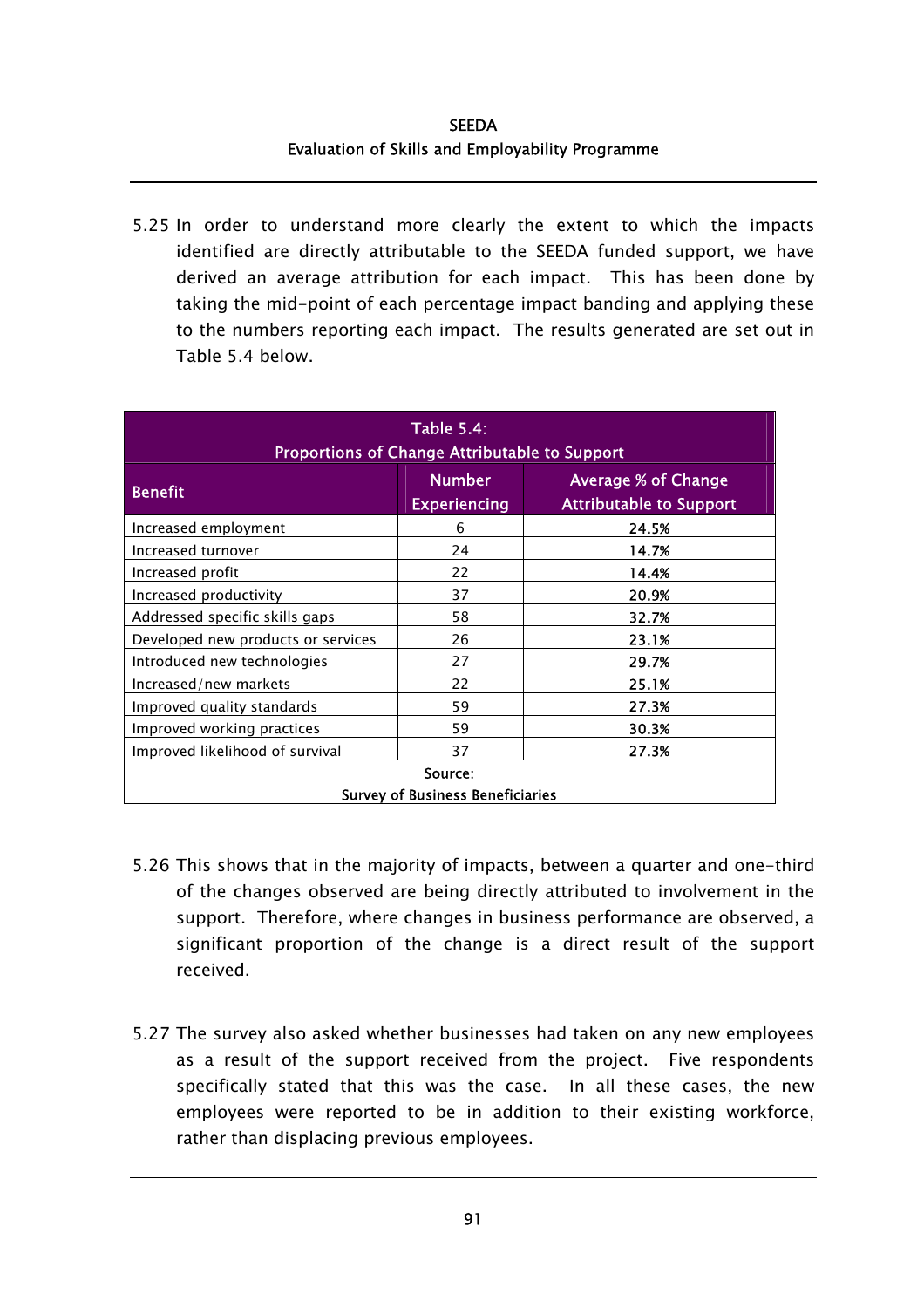5.25 In order to understand more clearly the extent to which the impacts identified are directly attributable to the SEEDA funded support, we have derived an average attribution for each impact. This has been done by taking the mid-point of each percentage impact banding and applying these to the numbers reporting each impact. The results generated are set out in Table 5.4 below.

**Table 5.4: Proportions of Change Attributable to Support**

| Benefit | Number Experiencing | Average % of Change Attributable to Support |
|---|---|---|
| Increased employment | 6 | **24.5%** |
| Increased turnover | 24 | **14.7%** |
| Increased profit | 22 | **14.4%** |
| Increased productivity | 37 | **20.9%** |
| Addressed specific skills gaps | 58 | **32.7%** |
| Developed new products or services | 26 | **23.1%** |
| Introduced new technologies | 27 | **29.7%** |
| Increased/new markets | 22 | **25.1%** |
| Improved quality standards | 59 | **27.3%** |
| Improved working practices | 59 | **30.3%** |
| Improved likelihood of survival | 37 | **27.3%** |

Source: Survey of Business Beneficiaries

5.26 This shows that in the majority of impacts, between a quarter and one-third of the changes observed are being directly attributed to involvement in the support. Therefore, where changes in business performance are observed, a significant proportion of the change is a direct result of the support received.

5.27 The survey also asked whether businesses had taken on any new employees as a result of the support received from the project. Five respondents specifically stated that this was the case. In all these cases, the new employees were reported to be in addition to their existing workforce, rather than displacing previous employees.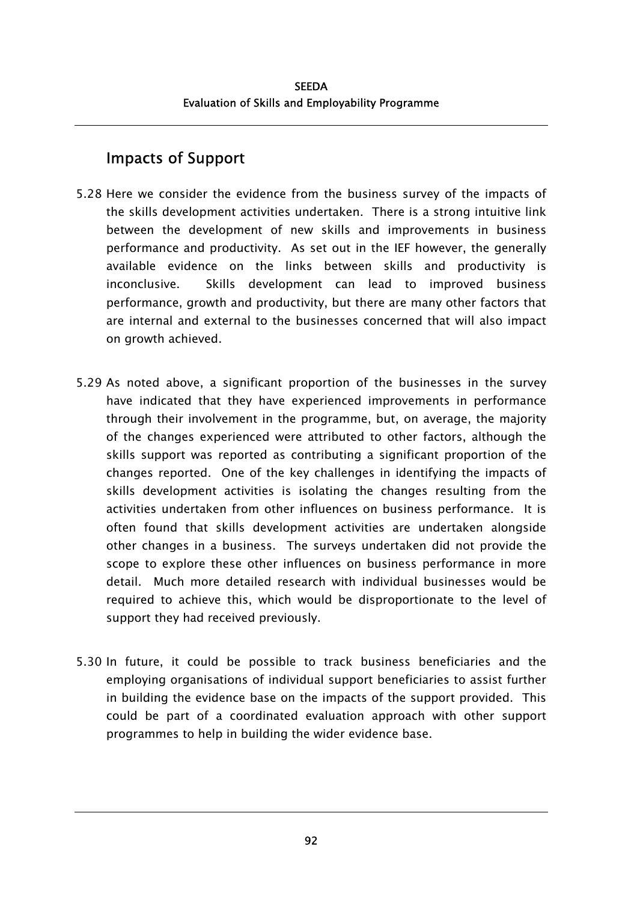## Impacts of Support

5.28 Here we consider the evidence from the business survey of the impacts of the skills development activities undertaken. There is a strong intuitive link between the development of new skills and improvements in business performance and productivity. As set out in the IEF however, the generally available evidence on the links between skills and productivity is inconclusive. Skills development can lead to improved business performance, growth and productivity, but there are many other factors that are internal and external to the businesses concerned that will also impact on growth achieved.

5.29 As noted above, a significant proportion of the businesses in the survey have indicated that they have experienced improvements in performance through their involvement in the programme, but, on average, the majority of the changes experienced were attributed to other factors, although the skills support was reported as contributing a significant proportion of the changes reported. One of the key challenges in identifying the impacts of skills development activities is isolating the changes resulting from the activities undertaken from other influences on business performance. It is often found that skills development activities are undertaken alongside other changes in a business. The surveys undertaken did not provide the scope to explore these other influences on business performance in more detail. Much more detailed research with individual businesses would be required to achieve this, which would be disproportionate to the level of support they had received previously.

5.30 In future, it could be possible to track business beneficiaries and the employing organisations of individual support beneficiaries to assist further in building the evidence base on the impacts of the support provided. This could be part of a coordinated evaluation approach with other support programmes to help in building the wider evidence base.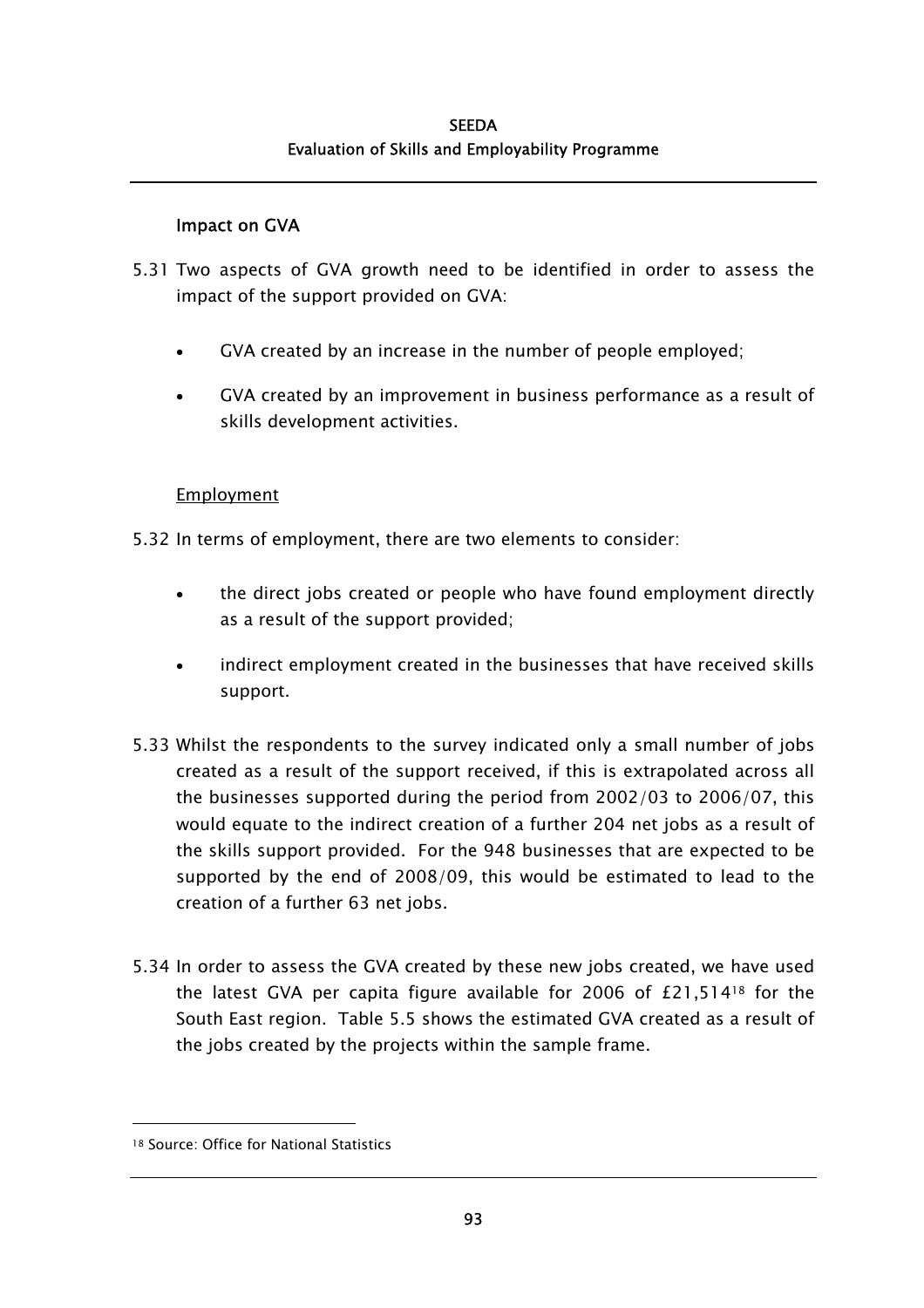### Impact on GVA

5.31 Two aspects of GVA growth need to be identified in order to assess the impact of the support provided on GVA:

- GVA created by an increase in the number of people employed;
- GVA created by an improvement in business performance as a result of skills development activities.

Employment

5.32 In terms of employment, there are two elements to consider:

- the direct jobs created or people who have found employment directly as a result of the support provided;
- indirect employment created in the businesses that have received skills support.

5.33 Whilst the respondents to the survey indicated only a small number of jobs created as a result of the support received, if this is extrapolated across all the businesses supported during the period from 2002/03 to 2006/07, this would equate to the indirect creation of a further 204 net jobs as a result of the skills support provided. For the 948 businesses that are expected to be supported by the end of 2008/09, this would be estimated to lead to the creation of a further 63 net jobs.

5.34 In order to assess the GVA created by these new jobs created, we have used the latest GVA per capita figure available for 2006 of £21,514[18] for the South East region. Table 5.5 shows the estimated GVA created as a result of the jobs created by the projects within the sample frame.

[18] Source: Office for National Statistics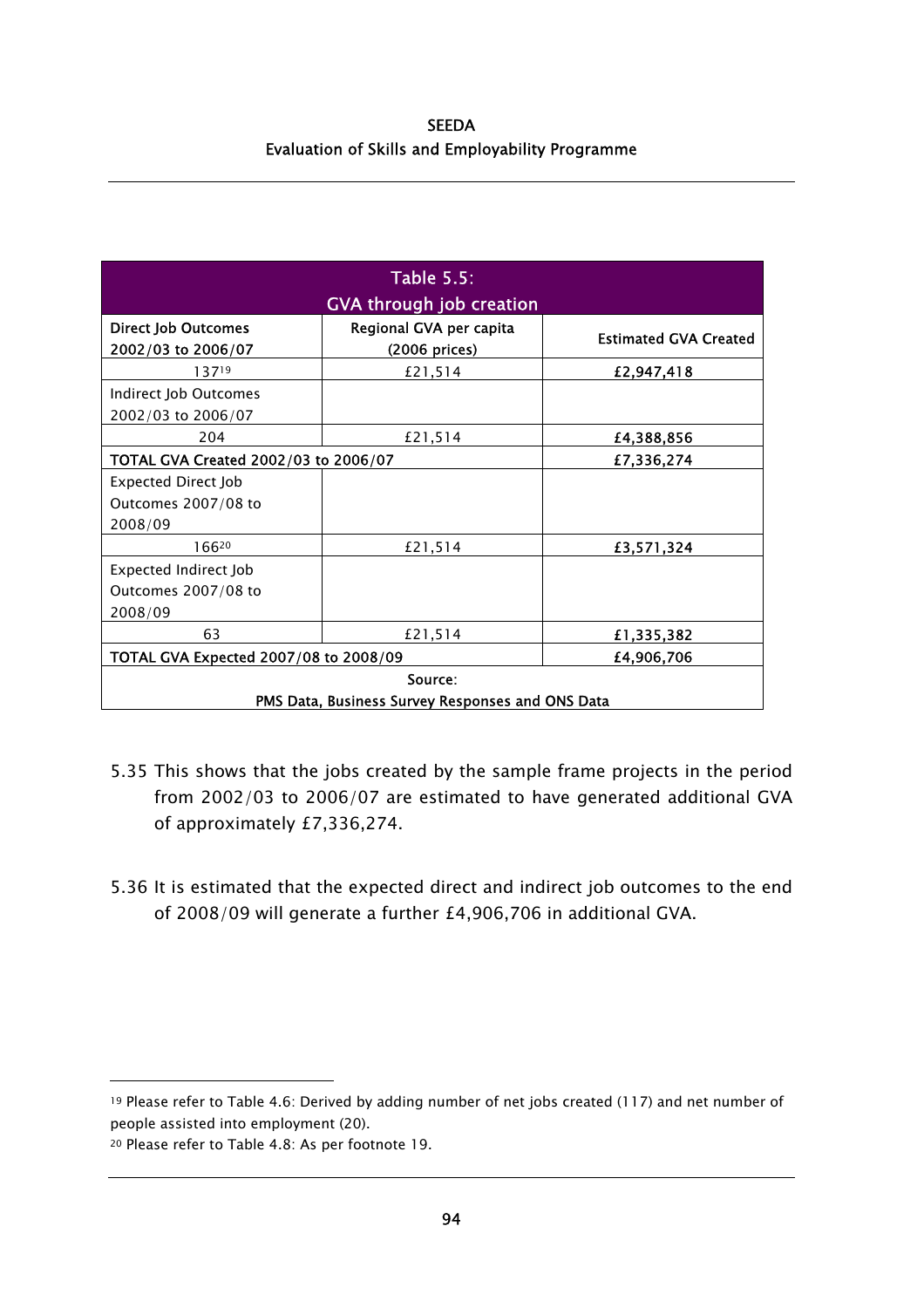| Table 5.5: GVA through job creation | | |
|---|---|---|
| **Direct Job Outcomes 2002/03 to 2006/07** | **Regional GVA per capita (2006 prices)** | **Estimated GVA Created** |
| 137[19] | £21,514 | **£2,947,418** |
| Indirect Job Outcomes 2002/03 to 2006/07 | | |
| 204 | £21,514 | **£4,388,856** |
| **TOTAL GVA Created 2002/03 to 2006/07** | | **£7,336,274** |
| Expected Direct Job Outcomes 2007/08 to 2008/09 | | |
| 166[20] | £21,514 | **£3,571,324** |
| Expected Indirect Job Outcomes 2007/08 to 2008/09 | | |
| 63 | £21,514 | **£1,335,382** |
| **TOTAL GVA Expected 2007/08 to 2008/09** | | **£4,906,706** |
| Source: PMS Data, Business Survey Responses and ONS Data | | |

5.35 This shows that the jobs created by the sample frame projects in the period from 2002/03 to 2006/07 are estimated to have generated additional GVA of approximately £7,336,274.

5.36 It is estimated that the expected direct and indirect job outcomes to the end of 2008/09 will generate a further £4,906,706 in additional GVA.

---

[19] Please refer to Table 4.6: Derived by adding number of net jobs created (117) and net number of people assisted into employment (20).

[20] Please refer to Table 4.8: As per footnote 19.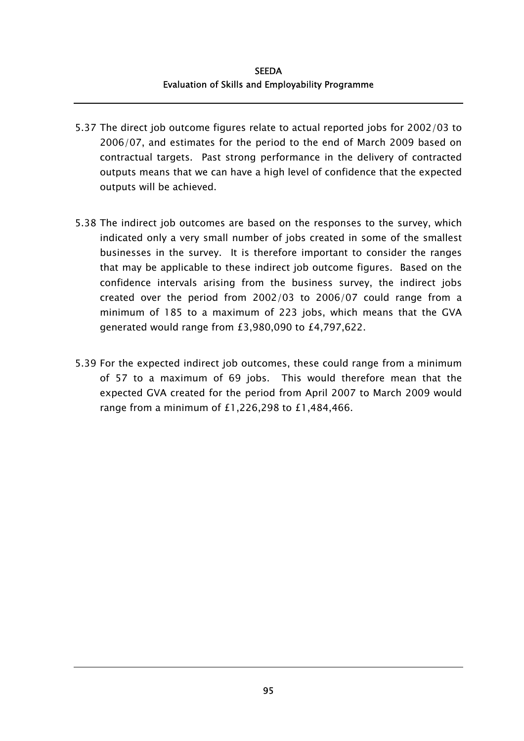5.37 The direct job outcome figures relate to actual reported jobs for 2002/03 to 2006/07, and estimates for the period to the end of March 2009 based on contractual targets. Past strong performance in the delivery of contracted outputs means that we can have a high level of confidence that the expected outputs will be achieved.

5.38 The indirect job outcomes are based on the responses to the survey, which indicated only a very small number of jobs created in some of the smallest businesses in the survey. It is therefore important to consider the ranges that may be applicable to these indirect job outcome figures. Based on the confidence intervals arising from the business survey, the indirect jobs created over the period from 2002/03 to 2006/07 could range from a minimum of 185 to a maximum of 223 jobs, which means that the GVA generated would range from £3,980,090 to £4,797,622.

5.39 For the expected indirect job outcomes, these could range from a minimum of 57 to a maximum of 69 jobs. This would therefore mean that the expected GVA created for the period from April 2007 to March 2009 would range from a minimum of £1,226,298 to £1,484,466.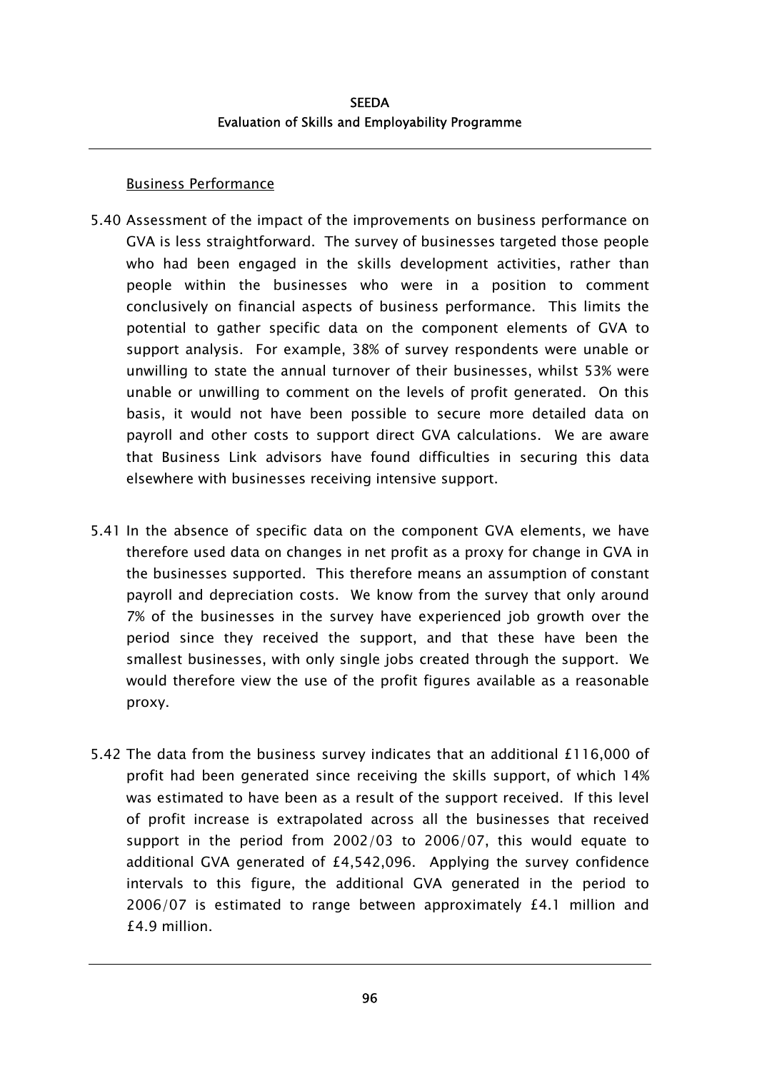### Business Performance

5.40 Assessment of the impact of the improvements on business performance on GVA is less straightforward. The survey of businesses targeted those people who had been engaged in the skills development activities, rather than people within the businesses who were in a position to comment conclusively on financial aspects of business performance. This limits the potential to gather specific data on the component elements of GVA to support analysis. For example, 38% of survey respondents were unable or unwilling to state the annual turnover of their businesses, whilst 53% were unable or unwilling to comment on the levels of profit generated. On this basis, it would not have been possible to secure more detailed data on payroll and other costs to support direct GVA calculations. We are aware that Business Link advisors have found difficulties in securing this data elsewhere with businesses receiving intensive support.

5.41 In the absence of specific data on the component GVA elements, we have therefore used data on changes in net profit as a proxy for change in GVA in the businesses supported. This therefore means an assumption of constant payroll and depreciation costs. We know from the survey that only around 7% of the businesses in the survey have experienced job growth over the period since they received the support, and that these have been the smallest businesses, with only single jobs created through the support. We would therefore view the use of the profit figures available as a reasonable proxy.

5.42 The data from the business survey indicates that an additional £116,000 of profit had been generated since receiving the skills support, of which 14% was estimated to have been as a result of the support received. If this level of profit increase is extrapolated across all the businesses that received support in the period from 2002/03 to 2006/07, this would equate to additional GVA generated of £4,542,096. Applying the survey confidence intervals to this figure, the additional GVA generated in the period to 2006/07 is estimated to range between approximately £4.1 million and £4.9 million.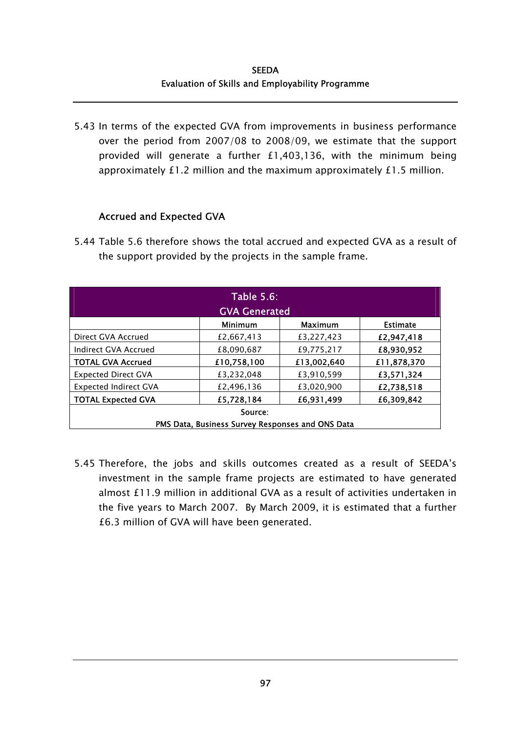5.43 In terms of the expected GVA from improvements in business performance over the period from 2007/08 to 2008/09, we estimate that the support provided will generate a further £1,403,136, with the minimum being approximately £1.2 million and the maximum approximately £1.5 million.

### Accrued and Expected GVA

5.44 Table 5.6 therefore shows the total accrued and expected GVA as a result of the support provided by the projects in the sample frame.

**Table 5.6: GVA Generated**

| | Minimum | Maximum | Estimate |
|---|---|---|---|
| Direct GVA Accrued | £2,667,413 | £3,227,423 | **£2,947,418** |
| Indirect GVA Accrued | £8,090,687 | £9,775,217 | **£8,930,952** |
| **TOTAL GVA Accrued** | **£10,758,100** | **£13,002,640** | **£11,878,370** |
| Expected Direct GVA | £3,232,048 | £3,910,599 | **£3,571,324** |
| Expected Indirect GVA | £2,496,136 | £3,020,900 | **£2,738,518** |
| **TOTAL Expected GVA** | **£5,728,184** | **£6,931,499** | **£6,309,842** |

Source: PMS Data, Business Survey Responses and ONS Data

5.45 Therefore, the jobs and skills outcomes created as a result of SEEDA's investment in the sample frame projects are estimated to have generated almost £11.9 million in additional GVA as a result of activities undertaken in the five years to March 2007. By March 2009, it is estimated that a further £6.3 million of GVA will have been generated.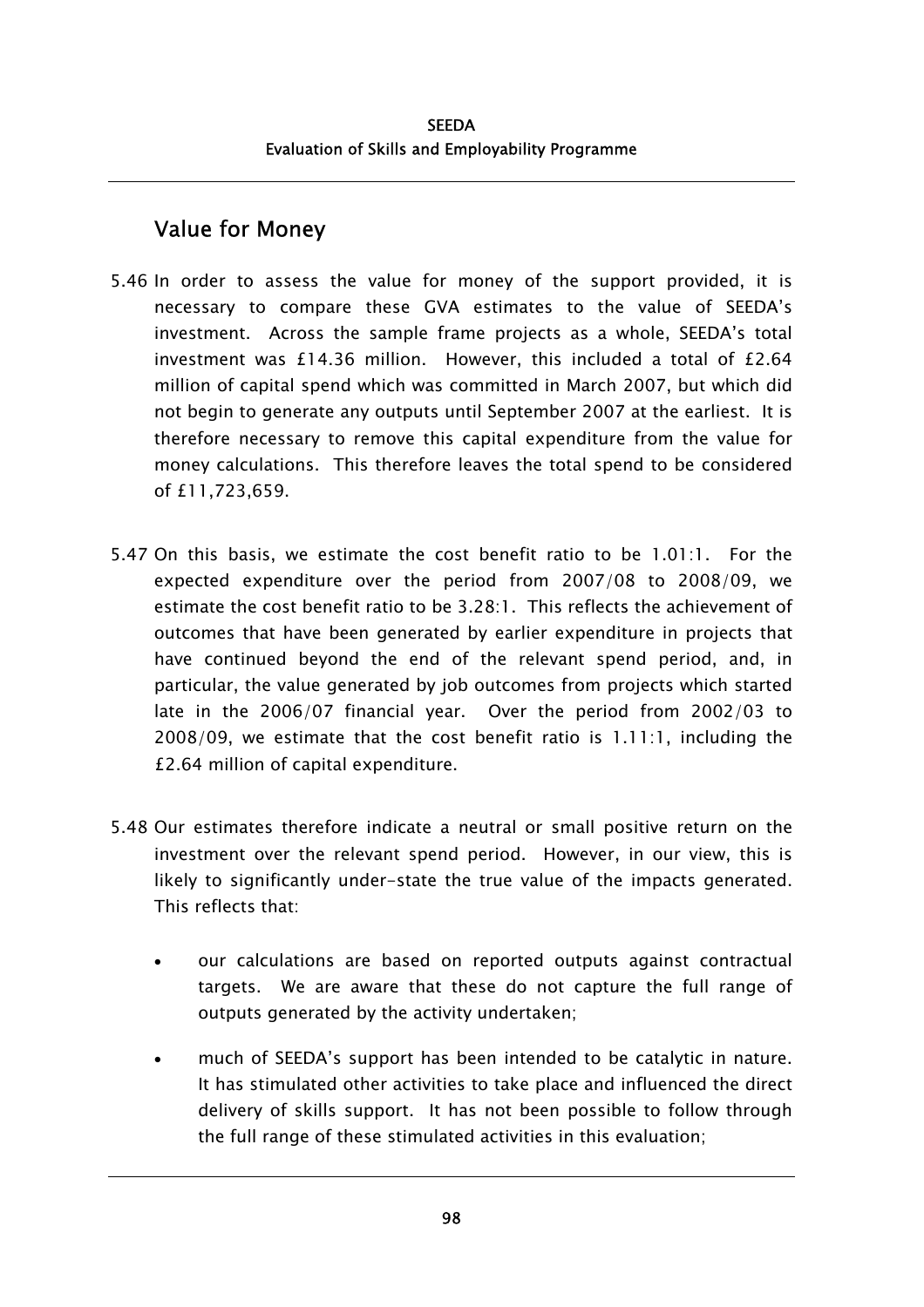## Value for Money

5.46 In order to assess the value for money of the support provided, it is necessary to compare these GVA estimates to the value of SEEDA's investment. Across the sample frame projects as a whole, SEEDA's total investment was £14.36 million. However, this included a total of £2.64 million of capital spend which was committed in March 2007, but which did not begin to generate any outputs until September 2007 at the earliest. It is therefore necessary to remove this capital expenditure from the value for money calculations. This therefore leaves the total spend to be considered of £11,723,659.

5.47 On this basis, we estimate the cost benefit ratio to be 1.01:1. For the expected expenditure over the period from 2007/08 to 2008/09, we estimate the cost benefit ratio to be 3.28:1. This reflects the achievement of outcomes that have been generated by earlier expenditure in projects that have continued beyond the end of the relevant spend period, and, in particular, the value generated by job outcomes from projects which started late in the 2006/07 financial year. Over the period from 2002/03 to 2008/09, we estimate that the cost benefit ratio is 1.11:1, including the £2.64 million of capital expenditure.

5.48 Our estimates therefore indicate a neutral or small positive return on the investment over the relevant spend period. However, in our view, this is likely to significantly under-state the true value of the impacts generated. This reflects that:

- our calculations are based on reported outputs against contractual targets. We are aware that these do not capture the full range of outputs generated by the activity undertaken;
- much of SEEDA's support has been intended to be catalytic in nature. It has stimulated other activities to take place and influenced the direct delivery of skills support. It has not been possible to follow through the full range of these stimulated activities in this evaluation;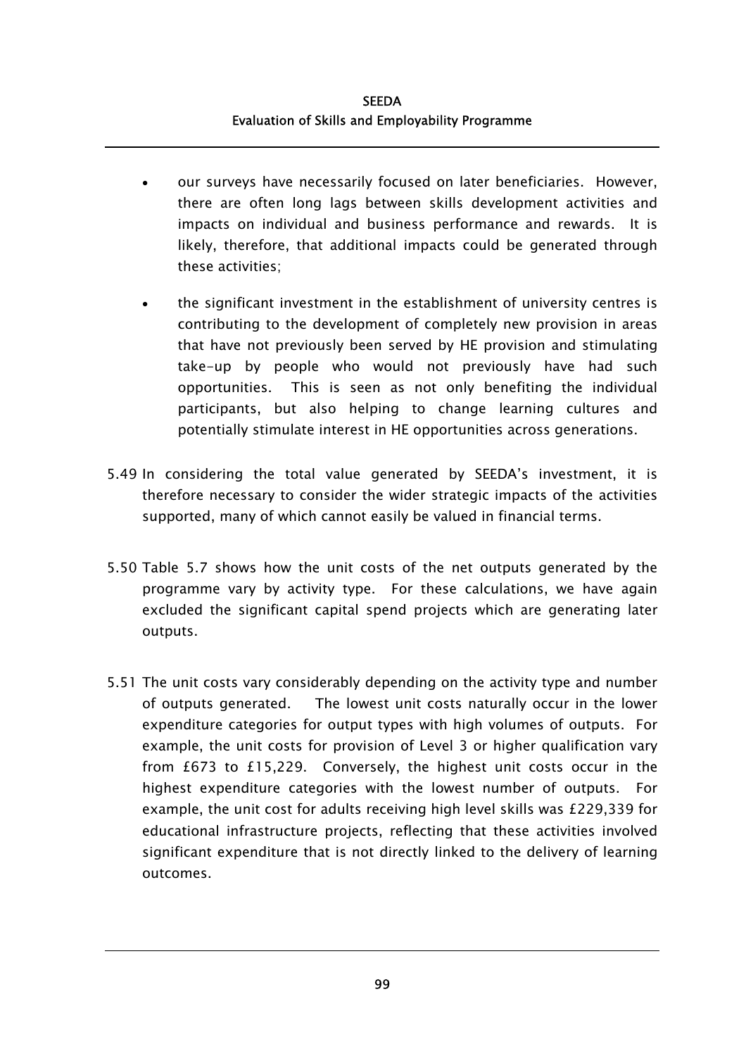- our surveys have necessarily focused on later beneficiaries. However, there are often long lags between skills development activities and impacts on individual and business performance and rewards. It is likely, therefore, that additional impacts could be generated through these activities;

- the significant investment in the establishment of university centres is contributing to the development of completely new provision in areas that have not previously been served by HE provision and stimulating take-up by people who would not previously have had such opportunities. This is seen as not only benefiting the individual participants, but also helping to change learning cultures and potentially stimulate interest in HE opportunities across generations.

5.49 In considering the total value generated by SEEDA's investment, it is therefore necessary to consider the wider strategic impacts of the activities supported, many of which cannot easily be valued in financial terms.

5.50 Table 5.7 shows how the unit costs of the net outputs generated by the programme vary by activity type. For these calculations, we have again excluded the significant capital spend projects which are generating later outputs.

5.51 The unit costs vary considerably depending on the activity type and number of outputs generated. The lowest unit costs naturally occur in the lower expenditure categories for output types with high volumes of outputs. For example, the unit costs for provision of Level 3 or higher qualification vary from £673 to £15,229. Conversely, the highest unit costs occur in the highest expenditure categories with the lowest number of outputs. For example, the unit cost for adults receiving high level skills was £229,339 for educational infrastructure projects, reflecting that these activities involved significant expenditure that is not directly linked to the delivery of learning outcomes.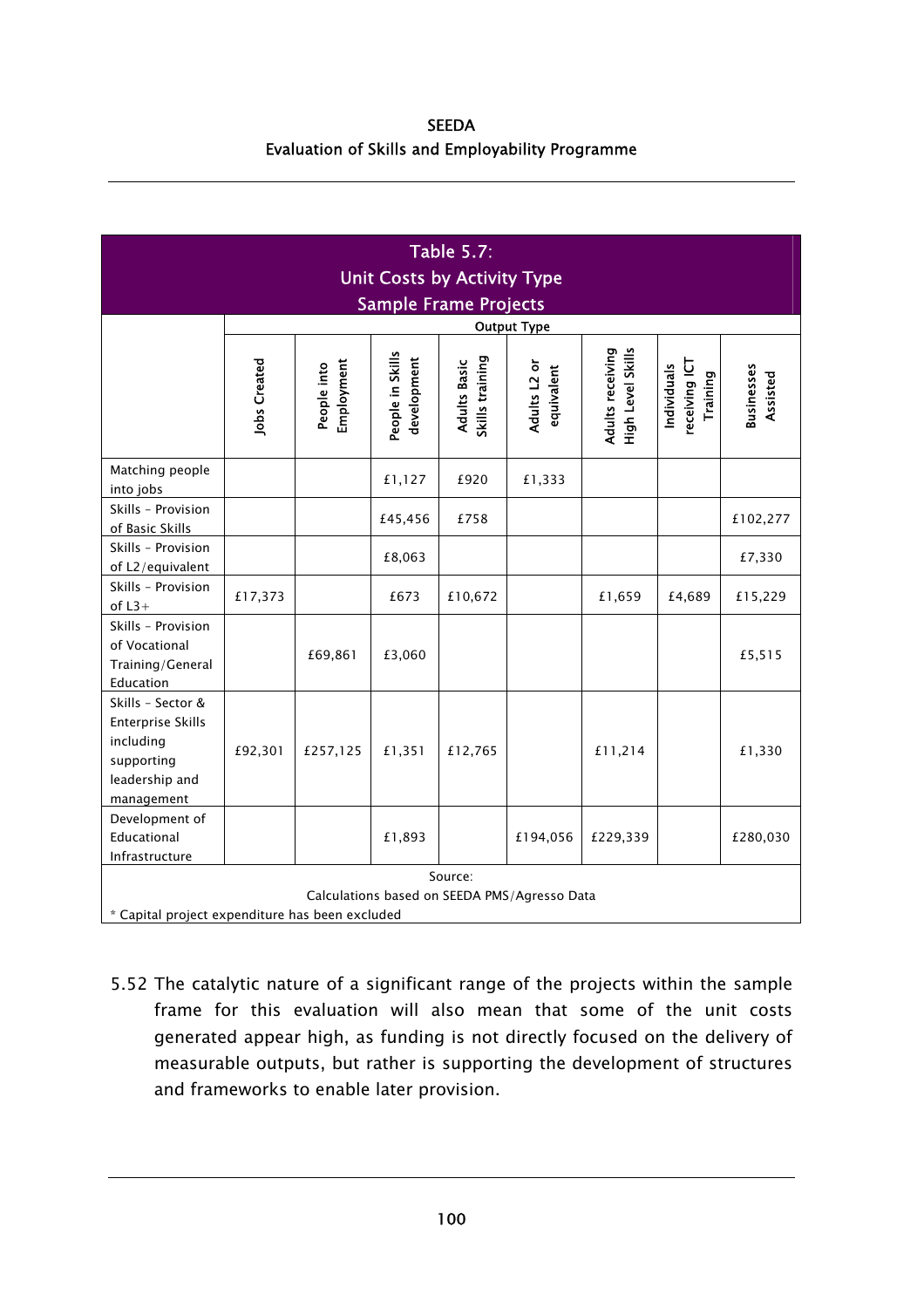**Table 5.7: Unit Costs by Activity Type Sample Frame Projects**

| | Output Type | | | | | | | |
|---|---|---|---|---|---|---|---|---|
| | Jobs Created | People into Employment | People in Skills development | Adults Basic Skills training | Adults L2 or equivalent | Adults receiving High Level Skills | Individuals receiving ICT Training | Businesses Assisted |
| Matching people into jobs | | | £1,127 | £920 | £1,333 | | | |
| Skills - Provision of Basic Skills | | | £45,456 | £758 | | | | £102,277 |
| Skills - Provision of L2/equivalent | | | £8,063 | | | | | £7,330 |
| Skills - Provision of L3+ | £17,373 | | £673 | £10,672 | | £1,659 | £4,689 | £15,229 |
| Skills - Provision of Vocational Training/General Education | | £69,861 | £3,060 | | | | | £5,515 |
| Skills - Sector & Enterprise Skills including supporting leadership and management | £92,301 | £257,125 | £1,351 | £12,765 | | £11,214 | | £1,330 |
| Development of Educational Infrastructure | | | £1,893 | | £194,056 | £229,339 | | £280,030 |

Source:
Calculations based on SEEDA PMS/Agresso Data

* Capital project expenditure has been excluded

5.52 The catalytic nature of a significant range of the projects within the sample frame for this evaluation will also mean that some of the unit costs generated appear high, as funding is not directly focused on the delivery of measurable outputs, but rather is supporting the development of structures and frameworks to enable later provision.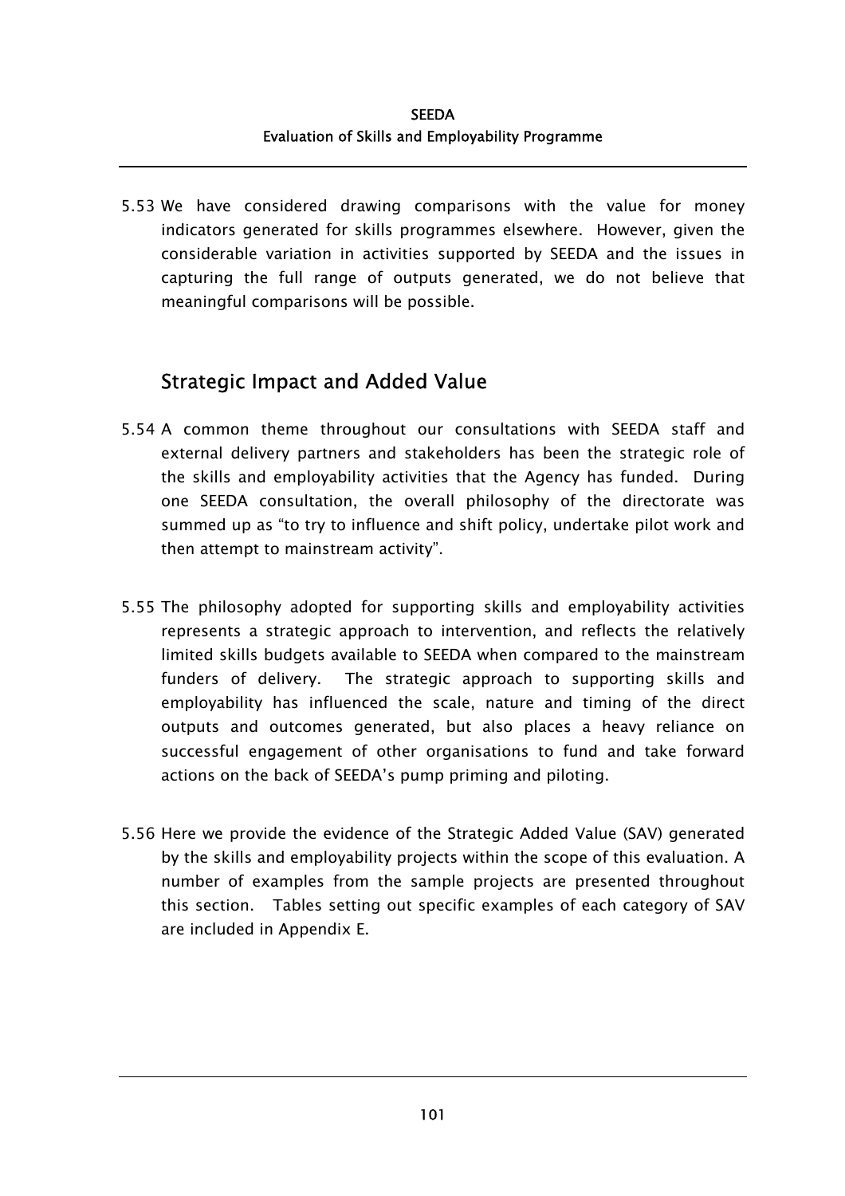5.53 We have considered drawing comparisons with the value for money indicators generated for skills programmes elsewhere. However, given the considerable variation in activities supported by SEEDA and the issues in capturing the full range of outputs generated, we do not believe that meaningful comparisons will be possible.

## Strategic Impact and Added Value

5.54 A common theme throughout our consultations with SEEDA staff and external delivery partners and stakeholders has been the strategic role of the skills and employability activities that the Agency has funded. During one SEEDA consultation, the overall philosophy of the directorate was summed up as "to try to influence and shift policy, undertake pilot work and then attempt to mainstream activity".

5.55 The philosophy adopted for supporting skills and employability activities represents a strategic approach to intervention, and reflects the relatively limited skills budgets available to SEEDA when compared to the mainstream funders of delivery. The strategic approach to supporting skills and employability has influenced the scale, nature and timing of the direct outputs and outcomes generated, but also places a heavy reliance on successful engagement of other organisations to fund and take forward actions on the back of SEEDA's pump priming and piloting.

5.56 Here we provide the evidence of the Strategic Added Value (SAV) generated by the skills and employability projects within the scope of this evaluation. A number of examples from the sample projects are presented throughout this section. Tables setting out specific examples of each category of SAV are included in Appendix E.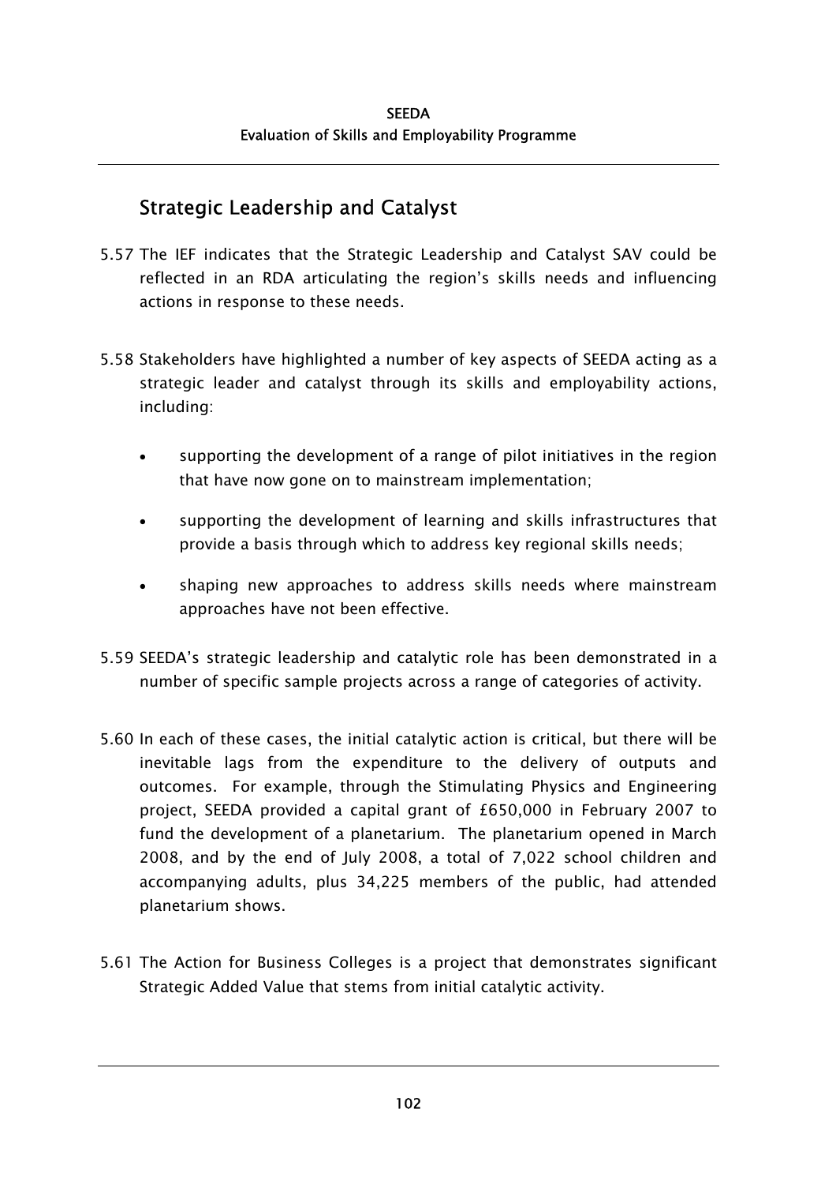## Strategic Leadership and Catalyst

5.57 The IEF indicates that the Strategic Leadership and Catalyst SAV could be reflected in an RDA articulating the region's skills needs and influencing actions in response to these needs.

5.58 Stakeholders have highlighted a number of key aspects of SEEDA acting as a strategic leader and catalyst through its skills and employability actions, including:

- supporting the development of a range of pilot initiatives in the region that have now gone on to mainstream implementation;
- supporting the development of learning and skills infrastructures that provide a basis through which to address key regional skills needs;
- shaping new approaches to address skills needs where mainstream approaches have not been effective.

5.59 SEEDA's strategic leadership and catalytic role has been demonstrated in a number of specific sample projects across a range of categories of activity.

5.60 In each of these cases, the initial catalytic action is critical, but there will be inevitable lags from the expenditure to the delivery of outputs and outcomes. For example, through the Stimulating Physics and Engineering project, SEEDA provided a capital grant of £650,000 in February 2007 to fund the development of a planetarium. The planetarium opened in March 2008, and by the end of July 2008, a total of 7,022 school children and accompanying adults, plus 34,225 members of the public, had attended planetarium shows.

5.61 The Action for Business Colleges is a project that demonstrates significant Strategic Added Value that stems from initial catalytic activity.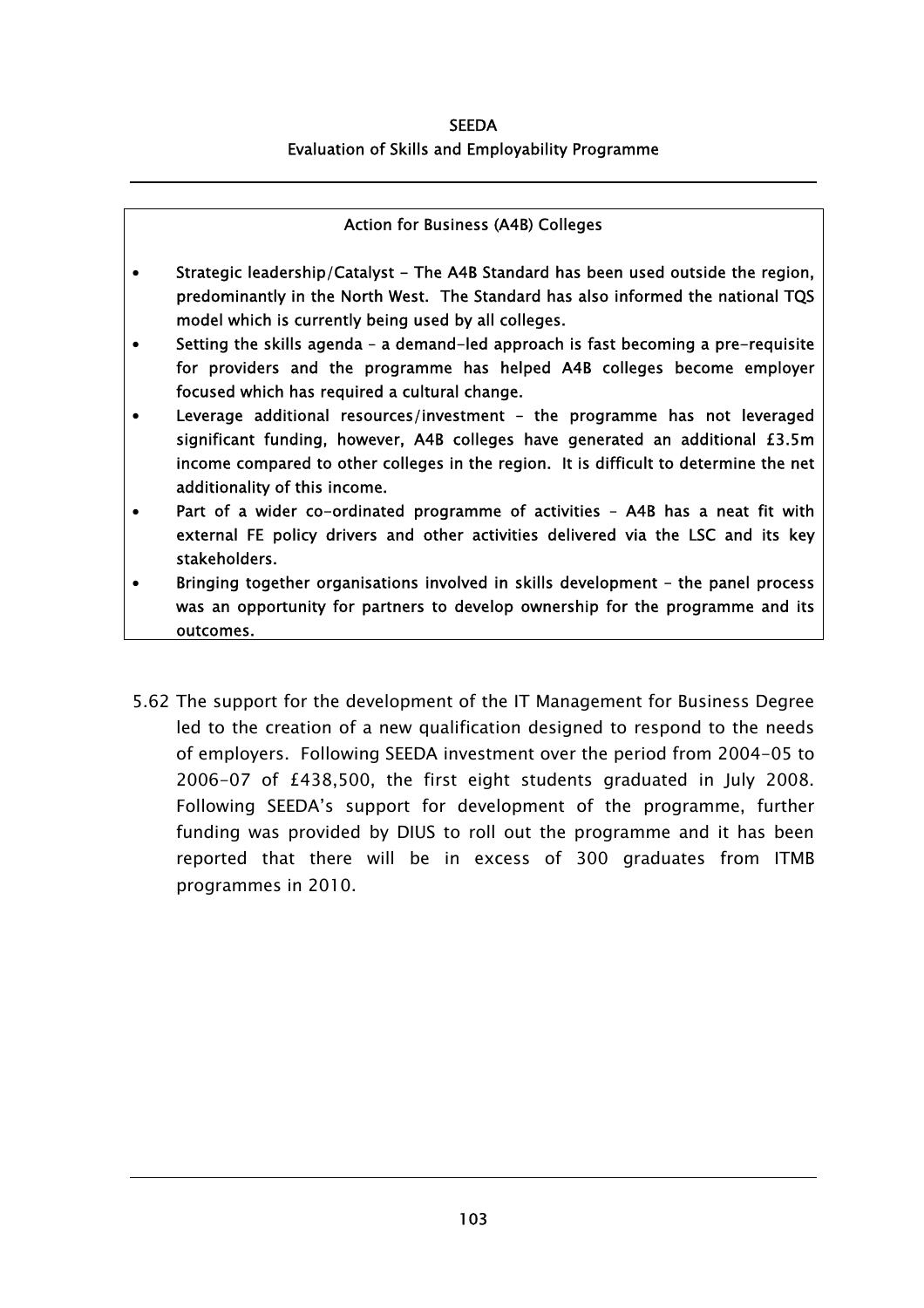**Action for Business (A4B) Colleges**

- **Strategic leadership/Catalyst - The A4B Standard has been used outside the region, predominantly in the North West. The Standard has also informed the national TQS model which is currently being used by all colleges.**
- **Setting the skills agenda – a demand-led approach is fast becoming a pre-requisite for providers and the programme has helped A4B colleges become employer focused which has required a cultural change.**
- **Leverage additional resources/investment – the programme has not leveraged significant funding, however, A4B colleges have generated an additional £3.5m income compared to other colleges in the region. It is difficult to determine the net additionality of this income.**
- **Part of a wider co-ordinated programme of activities – A4B has a neat fit with external FE policy drivers and other activities delivered via the LSC and its key stakeholders.**
- **Bringing together organisations involved in skills development – the panel process was an opportunity for partners to develop ownership for the programme and its outcomes.**

5.62 The support for the development of the IT Management for Business Degree led to the creation of a new qualification designed to respond to the needs of employers. Following SEEDA investment over the period from 2004-05 to 2006-07 of £438,500, the first eight students graduated in July 2008. Following SEEDA's support for development of the programme, further funding was provided by DIUS to roll out the programme and it has been reported that there will be in excess of 300 graduates from ITMB programmes in 2010.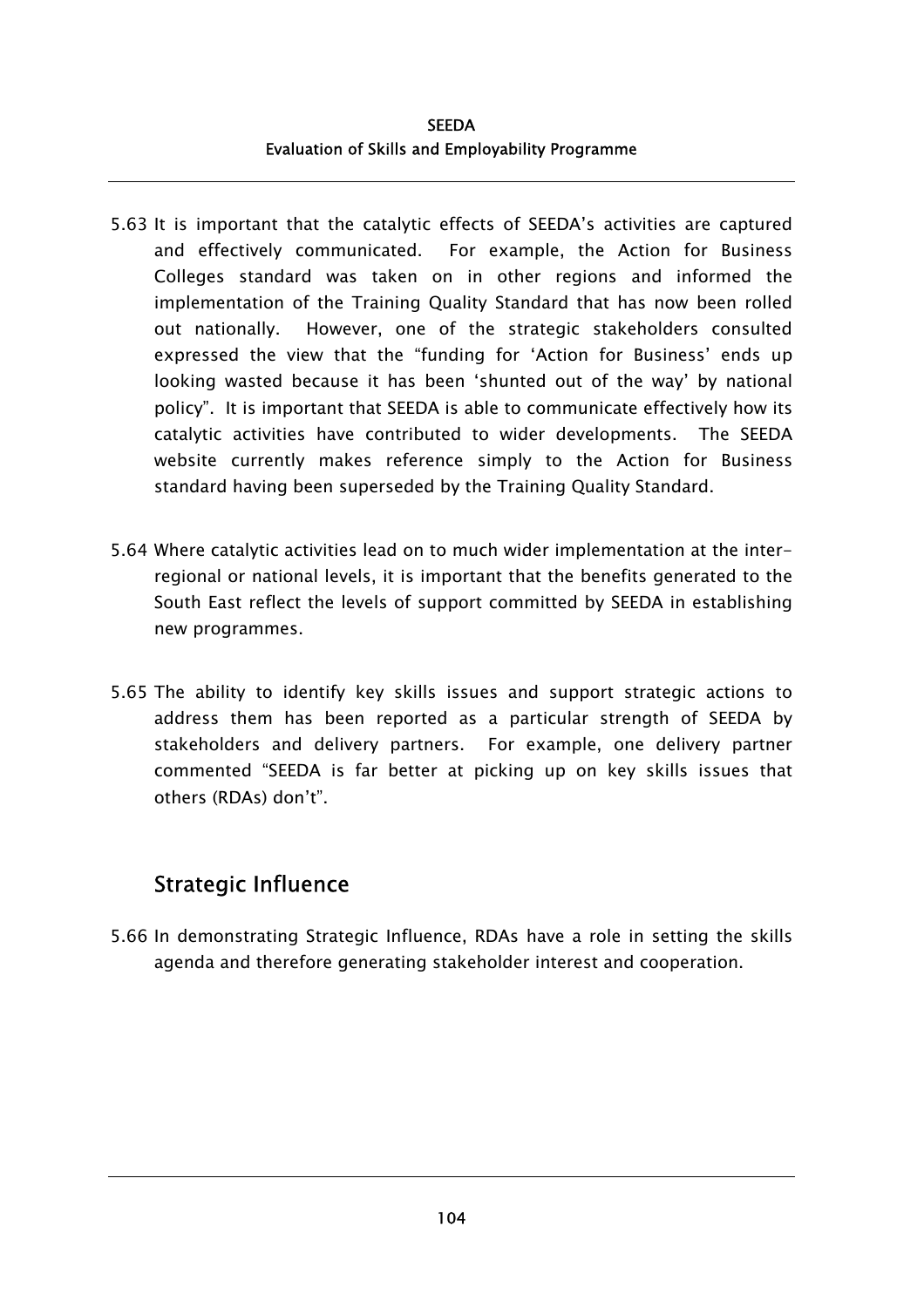5.63 It is important that the catalytic effects of SEEDA's activities are captured and effectively communicated. For example, the Action for Business Colleges standard was taken on in other regions and informed the implementation of the Training Quality Standard that has now been rolled out nationally. However, one of the strategic stakeholders consulted expressed the view that the "funding for 'Action for Business' ends up looking wasted because it has been 'shunted out of the way' by national policy". It is important that SEEDA is able to communicate effectively how its catalytic activities have contributed to wider developments. The SEEDA website currently makes reference simply to the Action for Business standard having been superseded by the Training Quality Standard.

5.64 Where catalytic activities lead on to much wider implementation at the inter-regional or national levels, it is important that the benefits generated to the South East reflect the levels of support committed by SEEDA in establishing new programmes.

5.65 The ability to identify key skills issues and support strategic actions to address them has been reported as a particular strength of SEEDA by stakeholders and delivery partners. For example, one delivery partner commented "SEEDA is far better at picking up on key skills issues that others (RDAs) don't".

## Strategic Influence

5.66 In demonstrating Strategic Influence, RDAs have a role in setting the skills agenda and therefore generating stakeholder interest and cooperation.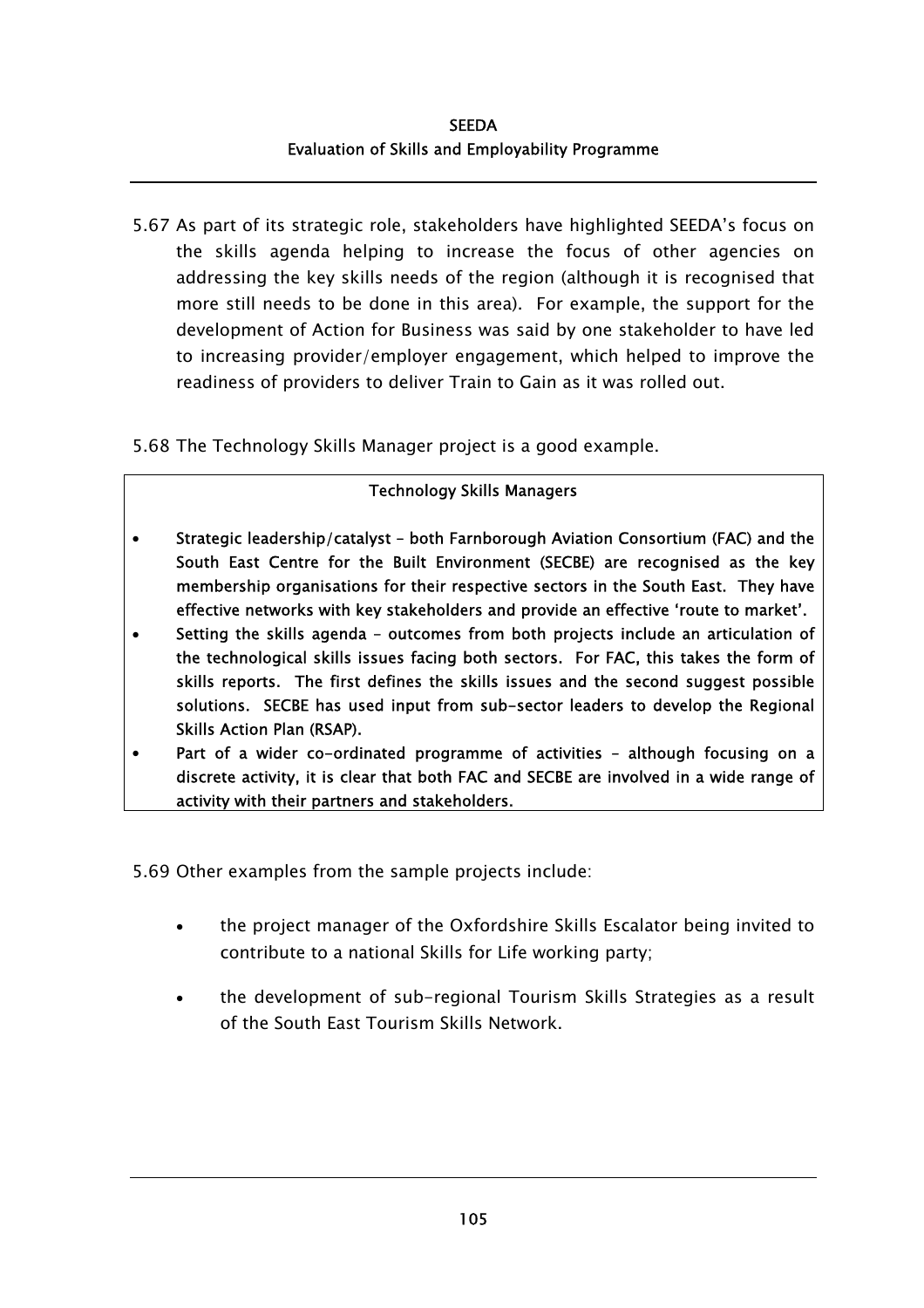5.67 As part of its strategic role, stakeholders have highlighted SEEDA's focus on the skills agenda helping to increase the focus of other agencies on addressing the key skills needs of the region (although it is recognised that more still needs to be done in this area). For example, the support for the development of Action for Business was said by one stakeholder to have led to increasing provider/employer engagement, which helped to improve the readiness of providers to deliver Train to Gain as it was rolled out.

5.68 The Technology Skills Manager project is a good example.

**Technology Skills Managers**

- **Strategic leadership/catalyst – both Farnborough Aviation Consortium (FAC) and the South East Centre for the Built Environment (SECBE) are recognised as the key membership organisations for their respective sectors in the South East. They have effective networks with key stakeholders and provide an effective 'route to market'.**
- **Setting the skills agenda – outcomes from both projects include an articulation of the technological skills issues facing both sectors. For FAC, this takes the form of skills reports. The first defines the skills issues and the second suggest possible solutions. SECBE has used input from sub-sector leaders to develop the Regional Skills Action Plan (RSAP).**
- **Part of a wider co-ordinated programme of activities – although focusing on a discrete activity, it is clear that both FAC and SECBE are involved in a wide range of activity with their partners and stakeholders.**

5.69 Other examples from the sample projects include:

- the project manager of the Oxfordshire Skills Escalator being invited to contribute to a national Skills for Life working party;
- the development of sub-regional Tourism Skills Strategies as a result of the South East Tourism Skills Network.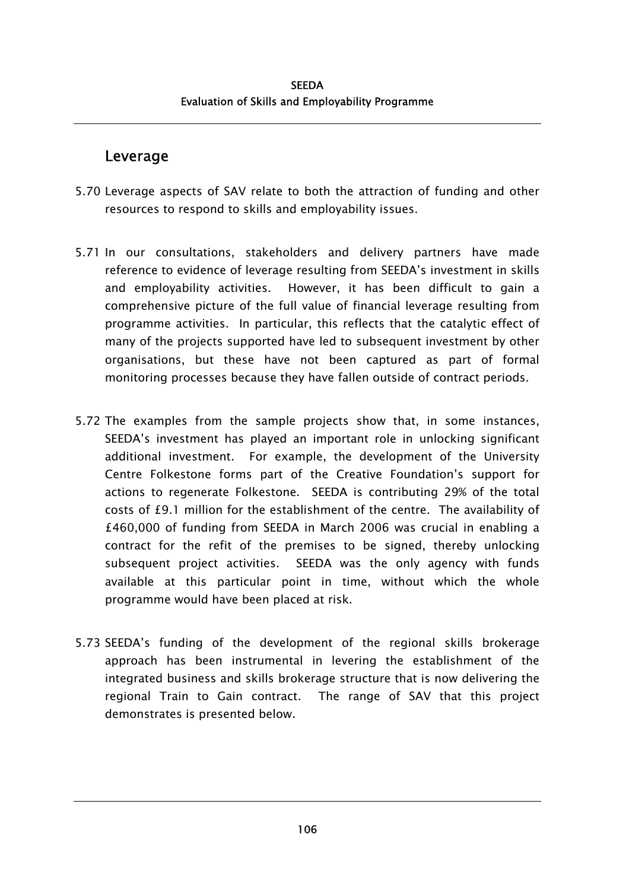## Leverage

5.70 Leverage aspects of SAV relate to both the attraction of funding and other resources to respond to skills and employability issues.

5.71 In our consultations, stakeholders and delivery partners have made reference to evidence of leverage resulting from SEEDA's investment in skills and employability activities. However, it has been difficult to gain a comprehensive picture of the full value of financial leverage resulting from programme activities. In particular, this reflects that the catalytic effect of many of the projects supported have led to subsequent investment by other organisations, but these have not been captured as part of formal monitoring processes because they have fallen outside of contract periods.

5.72 The examples from the sample projects show that, in some instances, SEEDA's investment has played an important role in unlocking significant additional investment. For example, the development of the University Centre Folkestone forms part of the Creative Foundation's support for actions to regenerate Folkestone. SEEDA is contributing 29% of the total costs of £9.1 million for the establishment of the centre. The availability of £460,000 of funding from SEEDA in March 2006 was crucial in enabling a contract for the refit of the premises to be signed, thereby unlocking subsequent project activities. SEEDA was the only agency with funds available at this particular point in time, without which the whole programme would have been placed at risk.

5.73 SEEDA's funding of the development of the regional skills brokerage approach has been instrumental in levering the establishment of the integrated business and skills brokerage structure that is now delivering the regional Train to Gain contract. The range of SAV that this project demonstrates is presented below.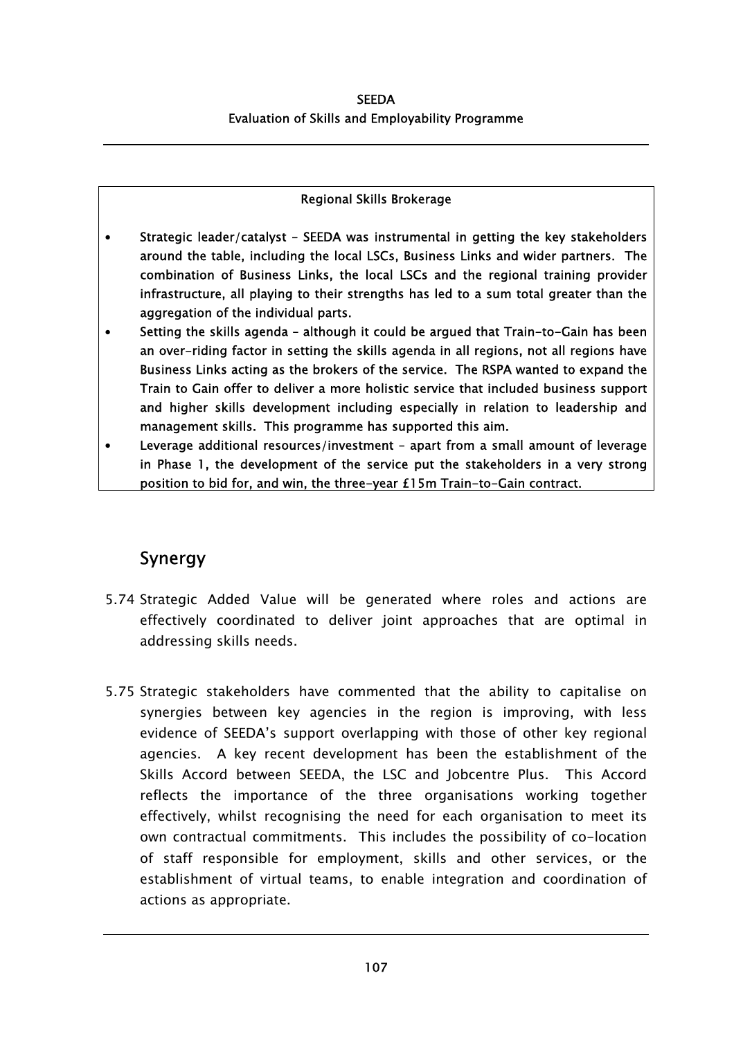**Regional Skills Brokerage**

- **Strategic leader/catalyst – SEEDA was instrumental in getting the key stakeholders around the table, including the local LSCs, Business Links and wider partners. The combination of Business Links, the local LSCs and the regional training provider infrastructure, all playing to their strengths has led to a sum total greater than the aggregation of the individual parts.**
- **Setting the skills agenda – although it could be argued that Train-to-Gain has been an over-riding factor in setting the skills agenda in all regions, not all regions have Business Links acting as the brokers of the service. The RSPA wanted to expand the Train to Gain offer to deliver a more holistic service that included business support and higher skills development including especially in relation to leadership and management skills. This programme has supported this aim.**
- **Leverage additional resources/investment – apart from a small amount of leverage in Phase 1, the development of the service put the stakeholders in a very strong position to bid for, and win, the three-year £15m Train-to-Gain contract.**

## Synergy

5.74 Strategic Added Value will be generated where roles and actions are effectively coordinated to deliver joint approaches that are optimal in addressing skills needs.

5.75 Strategic stakeholders have commented that the ability to capitalise on synergies between key agencies in the region is improving, with less evidence of SEEDA's support overlapping with those of other key regional agencies. A key recent development has been the establishment of the Skills Accord between SEEDA, the LSC and Jobcentre Plus. This Accord reflects the importance of the three organisations working together effectively, whilst recognising the need for each organisation to meet its own contractual commitments. This includes the possibility of co-location of staff responsible for employment, skills and other services, or the establishment of virtual teams, to enable integration and coordination of actions as appropriate.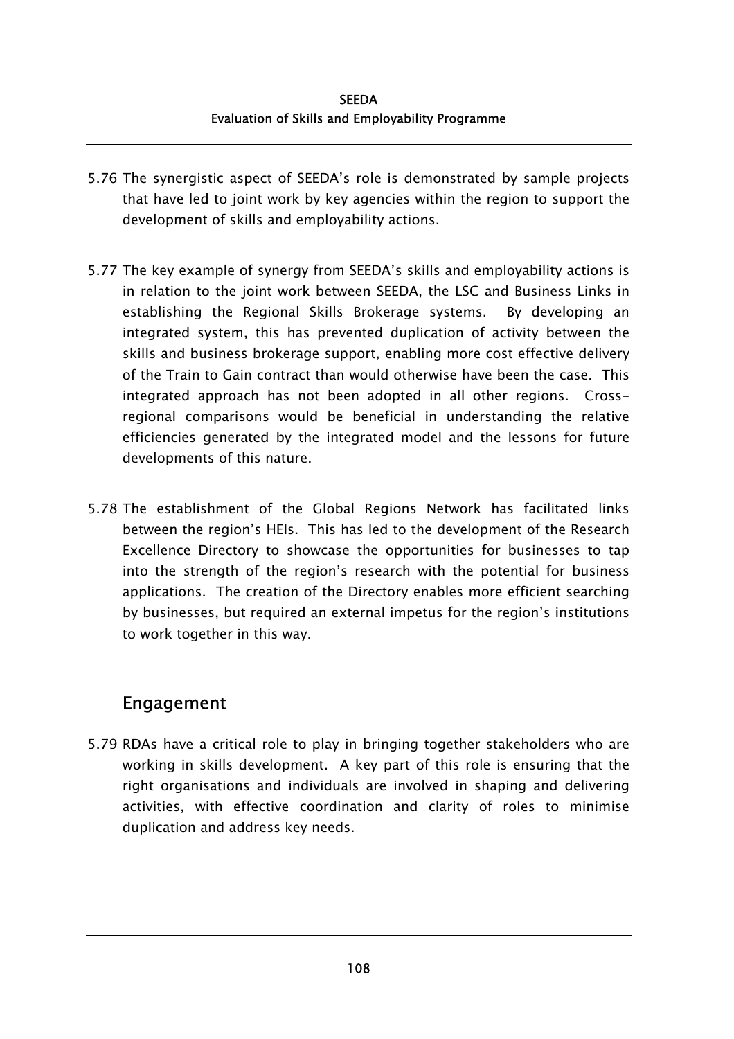5.76 The synergistic aspect of SEEDA's role is demonstrated by sample projects that have led to joint work by key agencies within the region to support the development of skills and employability actions.

5.77 The key example of synergy from SEEDA's skills and employability actions is in relation to the joint work between SEEDA, the LSC and Business Links in establishing the Regional Skills Brokerage systems. By developing an integrated system, this has prevented duplication of activity between the skills and business brokerage support, enabling more cost effective delivery of the Train to Gain contract than would otherwise have been the case. This integrated approach has not been adopted in all other regions. Cross-regional comparisons would be beneficial in understanding the relative efficiencies generated by the integrated model and the lessons for future developments of this nature.

5.78 The establishment of the Global Regions Network has facilitated links between the region's HEIs. This has led to the development of the Research Excellence Directory to showcase the opportunities for businesses to tap into the strength of the region's research with the potential for business applications. The creation of the Directory enables more efficient searching by businesses, but required an external impetus for the region's institutions to work together in this way.

## Engagement

5.79 RDAs have a critical role to play in bringing together stakeholders who are working in skills development. A key part of this role is ensuring that the right organisations and individuals are involved in shaping and delivering activities, with effective coordination and clarity of roles to minimise duplication and address key needs.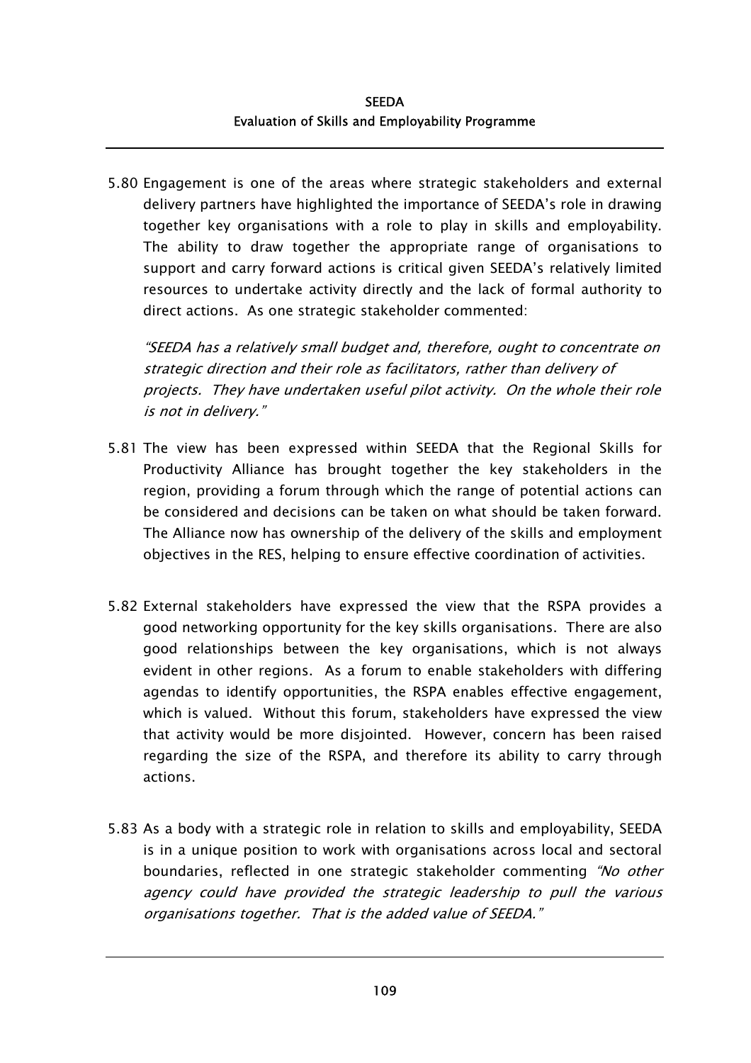5.80 Engagement is one of the areas where strategic stakeholders and external delivery partners have highlighted the importance of SEEDA's role in drawing together key organisations with a role to play in skills and employability. The ability to draw together the appropriate range of organisations to support and carry forward actions is critical given SEEDA's relatively limited resources to undertake activity directly and the lack of formal authority to direct actions. As one strategic stakeholder commented:

> *"SEEDA has a relatively small budget and, therefore, ought to concentrate on strategic direction and their role as facilitators, rather than delivery of projects. They have undertaken useful pilot activity. On the whole their role is not in delivery."*

5.81 The view has been expressed within SEEDA that the Regional Skills for Productivity Alliance has brought together the key stakeholders in the region, providing a forum through which the range of potential actions can be considered and decisions can be taken on what should be taken forward. The Alliance now has ownership of the delivery of the skills and employment objectives in the RES, helping to ensure effective coordination of activities.

5.82 External stakeholders have expressed the view that the RSPA provides a good networking opportunity for the key skills organisations. There are also good relationships between the key organisations, which is not always evident in other regions. As a forum to enable stakeholders with differing agendas to identify opportunities, the RSPA enables effective engagement, which is valued. Without this forum, stakeholders have expressed the view that activity would be more disjointed. However, concern has been raised regarding the size of the RSPA, and therefore its ability to carry through actions.

5.83 As a body with a strategic role in relation to skills and employability, SEEDA is in a unique position to work with organisations across local and sectoral boundaries, reflected in one strategic stakeholder commenting *"No other agency could have provided the strategic leadership to pull the various organisations together. That is the added value of SEEDA."*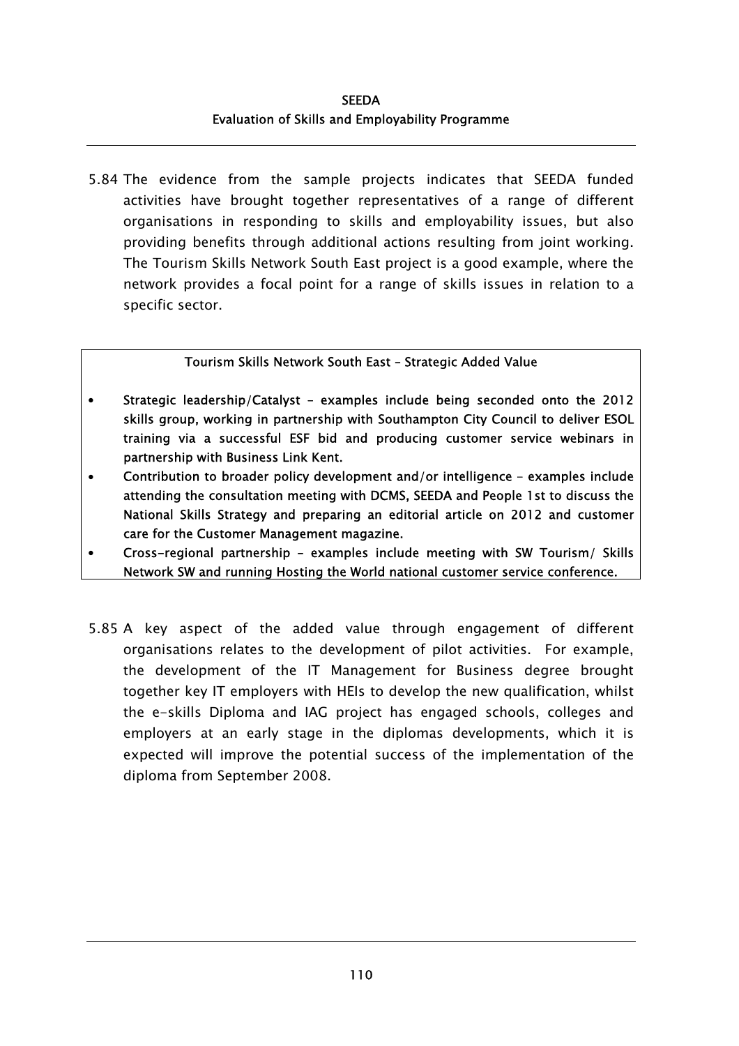5.84 The evidence from the sample projects indicates that SEEDA funded activities have brought together representatives of a range of different organisations in responding to skills and employability issues, but also providing benefits through additional actions resulting from joint working. The Tourism Skills Network South East project is a good example, where the network provides a focal point for a range of skills issues in relation to a specific sector.

> **Tourism Skills Network South East – Strategic Added Value**
>
> - **Strategic leadership/Catalyst – examples include being seconded onto the 2012 skills group, working in partnership with Southampton City Council to deliver ESOL training via a successful ESF bid and producing customer service webinars in partnership with Business Link Kent.**
> - **Contribution to broader policy development and/or intelligence – examples include attending the consultation meeting with DCMS, SEEDA and People 1st to discuss the National Skills Strategy and preparing an editorial article on 2012 and customer care for the Customer Management magazine.**
> - **Cross-regional partnership - examples include meeting with SW Tourism/ Skills Network SW and running Hosting the World national customer service conference.**

5.85 A key aspect of the added value through engagement of different organisations relates to the development of pilot activities. For example, the development of the IT Management for Business degree brought together key IT employers with HEIs to develop the new qualification, whilst the e-skills Diploma and IAG project has engaged schools, colleges and employers at an early stage in the diplomas developments, which it is expected will improve the potential success of the implementation of the diploma from September 2008.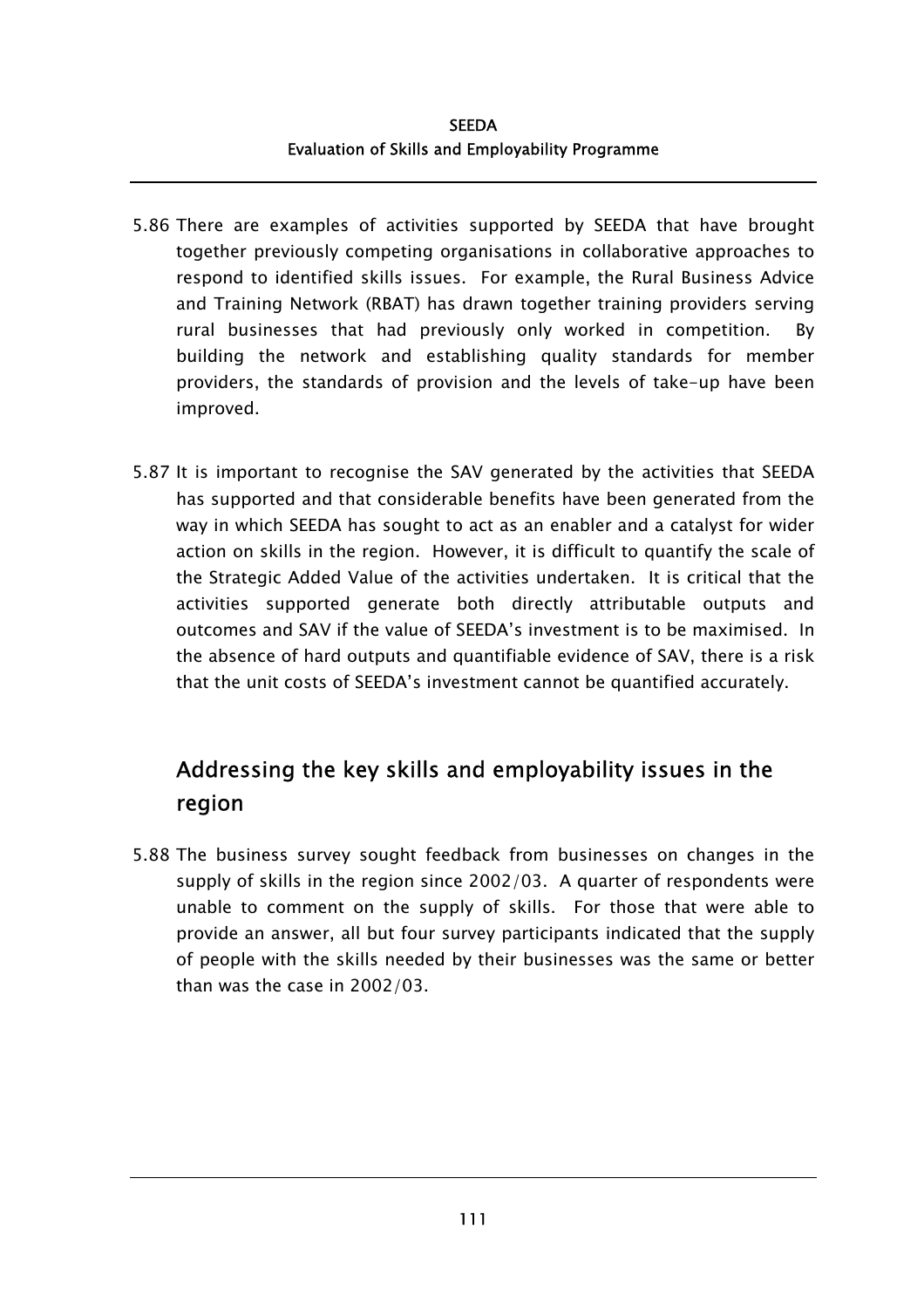5.86 There are examples of activities supported by SEEDA that have brought together previously competing organisations in collaborative approaches to respond to identified skills issues. For example, the Rural Business Advice and Training Network (RBAT) has drawn together training providers serving rural businesses that had previously only worked in competition. By building the network and establishing quality standards for member providers, the standards of provision and the levels of take-up have been improved.

5.87 It is important to recognise the SAV generated by the activities that SEEDA has supported and that considerable benefits have been generated from the way in which SEEDA has sought to act as an enabler and a catalyst for wider action on skills in the region. However, it is difficult to quantify the scale of the Strategic Added Value of the activities undertaken. It is critical that the activities supported generate both directly attributable outputs and outcomes and SAV if the value of SEEDA's investment is to be maximised. In the absence of hard outputs and quantifiable evidence of SAV, there is a risk that the unit costs of SEEDA's investment cannot be quantified accurately.

## Addressing the key skills and employability issues in the region

5.88 The business survey sought feedback from businesses on changes in the supply of skills in the region since 2002/03. A quarter of respondents were unable to comment on the supply of skills. For those that were able to provide an answer, all but four survey participants indicated that the supply of people with the skills needed by their businesses was the same or better than was the case in 2002/03.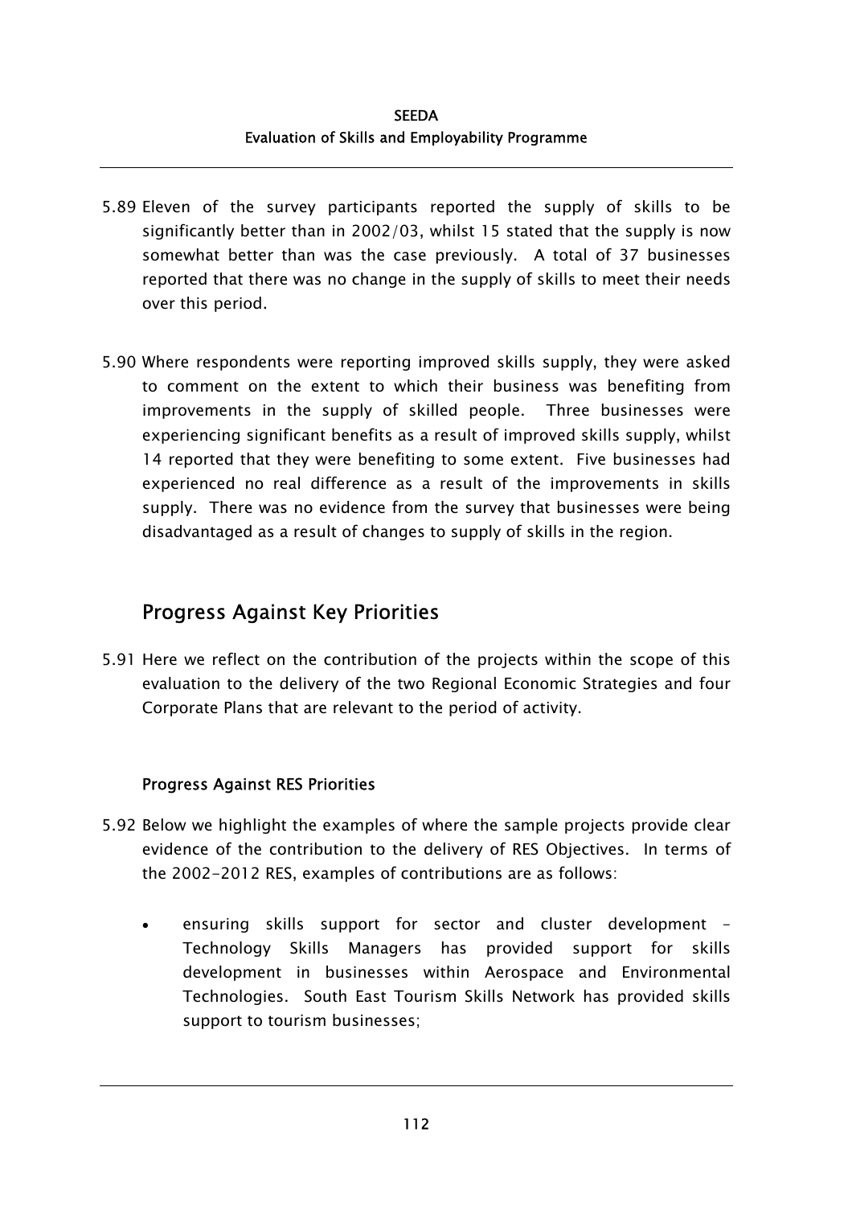5.89 Eleven of the survey participants reported the supply of skills to be significantly better than in 2002/03, whilst 15 stated that the supply is now somewhat better than was the case previously. A total of 37 businesses reported that there was no change in the supply of skills to meet their needs over this period.

5.90 Where respondents were reporting improved skills supply, they were asked to comment on the extent to which their business was benefiting from improvements in the supply of skilled people. Three businesses were experiencing significant benefits as a result of improved skills supply, whilst 14 reported that they were benefiting to some extent. Five businesses had experienced no real difference as a result of the improvements in skills supply. There was no evidence from the survey that businesses were being disadvantaged as a result of changes to supply of skills in the region.

## Progress Against Key Priorities

5.91 Here we reflect on the contribution of the projects within the scope of this evaluation to the delivery of the two Regional Economic Strategies and four Corporate Plans that are relevant to the period of activity.

### Progress Against RES Priorities

5.92 Below we highlight the examples of where the sample projects provide clear evidence of the contribution to the delivery of RES Objectives. In terms of the 2002-2012 RES, examples of contributions are as follows:

- ensuring skills support for sector and cluster development – Technology Skills Managers has provided support for skills development in businesses within Aerospace and Environmental Technologies. South East Tourism Skills Network has provided skills support to tourism businesses;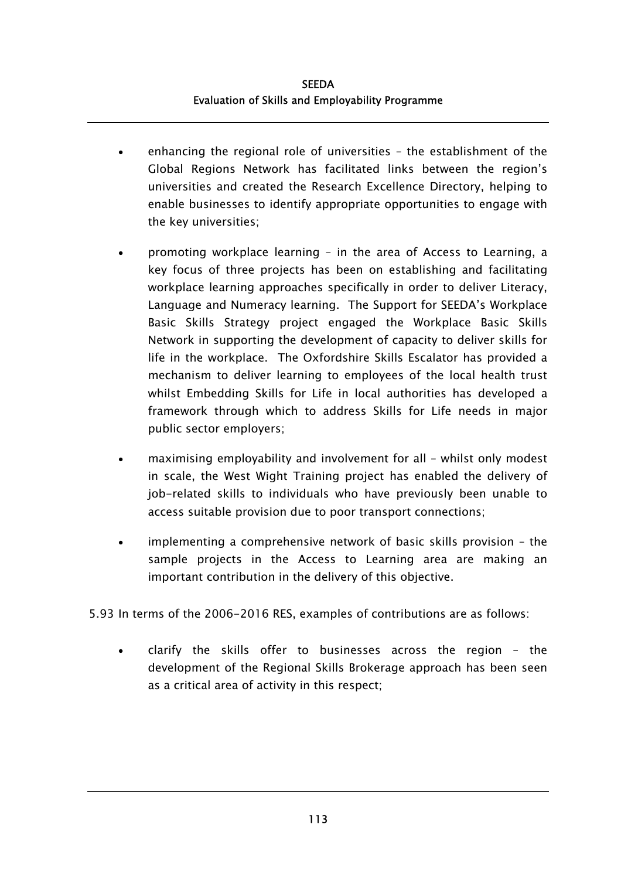- enhancing the regional role of universities – the establishment of the Global Regions Network has facilitated links between the region's universities and created the Research Excellence Directory, helping to enable businesses to identify appropriate opportunities to engage with the key universities;

- promoting workplace learning – in the area of Access to Learning, a key focus of three projects has been on establishing and facilitating workplace learning approaches specifically in order to deliver Literacy, Language and Numeracy learning. The Support for SEEDA's Workplace Basic Skills Strategy project engaged the Workplace Basic Skills Network in supporting the development of capacity to deliver skills for life in the workplace. The Oxfordshire Skills Escalator has provided a mechanism to deliver learning to employees of the local health trust whilst Embedding Skills for Life in local authorities has developed a framework through which to address Skills for Life needs in major public sector employers;

- maximising employability and involvement for all – whilst only modest in scale, the West Wight Training project has enabled the delivery of job-related skills to individuals who have previously been unable to access suitable provision due to poor transport connections;

- implementing a comprehensive network of basic skills provision – the sample projects in the Access to Learning area are making an important contribution in the delivery of this objective.

5.93 In terms of the 2006-2016 RES, examples of contributions are as follows:

- clarify the skills offer to businesses across the region – the development of the Regional Skills Brokerage approach has been seen as a critical area of activity in this respect;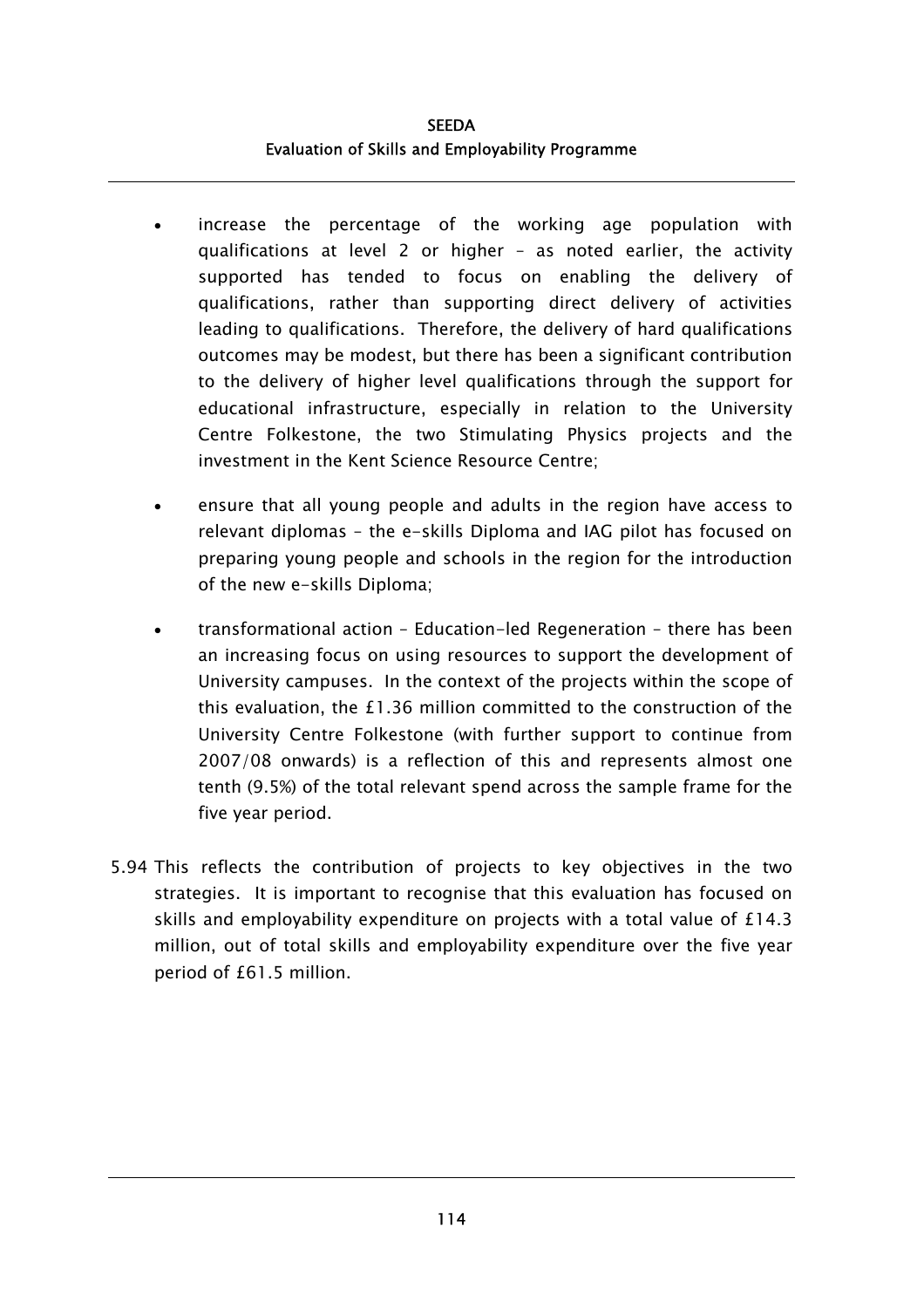- increase the percentage of the working age population with qualifications at level 2 or higher – as noted earlier, the activity supported has tended to focus on enabling the delivery of qualifications, rather than supporting direct delivery of activities leading to qualifications. Therefore, the delivery of hard qualifications outcomes may be modest, but there has been a significant contribution to the delivery of higher level qualifications through the support for educational infrastructure, especially in relation to the University Centre Folkestone, the two Stimulating Physics projects and the investment in the Kent Science Resource Centre;

- ensure that all young people and adults in the region have access to relevant diplomas – the e-skills Diploma and IAG pilot has focused on preparing young people and schools in the region for the introduction of the new e-skills Diploma;

- transformational action – Education-led Regeneration – there has been an increasing focus on using resources to support the development of University campuses. In the context of the projects within the scope of this evaluation, the £1.36 million committed to the construction of the University Centre Folkestone (with further support to continue from 2007/08 onwards) is a reflection of this and represents almost one tenth (9.5%) of the total relevant spend across the sample frame for the five year period.

5.94 This reflects the contribution of projects to key objectives in the two strategies. It is important to recognise that this evaluation has focused on skills and employability expenditure on projects with a total value of £14.3 million, out of total skills and employability expenditure over the five year period of £61.5 million.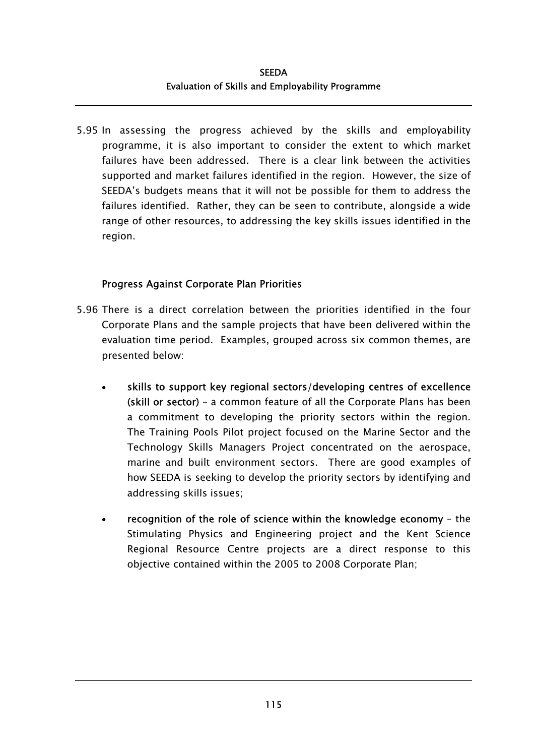5.95 In assessing the progress achieved by the skills and employability programme, it is also important to consider the extent to which market failures have been addressed. There is a clear link between the activities supported and market failures identified in the region. However, the size of SEEDA's budgets means that it will not be possible for them to address the failures identified. Rather, they can be seen to contribute, alongside a wide range of other resources, to addressing the key skills issues identified in the region.

### Progress Against Corporate Plan Priorities

5.96 There is a direct correlation between the priorities identified in the four Corporate Plans and the sample projects that have been delivered within the evaluation time period. Examples, grouped across six common themes, are presented below:

- **skills to support key regional sectors/developing centres of excellence (skill or sector)** – a common feature of all the Corporate Plans has been a commitment to developing the priority sectors within the region. The Training Pools Pilot project focused on the Marine Sector and the Technology Skills Managers Project concentrated on the aerospace, marine and built environment sectors. There are good examples of how SEEDA is seeking to develop the priority sectors by identifying and addressing skills issues;

- **recognition of the role of science within the knowledge economy** – the Stimulating Physics and Engineering project and the Kent Science Regional Resource Centre projects are a direct response to this objective contained within the 2005 to 2008 Corporate Plan;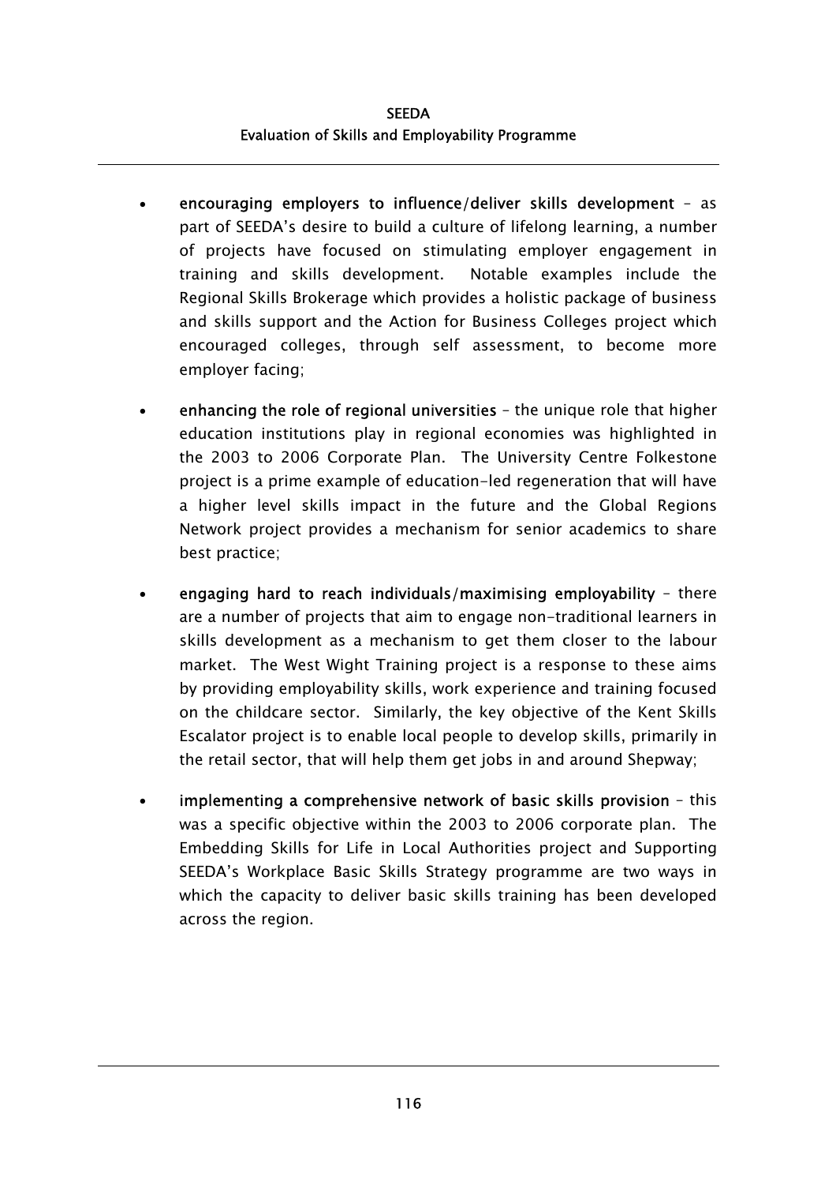- **encouraging employers to influence/deliver skills development** – as part of SEEDA's desire to build a culture of lifelong learning, a number of projects have focused on stimulating employer engagement in training and skills development. Notable examples include the Regional Skills Brokerage which provides a holistic package of business and skills support and the Action for Business Colleges project which encouraged colleges, through self assessment, to become more employer facing;

- **enhancing the role of regional universities** – the unique role that higher education institutions play in regional economies was highlighted in the 2003 to 2006 Corporate Plan. The University Centre Folkestone project is a prime example of education-led regeneration that will have a higher level skills impact in the future and the Global Regions Network project provides a mechanism for senior academics to share best practice;

- **engaging hard to reach individuals/maximising employability** – there are a number of projects that aim to engage non-traditional learners in skills development as a mechanism to get them closer to the labour market. The West Wight Training project is a response to these aims by providing employability skills, work experience and training focused on the childcare sector. Similarly, the key objective of the Kent Skills Escalator project is to enable local people to develop skills, primarily in the retail sector, that will help them get jobs in and around Shepway;

- **implementing a comprehensive network of basic skills provision** – this was a specific objective within the 2003 to 2006 corporate plan. The Embedding Skills for Life in Local Authorities project and Supporting SEEDA's Workplace Basic Skills Strategy programme are two ways in which the capacity to deliver basic skills training has been developed across the region.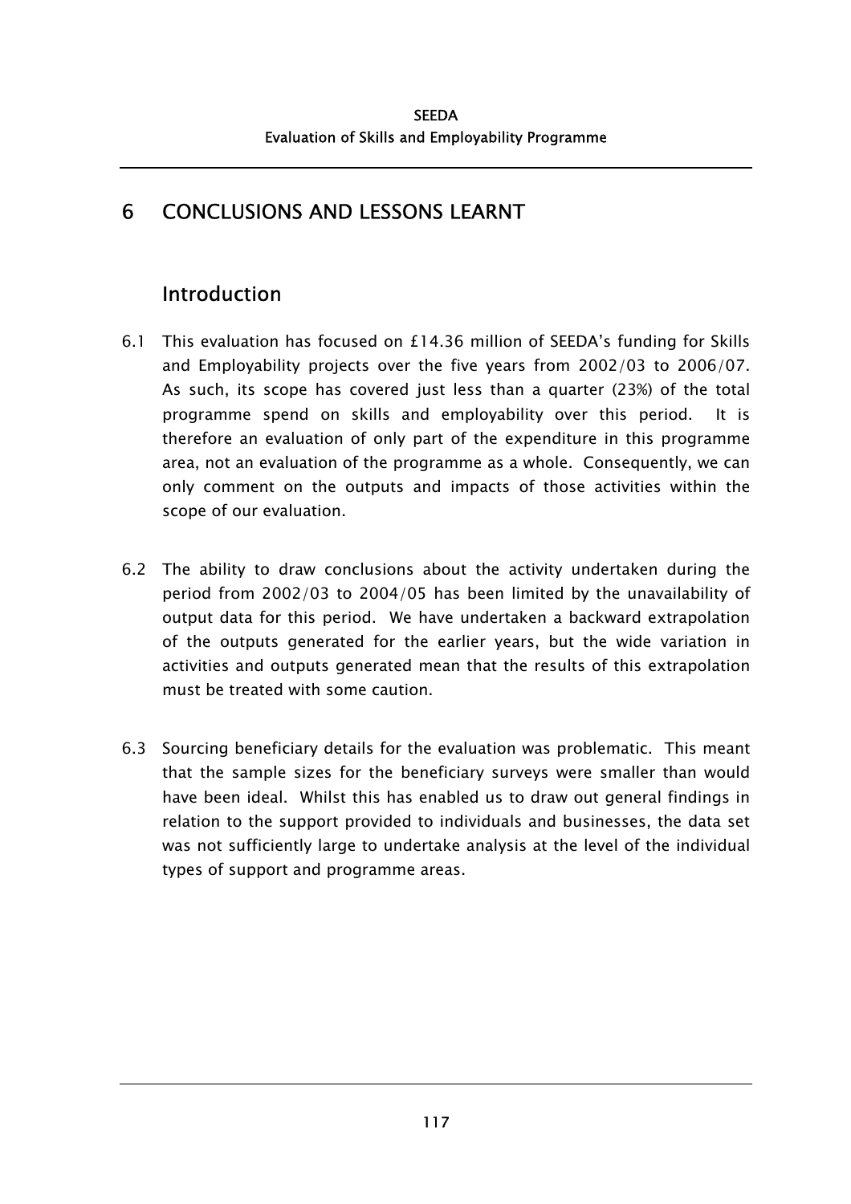# 6 CONCLUSIONS AND LESSONS LEARNT

## Introduction

6.1 This evaluation has focused on £14.36 million of SEEDA's funding for Skills and Employability projects over the five years from 2002/03 to 2006/07. As such, its scope has covered just less than a quarter (23%) of the total programme spend on skills and employability over this period. It is therefore an evaluation of only part of the expenditure in this programme area, not an evaluation of the programme as a whole. Consequently, we can only comment on the outputs and impacts of those activities within the scope of our evaluation.

6.2 The ability to draw conclusions about the activity undertaken during the period from 2002/03 to 2004/05 has been limited by the unavailability of output data for this period. We have undertaken a backward extrapolation of the outputs generated for the earlier years, but the wide variation in activities and outputs generated mean that the results of this extrapolation must be treated with some caution.

6.3 Sourcing beneficiary details for the evaluation was problematic. This meant that the sample sizes for the beneficiary surveys were smaller than would have been ideal. Whilst this has enabled us to draw out general findings in relation to the support provided to individuals and businesses, the data set was not sufficiently large to undertake analysis at the level of the individual types of support and programme areas.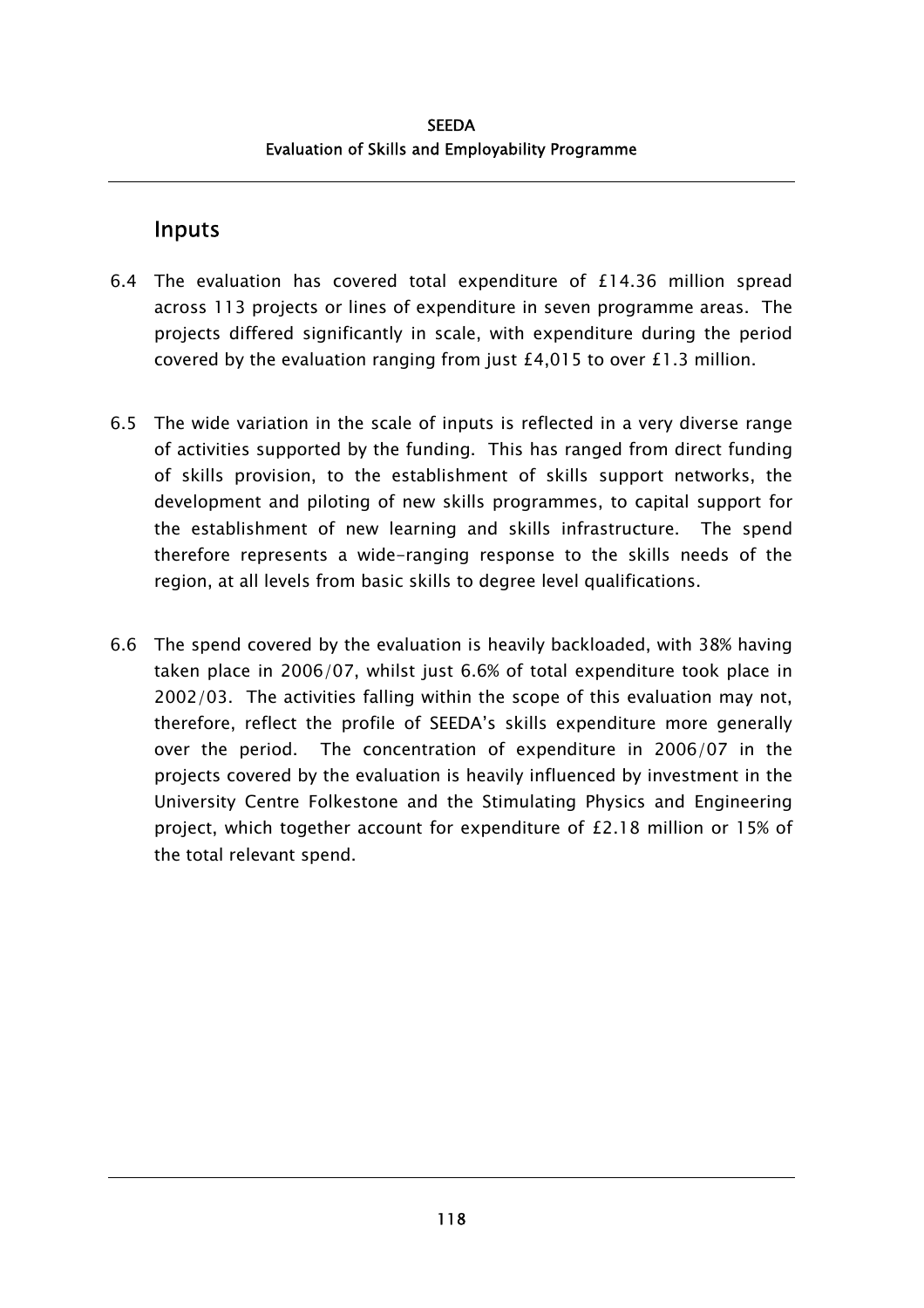## Inputs

6.4 The evaluation has covered total expenditure of £14.36 million spread across 113 projects or lines of expenditure in seven programme areas. The projects differed significantly in scale, with expenditure during the period covered by the evaluation ranging from just £4,015 to over £1.3 million.

6.5 The wide variation in the scale of inputs is reflected in a very diverse range of activities supported by the funding. This has ranged from direct funding of skills provision, to the establishment of skills support networks, the development and piloting of new skills programmes, to capital support for the establishment of new learning and skills infrastructure. The spend therefore represents a wide-ranging response to the skills needs of the region, at all levels from basic skills to degree level qualifications.

6.6 The spend covered by the evaluation is heavily backloaded, with 38% having taken place in 2006/07, whilst just 6.6% of total expenditure took place in 2002/03. The activities falling within the scope of this evaluation may not, therefore, reflect the profile of SEEDA's skills expenditure more generally over the period. The concentration of expenditure in 2006/07 in the projects covered by the evaluation is heavily influenced by investment in the University Centre Folkestone and the Stimulating Physics and Engineering project, which together account for expenditure of £2.18 million or 15% of the total relevant spend.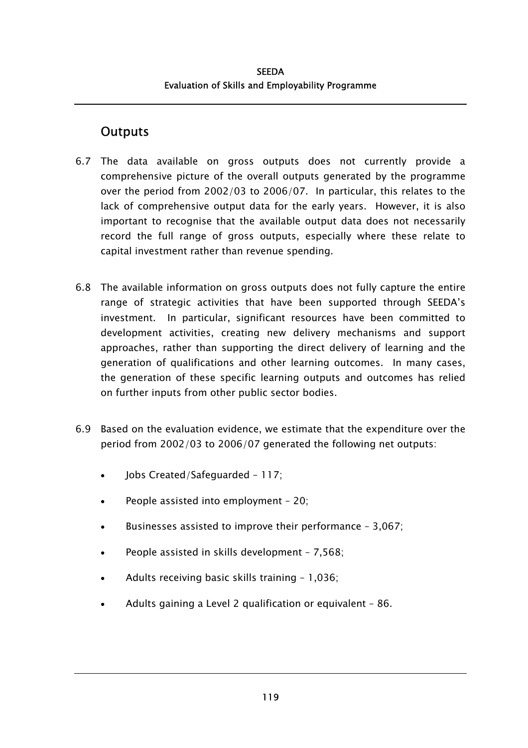## Outputs

6.7 The data available on gross outputs does not currently provide a comprehensive picture of the overall outputs generated by the programme over the period from 2002/03 to 2006/07. In particular, this relates to the lack of comprehensive output data for the early years. However, it is also important to recognise that the available output data does not necessarily record the full range of gross outputs, especially where these relate to capital investment rather than revenue spending.

6.8 The available information on gross outputs does not fully capture the entire range of strategic activities that have been supported through SEEDA's investment. In particular, significant resources have been committed to development activities, creating new delivery mechanisms and support approaches, rather than supporting the direct delivery of learning and the generation of qualifications and other learning outcomes. In many cases, the generation of these specific learning outputs and outcomes has relied on further inputs from other public sector bodies.

6.9 Based on the evaluation evidence, we estimate that the expenditure over the period from 2002/03 to 2006/07 generated the following net outputs:

- Jobs Created/Safeguarded – 117;
- People assisted into employment – 20;
- Businesses assisted to improve their performance – 3,067;
- People assisted in skills development – 7,568;
- Adults receiving basic skills training – 1,036;
- Adults gaining a Level 2 qualification or equivalent – 86.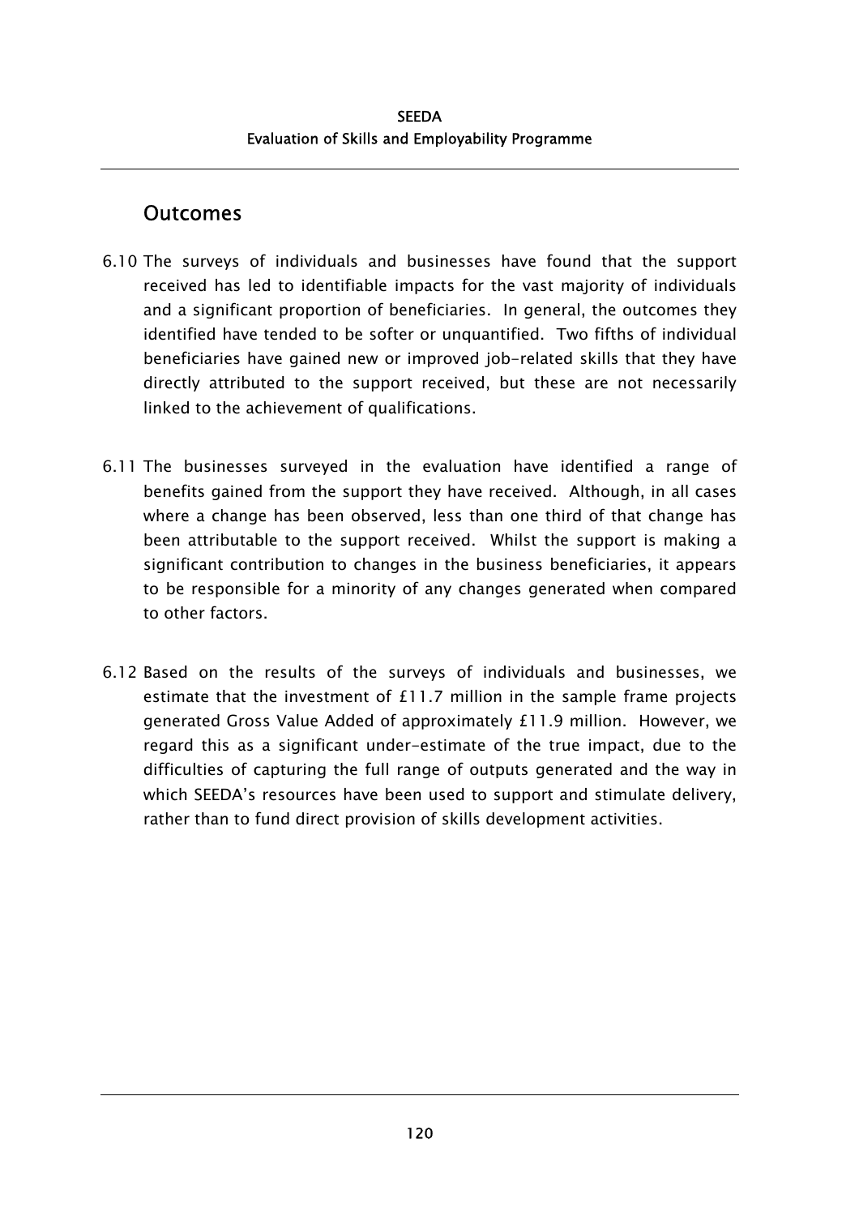## Outcomes

6.10 The surveys of individuals and businesses have found that the support received has led to identifiable impacts for the vast majority of individuals and a significant proportion of beneficiaries. In general, the outcomes they identified have tended to be softer or unquantified. Two fifths of individual beneficiaries have gained new or improved job-related skills that they have directly attributed to the support received, but these are not necessarily linked to the achievement of qualifications.

6.11 The businesses surveyed in the evaluation have identified a range of benefits gained from the support they have received. Although, in all cases where a change has been observed, less than one third of that change has been attributable to the support received. Whilst the support is making a significant contribution to changes in the business beneficiaries, it appears to be responsible for a minority of any changes generated when compared to other factors.

6.12 Based on the results of the surveys of individuals and businesses, we estimate that the investment of £11.7 million in the sample frame projects generated Gross Value Added of approximately £11.9 million. However, we regard this as a significant under-estimate of the true impact, due to the difficulties of capturing the full range of outputs generated and the way in which SEEDA's resources have been used to support and stimulate delivery, rather than to fund direct provision of skills development activities.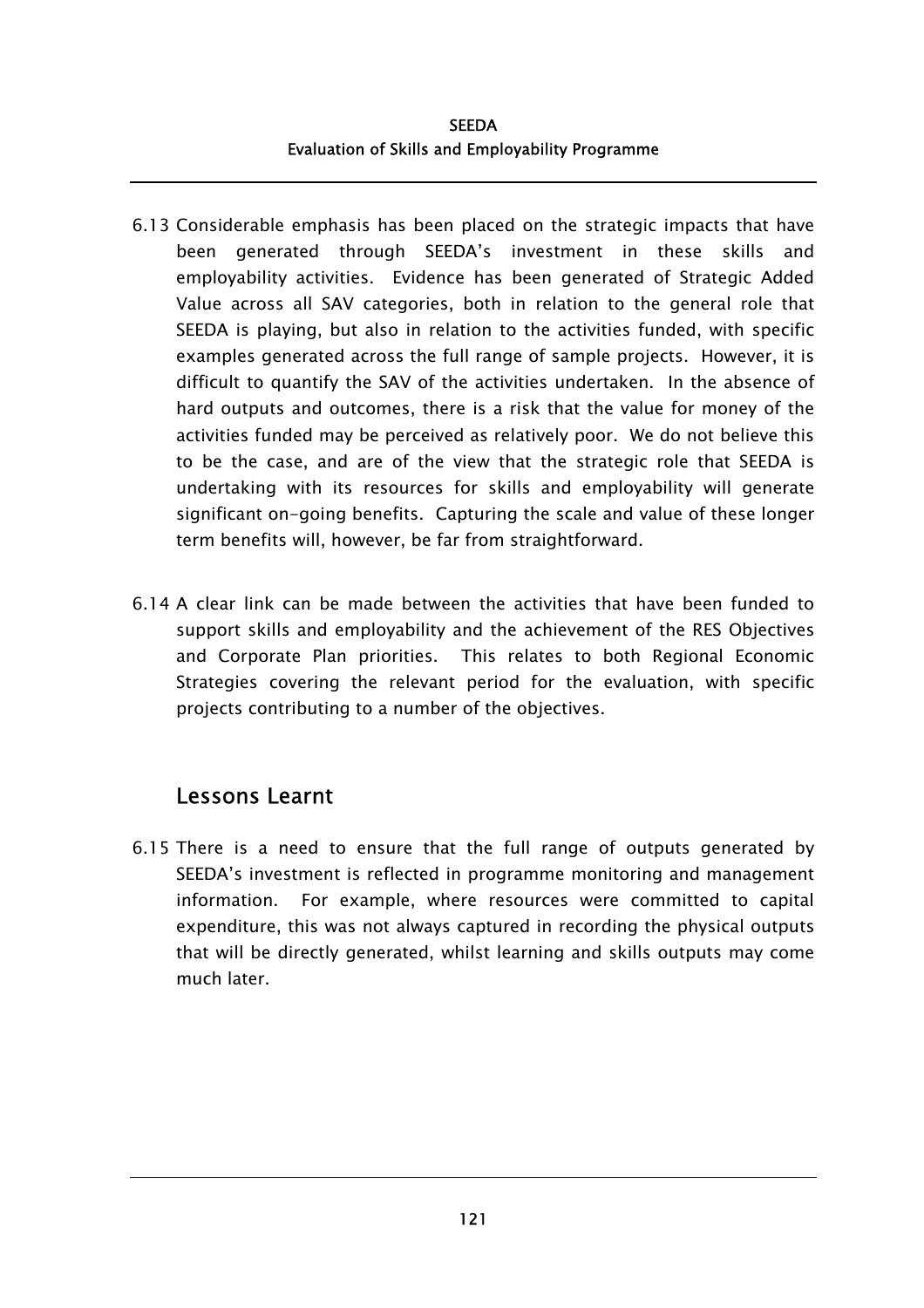6.13 Considerable emphasis has been placed on the strategic impacts that have been generated through SEEDA's investment in these skills and employability activities. Evidence has been generated of Strategic Added Value across all SAV categories, both in relation to the general role that SEEDA is playing, but also in relation to the activities funded, with specific examples generated across the full range of sample projects. However, it is difficult to quantify the SAV of the activities undertaken. In the absence of hard outputs and outcomes, there is a risk that the value for money of the activities funded may be perceived as relatively poor. We do not believe this to be the case, and are of the view that the strategic role that SEEDA is undertaking with its resources for skills and employability will generate significant on-going benefits. Capturing the scale and value of these longer term benefits will, however, be far from straightforward.

6.14 A clear link can be made between the activities that have been funded to support skills and employability and the achievement of the RES Objectives and Corporate Plan priorities. This relates to both Regional Economic Strategies covering the relevant period for the evaluation, with specific projects contributing to a number of the objectives.

## Lessons Learnt

6.15 There is a need to ensure that the full range of outputs generated by SEEDA's investment is reflected in programme monitoring and management information. For example, where resources were committed to capital expenditure, this was not always captured in recording the physical outputs that will be directly generated, whilst learning and skills outputs may come much later.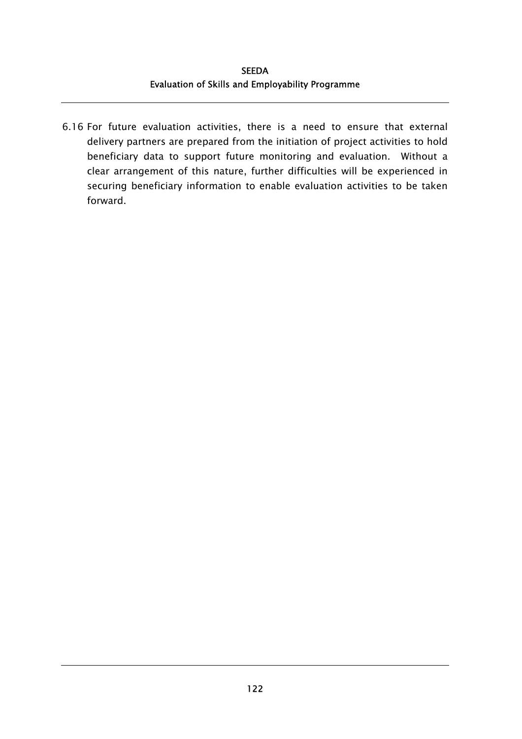6.16 For future evaluation activities, there is a need to ensure that external delivery partners are prepared from the initiation of project activities to hold beneficiary data to support future monitoring and evaluation. Without a clear arrangement of this nature, further difficulties will be experienced in securing beneficiary information to enable evaluation activities to be taken forward.